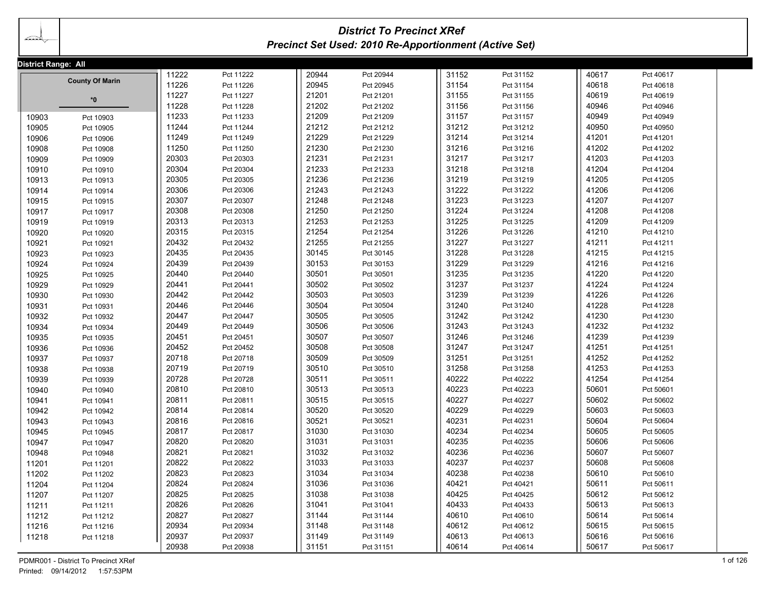# District To Precinct XRef

## Precinct Set Used: 2010 Re-Apportionment (Active Set)

**District Range: All**

**County Of Marin**

***0**

| Precinct | Name |
|---|---|
| 10903 | Pct 10903 |
| 10905 | Pct 10905 |
| 10906 | Pct 10906 |
| 10908 | Pct 10908 |
| 10909 | Pct 10909 |
| 10910 | Pct 10910 |
| 10913 | Pct 10913 |
| 10914 | Pct 10914 |
| 10915 | Pct 10915 |
| 10917 | Pct 10917 |
| 10919 | Pct 10919 |
| 10920 | Pct 10920 |
| 10921 | Pct 10921 |
| 10923 | Pct 10923 |
| 10924 | Pct 10924 |
| 10925 | Pct 10925 |
| 10929 | Pct 10929 |
| 10930 | Pct 10930 |
| 10931 | Pct 10931 |
| 10932 | Pct 10932 |
| 10934 | Pct 10934 |
| 10935 | Pct 10935 |
| 10936 | Pct 10936 |
| 10937 | Pct 10937 |
| 10938 | Pct 10938 |
| 10939 | Pct 10939 |
| 10940 | Pct 10940 |
| 10941 | Pct 10941 |
| 10942 | Pct 10942 |
| 10943 | Pct 10943 |
| 10945 | Pct 10945 |
| 10947 | Pct 10947 |
| 10948 | Pct 10948 |
| 11201 | Pct 11201 |
| 11202 | Pct 11202 |
| 11204 | Pct 11204 |
| 11207 | Pct 11207 |
| 11211 | Pct 11211 |
| 11212 | Pct 11212 |
| 11216 | Pct 11216 |
| 11218 | Pct 11218 |
| 11222 | Pct 11222 |
| 11226 | Pct 11226 |
| 11227 | Pct 11227 |
| 11228 | Pct 11228 |
| 11233 | Pct 11233 |
| 11244 | Pct 11244 |
| 11249 | Pct 11249 |
| 11250 | Pct 11250 |
| 20303 | Pct 20303 |
| 20304 | Pct 20304 |
| 20305 | Pct 20305 |
| 20306 | Pct 20306 |
| 20307 | Pct 20307 |
| 20308 | Pct 20308 |
| 20313 | Pct 20313 |
| 20315 | Pct 20315 |
| 20432 | Pct 20432 |
| 20435 | Pct 20435 |
| 20439 | Pct 20439 |
| 20440 | Pct 20440 |
| 20441 | Pct 20441 |
| 20442 | Pct 20442 |
| 20446 | Pct 20446 |
| 20447 | Pct 20447 |
| 20449 | Pct 20449 |
| 20451 | Pct 20451 |
| 20452 | Pct 20452 |
| 20718 | Pct 20718 |
| 20719 | Pct 20719 |
| 20728 | Pct 20728 |
| 20810 | Pct 20810 |
| 20811 | Pct 20811 |
| 20814 | Pct 20814 |
| 20816 | Pct 20816 |
| 20817 | Pct 20817 |
| 20820 | Pct 20820 |
| 20821 | Pct 20821 |
| 20822 | Pct 20822 |
| 20823 | Pct 20823 |
| 20824 | Pct 20824 |
| 20825 | Pct 20825 |
| 20826 | Pct 20826 |
| 20827 | Pct 20827 |
| 20934 | Pct 20934 |
| 20937 | Pct 20937 |
| 20938 | Pct 20938 |
| 20944 | Pct 20944 |
| 20945 | Pct 20945 |
| 21201 | Pct 21201 |
| 21202 | Pct 21202 |
| 21209 | Pct 21209 |
| 21212 | Pct 21212 |
| 21229 | Pct 21229 |
| 21230 | Pct 21230 |
| 21231 | Pct 21231 |
| 21233 | Pct 21233 |
| 21236 | Pct 21236 |
| 21243 | Pct 21243 |
| 21248 | Pct 21248 |
| 21250 | Pct 21250 |
| 21253 | Pct 21253 |
| 21254 | Pct 21254 |
| 21255 | Pct 21255 |
| 30145 | Pct 30145 |
| 30153 | Pct 30153 |
| 30501 | Pct 30501 |
| 30502 | Pct 30502 |
| 30503 | Pct 30503 |
| 30504 | Pct 30504 |
| 30505 | Pct 30505 |
| 30506 | Pct 30506 |
| 30507 | Pct 30507 |
| 30508 | Pct 30508 |
| 30509 | Pct 30509 |
| 30510 | Pct 30510 |
| 30511 | Pct 30511 |
| 30513 | Pct 30513 |
| 30515 | Pct 30515 |
| 30520 | Pct 30520 |
| 30521 | Pct 30521 |
| 31030 | Pct 31030 |
| 31031 | Pct 31031 |
| 31032 | Pct 31032 |
| 31033 | Pct 31033 |
| 31034 | Pct 31034 |
| 31036 | Pct 31036 |
| 31038 | Pct 31038 |
| 31041 | Pct 31041 |
| 31144 | Pct 31144 |
| 31148 | Pct 31148 |
| 31149 | Pct 31149 |
| 31151 | Pct 31151 |
| 31152 | Pct 31152 |
| 31154 | Pct 31154 |
| 31155 | Pct 31155 |
| 31156 | Pct 31156 |
| 31157 | Pct 31157 |
| 31212 | Pct 31212 |
| 31214 | Pct 31214 |
| 31216 | Pct 31216 |
| 31217 | Pct 31217 |
| 31218 | Pct 31218 |
| 31219 | Pct 31219 |
| 31222 | Pct 31222 |
| 31223 | Pct 31223 |
| 31224 | Pct 31224 |
| 31225 | Pct 31225 |
| 31226 | Pct 31226 |
| 31227 | Pct 31227 |
| 31228 | Pct 31228 |
| 31229 | Pct 31229 |
| 31235 | Pct 31235 |
| 31237 | Pct 31237 |
| 31239 | Pct 31239 |
| 31240 | Pct 31240 |
| 31242 | Pct 31242 |
| 31243 | Pct 31243 |
| 31246 | Pct 31246 |
| 31247 | Pct 31247 |
| 31251 | Pct 31251 |
| 31258 | Pct 31258 |
| 40222 | Pct 40222 |
| 40223 | Pct 40223 |
| 40227 | Pct 40227 |
| 40229 | Pct 40229 |
| 40231 | Pct 40231 |
| 40234 | Pct 40234 |
| 40235 | Pct 40235 |
| 40236 | Pct 40236 |
| 40237 | Pct 40237 |
| 40238 | Pct 40238 |
| 40421 | Pct 40421 |
| 40425 | Pct 40425 |
| 40433 | Pct 40433 |
| 40610 | Pct 40610 |
| 40612 | Pct 40612 |
| 40613 | Pct 40613 |
| 40614 | Pct 40614 |
| 40617 | Pct 40617 |
| 40618 | Pct 40618 |
| 40619 | Pct 40619 |
| 40946 | Pct 40946 |
| 40949 | Pct 40949 |
| 40950 | Pct 40950 |
| 41201 | Pct 41201 |
| 41202 | Pct 41202 |
| 41203 | Pct 41203 |
| 41204 | Pct 41204 |
| 41205 | Pct 41205 |
| 41206 | Pct 41206 |
| 41207 | Pct 41207 |
| 41208 | Pct 41208 |
| 41209 | Pct 41209 |
| 41210 | Pct 41210 |
| 41211 | Pct 41211 |
| 41215 | Pct 41215 |
| 41216 | Pct 41216 |
| 41220 | Pct 41220 |
| 41224 | Pct 41224 |
| 41226 | Pct 41226 |
| 41228 | Pct 41228 |
| 41230 | Pct 41230 |
| 41232 | Pct 41232 |
| 41239 | Pct 41239 |
| 41251 | Pct 41251 |
| 41252 | Pct 41252 |
| 41253 | Pct 41253 |
| 41254 | Pct 41254 |
| 50601 | Pct 50601 |
| 50602 | Pct 50602 |
| 50603 | Pct 50603 |
| 50604 | Pct 50604 |
| 50605 | Pct 50605 |
| 50606 | Pct 50606 |
| 50607 | Pct 50607 |
| 50608 | Pct 50608 |
| 50610 | Pct 50610 |
| 50611 | Pct 50611 |
| 50612 | Pct 50612 |
| 50613 | Pct 50613 |
| 50614 | Pct 50614 |
| 50615 | Pct 50615 |
| 50616 | Pct 50616 |
| 50617 | Pct 50617 |

PDMR001 - District To Precinct XRef

Printed: 09/14/2012 1:57:53PM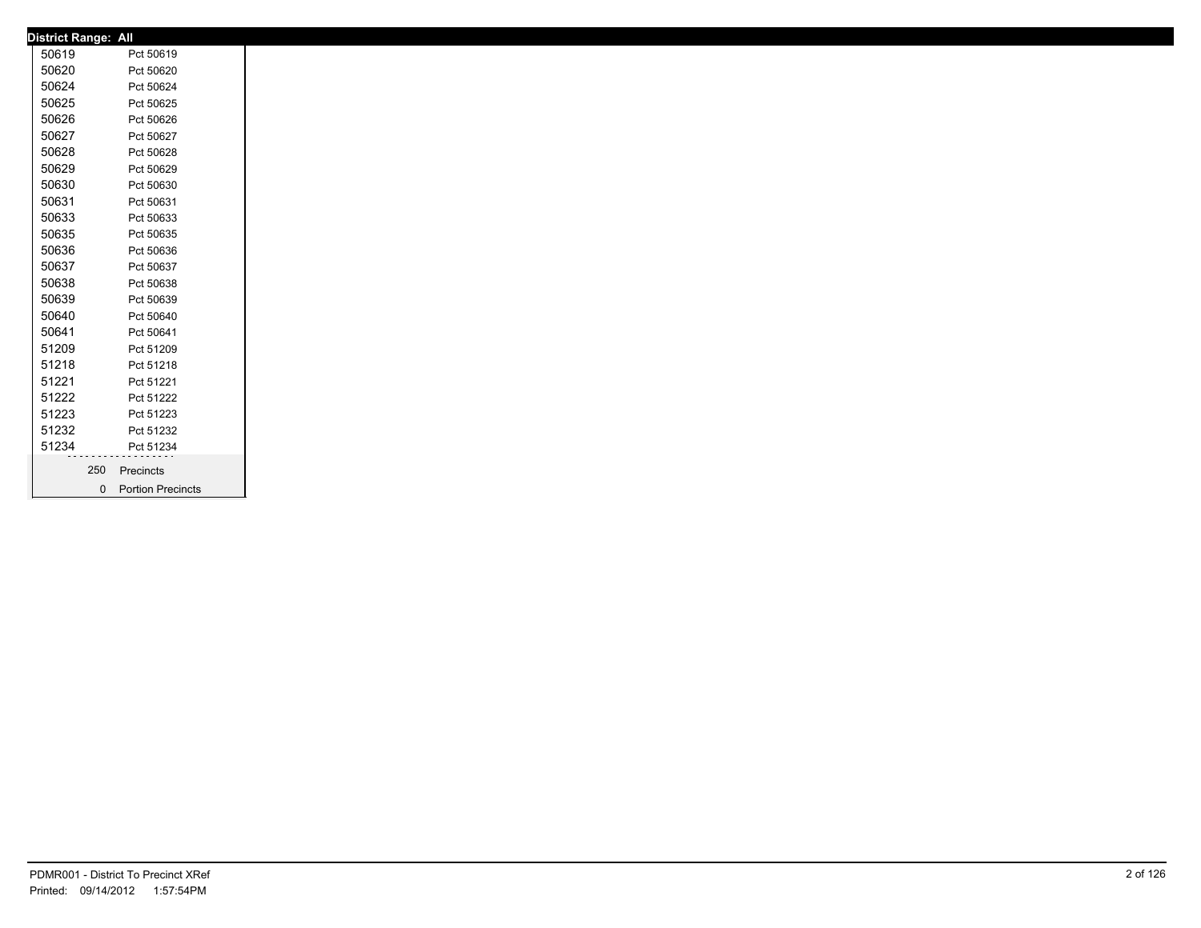**District Range: All**

| | |
|---|---|
| 50619 | Pct 50619 |
| 50620 | Pct 50620 |
| 50624 | Pct 50624 |
| 50625 | Pct 50625 |
| 50626 | Pct 50626 |
| 50627 | Pct 50627 |
| 50628 | Pct 50628 |
| 50629 | Pct 50629 |
| 50630 | Pct 50630 |
| 50631 | Pct 50631 |
| 50633 | Pct 50633 |
| 50635 | Pct 50635 |
| 50636 | Pct 50636 |
| 50637 | Pct 50637 |
| 50638 | Pct 50638 |
| 50639 | Pct 50639 |
| 50640 | Pct 50640 |
| 50641 | Pct 50641 |
| 51209 | Pct 51209 |
| 51218 | Pct 51218 |
| 51221 | Pct 51221 |
| 51222 | Pct 51222 |
| 51223 | Pct 51223 |
| 51232 | Pct 51232 |
| 51234 | Pct 51234 |
| 250 | Precincts |
| 0 | Portion Precincts |

PDMR001 - District To Precinct XRef
Printed: 09/14/2012 1:57:54PM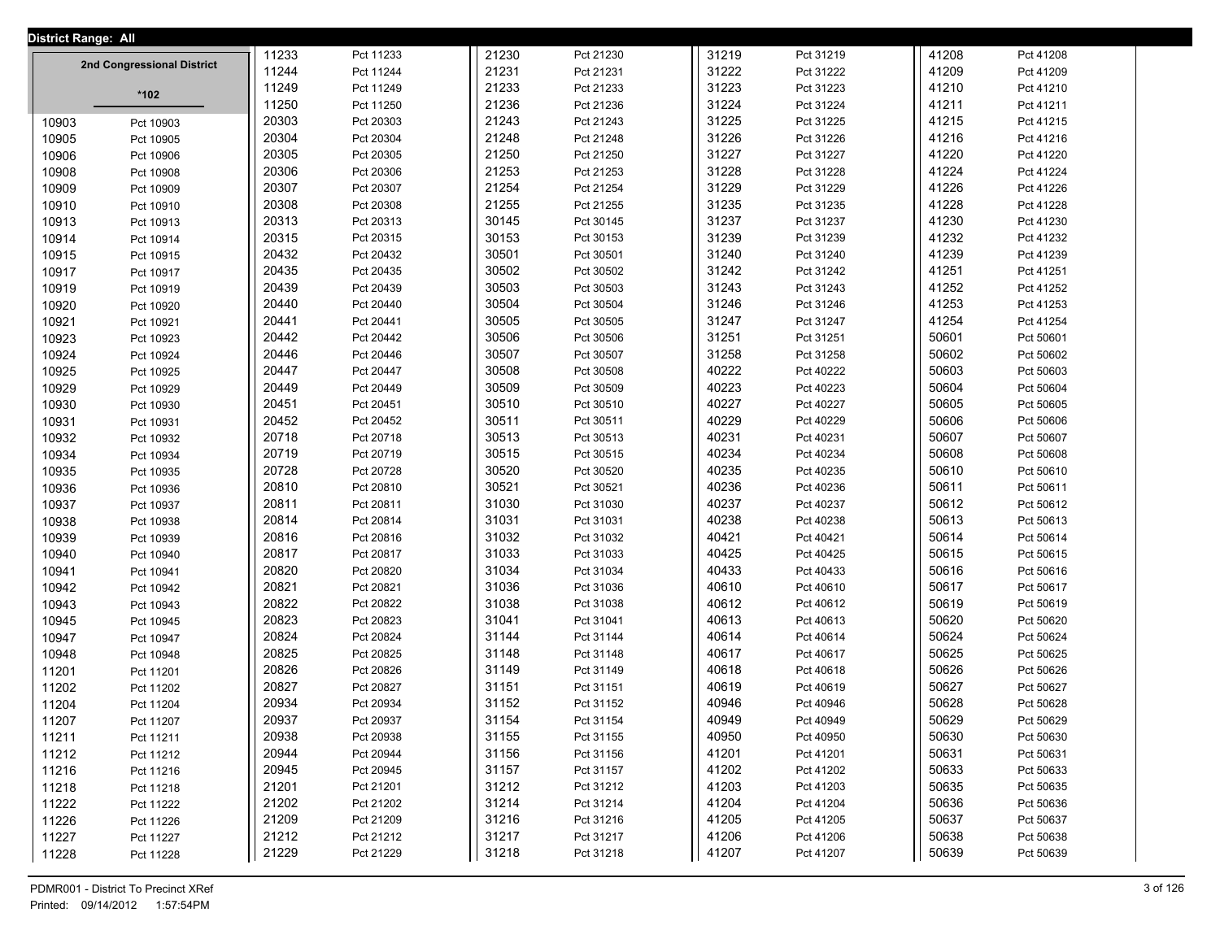**District Range: All**

**2nd Congressional District**

**\*102**

| District | Precinct |
|---|---|
| 10903 | Pct 10903 |
| 10905 | Pct 10905 |
| 10906 | Pct 10906 |
| 10908 | Pct 10908 |
| 10909 | Pct 10909 |
| 10910 | Pct 10910 |
| 10913 | Pct 10913 |
| 10914 | Pct 10914 |
| 10915 | Pct 10915 |
| 10917 | Pct 10917 |
| 10919 | Pct 10919 |
| 10920 | Pct 10920 |
| 10921 | Pct 10921 |
| 10923 | Pct 10923 |
| 10924 | Pct 10924 |
| 10925 | Pct 10925 |
| 10929 | Pct 10929 |
| 10930 | Pct 10930 |
| 10931 | Pct 10931 |
| 10932 | Pct 10932 |
| 10934 | Pct 10934 |
| 10935 | Pct 10935 |
| 10936 | Pct 10936 |
| 10937 | Pct 10937 |
| 10938 | Pct 10938 |
| 10939 | Pct 10939 |
| 10940 | Pct 10940 |
| 10941 | Pct 10941 |
| 10942 | Pct 10942 |
| 10943 | Pct 10943 |
| 10945 | Pct 10945 |
| 10947 | Pct 10947 |
| 10948 | Pct 10948 |
| 11201 | Pct 11201 |
| 11202 | Pct 11202 |
| 11204 | Pct 11204 |
| 11207 | Pct 11207 |
| 11211 | Pct 11211 |
| 11212 | Pct 11212 |
| 11216 | Pct 11216 |
| 11218 | Pct 11218 |
| 11222 | Pct 11222 |
| 11226 | Pct 11226 |
| 11227 | Pct 11227 |
| 11228 | Pct 11228 |
| 11233 | Pct 11233 |
| 11244 | Pct 11244 |
| 11249 | Pct 11249 |
| 11250 | Pct 11250 |
| 20303 | Pct 20303 |
| 20304 | Pct 20304 |
| 20305 | Pct 20305 |
| 20306 | Pct 20306 |
| 20307 | Pct 20307 |
| 20308 | Pct 20308 |
| 20313 | Pct 20313 |
| 20315 | Pct 20315 |
| 20432 | Pct 20432 |
| 20435 | Pct 20435 |
| 20439 | Pct 20439 |
| 20440 | Pct 20440 |
| 20441 | Pct 20441 |
| 20442 | Pct 20442 |
| 20446 | Pct 20446 |
| 20447 | Pct 20447 |
| 20449 | Pct 20449 |
| 20451 | Pct 20451 |
| 20452 | Pct 20452 |
| 20718 | Pct 20718 |
| 20719 | Pct 20719 |
| 20728 | Pct 20728 |
| 20810 | Pct 20810 |
| 20811 | Pct 20811 |
| 20814 | Pct 20814 |
| 20816 | Pct 20816 |
| 20817 | Pct 20817 |
| 20820 | Pct 20820 |
| 20821 | Pct 20821 |
| 20822 | Pct 20822 |
| 20823 | Pct 20823 |
| 20824 | Pct 20824 |
| 20825 | Pct 20825 |
| 20826 | Pct 20826 |
| 20827 | Pct 20827 |
| 20934 | Pct 20934 |
| 20937 | Pct 20937 |
| 20938 | Pct 20938 |
| 20944 | Pct 20944 |
| 20945 | Pct 20945 |
| 21201 | Pct 21201 |
| 21202 | Pct 21202 |
| 21209 | Pct 21209 |
| 21212 | Pct 21212 |
| 21229 | Pct 21229 |
| 21230 | Pct 21230 |
| 21231 | Pct 21231 |
| 21233 | Pct 21233 |
| 21236 | Pct 21236 |
| 21243 | Pct 21243 |
| 21248 | Pct 21248 |
| 21250 | Pct 21250 |
| 21253 | Pct 21253 |
| 21254 | Pct 21254 |
| 21255 | Pct 21255 |
| 30145 | Pct 30145 |
| 30153 | Pct 30153 |
| 30501 | Pct 30501 |
| 30502 | Pct 30502 |
| 30503 | Pct 30503 |
| 30504 | Pct 30504 |
| 30505 | Pct 30505 |
| 30506 | Pct 30506 |
| 30507 | Pct 30507 |
| 30508 | Pct 30508 |
| 30509 | Pct 30509 |
| 30510 | Pct 30510 |
| 30511 | Pct 30511 |
| 30513 | Pct 30513 |
| 30515 | Pct 30515 |
| 30520 | Pct 30520 |
| 30521 | Pct 30521 |
| 31030 | Pct 31030 |
| 31031 | Pct 31031 |
| 31032 | Pct 31032 |
| 31033 | Pct 31033 |
| 31034 | Pct 31034 |
| 31036 | Pct 31036 |
| 31038 | Pct 31038 |
| 31041 | Pct 31041 |
| 31144 | Pct 31144 |
| 31148 | Pct 31148 |
| 31149 | Pct 31149 |
| 31151 | Pct 31151 |
| 31152 | Pct 31152 |
| 31154 | Pct 31154 |
| 31155 | Pct 31155 |
| 31156 | Pct 31156 |
| 31157 | Pct 31157 |
| 31212 | Pct 31212 |
| 31214 | Pct 31214 |
| 31216 | Pct 31216 |
| 31217 | Pct 31217 |
| 31218 | Pct 31218 |
| 31219 | Pct 31219 |
| 31222 | Pct 31222 |
| 31223 | Pct 31223 |
| 31224 | Pct 31224 |
| 31225 | Pct 31225 |
| 31226 | Pct 31226 |
| 31227 | Pct 31227 |
| 31228 | Pct 31228 |
| 31229 | Pct 31229 |
| 31235 | Pct 31235 |
| 31237 | Pct 31237 |
| 31239 | Pct 31239 |
| 31240 | Pct 31240 |
| 31242 | Pct 31242 |
| 31243 | Pct 31243 |
| 31246 | Pct 31246 |
| 31247 | Pct 31247 |
| 31251 | Pct 31251 |
| 31258 | Pct 31258 |
| 40222 | Pct 40222 |
| 40223 | Pct 40223 |
| 40227 | Pct 40227 |
| 40229 | Pct 40229 |
| 40231 | Pct 40231 |
| 40234 | Pct 40234 |
| 40235 | Pct 40235 |
| 40236 | Pct 40236 |
| 40237 | Pct 40237 |
| 40238 | Pct 40238 |
| 40421 | Pct 40421 |
| 40425 | Pct 40425 |
| 40433 | Pct 40433 |
| 40610 | Pct 40610 |
| 40612 | Pct 40612 |
| 40613 | Pct 40613 |
| 40614 | Pct 40614 |
| 40617 | Pct 40617 |
| 40618 | Pct 40618 |
| 40619 | Pct 40619 |
| 40946 | Pct 40946 |
| 40949 | Pct 40949 |
| 40950 | Pct 40950 |
| 41201 | Pct 41201 |
| 41202 | Pct 41202 |
| 41203 | Pct 41203 |
| 41204 | Pct 41204 |
| 41205 | Pct 41205 |
| 41206 | Pct 41206 |
| 41207 | Pct 41207 |
| 41208 | Pct 41208 |
| 41209 | Pct 41209 |
| 41210 | Pct 41210 |
| 41211 | Pct 41211 |
| 41215 | Pct 41215 |
| 41216 | Pct 41216 |
| 41220 | Pct 41220 |
| 41224 | Pct 41224 |
| 41226 | Pct 41226 |
| 41228 | Pct 41228 |
| 41230 | Pct 41230 |
| 41232 | Pct 41232 |
| 41239 | Pct 41239 |
| 41251 | Pct 41251 |
| 41252 | Pct 41252 |
| 41253 | Pct 41253 |
| 41254 | Pct 41254 |
| 50601 | Pct 50601 |
| 50602 | Pct 50602 |
| 50603 | Pct 50603 |
| 50604 | Pct 50604 |
| 50605 | Pct 50605 |
| 50606 | Pct 50606 |
| 50607 | Pct 50607 |
| 50608 | Pct 50608 |
| 50610 | Pct 50610 |
| 50611 | Pct 50611 |
| 50612 | Pct 50612 |
| 50613 | Pct 50613 |
| 50614 | Pct 50614 |
| 50615 | Pct 50615 |
| 50616 | Pct 50616 |
| 50617 | Pct 50617 |
| 50619 | Pct 50619 |
| 50620 | Pct 50620 |
| 50624 | Pct 50624 |
| 50625 | Pct 50625 |
| 50626 | Pct 50626 |
| 50627 | Pct 50627 |
| 50628 | Pct 50628 |
| 50629 | Pct 50629 |
| 50630 | Pct 50630 |
| 50631 | Pct 50631 |
| 50633 | Pct 50633 |
| 50635 | Pct 50635 |
| 50636 | Pct 50636 |
| 50637 | Pct 50637 |
| 50638 | Pct 50638 |
| 50639 | Pct 50639 |

PDMR001 - District To Precinct XRef
Printed: 09/14/2012 1:57:54PM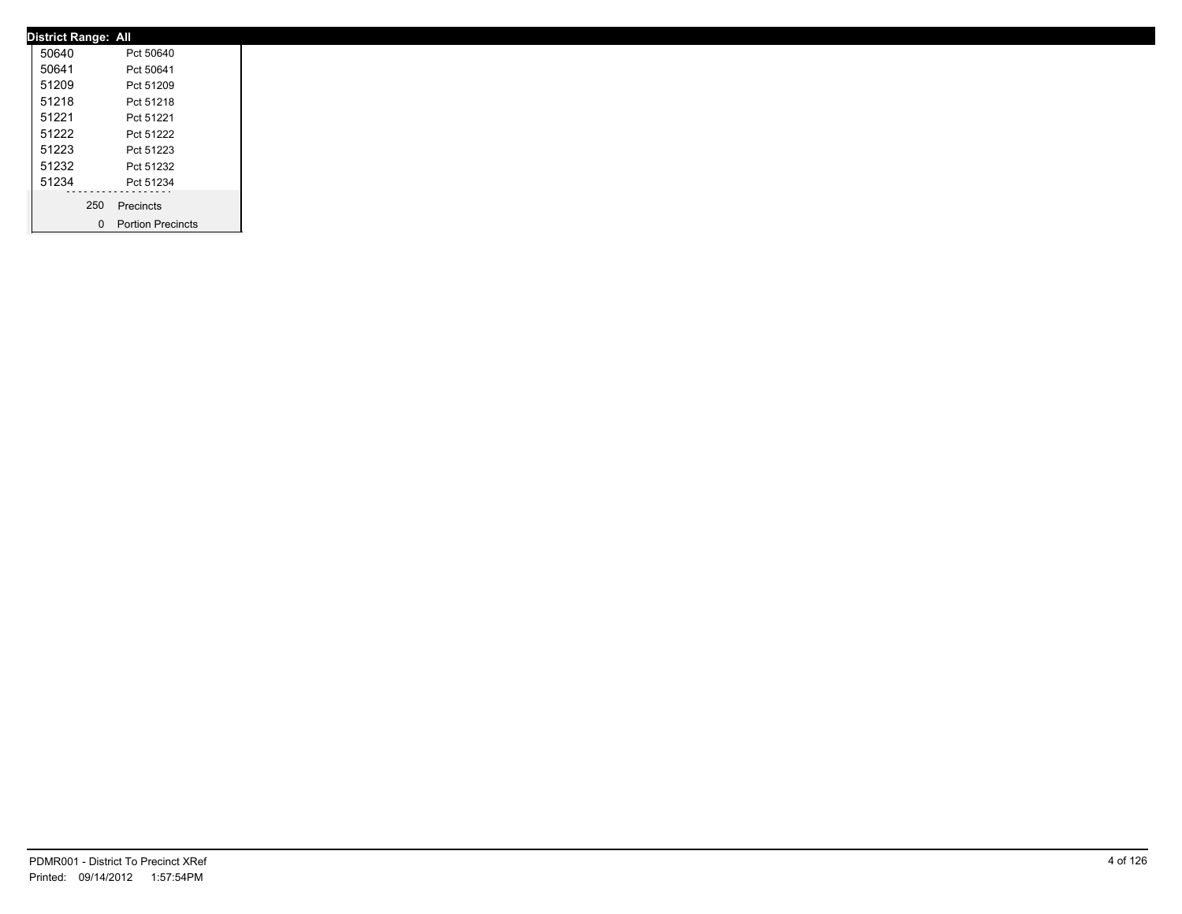**District Range: All**

| | |
|---|---|
| 50640 | Pct 50640 |
| 50641 | Pct 50641 |
| 51209 | Pct 51209 |
| 51218 | Pct 51218 |
| 51221 | Pct 51221 |
| 51222 | Pct 51222 |
| 51223 | Pct 51223 |
| 51232 | Pct 51232 |
| 51234 | Pct 51234 |
| 250 | Precincts |
| 0 | Portion Precincts |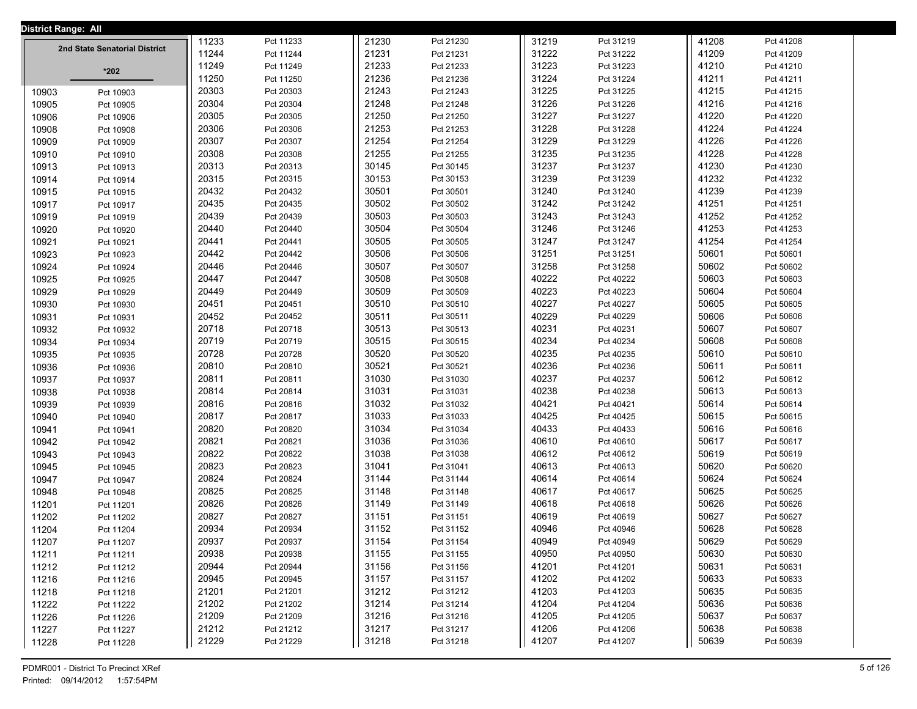**District Range: All**

**2nd State Senatorial District**

***202**

| District | Precinct |
|---|---|
| 10903 | Pct 10903 |
| 10905 | Pct 10905 |
| 10906 | Pct 10906 |
| 10908 | Pct 10908 |
| 10909 | Pct 10909 |
| 10910 | Pct 10910 |
| 10913 | Pct 10913 |
| 10914 | Pct 10914 |
| 10915 | Pct 10915 |
| 10917 | Pct 10917 |
| 10919 | Pct 10919 |
| 10920 | Pct 10920 |
| 10921 | Pct 10921 |
| 10923 | Pct 10923 |
| 10924 | Pct 10924 |
| 10925 | Pct 10925 |
| 10929 | Pct 10929 |
| 10930 | Pct 10930 |
| 10931 | Pct 10931 |
| 10932 | Pct 10932 |
| 10934 | Pct 10934 |
| 10935 | Pct 10935 |
| 10936 | Pct 10936 |
| 10937 | Pct 10937 |
| 10938 | Pct 10938 |
| 10939 | Pct 10939 |
| 10940 | Pct 10940 |
| 10941 | Pct 10941 |
| 10942 | Pct 10942 |
| 10943 | Pct 10943 |
| 10945 | Pct 10945 |
| 10947 | Pct 10947 |
| 10948 | Pct 10948 |
| 11201 | Pct 11201 |
| 11202 | Pct 11202 |
| 11204 | Pct 11204 |
| 11207 | Pct 11207 |
| 11211 | Pct 11211 |
| 11212 | Pct 11212 |
| 11216 | Pct 11216 |
| 11218 | Pct 11218 |
| 11222 | Pct 11222 |
| 11226 | Pct 11226 |
| 11227 | Pct 11227 |
| 11228 | Pct 11228 |
| 11233 | Pct 11233 |
| 11244 | Pct 11244 |
| 11249 | Pct 11249 |
| 11250 | Pct 11250 |
| 20303 | Pct 20303 |
| 20304 | Pct 20304 |
| 20305 | Pct 20305 |
| 20306 | Pct 20306 |
| 20307 | Pct 20307 |
| 20308 | Pct 20308 |
| 20313 | Pct 20313 |
| 20315 | Pct 20315 |
| 20432 | Pct 20432 |
| 20435 | Pct 20435 |
| 20439 | Pct 20439 |
| 20440 | Pct 20440 |
| 20441 | Pct 20441 |
| 20442 | Pct 20442 |
| 20446 | Pct 20446 |
| 20447 | Pct 20447 |
| 20449 | Pct 20449 |
| 20451 | Pct 20451 |
| 20452 | Pct 20452 |
| 20718 | Pct 20718 |
| 20719 | Pct 20719 |
| 20728 | Pct 20728 |
| 20810 | Pct 20810 |
| 20811 | Pct 20811 |
| 20814 | Pct 20814 |
| 20816 | Pct 20816 |
| 20817 | Pct 20817 |
| 20820 | Pct 20820 |
| 20821 | Pct 20821 |
| 20822 | Pct 20822 |
| 20823 | Pct 20823 |
| 20824 | Pct 20824 |
| 20825 | Pct 20825 |
| 20826 | Pct 20826 |
| 20827 | Pct 20827 |
| 20934 | Pct 20934 |
| 20937 | Pct 20937 |
| 20938 | Pct 20938 |
| 20944 | Pct 20944 |
| 20945 | Pct 20945 |
| 21201 | Pct 21201 |
| 21202 | Pct 21202 |
| 21209 | Pct 21209 |
| 21212 | Pct 21212 |
| 21229 | Pct 21229 |
| 21230 | Pct 21230 |
| 21231 | Pct 21231 |
| 21233 | Pct 21233 |
| 21236 | Pct 21236 |
| 21243 | Pct 21243 |
| 21248 | Pct 21248 |
| 21250 | Pct 21250 |
| 21253 | Pct 21253 |
| 21254 | Pct 21254 |
| 21255 | Pct 21255 |
| 30145 | Pct 30145 |
| 30153 | Pct 30153 |
| 30501 | Pct 30501 |
| 30502 | Pct 30502 |
| 30503 | Pct 30503 |
| 30504 | Pct 30504 |
| 30505 | Pct 30505 |
| 30506 | Pct 30506 |
| 30507 | Pct 30507 |
| 30508 | Pct 30508 |
| 30509 | Pct 30509 |
| 30510 | Pct 30510 |
| 30511 | Pct 30511 |
| 30513 | Pct 30513 |
| 30515 | Pct 30515 |
| 30520 | Pct 30520 |
| 30521 | Pct 30521 |
| 31030 | Pct 31030 |
| 31031 | Pct 31031 |
| 31032 | Pct 31032 |
| 31033 | Pct 31033 |
| 31034 | Pct 31034 |
| 31036 | Pct 31036 |
| 31038 | Pct 31038 |
| 31041 | Pct 31041 |
| 31144 | Pct 31144 |
| 31148 | Pct 31148 |
| 31149 | Pct 31149 |
| 31151 | Pct 31151 |
| 31152 | Pct 31152 |
| 31154 | Pct 31154 |
| 31155 | Pct 31155 |
| 31156 | Pct 31156 |
| 31157 | Pct 31157 |
| 31212 | Pct 31212 |
| 31214 | Pct 31214 |
| 31216 | Pct 31216 |
| 31217 | Pct 31217 |
| 31218 | Pct 31218 |
| 31219 | Pct 31219 |
| 31222 | Pct 31222 |
| 31223 | Pct 31223 |
| 31224 | Pct 31224 |
| 31225 | Pct 31225 |
| 31226 | Pct 31226 |
| 31227 | Pct 31227 |
| 31228 | Pct 31228 |
| 31229 | Pct 31229 |
| 31235 | Pct 31235 |
| 31237 | Pct 31237 |
| 31239 | Pct 31239 |
| 31240 | Pct 31240 |
| 31242 | Pct 31242 |
| 31243 | Pct 31243 |
| 31246 | Pct 31246 |
| 31247 | Pct 31247 |
| 31251 | Pct 31251 |
| 31258 | Pct 31258 |
| 40222 | Pct 40222 |
| 40223 | Pct 40223 |
| 40227 | Pct 40227 |
| 40229 | Pct 40229 |
| 40231 | Pct 40231 |
| 40234 | Pct 40234 |
| 40235 | Pct 40235 |
| 40236 | Pct 40236 |
| 40237 | Pct 40237 |
| 40238 | Pct 40238 |
| 40421 | Pct 40421 |
| 40425 | Pct 40425 |
| 40433 | Pct 40433 |
| 40610 | Pct 40610 |
| 40612 | Pct 40612 |
| 40613 | Pct 40613 |
| 40614 | Pct 40614 |
| 40617 | Pct 40617 |
| 40618 | Pct 40618 |
| 40619 | Pct 40619 |
| 40946 | Pct 40946 |
| 40949 | Pct 40949 |
| 40950 | Pct 40950 |
| 41201 | Pct 41201 |
| 41202 | Pct 41202 |
| 41203 | Pct 41203 |
| 41204 | Pct 41204 |
| 41205 | Pct 41205 |
| 41206 | Pct 41206 |
| 41207 | Pct 41207 |
| 41208 | Pct 41208 |
| 41209 | Pct 41209 |
| 41210 | Pct 41210 |
| 41211 | Pct 41211 |
| 41215 | Pct 41215 |
| 41216 | Pct 41216 |
| 41220 | Pct 41220 |
| 41224 | Pct 41224 |
| 41226 | Pct 41226 |
| 41228 | Pct 41228 |
| 41230 | Pct 41230 |
| 41232 | Pct 41232 |
| 41239 | Pct 41239 |
| 41251 | Pct 41251 |
| 41252 | Pct 41252 |
| 41253 | Pct 41253 |
| 41254 | Pct 41254 |
| 50601 | Pct 50601 |
| 50602 | Pct 50602 |
| 50603 | Pct 50603 |
| 50604 | Pct 50604 |
| 50605 | Pct 50605 |
| 50606 | Pct 50606 |
| 50607 | Pct 50607 |
| 50608 | Pct 50608 |
| 50610 | Pct 50610 |
| 50611 | Pct 50611 |
| 50612 | Pct 50612 |
| 50613 | Pct 50613 |
| 50614 | Pct 50614 |
| 50615 | Pct 50615 |
| 50616 | Pct 50616 |
| 50617 | Pct 50617 |
| 50619 | Pct 50619 |
| 50620 | Pct 50620 |
| 50624 | Pct 50624 |
| 50625 | Pct 50625 |
| 50626 | Pct 50626 |
| 50627 | Pct 50627 |
| 50628 | Pct 50628 |
| 50629 | Pct 50629 |
| 50630 | Pct 50630 |
| 50631 | Pct 50631 |
| 50633 | Pct 50633 |
| 50635 | Pct 50635 |
| 50636 | Pct 50636 |
| 50637 | Pct 50637 |
| 50638 | Pct 50638 |
| 50639 | Pct 50639 |

PDMR001 - District To Precinct XRef
Printed: 09/14/2012 1:57:54PM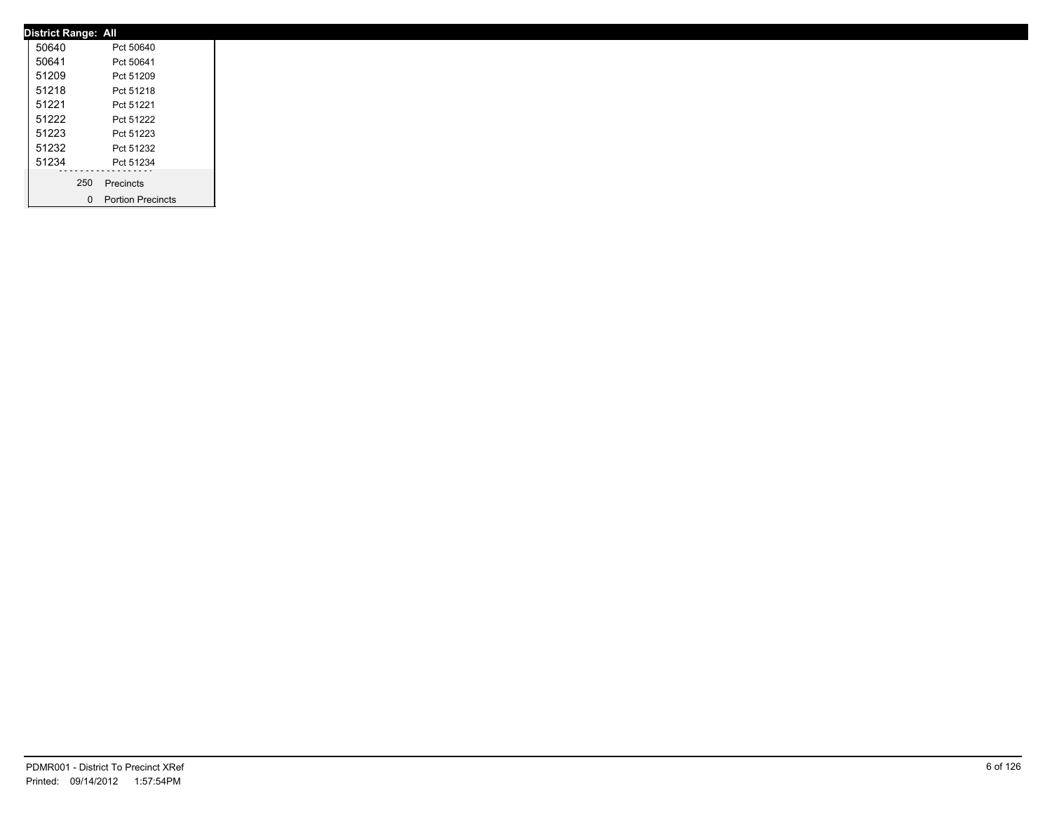**District Range: All**

| | |
|---|---|
| 50640 | Pct 50640 |
| 50641 | Pct 50641 |
| 51209 | Pct 51209 |
| 51218 | Pct 51218 |
| 51221 | Pct 51221 |
| 51222 | Pct 51222 |
| 51223 | Pct 51223 |
| 51232 | Pct 51232 |
| 51234 | Pct 51234 |

| | |
|---|---|
| 250 | Precincts |
| 0 | Portion Precincts |

PDMR001 - District To Precinct XRef
Printed: 09/14/2012 1:57:54PM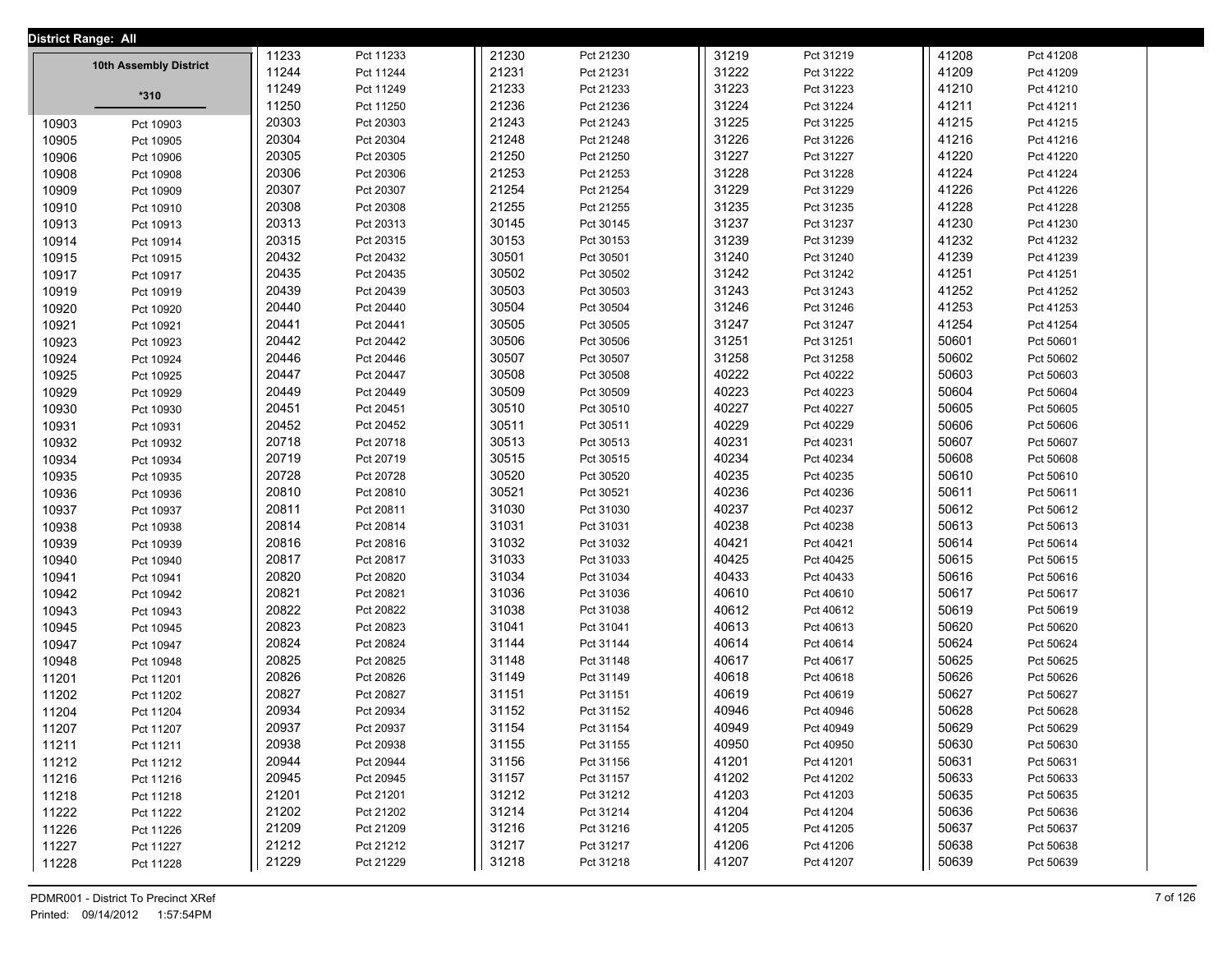**District Range: All**

**10th Assembly District**

**\*310**

| District | Precinct |
|---|---|
| 10903 | Pct 10903 |
| 10905 | Pct 10905 |
| 10906 | Pct 10906 |
| 10908 | Pct 10908 |
| 10909 | Pct 10909 |
| 10910 | Pct 10910 |
| 10913 | Pct 10913 |
| 10914 | Pct 10914 |
| 10915 | Pct 10915 |
| 10917 | Pct 10917 |
| 10919 | Pct 10919 |
| 10920 | Pct 10920 |
| 10921 | Pct 10921 |
| 10923 | Pct 10923 |
| 10924 | Pct 10924 |
| 10925 | Pct 10925 |
| 10929 | Pct 10929 |
| 10930 | Pct 10930 |
| 10931 | Pct 10931 |
| 10932 | Pct 10932 |
| 10934 | Pct 10934 |
| 10935 | Pct 10935 |
| 10936 | Pct 10936 |
| 10937 | Pct 10937 |
| 10938 | Pct 10938 |
| 10939 | Pct 10939 |
| 10940 | Pct 10940 |
| 10941 | Pct 10941 |
| 10942 | Pct 10942 |
| 10943 | Pct 10943 |
| 10945 | Pct 10945 |
| 10947 | Pct 10947 |
| 10948 | Pct 10948 |
| 11201 | Pct 11201 |
| 11202 | Pct 11202 |
| 11204 | Pct 11204 |
| 11207 | Pct 11207 |
| 11211 | Pct 11211 |
| 11212 | Pct 11212 |
| 11216 | Pct 11216 |
| 11218 | Pct 11218 |
| 11222 | Pct 11222 |
| 11226 | Pct 11226 |
| 11227 | Pct 11227 |
| 11228 | Pct 11228 |
| 11233 | Pct 11233 |
| 11244 | Pct 11244 |
| 11249 | Pct 11249 |
| 11250 | Pct 11250 |
| 20303 | Pct 20303 |
| 20304 | Pct 20304 |
| 20305 | Pct 20305 |
| 20306 | Pct 20306 |
| 20307 | Pct 20307 |
| 20308 | Pct 20308 |
| 20313 | Pct 20313 |
| 20315 | Pct 20315 |
| 20432 | Pct 20432 |
| 20435 | Pct 20435 |
| 20439 | Pct 20439 |
| 20440 | Pct 20440 |
| 20441 | Pct 20441 |
| 20442 | Pct 20442 |
| 20446 | Pct 20446 |
| 20447 | Pct 20447 |
| 20449 | Pct 20449 |
| 20451 | Pct 20451 |
| 20452 | Pct 20452 |
| 20718 | Pct 20718 |
| 20719 | Pct 20719 |
| 20728 | Pct 20728 |
| 20810 | Pct 20810 |
| 20811 | Pct 20811 |
| 20814 | Pct 20814 |
| 20816 | Pct 20816 |
| 20817 | Pct 20817 |
| 20820 | Pct 20820 |
| 20821 | Pct 20821 |
| 20822 | Pct 20822 |
| 20823 | Pct 20823 |
| 20824 | Pct 20824 |
| 20825 | Pct 20825 |
| 20826 | Pct 20826 |
| 20827 | Pct 20827 |
| 20934 | Pct 20934 |
| 20937 | Pct 20937 |
| 20938 | Pct 20938 |
| 20944 | Pct 20944 |
| 20945 | Pct 20945 |
| 21201 | Pct 21201 |
| 21202 | Pct 21202 |
| 21209 | Pct 21209 |
| 21212 | Pct 21212 |
| 21229 | Pct 21229 |
| 21230 | Pct 21230 |
| 21231 | Pct 21231 |
| 21233 | Pct 21233 |
| 21236 | Pct 21236 |
| 21243 | Pct 21243 |
| 21248 | Pct 21248 |
| 21250 | Pct 21250 |
| 21253 | Pct 21253 |
| 21254 | Pct 21254 |
| 21255 | Pct 21255 |
| 30145 | Pct 30145 |
| 30153 | Pct 30153 |
| 30501 | Pct 30501 |
| 30502 | Pct 30502 |
| 30503 | Pct 30503 |
| 30504 | Pct 30504 |
| 30505 | Pct 30505 |
| 30506 | Pct 30506 |
| 30507 | Pct 30507 |
| 30508 | Pct 30508 |
| 30509 | Pct 30509 |
| 30510 | Pct 30510 |
| 30511 | Pct 30511 |
| 30513 | Pct 30513 |
| 30515 | Pct 30515 |
| 30520 | Pct 30520 |
| 30521 | Pct 30521 |
| 31030 | Pct 31030 |
| 31031 | Pct 31031 |
| 31032 | Pct 31032 |
| 31033 | Pct 31033 |
| 31034 | Pct 31034 |
| 31036 | Pct 31036 |
| 31038 | Pct 31038 |
| 31041 | Pct 31041 |
| 31144 | Pct 31144 |
| 31148 | Pct 31148 |
| 31149 | Pct 31149 |
| 31151 | Pct 31151 |
| 31152 | Pct 31152 |
| 31154 | Pct 31154 |
| 31155 | Pct 31155 |
| 31156 | Pct 31156 |
| 31157 | Pct 31157 |
| 31212 | Pct 31212 |
| 31214 | Pct 31214 |
| 31216 | Pct 31216 |
| 31217 | Pct 31217 |
| 31218 | Pct 31218 |
| 31219 | Pct 31219 |
| 31222 | Pct 31222 |
| 31223 | Pct 31223 |
| 31224 | Pct 31224 |
| 31225 | Pct 31225 |
| 31226 | Pct 31226 |
| 31227 | Pct 31227 |
| 31228 | Pct 31228 |
| 31229 | Pct 31229 |
| 31235 | Pct 31235 |
| 31237 | Pct 31237 |
| 31239 | Pct 31239 |
| 31240 | Pct 31240 |
| 31242 | Pct 31242 |
| 31243 | Pct 31243 |
| 31246 | Pct 31246 |
| 31247 | Pct 31247 |
| 31251 | Pct 31251 |
| 31258 | Pct 31258 |
| 40222 | Pct 40222 |
| 40223 | Pct 40223 |
| 40227 | Pct 40227 |
| 40229 | Pct 40229 |
| 40231 | Pct 40231 |
| 40234 | Pct 40234 |
| 40235 | Pct 40235 |
| 40236 | Pct 40236 |
| 40237 | Pct 40237 |
| 40238 | Pct 40238 |
| 40421 | Pct 40421 |
| 40425 | Pct 40425 |
| 40433 | Pct 40433 |
| 40610 | Pct 40610 |
| 40612 | Pct 40612 |
| 40613 | Pct 40613 |
| 40614 | Pct 40614 |
| 40617 | Pct 40617 |
| 40618 | Pct 40618 |
| 40619 | Pct 40619 |
| 40946 | Pct 40946 |
| 40949 | Pct 40949 |
| 40950 | Pct 40950 |
| 41201 | Pct 41201 |
| 41202 | Pct 41202 |
| 41203 | Pct 41203 |
| 41204 | Pct 41204 |
| 41205 | Pct 41205 |
| 41206 | Pct 41206 |
| 41207 | Pct 41207 |
| 41208 | Pct 41208 |
| 41209 | Pct 41209 |
| 41210 | Pct 41210 |
| 41211 | Pct 41211 |
| 41215 | Pct 41215 |
| 41216 | Pct 41216 |
| 41220 | Pct 41220 |
| 41224 | Pct 41224 |
| 41226 | Pct 41226 |
| 41228 | Pct 41228 |
| 41230 | Pct 41230 |
| 41232 | Pct 41232 |
| 41239 | Pct 41239 |
| 41251 | Pct 41251 |
| 41252 | Pct 41252 |
| 41253 | Pct 41253 |
| 41254 | Pct 41254 |
| 50601 | Pct 50601 |
| 50602 | Pct 50602 |
| 50603 | Pct 50603 |
| 50604 | Pct 50604 |
| 50605 | Pct 50605 |
| 50606 | Pct 50606 |
| 50607 | Pct 50607 |
| 50608 | Pct 50608 |
| 50610 | Pct 50610 |
| 50611 | Pct 50611 |
| 50612 | Pct 50612 |
| 50613 | Pct 50613 |
| 50614 | Pct 50614 |
| 50615 | Pct 50615 |
| 50616 | Pct 50616 |
| 50617 | Pct 50617 |
| 50619 | Pct 50619 |
| 50620 | Pct 50620 |
| 50624 | Pct 50624 |
| 50625 | Pct 50625 |
| 50626 | Pct 50626 |
| 50627 | Pct 50627 |
| 50628 | Pct 50628 |
| 50629 | Pct 50629 |
| 50630 | Pct 50630 |
| 50631 | Pct 50631 |
| 50633 | Pct 50633 |
| 50635 | Pct 50635 |
| 50636 | Pct 50636 |
| 50637 | Pct 50637 |
| 50638 | Pct 50638 |
| 50639 | Pct 50639 |

PDMR001 - District To Precinct XRef
Printed: 09/14/2012 1:57:54PM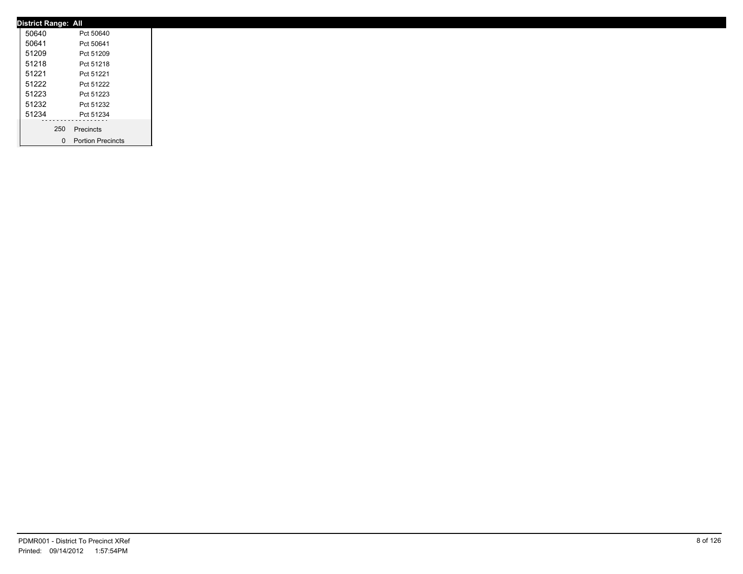**District Range: All**

| | |
|---|---|
| 50640 | Pct 50640 |
| 50641 | Pct 50641 |
| 51209 | Pct 51209 |
| 51218 | Pct 51218 |
| 51221 | Pct 51221 |
| 51222 | Pct 51222 |
| 51223 | Pct 51223 |
| 51232 | Pct 51232 |
| 51234 | Pct 51234 |

| | |
|---|---|
| 250 | Precincts |
| 0 | Portion Precincts |

PDMR001 - District To Precinct XRef
Printed: 09/14/2012 1:57:54PM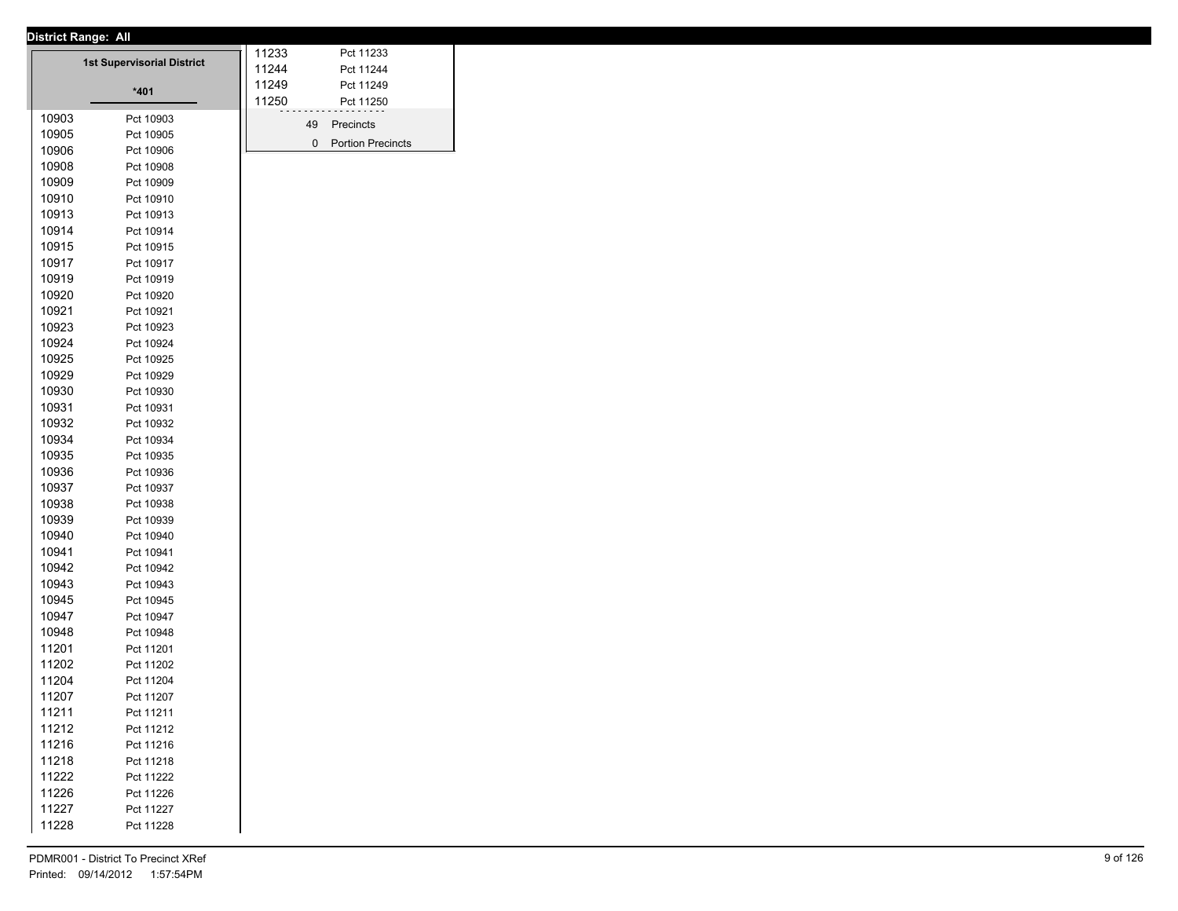**District Range: All**

## 1st Supervisorial District

**\*401**

| Precinct | Name |
| --- | --- |
| 10903 | Pct 10903 |
| 10905 | Pct 10905 |
| 10906 | Pct 10906 |
| 10908 | Pct 10908 |
| 10909 | Pct 10909 |
| 10910 | Pct 10910 |
| 10913 | Pct 10913 |
| 10914 | Pct 10914 |
| 10915 | Pct 10915 |
| 10917 | Pct 10917 |
| 10919 | Pct 10919 |
| 10920 | Pct 10920 |
| 10921 | Pct 10921 |
| 10923 | Pct 10923 |
| 10924 | Pct 10924 |
| 10925 | Pct 10925 |
| 10929 | Pct 10929 |
| 10930 | Pct 10930 |
| 10931 | Pct 10931 |
| 10932 | Pct 10932 |
| 10934 | Pct 10934 |
| 10935 | Pct 10935 |
| 10936 | Pct 10936 |
| 10937 | Pct 10937 |
| 10938 | Pct 10938 |
| 10939 | Pct 10939 |
| 10940 | Pct 10940 |
| 10941 | Pct 10941 |
| 10942 | Pct 10942 |
| 10943 | Pct 10943 |
| 10945 | Pct 10945 |
| 10947 | Pct 10947 |
| 10948 | Pct 10948 |
| 11201 | Pct 11201 |
| 11202 | Pct 11202 |
| 11204 | Pct 11204 |
| 11207 | Pct 11207 |
| 11211 | Pct 11211 |
| 11212 | Pct 11212 |
| 11216 | Pct 11216 |
| 11218 | Pct 11218 |
| 11222 | Pct 11222 |
| 11226 | Pct 11226 |
| 11227 | Pct 11227 |
| 11228 | Pct 11228 |
| 11233 | Pct 11233 |
| 11244 | Pct 11244 |
| 11249 | Pct 11249 |
| 11250 | Pct 11250 |

49 Precincts

0 Portion Precincts

PDMR001 - District To Precinct XRef

Printed: 09/14/2012 1:57:54PM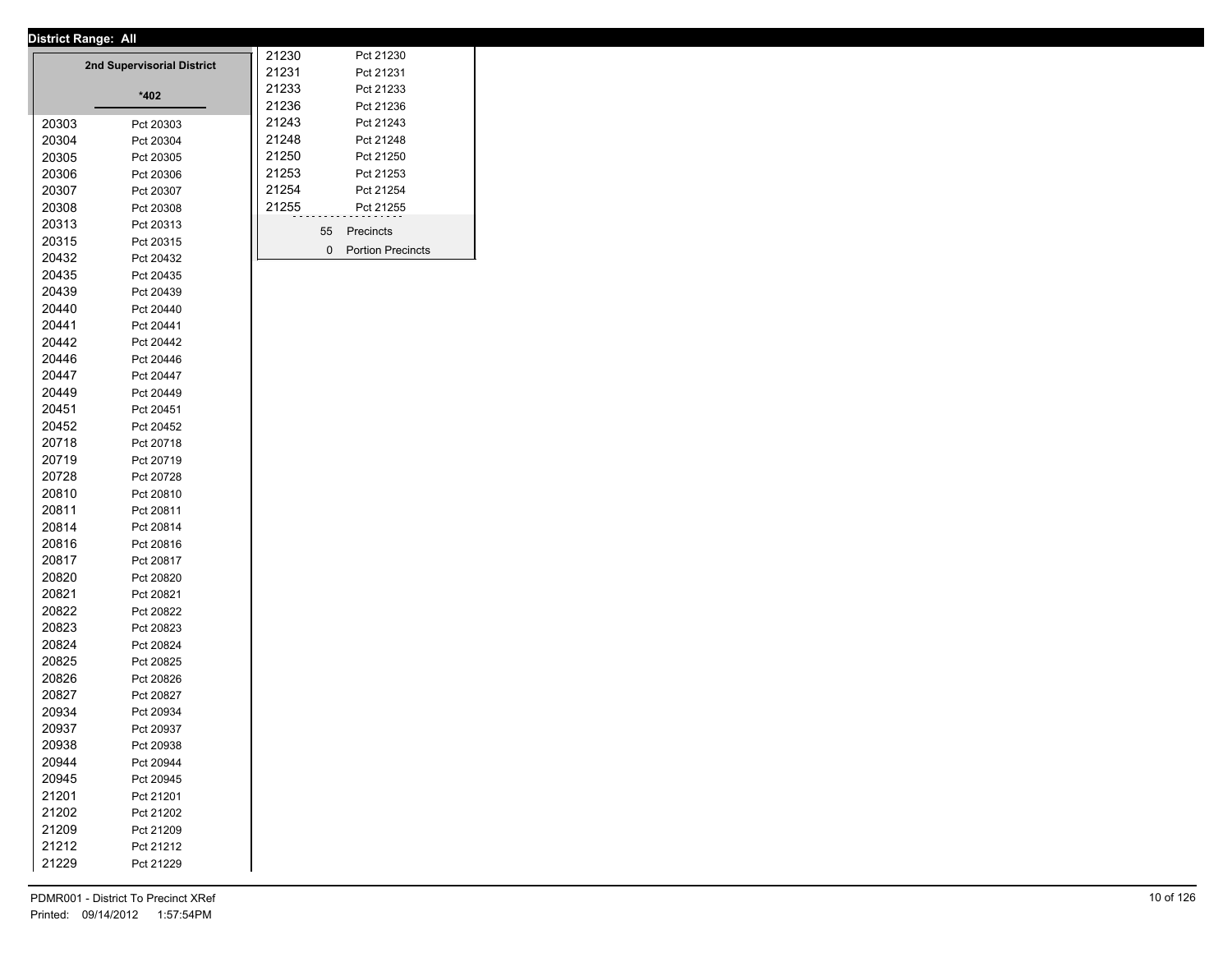**District Range: All**

| 2nd Supervisorial District | |
|---|---|
| *402 | |
| 20303 | Pct 20303 |
| 20304 | Pct 20304 |
| 20305 | Pct 20305 |
| 20306 | Pct 20306 |
| 20307 | Pct 20307 |
| 20308 | Pct 20308 |
| 20313 | Pct 20313 |
| 20315 | Pct 20315 |
| 20432 | Pct 20432 |
| 20435 | Pct 20435 |
| 20439 | Pct 20439 |
| 20440 | Pct 20440 |
| 20441 | Pct 20441 |
| 20442 | Pct 20442 |
| 20446 | Pct 20446 |
| 20447 | Pct 20447 |
| 20449 | Pct 20449 |
| 20451 | Pct 20451 |
| 20452 | Pct 20452 |
| 20718 | Pct 20718 |
| 20719 | Pct 20719 |
| 20728 | Pct 20728 |
| 20810 | Pct 20810 |
| 20811 | Pct 20811 |
| 20814 | Pct 20814 |
| 20816 | Pct 20816 |
| 20817 | Pct 20817 |
| 20820 | Pct 20820 |
| 20821 | Pct 20821 |
| 20822 | Pct 20822 |
| 20823 | Pct 20823 |
| 20824 | Pct 20824 |
| 20825 | Pct 20825 |
| 20826 | Pct 20826 |
| 20827 | Pct 20827 |
| 20934 | Pct 20934 |
| 20937 | Pct 20937 |
| 20938 | Pct 20938 |
| 20944 | Pct 20944 |
| 20945 | Pct 20945 |
| 21201 | Pct 21201 |
| 21202 | Pct 21202 |
| 21209 | Pct 21209 |
| 21212 | Pct 21212 |
| 21229 | Pct 21229 |
| 21230 | Pct 21230 |
| 21231 | Pct 21231 |
| 21233 | Pct 21233 |
| 21236 | Pct 21236 |
| 21243 | Pct 21243 |
| 21248 | Pct 21248 |
| 21250 | Pct 21250 |
| 21253 | Pct 21253 |
| 21254 | Pct 21254 |
| 21255 | Pct 21255 |
| 55 | Precincts |
| 0 | Portion Precincts |

PDMR001 - District To Precinct XRef
Printed: 09/14/2012 1:57:54PM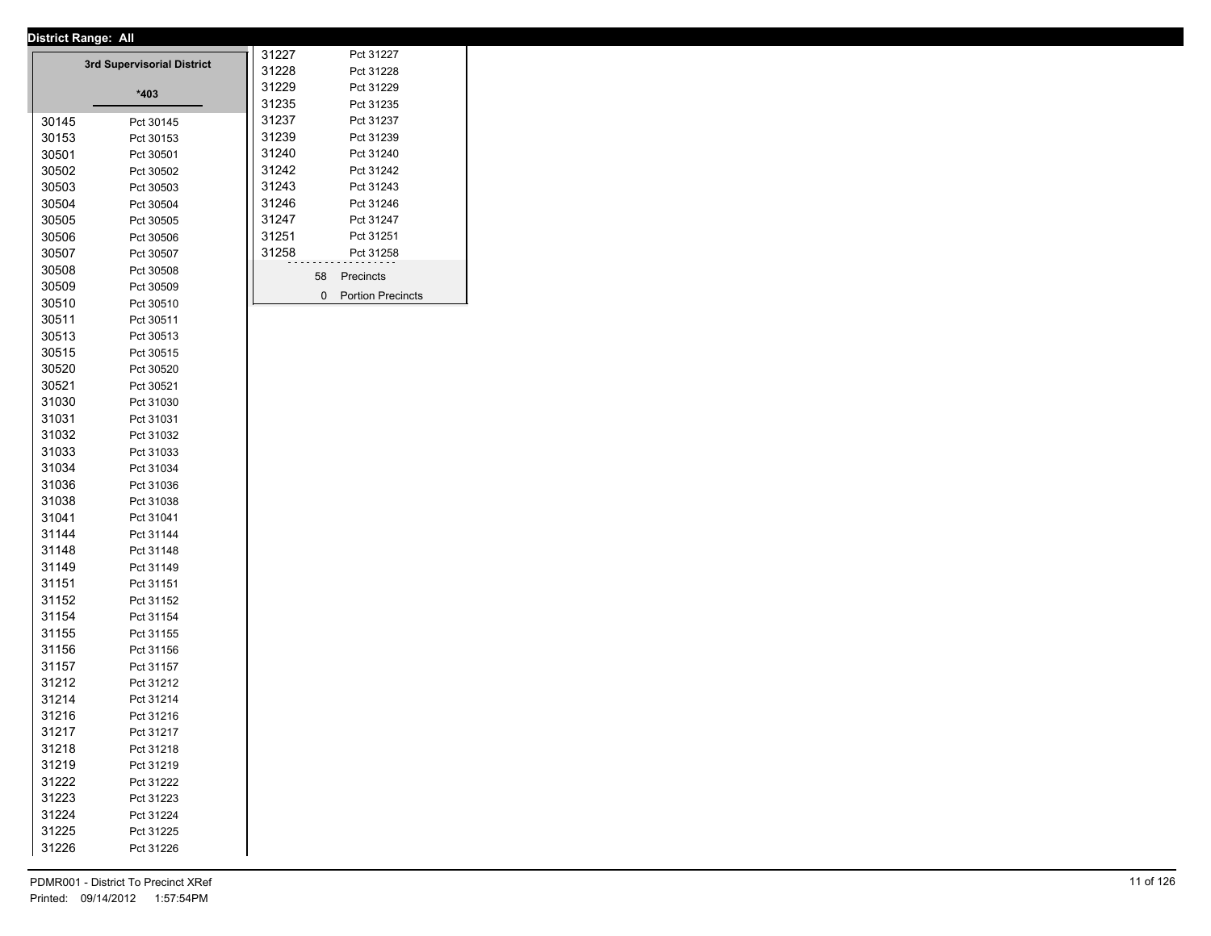**District Range: All**

**3rd Supervisorial District**

***403**

| Precinct | Name |
|---|---|
| 30145 | Pct 30145 |
| 30153 | Pct 30153 |
| 30501 | Pct 30501 |
| 30502 | Pct 30502 |
| 30503 | Pct 30503 |
| 30504 | Pct 30504 |
| 30505 | Pct 30505 |
| 30506 | Pct 30506 |
| 30507 | Pct 30507 |
| 30508 | Pct 30508 |
| 30509 | Pct 30509 |
| 30510 | Pct 30510 |
| 30511 | Pct 30511 |
| 30513 | Pct 30513 |
| 30515 | Pct 30515 |
| 30520 | Pct 30520 |
| 30521 | Pct 30521 |
| 31030 | Pct 31030 |
| 31031 | Pct 31031 |
| 31032 | Pct 31032 |
| 31033 | Pct 31033 |
| 31034 | Pct 31034 |
| 31036 | Pct 31036 |
| 31038 | Pct 31038 |
| 31041 | Pct 31041 |
| 31144 | Pct 31144 |
| 31148 | Pct 31148 |
| 31149 | Pct 31149 |
| 31151 | Pct 31151 |
| 31152 | Pct 31152 |
| 31154 | Pct 31154 |
| 31155 | Pct 31155 |
| 31156 | Pct 31156 |
| 31157 | Pct 31157 |
| 31212 | Pct 31212 |
| 31214 | Pct 31214 |
| 31216 | Pct 31216 |
| 31217 | Pct 31217 |
| 31218 | Pct 31218 |
| 31219 | Pct 31219 |
| 31222 | Pct 31222 |
| 31223 | Pct 31223 |
| 31224 | Pct 31224 |
| 31225 | Pct 31225 |
| 31226 | Pct 31226 |
| 31227 | Pct 31227 |
| 31228 | Pct 31228 |
| 31229 | Pct 31229 |
| 31235 | Pct 31235 |
| 31237 | Pct 31237 |
| 31239 | Pct 31239 |
| 31240 | Pct 31240 |
| 31242 | Pct 31242 |
| 31243 | Pct 31243 |
| 31246 | Pct 31246 |
| 31247 | Pct 31247 |
| 31251 | Pct 31251 |
| 31258 | Pct 31258 |

58 Precincts

0 Portion Precincts

PDMR001 - District To Precinct XRef
Printed: 09/14/2012 1:57:54PM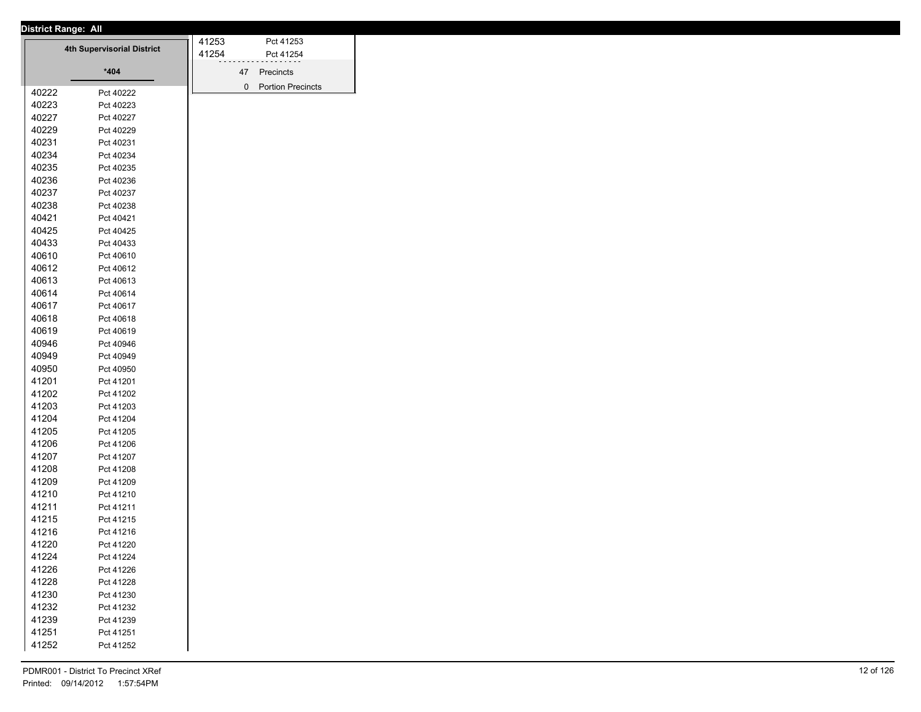**District Range: All**

### 4th Supervisorial District

**\*404**

| | |
|---|---|
| 40222 | Pct 40222 |
| 40223 | Pct 40223 |
| 40227 | Pct 40227 |
| 40229 | Pct 40229 |
| 40231 | Pct 40231 |
| 40234 | Pct 40234 |
| 40235 | Pct 40235 |
| 40236 | Pct 40236 |
| 40237 | Pct 40237 |
| 40238 | Pct 40238 |
| 40421 | Pct 40421 |
| 40425 | Pct 40425 |
| 40433 | Pct 40433 |
| 40610 | Pct 40610 |
| 40612 | Pct 40612 |
| 40613 | Pct 40613 |
| 40614 | Pct 40614 |
| 40617 | Pct 40617 |
| 40618 | Pct 40618 |
| 40619 | Pct 40619 |
| 40946 | Pct 40946 |
| 40949 | Pct 40949 |
| 40950 | Pct 40950 |
| 41201 | Pct 41201 |
| 41202 | Pct 41202 |
| 41203 | Pct 41203 |
| 41204 | Pct 41204 |
| 41205 | Pct 41205 |
| 41206 | Pct 41206 |
| 41207 | Pct 41207 |
| 41208 | Pct 41208 |
| 41209 | Pct 41209 |
| 41210 | Pct 41210 |
| 41211 | Pct 41211 |
| 41215 | Pct 41215 |
| 41216 | Pct 41216 |
| 41220 | Pct 41220 |
| 41224 | Pct 41224 |
| 41226 | Pct 41226 |
| 41228 | Pct 41228 |
| 41230 | Pct 41230 |
| 41232 | Pct 41232 |
| 41239 | Pct 41239 |
| 41251 | Pct 41251 |
| 41252 | Pct 41252 |
| 41253 | Pct 41253 |
| 41254 | Pct 41254 |

| | |
|---|---|
| 47 | Precincts |
| 0 | Portion Precincts |

PDMR001 - District To Precinct XRef
Printed: 09/14/2012 1:57:54PM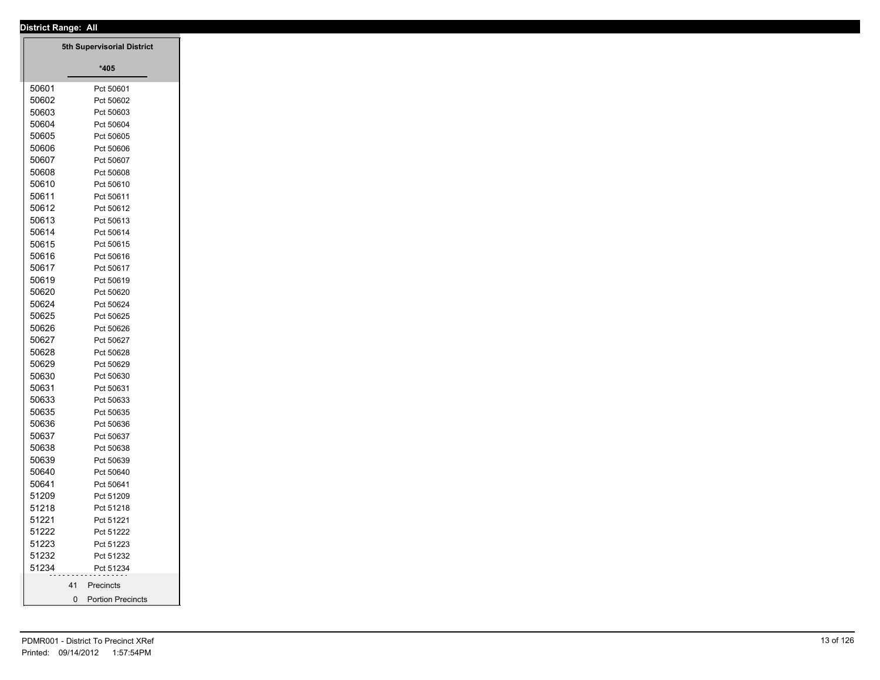**District Range: All**

| 5th Supervisorial District | |
|---|---|
| | *405 |
| 50601 | Pct 50601 |
| 50602 | Pct 50602 |
| 50603 | Pct 50603 |
| 50604 | Pct 50604 |
| 50605 | Pct 50605 |
| 50606 | Pct 50606 |
| 50607 | Pct 50607 |
| 50608 | Pct 50608 |
| 50610 | Pct 50610 |
| 50611 | Pct 50611 |
| 50612 | Pct 50612 |
| 50613 | Pct 50613 |
| 50614 | Pct 50614 |
| 50615 | Pct 50615 |
| 50616 | Pct 50616 |
| 50617 | Pct 50617 |
| 50619 | Pct 50619 |
| 50620 | Pct 50620 |
| 50624 | Pct 50624 |
| 50625 | Pct 50625 |
| 50626 | Pct 50626 |
| 50627 | Pct 50627 |
| 50628 | Pct 50628 |
| 50629 | Pct 50629 |
| 50630 | Pct 50630 |
| 50631 | Pct 50631 |
| 50633 | Pct 50633 |
| 50635 | Pct 50635 |
| 50636 | Pct 50636 |
| 50637 | Pct 50637 |
| 50638 | Pct 50638 |
| 50639 | Pct 50639 |
| 50640 | Pct 50640 |
| 50641 | Pct 50641 |
| 51209 | Pct 51209 |
| 51218 | Pct 51218 |
| 51221 | Pct 51221 |
| 51222 | Pct 51222 |
| 51223 | Pct 51223 |
| 51232 | Pct 51232 |
| 51234 | Pct 51234 |
| 41 | Precincts |
| 0 | Portion Precincts |

PDMR001 - District To Precinct XRef
Printed: 09/14/2012 1:57:54PM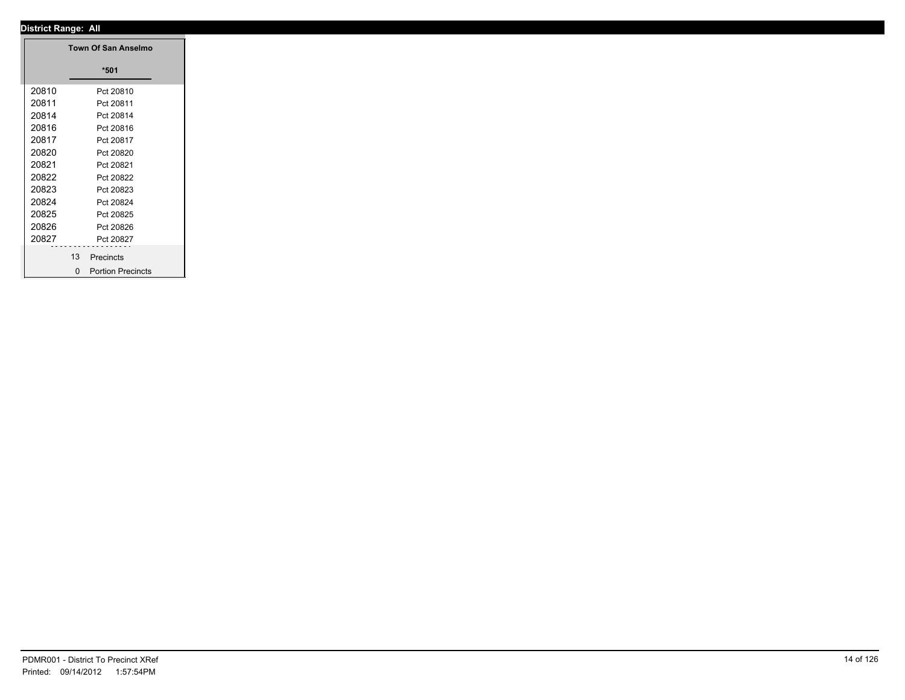**District Range: All**

| | Town Of San Anselmo |
|---|---|
| | *501 |
| 20810 | Pct 20810 |
| 20811 | Pct 20811 |
| 20814 | Pct 20814 |
| 20816 | Pct 20816 |
| 20817 | Pct 20817 |
| 20820 | Pct 20820 |
| 20821 | Pct 20821 |
| 20822 | Pct 20822 |
| 20823 | Pct 20823 |
| 20824 | Pct 20824 |
| 20825 | Pct 20825 |
| 20826 | Pct 20826 |
| 20827 | Pct 20827 |
| 13 | Precincts |
| 0 | Portion Precincts |

PDMR001 - District To Precinct XRef
Printed: 09/14/2012 1:57:54PM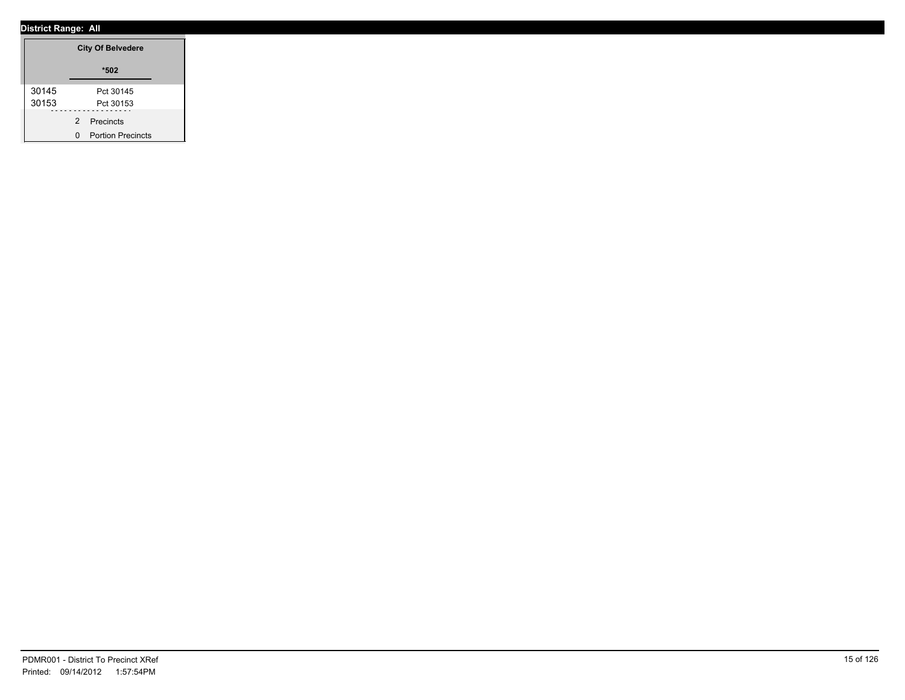**District Range: All**

| City Of Belvedere | |
|---|---|
| | *502 |
| 30145 | Pct 30145 |
| 30153 | Pct 30153 |

2 Precincts

0 Portion Precincts

PDMR001 - District To Precinct XRef

Printed: 09/14/2012 1:57:54PM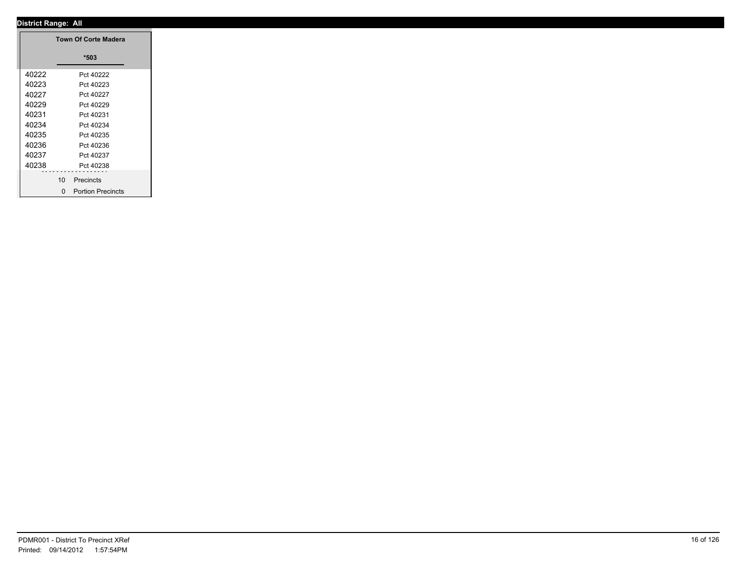**District Range: All**

| | Town Of Corte Madera |
|---|---|
| | *503 |
| 40222 | Pct 40222 |
| 40223 | Pct 40223 |
| 40227 | Pct 40227 |
| 40229 | Pct 40229 |
| 40231 | Pct 40231 |
| 40234 | Pct 40234 |
| 40235 | Pct 40235 |
| 40236 | Pct 40236 |
| 40237 | Pct 40237 |
| 40238 | Pct 40238 |
| 10 | Precincts |
| 0 | Portion Precincts |

PDMR001 - District To Precinct XRef
Printed: 09/14/2012 1:57:54PM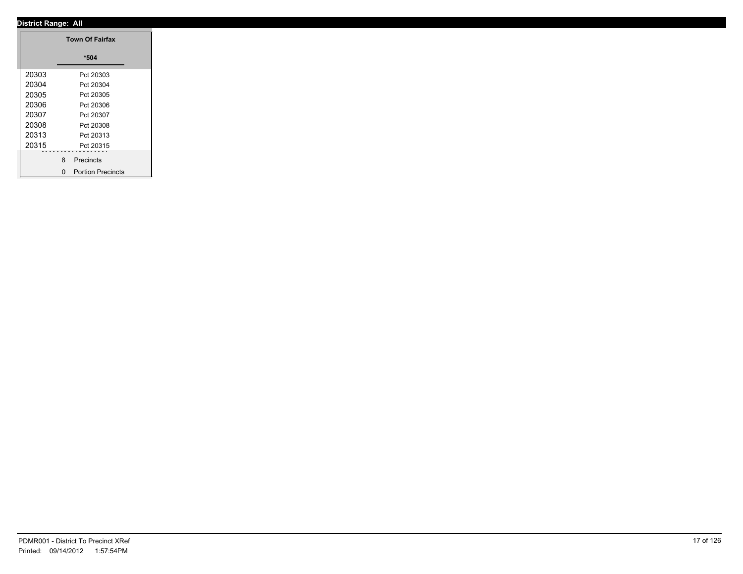**District Range: All**

| | Town Of Fairfax |
|---|---|
| | *504 |
| 20303 | Pct 20303 |
| 20304 | Pct 20304 |
| 20305 | Pct 20305 |
| 20306 | Pct 20306 |
| 20307 | Pct 20307 |
| 20308 | Pct 20308 |
| 20313 | Pct 20313 |
| 20315 | Pct 20315 |
| 8 | Precincts |
| 0 | Portion Precincts |

PDMR001 - District To Precinct XRef
Printed: 09/14/2012 1:57:54PM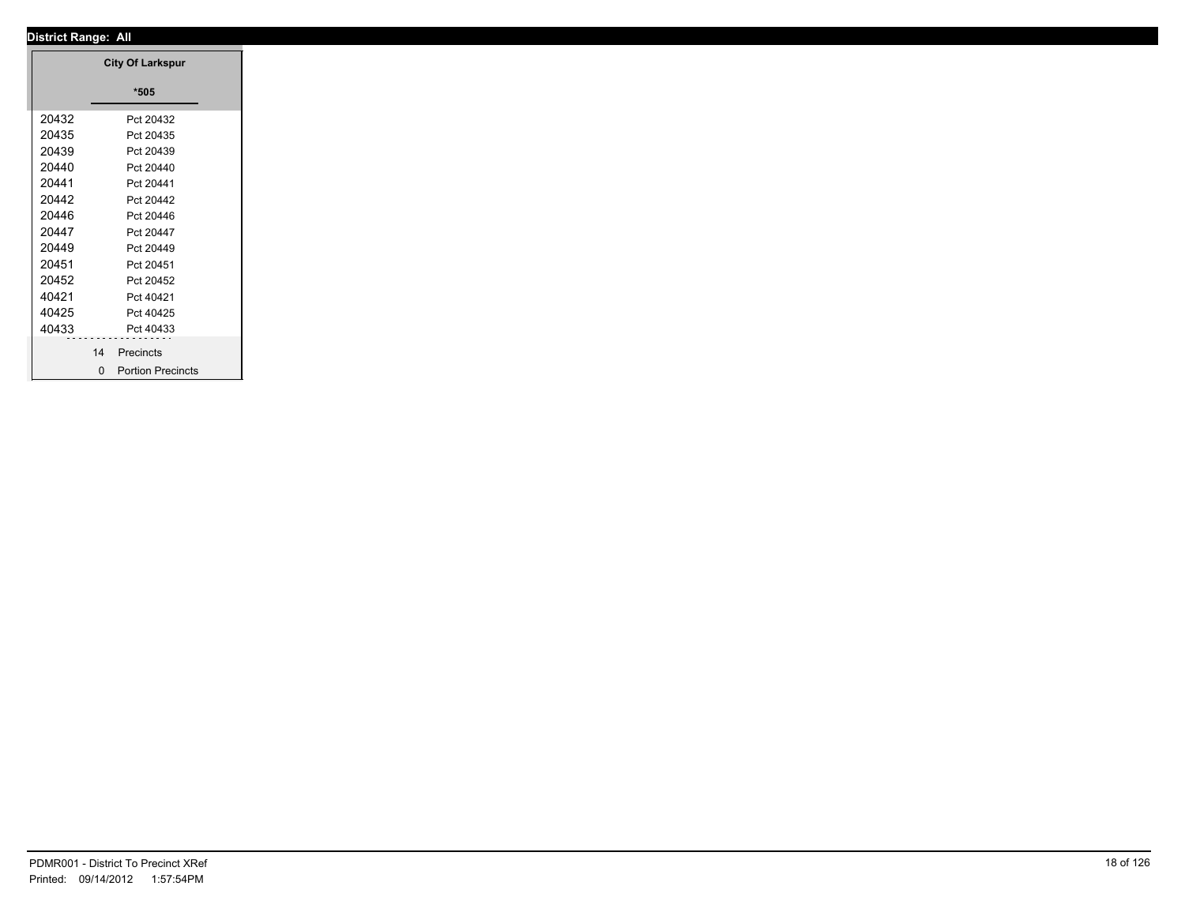**District Range: All**

| | City Of Larkspur |
|---|---|
| | *505 |
| 20432 | Pct 20432 |
| 20435 | Pct 20435 |
| 20439 | Pct 20439 |
| 20440 | Pct 20440 |
| 20441 | Pct 20441 |
| 20442 | Pct 20442 |
| 20446 | Pct 20446 |
| 20447 | Pct 20447 |
| 20449 | Pct 20449 |
| 20451 | Pct 20451 |
| 20452 | Pct 20452 |
| 40421 | Pct 40421 |
| 40425 | Pct 40425 |
| 40433 | Pct 40433 |
| 14 | Precincts |
| 0 | Portion Precincts |

PDMR001 - District To Precinct XRef
Printed: 09/14/2012 1:57:54PM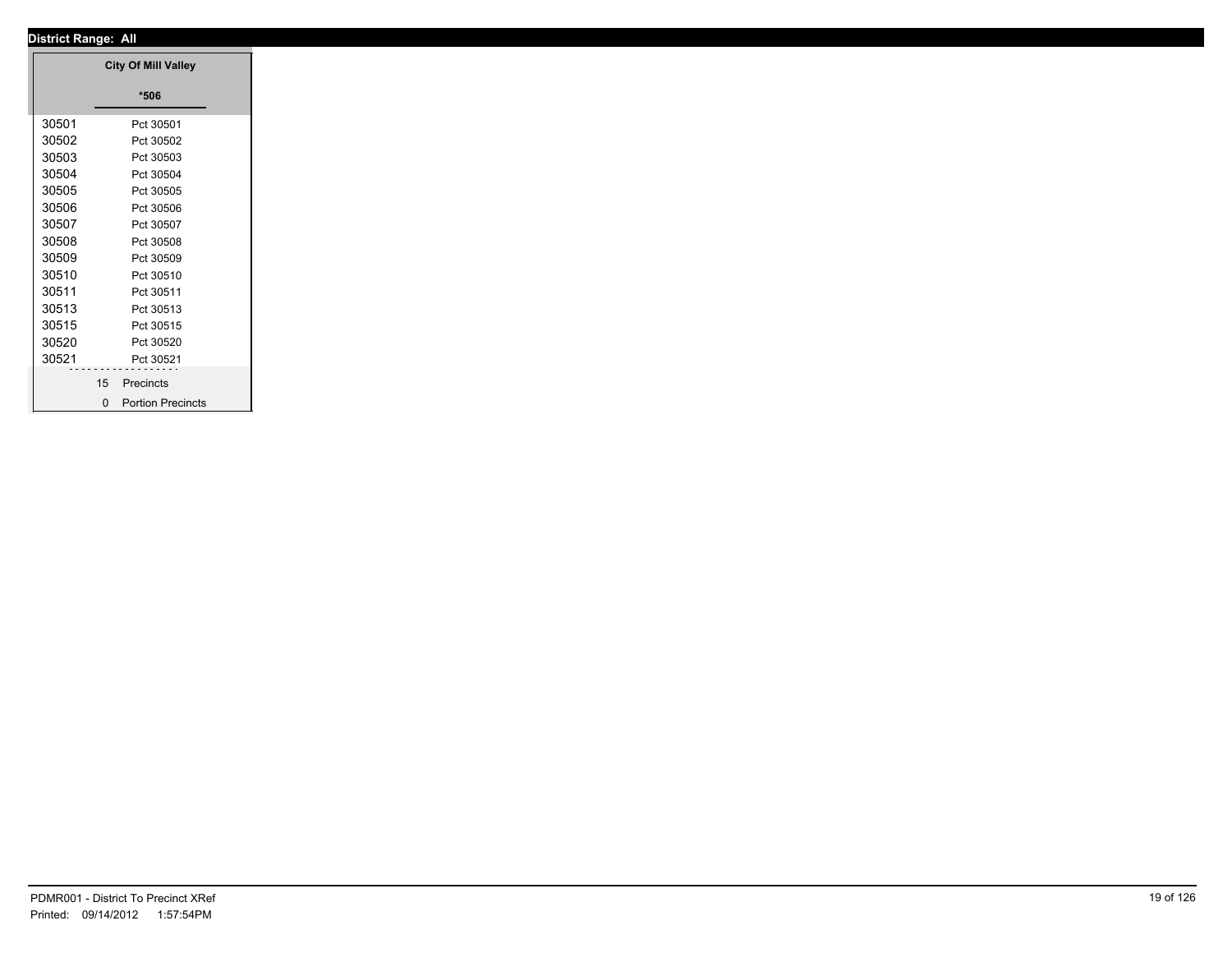**District Range: All**

| | City Of Mill Valley |
|---|---|
| | *506 |
| 30501 | Pct 30501 |
| 30502 | Pct 30502 |
| 30503 | Pct 30503 |
| 30504 | Pct 30504 |
| 30505 | Pct 30505 |
| 30506 | Pct 30506 |
| 30507 | Pct 30507 |
| 30508 | Pct 30508 |
| 30509 | Pct 30509 |
| 30510 | Pct 30510 |
| 30511 | Pct 30511 |
| 30513 | Pct 30513 |
| 30515 | Pct 30515 |
| 30520 | Pct 30520 |
| 30521 | Pct 30521 |
| 15 | Precincts |
| 0 | Portion Precincts |

PDMR001 - District To Precinct XRef
Printed: 09/14/2012 1:57:54PM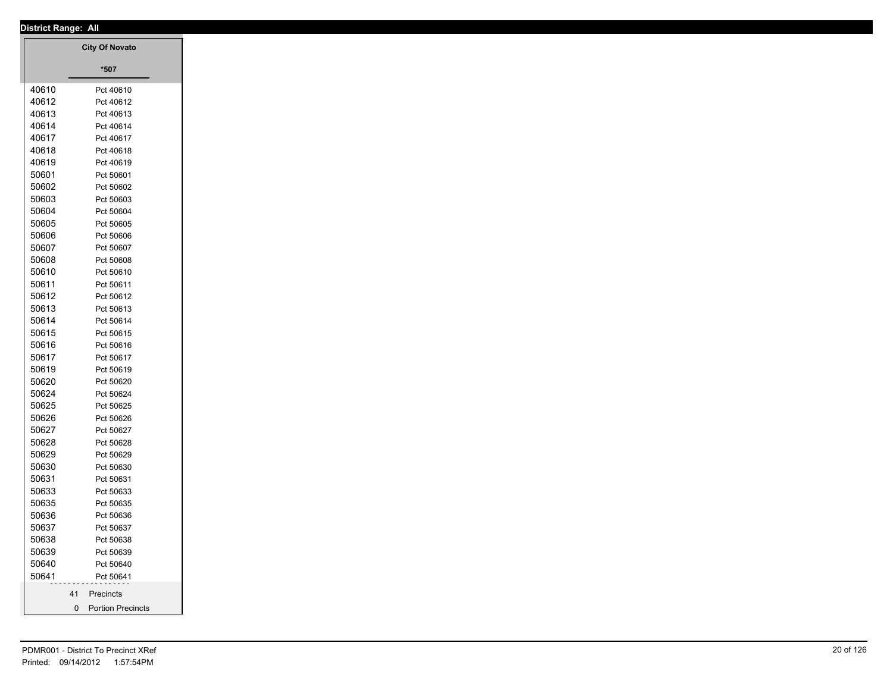**District Range: All**

| | City Of Novato |
|---|---|
| | *507 |
| 40610 | Pct 40610 |
| 40612 | Pct 40612 |
| 40613 | Pct 40613 |
| 40614 | Pct 40614 |
| 40617 | Pct 40617 |
| 40618 | Pct 40618 |
| 40619 | Pct 40619 |
| 50601 | Pct 50601 |
| 50602 | Pct 50602 |
| 50603 | Pct 50603 |
| 50604 | Pct 50604 |
| 50605 | Pct 50605 |
| 50606 | Pct 50606 |
| 50607 | Pct 50607 |
| 50608 | Pct 50608 |
| 50610 | Pct 50610 |
| 50611 | Pct 50611 |
| 50612 | Pct 50612 |
| 50613 | Pct 50613 |
| 50614 | Pct 50614 |
| 50615 | Pct 50615 |
| 50616 | Pct 50616 |
| 50617 | Pct 50617 |
| 50619 | Pct 50619 |
| 50620 | Pct 50620 |
| 50624 | Pct 50624 |
| 50625 | Pct 50625 |
| 50626 | Pct 50626 |
| 50627 | Pct 50627 |
| 50628 | Pct 50628 |
| 50629 | Pct 50629 |
| 50630 | Pct 50630 |
| 50631 | Pct 50631 |
| 50633 | Pct 50633 |
| 50635 | Pct 50635 |
| 50636 | Pct 50636 |
| 50637 | Pct 50637 |
| 50638 | Pct 50638 |
| 50639 | Pct 50639 |
| 50640 | Pct 50640 |
| 50641 | Pct 50641 |
| 41 | Precincts |
| 0 | Portion Precincts |

PDMR001 - District To Precinct XRef
Printed: 09/14/2012 1:57:54PM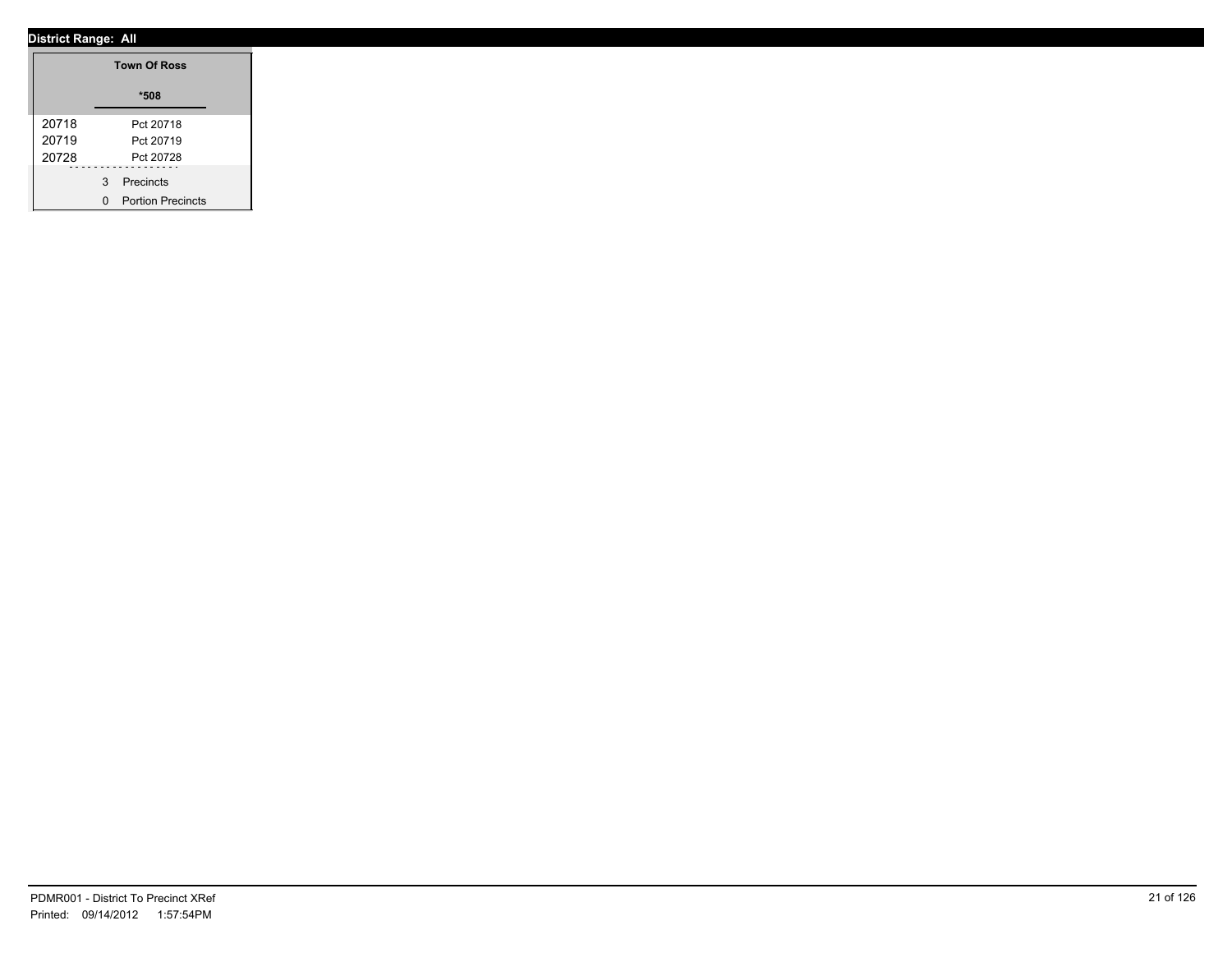**District Range: All**

| Town Of Ross | |
|---|---|
| *508 | |
| 20718 | Pct 20718 |
| 20719 | Pct 20719 |
| 20728 | Pct 20728 |
| 3 | Precincts |
| 0 | Portion Precincts |

PDMR001 - District To Precinct XRef
Printed: 09/14/2012 1:57:54PM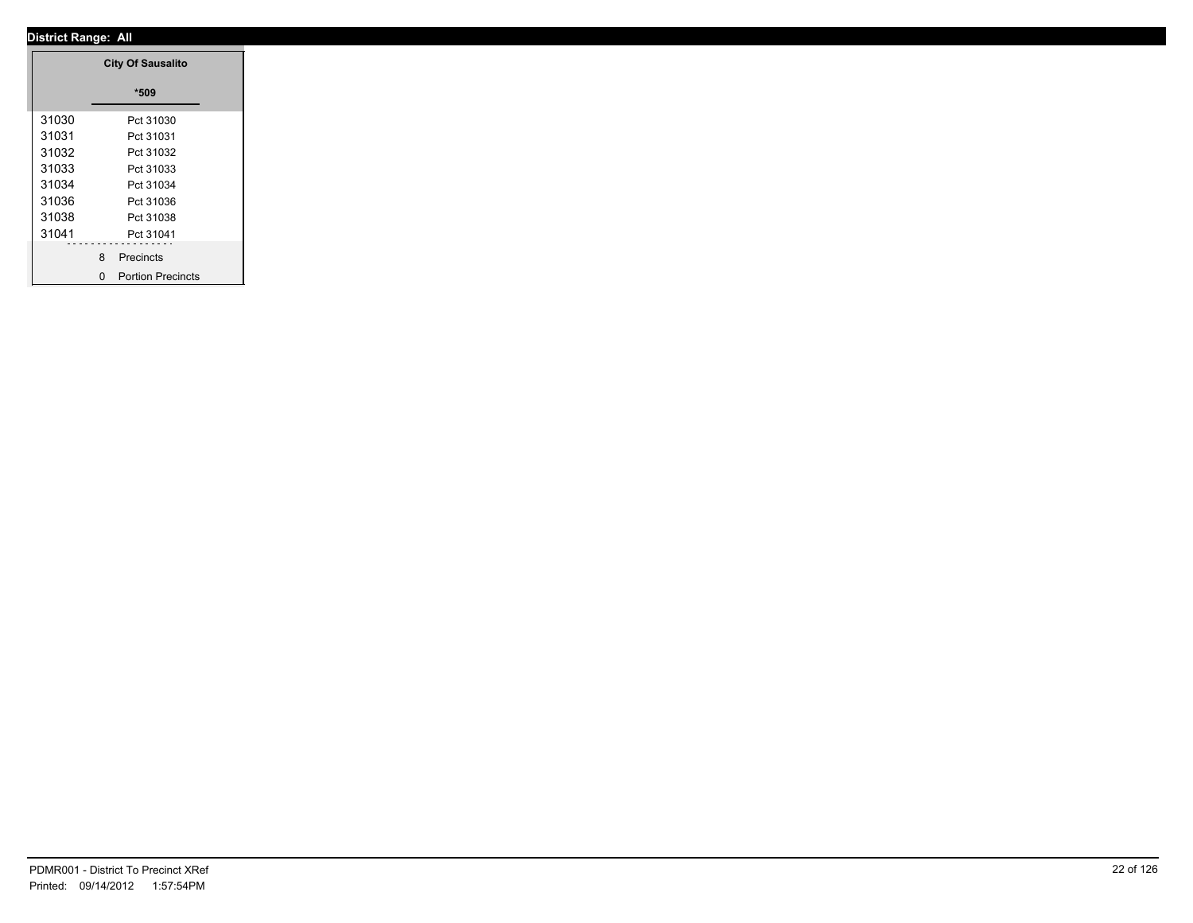**District Range: All**

| | City Of Sausalito |
|---|---|
| | *509 |
| 31030 | Pct 31030 |
| 31031 | Pct 31031 |
| 31032 | Pct 31032 |
| 31033 | Pct 31033 |
| 31034 | Pct 31034 |
| 31036 | Pct 31036 |
| 31038 | Pct 31038 |
| 31041 | Pct 31041 |
| | 8 Precincts |
| | 0 Portion Precincts |

PDMR001 - District To Precinct XRef
Printed: 09/14/2012 1:57:54PM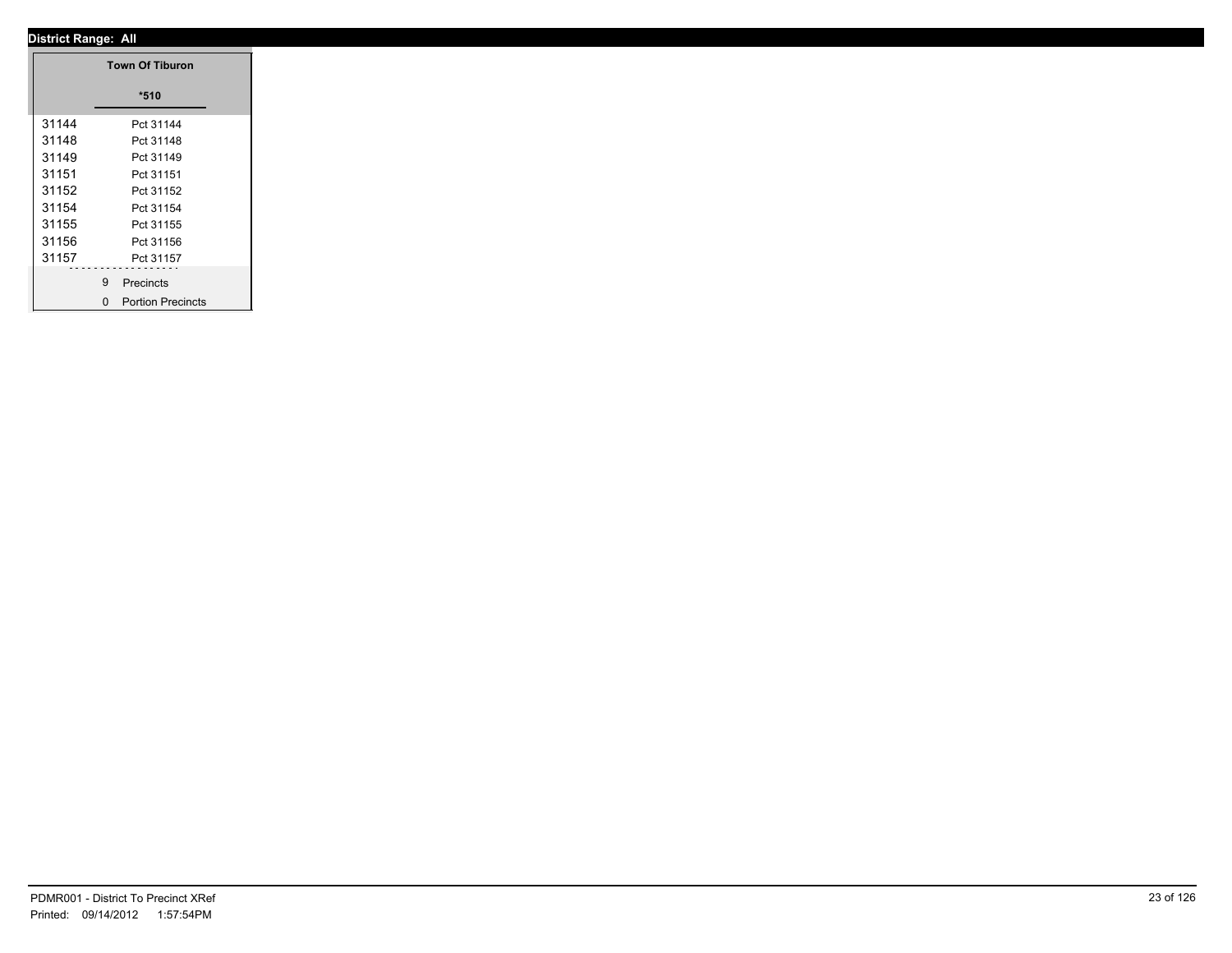**District Range: All**

| | Town Of Tiburon |
|---|---|
| | *510 |
| 31144 | Pct 31144 |
| 31148 | Pct 31148 |
| 31149 | Pct 31149 |
| 31151 | Pct 31151 |
| 31152 | Pct 31152 |
| 31154 | Pct 31154 |
| 31155 | Pct 31155 |
| 31156 | Pct 31156 |
| 31157 | Pct 31157 |
| 9 | Precincts |
| 0 | Portion Precincts |

PDMR001 - District To Precinct XRef
Printed: 09/14/2012 1:57:54PM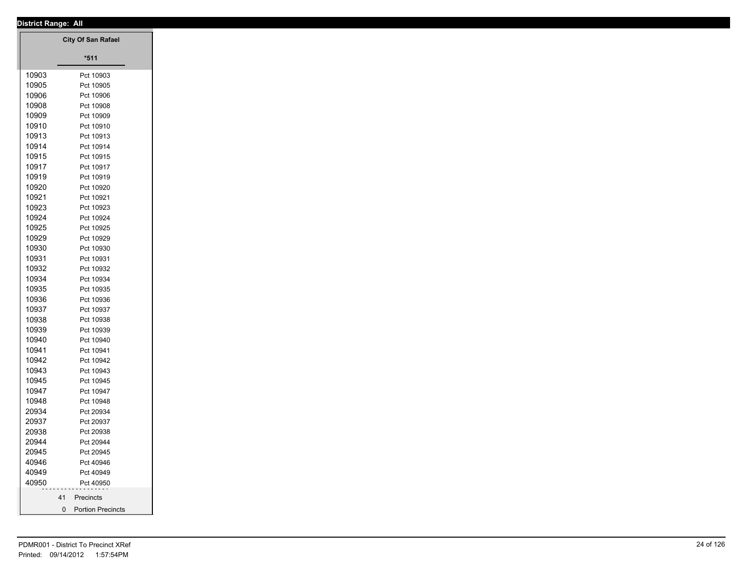**District Range: All**

| | City Of San Rafael |
|---|---|
| | *511 |
| 10903 | Pct 10903 |
| 10905 | Pct 10905 |
| 10906 | Pct 10906 |
| 10908 | Pct 10908 |
| 10909 | Pct 10909 |
| 10910 | Pct 10910 |
| 10913 | Pct 10913 |
| 10914 | Pct 10914 |
| 10915 | Pct 10915 |
| 10917 | Pct 10917 |
| 10919 | Pct 10919 |
| 10920 | Pct 10920 |
| 10921 | Pct 10921 |
| 10923 | Pct 10923 |
| 10924 | Pct 10924 |
| 10925 | Pct 10925 |
| 10929 | Pct 10929 |
| 10930 | Pct 10930 |
| 10931 | Pct 10931 |
| 10932 | Pct 10932 |
| 10934 | Pct 10934 |
| 10935 | Pct 10935 |
| 10936 | Pct 10936 |
| 10937 | Pct 10937 |
| 10938 | Pct 10938 |
| 10939 | Pct 10939 |
| 10940 | Pct 10940 |
| 10941 | Pct 10941 |
| 10942 | Pct 10942 |
| 10943 | Pct 10943 |
| 10945 | Pct 10945 |
| 10947 | Pct 10947 |
| 10948 | Pct 10948 |
| 20934 | Pct 20934 |
| 20937 | Pct 20937 |
| 20938 | Pct 20938 |
| 20944 | Pct 20944 |
| 20945 | Pct 20945 |
| 40946 | Pct 40946 |
| 40949 | Pct 40949 |
| 40950 | Pct 40950 |
| | 41 Precincts |
| | 0 Portion Precincts |

PDMR001 - District To Precinct XRef
Printed: 09/14/2012 1:57:54PM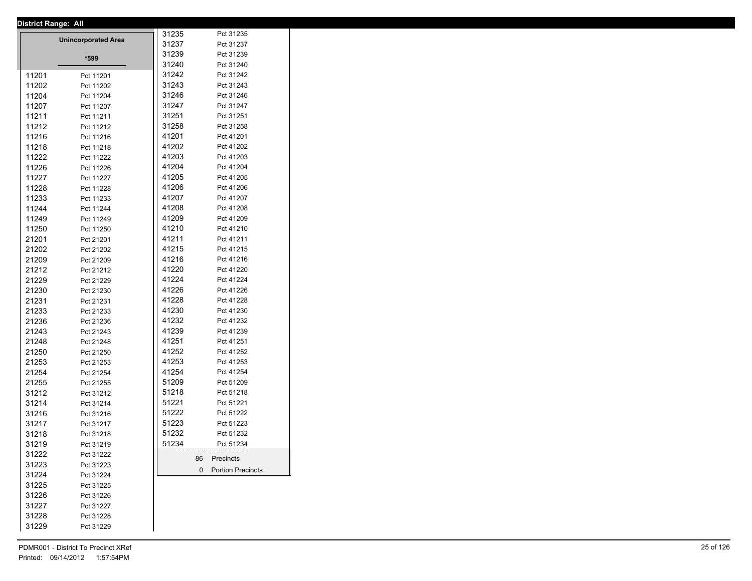**District Range: All**

**Unincorporated Area**

***599**

| | |
|---|---|
| 11201 | Pct 11201 |
| 11202 | Pct 11202 |
| 11204 | Pct 11204 |
| 11207 | Pct 11207 |
| 11211 | Pct 11211 |
| 11212 | Pct 11212 |
| 11216 | Pct 11216 |
| 11218 | Pct 11218 |
| 11222 | Pct 11222 |
| 11226 | Pct 11226 |
| 11227 | Pct 11227 |
| 11228 | Pct 11228 |
| 11233 | Pct 11233 |
| 11244 | Pct 11244 |
| 11249 | Pct 11249 |
| 11250 | Pct 11250 |
| 21201 | Pct 21201 |
| 21202 | Pct 21202 |
| 21209 | Pct 21209 |
| 21212 | Pct 21212 |
| 21229 | Pct 21229 |
| 21230 | Pct 21230 |
| 21231 | Pct 21231 |
| 21233 | Pct 21233 |
| 21236 | Pct 21236 |
| 21243 | Pct 21243 |
| 21248 | Pct 21248 |
| 21250 | Pct 21250 |
| 21253 | Pct 21253 |
| 21254 | Pct 21254 |
| 21255 | Pct 21255 |
| 31212 | Pct 31212 |
| 31214 | Pct 31214 |
| 31216 | Pct 31216 |
| 31217 | Pct 31217 |
| 31218 | Pct 31218 |
| 31219 | Pct 31219 |
| 31222 | Pct 31222 |
| 31223 | Pct 31223 |
| 31224 | Pct 31224 |
| 31225 | Pct 31225 |
| 31226 | Pct 31226 |
| 31227 | Pct 31227 |
| 31228 | Pct 31228 |
| 31229 | Pct 31229 |
| 31235 | Pct 31235 |
| 31237 | Pct 31237 |
| 31239 | Pct 31239 |
| 31240 | Pct 31240 |
| 31242 | Pct 31242 |
| 31243 | Pct 31243 |
| 31246 | Pct 31246 |
| 31247 | Pct 31247 |
| 31251 | Pct 31251 |
| 31258 | Pct 31258 |
| 41201 | Pct 41201 |
| 41202 | Pct 41202 |
| 41203 | Pct 41203 |
| 41204 | Pct 41204 |
| 41205 | Pct 41205 |
| 41206 | Pct 41206 |
| 41207 | Pct 41207 |
| 41208 | Pct 41208 |
| 41209 | Pct 41209 |
| 41210 | Pct 41210 |
| 41211 | Pct 41211 |
| 41215 | Pct 41215 |
| 41216 | Pct 41216 |
| 41220 | Pct 41220 |
| 41224 | Pct 41224 |
| 41226 | Pct 41226 |
| 41228 | Pct 41228 |
| 41230 | Pct 41230 |
| 41232 | Pct 41232 |
| 41239 | Pct 41239 |
| 41251 | Pct 41251 |
| 41252 | Pct 41252 |
| 41253 | Pct 41253 |
| 41254 | Pct 41254 |
| 51209 | Pct 51209 |
| 51218 | Pct 51218 |
| 51221 | Pct 51221 |
| 51222 | Pct 51222 |
| 51223 | Pct 51223 |
| 51232 | Pct 51232 |
| 51234 | Pct 51234 |

86 Precincts

0 Portion Precincts

PDMR001 - District To Precinct XRef

Printed: 09/14/2012 1:57:54PM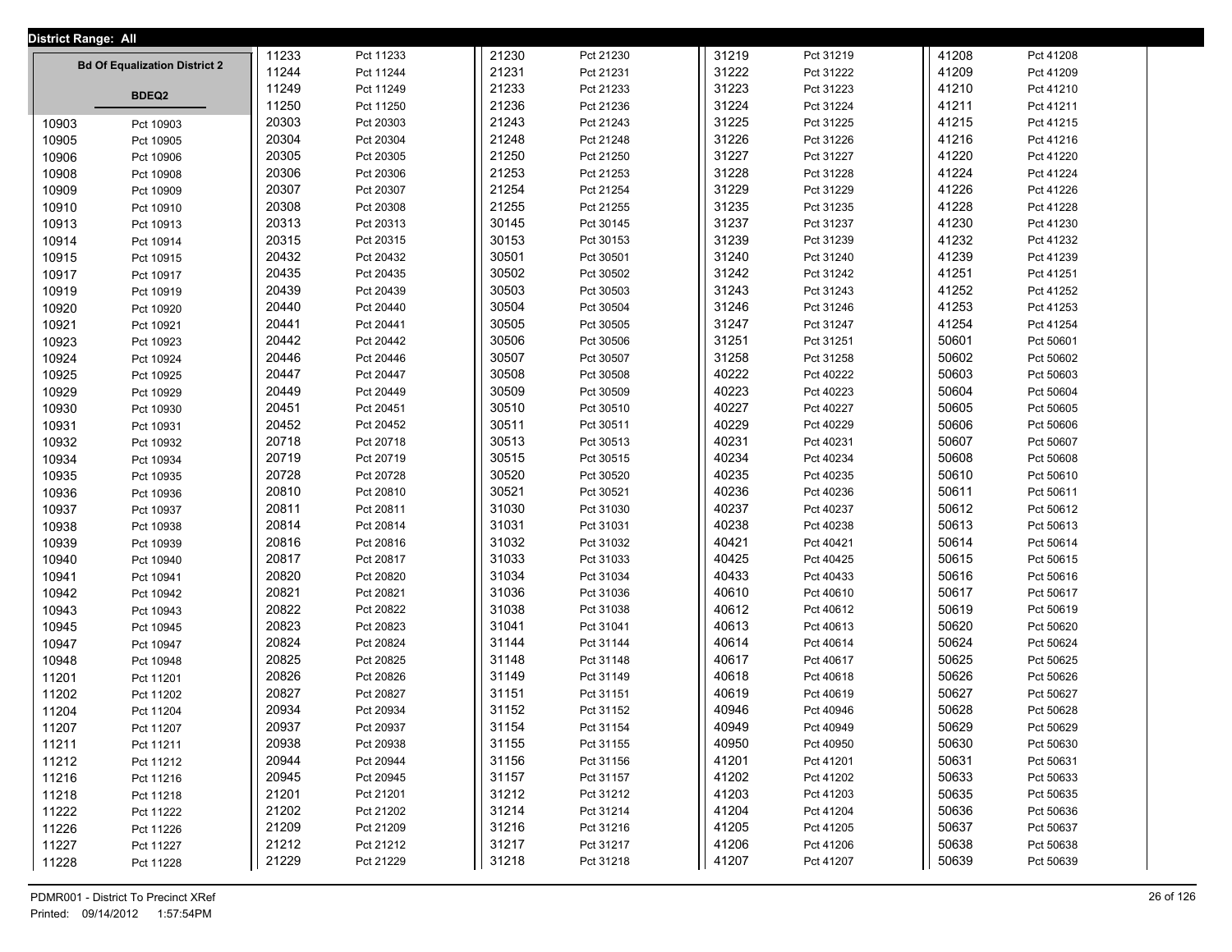**District Range: All**

## Bd Of Equalization District 2

**BDEQ2**

| District | Precinct |
|---|---|
| 10903 | Pct 10903 |
| 10905 | Pct 10905 |
| 10906 | Pct 10906 |
| 10908 | Pct 10908 |
| 10909 | Pct 10909 |
| 10910 | Pct 10910 |
| 10913 | Pct 10913 |
| 10914 | Pct 10914 |
| 10915 | Pct 10915 |
| 10917 | Pct 10917 |
| 10919 | Pct 10919 |
| 10920 | Pct 10920 |
| 10921 | Pct 10921 |
| 10923 | Pct 10923 |
| 10924 | Pct 10924 |
| 10925 | Pct 10925 |
| 10929 | Pct 10929 |
| 10930 | Pct 10930 |
| 10931 | Pct 10931 |
| 10932 | Pct 10932 |
| 10934 | Pct 10934 |
| 10935 | Pct 10935 |
| 10936 | Pct 10936 |
| 10937 | Pct 10937 |
| 10938 | Pct 10938 |
| 10939 | Pct 10939 |
| 10940 | Pct 10940 |
| 10941 | Pct 10941 |
| 10942 | Pct 10942 |
| 10943 | Pct 10943 |
| 10945 | Pct 10945 |
| 10947 | Pct 10947 |
| 10948 | Pct 10948 |
| 11201 | Pct 11201 |
| 11202 | Pct 11202 |
| 11204 | Pct 11204 |
| 11207 | Pct 11207 |
| 11211 | Pct 11211 |
| 11212 | Pct 11212 |
| 11216 | Pct 11216 |
| 11218 | Pct 11218 |
| 11222 | Pct 11222 |
| 11226 | Pct 11226 |
| 11227 | Pct 11227 |
| 11228 | Pct 11228 |
| 11233 | Pct 11233 |
| 11244 | Pct 11244 |
| 11249 | Pct 11249 |
| 11250 | Pct 11250 |
| 20303 | Pct 20303 |
| 20304 | Pct 20304 |
| 20305 | Pct 20305 |
| 20306 | Pct 20306 |
| 20307 | Pct 20307 |
| 20308 | Pct 20308 |
| 20313 | Pct 20313 |
| 20315 | Pct 20315 |
| 20432 | Pct 20432 |
| 20435 | Pct 20435 |
| 20439 | Pct 20439 |
| 20440 | Pct 20440 |
| 20441 | Pct 20441 |
| 20442 | Pct 20442 |
| 20446 | Pct 20446 |
| 20447 | Pct 20447 |
| 20449 | Pct 20449 |
| 20451 | Pct 20451 |
| 20452 | Pct 20452 |
| 20718 | Pct 20718 |
| 20719 | Pct 20719 |
| 20728 | Pct 20728 |
| 20810 | Pct 20810 |
| 20811 | Pct 20811 |
| 20814 | Pct 20814 |
| 20816 | Pct 20816 |
| 20817 | Pct 20817 |
| 20820 | Pct 20820 |
| 20821 | Pct 20821 |
| 20822 | Pct 20822 |
| 20823 | Pct 20823 |
| 20824 | Pct 20824 |
| 20825 | Pct 20825 |
| 20826 | Pct 20826 |
| 20827 | Pct 20827 |
| 20934 | Pct 20934 |
| 20937 | Pct 20937 |
| 20938 | Pct 20938 |
| 20944 | Pct 20944 |
| 20945 | Pct 20945 |
| 21201 | Pct 21201 |
| 21202 | Pct 21202 |
| 21209 | Pct 21209 |
| 21212 | Pct 21212 |
| 21229 | Pct 21229 |
| 21230 | Pct 21230 |
| 21231 | Pct 21231 |
| 21233 | Pct 21233 |
| 21236 | Pct 21236 |
| 21243 | Pct 21243 |
| 21248 | Pct 21248 |
| 21250 | Pct 21250 |
| 21253 | Pct 21253 |
| 21254 | Pct 21254 |
| 21255 | Pct 21255 |
| 30145 | Pct 30145 |
| 30153 | Pct 30153 |
| 30501 | Pct 30501 |
| 30502 | Pct 30502 |
| 30503 | Pct 30503 |
| 30504 | Pct 30504 |
| 30505 | Pct 30505 |
| 30506 | Pct 30506 |
| 30507 | Pct 30507 |
| 30508 | Pct 30508 |
| 30509 | Pct 30509 |
| 30510 | Pct 30510 |
| 30511 | Pct 30511 |
| 30513 | Pct 30513 |
| 30515 | Pct 30515 |
| 30520 | Pct 30520 |
| 30521 | Pct 30521 |
| 31030 | Pct 31030 |
| 31031 | Pct 31031 |
| 31032 | Pct 31032 |
| 31033 | Pct 31033 |
| 31034 | Pct 31034 |
| 31036 | Pct 31036 |
| 31038 | Pct 31038 |
| 31041 | Pct 31041 |
| 31144 | Pct 31144 |
| 31148 | Pct 31148 |
| 31149 | Pct 31149 |
| 31151 | Pct 31151 |
| 31152 | Pct 31152 |
| 31154 | Pct 31154 |
| 31155 | Pct 31155 |
| 31156 | Pct 31156 |
| 31157 | Pct 31157 |
| 31212 | Pct 31212 |
| 31214 | Pct 31214 |
| 31216 | Pct 31216 |
| 31217 | Pct 31217 |
| 31218 | Pct 31218 |
| 31219 | Pct 31219 |
| 31222 | Pct 31222 |
| 31223 | Pct 31223 |
| 31224 | Pct 31224 |
| 31225 | Pct 31225 |
| 31226 | Pct 31226 |
| 31227 | Pct 31227 |
| 31228 | Pct 31228 |
| 31229 | Pct 31229 |
| 31235 | Pct 31235 |
| 31237 | Pct 31237 |
| 31239 | Pct 31239 |
| 31240 | Pct 31240 |
| 31242 | Pct 31242 |
| 31243 | Pct 31243 |
| 31246 | Pct 31246 |
| 31247 | Pct 31247 |
| 31251 | Pct 31251 |
| 31258 | Pct 31258 |
| 40222 | Pct 40222 |
| 40223 | Pct 40223 |
| 40227 | Pct 40227 |
| 40229 | Pct 40229 |
| 40231 | Pct 40231 |
| 40234 | Pct 40234 |
| 40235 | Pct 40235 |
| 40236 | Pct 40236 |
| 40237 | Pct 40237 |
| 40238 | Pct 40238 |
| 40421 | Pct 40421 |
| 40425 | Pct 40425 |
| 40433 | Pct 40433 |
| 40610 | Pct 40610 |
| 40612 | Pct 40612 |
| 40613 | Pct 40613 |
| 40614 | Pct 40614 |
| 40617 | Pct 40617 |
| 40618 | Pct 40618 |
| 40619 | Pct 40619 |
| 40946 | Pct 40946 |
| 40949 | Pct 40949 |
| 40950 | Pct 40950 |
| 41201 | Pct 41201 |
| 41202 | Pct 41202 |
| 41203 | Pct 41203 |
| 41204 | Pct 41204 |
| 41205 | Pct 41205 |
| 41206 | Pct 41206 |
| 41207 | Pct 41207 |
| 41208 | Pct 41208 |
| 41209 | Pct 41209 |
| 41210 | Pct 41210 |
| 41211 | Pct 41211 |
| 41215 | Pct 41215 |
| 41216 | Pct 41216 |
| 41220 | Pct 41220 |
| 41224 | Pct 41224 |
| 41226 | Pct 41226 |
| 41228 | Pct 41228 |
| 41230 | Pct 41230 |
| 41232 | Pct 41232 |
| 41239 | Pct 41239 |
| 41251 | Pct 41251 |
| 41252 | Pct 41252 |
| 41253 | Pct 41253 |
| 41254 | Pct 41254 |
| 50601 | Pct 50601 |
| 50602 | Pct 50602 |
| 50603 | Pct 50603 |
| 50604 | Pct 50604 |
| 50605 | Pct 50605 |
| 50606 | Pct 50606 |
| 50607 | Pct 50607 |
| 50608 | Pct 50608 |
| 50610 | Pct 50610 |
| 50611 | Pct 50611 |
| 50612 | Pct 50612 |
| 50613 | Pct 50613 |
| 50614 | Pct 50614 |
| 50615 | Pct 50615 |
| 50616 | Pct 50616 |
| 50617 | Pct 50617 |
| 50619 | Pct 50619 |
| 50620 | Pct 50620 |
| 50624 | Pct 50624 |
| 50625 | Pct 50625 |
| 50626 | Pct 50626 |
| 50627 | Pct 50627 |
| 50628 | Pct 50628 |
| 50629 | Pct 50629 |
| 50630 | Pct 50630 |
| 50631 | Pct 50631 |
| 50633 | Pct 50633 |
| 50635 | Pct 50635 |
| 50636 | Pct 50636 |
| 50637 | Pct 50637 |
| 50638 | Pct 50638 |
| 50639 | Pct 50639 |

PDMR001 - District To Precinct XRef
Printed: 09/14/2012 1:57:54PM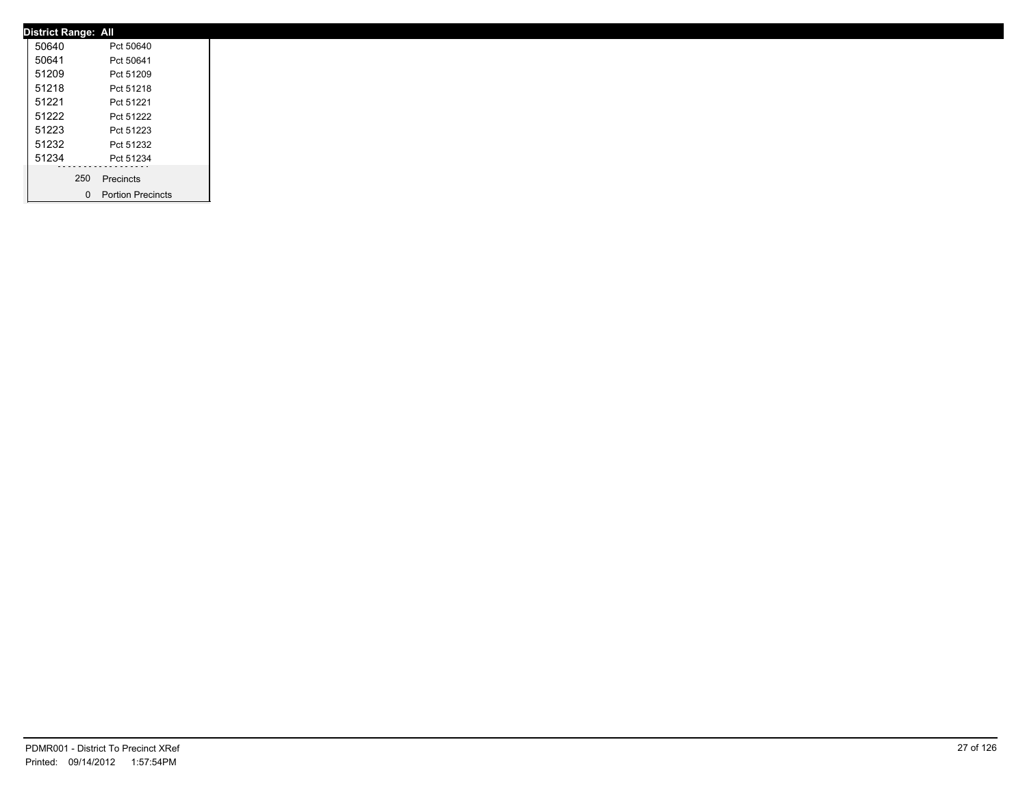**District Range: All**

| | |
|---|---|
| 50640 | Pct 50640 |
| 50641 | Pct 50641 |
| 51209 | Pct 51209 |
| 51218 | Pct 51218 |
| 51221 | Pct 51221 |
| 51222 | Pct 51222 |
| 51223 | Pct 51223 |
| 51232 | Pct 51232 |
| 51234 | Pct 51234 |

| | |
|---|---|
| 250 | Precincts |
| 0 | Portion Precincts |

PDMR001 - District To Precinct XRef
Printed: 09/14/2012 1:57:54PM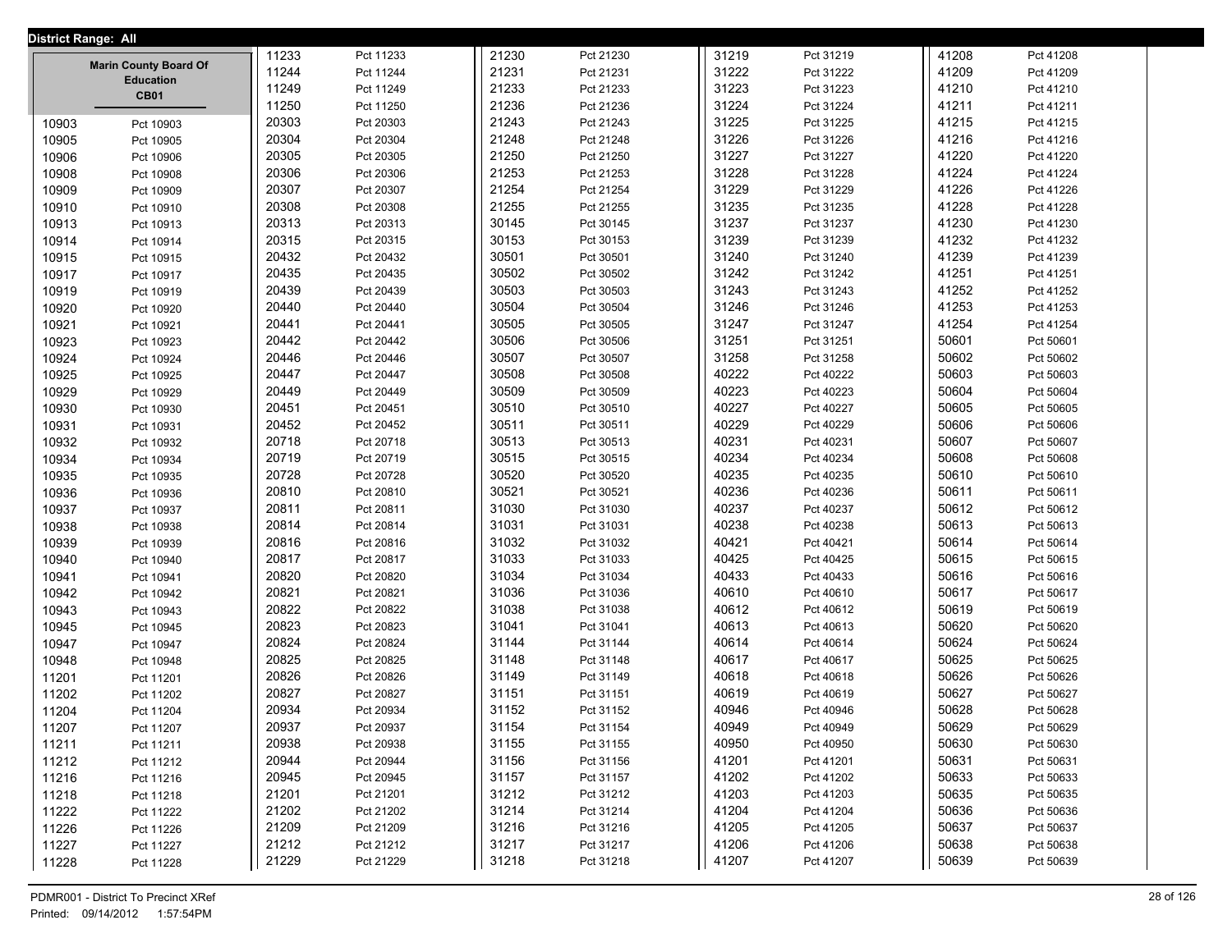**District Range: All**

**Marin County Board Of Education**
**CB01**

| District | Precinct |
|---|---|
| 10903 | Pct 10903 |
| 10905 | Pct 10905 |
| 10906 | Pct 10906 |
| 10908 | Pct 10908 |
| 10909 | Pct 10909 |
| 10910 | Pct 10910 |
| 10913 | Pct 10913 |
| 10914 | Pct 10914 |
| 10915 | Pct 10915 |
| 10917 | Pct 10917 |
| 10919 | Pct 10919 |
| 10920 | Pct 10920 |
| 10921 | Pct 10921 |
| 10923 | Pct 10923 |
| 10924 | Pct 10924 |
| 10925 | Pct 10925 |
| 10929 | Pct 10929 |
| 10930 | Pct 10930 |
| 10931 | Pct 10931 |
| 10932 | Pct 10932 |
| 10934 | Pct 10934 |
| 10935 | Pct 10935 |
| 10936 | Pct 10936 |
| 10937 | Pct 10937 |
| 10938 | Pct 10938 |
| 10939 | Pct 10939 |
| 10940 | Pct 10940 |
| 10941 | Pct 10941 |
| 10942 | Pct 10942 |
| 10943 | Pct 10943 |
| 10945 | Pct 10945 |
| 10947 | Pct 10947 |
| 10948 | Pct 10948 |
| 11201 | Pct 11201 |
| 11202 | Pct 11202 |
| 11204 | Pct 11204 |
| 11207 | Pct 11207 |
| 11211 | Pct 11211 |
| 11212 | Pct 11212 |
| 11216 | Pct 11216 |
| 11218 | Pct 11218 |
| 11222 | Pct 11222 |
| 11226 | Pct 11226 |
| 11227 | Pct 11227 |
| 11228 | Pct 11228 |
| 11233 | Pct 11233 |
| 11244 | Pct 11244 |
| 11249 | Pct 11249 |
| 11250 | Pct 11250 |
| 20303 | Pct 20303 |
| 20304 | Pct 20304 |
| 20305 | Pct 20305 |
| 20306 | Pct 20306 |
| 20307 | Pct 20307 |
| 20308 | Pct 20308 |
| 20313 | Pct 20313 |
| 20315 | Pct 20315 |
| 20432 | Pct 20432 |
| 20435 | Pct 20435 |
| 20439 | Pct 20439 |
| 20440 | Pct 20440 |
| 20441 | Pct 20441 |
| 20442 | Pct 20442 |
| 20446 | Pct 20446 |
| 20447 | Pct 20447 |
| 20449 | Pct 20449 |
| 20451 | Pct 20451 |
| 20452 | Pct 20452 |
| 20718 | Pct 20718 |
| 20719 | Pct 20719 |
| 20728 | Pct 20728 |
| 20810 | Pct 20810 |
| 20811 | Pct 20811 |
| 20814 | Pct 20814 |
| 20816 | Pct 20816 |
| 20817 | Pct 20817 |
| 20820 | Pct 20820 |
| 20821 | Pct 20821 |
| 20822 | Pct 20822 |
| 20823 | Pct 20823 |
| 20824 | Pct 20824 |
| 20825 | Pct 20825 |
| 20826 | Pct 20826 |
| 20827 | Pct 20827 |
| 20934 | Pct 20934 |
| 20937 | Pct 20937 |
| 20938 | Pct 20938 |
| 20944 | Pct 20944 |
| 20945 | Pct 20945 |
| 21201 | Pct 21201 |
| 21202 | Pct 21202 |
| 21209 | Pct 21209 |
| 21212 | Pct 21212 |
| 21229 | Pct 21229 |
| 21230 | Pct 21230 |
| 21231 | Pct 21231 |
| 21233 | Pct 21233 |
| 21236 | Pct 21236 |
| 21243 | Pct 21243 |
| 21248 | Pct 21248 |
| 21250 | Pct 21250 |
| 21253 | Pct 21253 |
| 21254 | Pct 21254 |
| 21255 | Pct 21255 |
| 30145 | Pct 30145 |
| 30153 | Pct 30153 |
| 30501 | Pct 30501 |
| 30502 | Pct 30502 |
| 30503 | Pct 30503 |
| 30504 | Pct 30504 |
| 30505 | Pct 30505 |
| 30506 | Pct 30506 |
| 30507 | Pct 30507 |
| 30508 | Pct 30508 |
| 30509 | Pct 30509 |
| 30510 | Pct 30510 |
| 30511 | Pct 30511 |
| 30513 | Pct 30513 |
| 30515 | Pct 30515 |
| 30520 | Pct 30520 |
| 30521 | Pct 30521 |
| 31030 | Pct 31030 |
| 31031 | Pct 31031 |
| 31032 | Pct 31032 |
| 31033 | Pct 31033 |
| 31034 | Pct 31034 |
| 31036 | Pct 31036 |
| 31038 | Pct 31038 |
| 31041 | Pct 31041 |
| 31144 | Pct 31144 |
| 31148 | Pct 31148 |
| 31149 | Pct 31149 |
| 31151 | Pct 31151 |
| 31152 | Pct 31152 |
| 31154 | Pct 31154 |
| 31155 | Pct 31155 |
| 31156 | Pct 31156 |
| 31157 | Pct 31157 |
| 31212 | Pct 31212 |
| 31214 | Pct 31214 |
| 31216 | Pct 31216 |
| 31217 | Pct 31217 |
| 31218 | Pct 31218 |
| 31219 | Pct 31219 |
| 31222 | Pct 31222 |
| 31223 | Pct 31223 |
| 31224 | Pct 31224 |
| 31225 | Pct 31225 |
| 31226 | Pct 31226 |
| 31227 | Pct 31227 |
| 31228 | Pct 31228 |
| 31229 | Pct 31229 |
| 31235 | Pct 31235 |
| 31237 | Pct 31237 |
| 31239 | Pct 31239 |
| 31240 | Pct 31240 |
| 31242 | Pct 31242 |
| 31243 | Pct 31243 |
| 31246 | Pct 31246 |
| 31247 | Pct 31247 |
| 31251 | Pct 31251 |
| 31258 | Pct 31258 |
| 40222 | Pct 40222 |
| 40223 | Pct 40223 |
| 40227 | Pct 40227 |
| 40229 | Pct 40229 |
| 40231 | Pct 40231 |
| 40234 | Pct 40234 |
| 40235 | Pct 40235 |
| 40236 | Pct 40236 |
| 40237 | Pct 40237 |
| 40238 | Pct 40238 |
| 40421 | Pct 40421 |
| 40425 | Pct 40425 |
| 40433 | Pct 40433 |
| 40610 | Pct 40610 |
| 40612 | Pct 40612 |
| 40613 | Pct 40613 |
| 40614 | Pct 40614 |
| 40617 | Pct 40617 |
| 40618 | Pct 40618 |
| 40619 | Pct 40619 |
| 40946 | Pct 40946 |
| 40949 | Pct 40949 |
| 40950 | Pct 40950 |
| 41201 | Pct 41201 |
| 41202 | Pct 41202 |
| 41203 | Pct 41203 |
| 41204 | Pct 41204 |
| 41205 | Pct 41205 |
| 41206 | Pct 41206 |
| 41207 | Pct 41207 |
| 41208 | Pct 41208 |
| 41209 | Pct 41209 |
| 41210 | Pct 41210 |
| 41211 | Pct 41211 |
| 41215 | Pct 41215 |
| 41216 | Pct 41216 |
| 41220 | Pct 41220 |
| 41224 | Pct 41224 |
| 41226 | Pct 41226 |
| 41228 | Pct 41228 |
| 41230 | Pct 41230 |
| 41232 | Pct 41232 |
| 41239 | Pct 41239 |
| 41251 | Pct 41251 |
| 41252 | Pct 41252 |
| 41253 | Pct 41253 |
| 41254 | Pct 41254 |
| 50601 | Pct 50601 |
| 50602 | Pct 50602 |
| 50603 | Pct 50603 |
| 50604 | Pct 50604 |
| 50605 | Pct 50605 |
| 50606 | Pct 50606 |
| 50607 | Pct 50607 |
| 50608 | Pct 50608 |
| 50610 | Pct 50610 |
| 50611 | Pct 50611 |
| 50612 | Pct 50612 |
| 50613 | Pct 50613 |
| 50614 | Pct 50614 |
| 50615 | Pct 50615 |
| 50616 | Pct 50616 |
| 50617 | Pct 50617 |
| 50619 | Pct 50619 |
| 50620 | Pct 50620 |
| 50624 | Pct 50624 |
| 50625 | Pct 50625 |
| 50626 | Pct 50626 |
| 50627 | Pct 50627 |
| 50628 | Pct 50628 |
| 50629 | Pct 50629 |
| 50630 | Pct 50630 |
| 50631 | Pct 50631 |
| 50633 | Pct 50633 |
| 50635 | Pct 50635 |
| 50636 | Pct 50636 |
| 50637 | Pct 50637 |
| 50638 | Pct 50638 |
| 50639 | Pct 50639 |

PDMR001 - District To Precinct XRef
Printed: 09/14/2012 1:57:54PM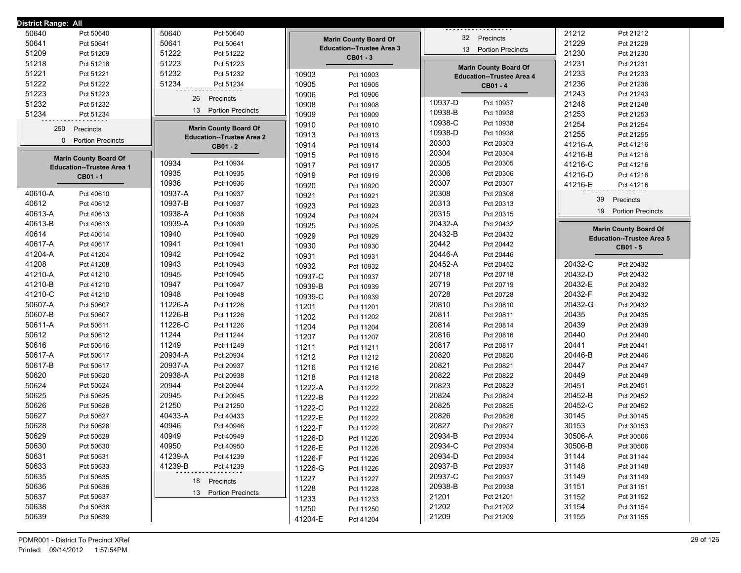District Range: All

| District | Precinct |
|---|---|
| 50640 | Pct 50640 |
| 50641 | Pct 50641 |
| 51209 | Pct 51209 |
| 51218 | Pct 51218 |
| 51221 | Pct 51221 |
| 51222 | Pct 51222 |
| 51223 | Pct 51223 |
| 51232 | Pct 51232 |
| 51234 | Pct 51234 |

250 Precincts
0 Portion Precincts

## Marin County Board Of Education--Trustee Area 1
### CB01 - 1

| District | Precinct |
|---|---|
| 40610-A | Pct 40610 |
| 40612 | Pct 40612 |
| 40613-A | Pct 40613 |
| 40613-B | Pct 40613 |
| 40614 | Pct 40614 |
| 40617-A | Pct 40617 |
| 41204-A | Pct 41204 |
| 41208 | Pct 41208 |
| 41210-A | Pct 41210 |
| 41210-B | Pct 41210 |
| 41210-C | Pct 41210 |
| 50607-A | Pct 50607 |
| 50607-B | Pct 50607 |
| 50611-A | Pct 50611 |
| 50612 | Pct 50612 |
| 50616 | Pct 50616 |
| 50617-A | Pct 50617 |
| 50617-B | Pct 50617 |
| 50620 | Pct 50620 |
| 50624 | Pct 50624 |
| 50625 | Pct 50625 |
| 50626 | Pct 50626 |
| 50627 | Pct 50627 |
| 50628 | Pct 50628 |
| 50629 | Pct 50629 |
| 50630 | Pct 50630 |
| 50631 | Pct 50631 |
| 50633 | Pct 50633 |
| 50635 | Pct 50635 |
| 50636 | Pct 50636 |
| 50637 | Pct 50637 |
| 50638 | Pct 50638 |
| 50639 | Pct 50639 |
| 50640 | Pct 50640 |
| 50641 | Pct 50641 |
| 51222 | Pct 51222 |
| 51223 | Pct 51223 |
| 51232 | Pct 51232 |
| 51234 | Pct 51234 |

26 Precincts
13 Portion Precincts

## Marin County Board Of Education--Trustee Area 2
### CB01 - 2

| District | Precinct |
|---|---|
| 10934 | Pct 10934 |
| 10935 | Pct 10935 |
| 10936 | Pct 10936 |
| 10937-A | Pct 10937 |
| 10937-B | Pct 10937 |
| 10938-A | Pct 10938 |
| 10939-A | Pct 10939 |
| 10940 | Pct 10940 |
| 10941 | Pct 10941 |
| 10942 | Pct 10942 |
| 10943 | Pct 10943 |
| 10945 | Pct 10945 |
| 10947 | Pct 10947 |
| 10948 | Pct 10948 |
| 11226-A | Pct 11226 |
| 11226-B | Pct 11226 |
| 11226-C | Pct 11226 |
| 11244 | Pct 11244 |
| 11249 | Pct 11249 |
| 20934-A | Pct 20934 |
| 20937-A | Pct 20937 |
| 20938-A | Pct 20938 |
| 20944 | Pct 20944 |
| 20945 | Pct 20945 |
| 21250 | Pct 21250 |
| 40433-A | Pct 40433 |
| 40946 | Pct 40946 |
| 40949 | Pct 40949 |
| 40950 | Pct 40950 |
| 41239-A | Pct 41239 |
| 41239-B | Pct 41239 |

18 Precincts
13 Portion Precincts

## Marin County Board Of Education--Trustee Area 3
### CB01 - 3

| District | Precinct |
|---|---|
| 10903 | Pct 10903 |
| 10905 | Pct 10905 |
| 10906 | Pct 10906 |
| 10908 | Pct 10908 |
| 10909 | Pct 10909 |
| 10910 | Pct 10910 |
| 10913 | Pct 10913 |
| 10914 | Pct 10914 |
| 10915 | Pct 10915 |
| 10917 | Pct 10917 |
| 10919 | Pct 10919 |
| 10920 | Pct 10920 |
| 10921 | Pct 10921 |
| 10923 | Pct 10923 |
| 10924 | Pct 10924 |
| 10925 | Pct 10925 |
| 10929 | Pct 10929 |
| 10930 | Pct 10930 |
| 10931 | Pct 10931 |
| 10932 | Pct 10932 |
| 10937-C | Pct 10937 |
| 10939-B | Pct 10939 |
| 10939-C | Pct 10939 |
| 11201 | Pct 11201 |
| 11202 | Pct 11202 |
| 11204 | Pct 11204 |
| 11207 | Pct 11207 |
| 11211 | Pct 11211 |
| 11212 | Pct 11212 |
| 11216 | Pct 11216 |
| 11218 | Pct 11218 |
| 11222-A | Pct 11222 |
| 11222-B | Pct 11222 |
| 11222-C | Pct 11222 |
| 11222-E | Pct 11222 |
| 11222-F | Pct 11222 |
| 11226-D | Pct 11226 |
| 11226-E | Pct 11226 |
| 11226-F | Pct 11226 |
| 11226-G | Pct 11226 |
| 11227 | Pct 11227 |
| 11228 | Pct 11228 |
| 11233 | Pct 11233 |
| 11250 | Pct 11250 |
| 41204-E | Pct 41204 |

32 Precincts
13 Portion Precincts

## Marin County Board Of Education--Trustee Area 4
### CB01 - 4

| District | Precinct |
|---|---|
| 10937-D | Pct 10937 |
| 10938-B | Pct 10938 |
| 10938-C | Pct 10938 |
| 10938-D | Pct 10938 |
| 20303 | Pct 20303 |
| 20304 | Pct 20304 |
| 20305 | Pct 20305 |
| 20306 | Pct 20306 |
| 20307 | Pct 20307 |
| 20308 | Pct 20308 |
| 20313 | Pct 20313 |
| 20315 | Pct 20315 |
| 20432-A | Pct 20432 |
| 20432-B | Pct 20432 |
| 20442 | Pct 20442 |
| 20446-A | Pct 20446 |
| 20452-A | Pct 20452 |
| 20718 | Pct 20718 |
| 20719 | Pct 20719 |
| 20728 | Pct 20728 |
| 20810 | Pct 20810 |
| 20811 | Pct 20811 |
| 20814 | Pct 20814 |
| 20816 | Pct 20816 |
| 20817 | Pct 20817 |
| 20820 | Pct 20820 |
| 20821 | Pct 20821 |
| 20822 | Pct 20822 |
| 20823 | Pct 20823 |
| 20824 | Pct 20824 |
| 20825 | Pct 20825 |
| 20826 | Pct 20826 |
| 20827 | Pct 20827 |
| 20934-B | Pct 20934 |
| 20934-C | Pct 20934 |
| 20934-D | Pct 20934 |
| 20937-B | Pct 20937 |
| 20937-C | Pct 20937 |
| 20938-B | Pct 20938 |
| 21201 | Pct 21201 |
| 21202 | Pct 21202 |
| 21209 | Pct 21209 |
| 21212 | Pct 21212 |
| 21229 | Pct 21229 |
| 21230 | Pct 21230 |
| 21231 | Pct 21231 |
| 21233 | Pct 21233 |
| 21236 | Pct 21236 |
| 21243 | Pct 21243 |
| 21248 | Pct 21248 |
| 21253 | Pct 21253 |
| 21254 | Pct 21254 |
| 21255 | Pct 21255 |
| 41216-A | Pct 41216 |
| 41216-B | Pct 41216 |
| 41216-C | Pct 41216 |
| 41216-D | Pct 41216 |
| 41216-E | Pct 41216 |

39 Precincts
19 Portion Precincts

## Marin County Board Of Education--Trustee Area 5
### CB01 - 5

| District | Precinct |
|---|---|
| 20432-C | Pct 20432 |
| 20432-D | Pct 20432 |
| 20432-E | Pct 20432 |
| 20432-F | Pct 20432 |
| 20432-G | Pct 20432 |
| 20435 | Pct 20435 |
| 20439 | Pct 20439 |
| 20440 | Pct 20440 |
| 20441 | Pct 20441 |
| 20446-B | Pct 20446 |
| 20447 | Pct 20447 |
| 20449 | Pct 20449 |
| 20451 | Pct 20451 |
| 20452-B | Pct 20452 |
| 20452-C | Pct 20452 |
| 30145 | Pct 30145 |
| 30153 | Pct 30153 |
| 30506-A | Pct 30506 |
| 30506-B | Pct 30506 |
| 31144 | Pct 31144 |
| 31148 | Pct 31148 |
| 31149 | Pct 31149 |
| 31151 | Pct 31151 |
| 31152 | Pct 31152 |
| 31154 | Pct 31154 |
| 31155 | Pct 31155 |

PDMR001 - District To Precinct XRef
Printed: 09/14/2012 1:57:54PM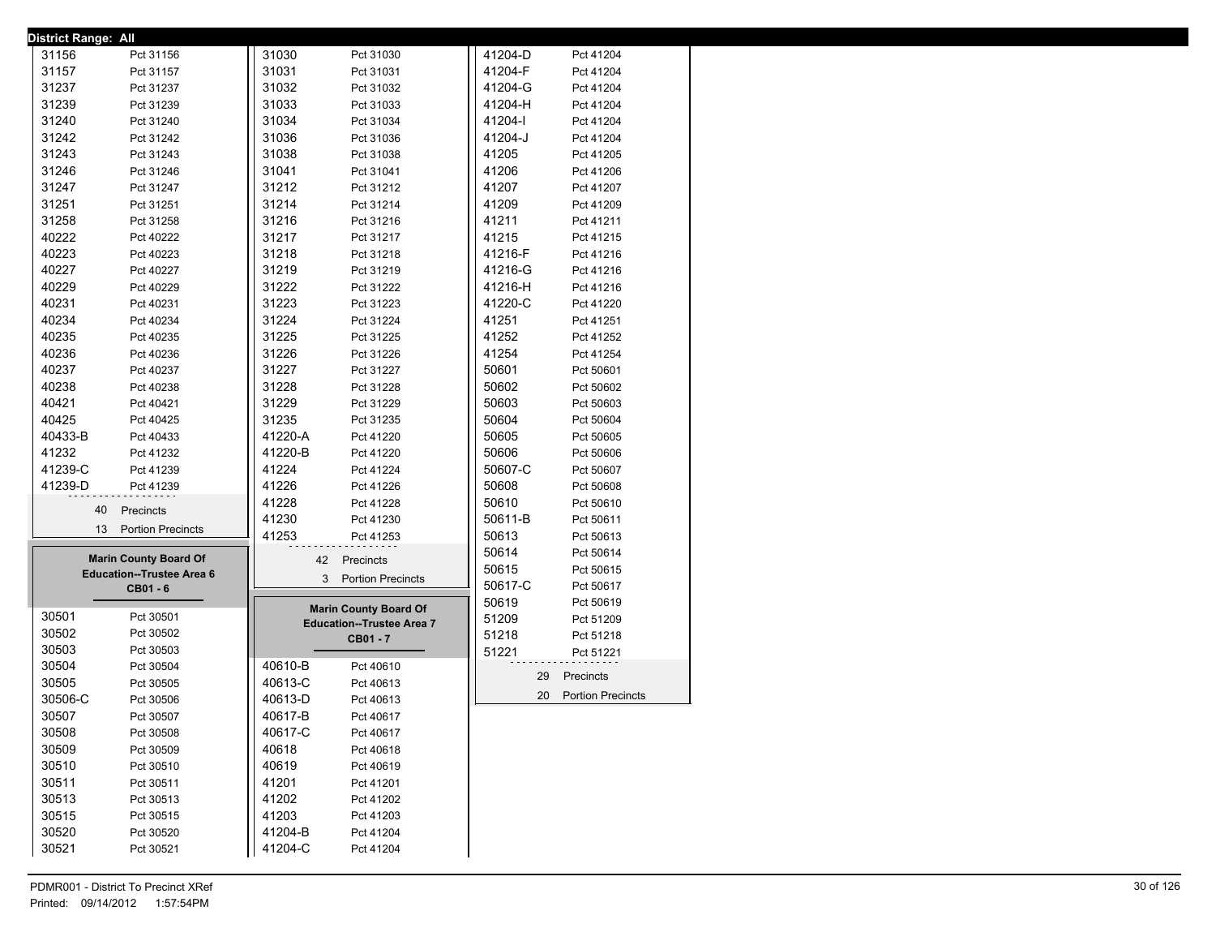District Range: All

| Precinct | Name |
|---|---|
| 31156 | Pct 31156 |
| 31157 | Pct 31157 |
| 31237 | Pct 31237 |
| 31239 | Pct 31239 |
| 31240 | Pct 31240 |
| 31242 | Pct 31242 |
| 31243 | Pct 31243 |
| 31246 | Pct 31246 |
| 31247 | Pct 31247 |
| 31251 | Pct 31251 |
| 31258 | Pct 31258 |
| 40222 | Pct 40222 |
| 40223 | Pct 40223 |
| 40227 | Pct 40227 |
| 40229 | Pct 40229 |
| 40231 | Pct 40231 |
| 40234 | Pct 40234 |
| 40235 | Pct 40235 |
| 40236 | Pct 40236 |
| 40237 | Pct 40237 |
| 40238 | Pct 40238 |
| 40421 | Pct 40421 |
| 40425 | Pct 40425 |
| 40433-B | Pct 40433 |
| 41232 | Pct 41232 |
| 41239-C | Pct 41239 |
| 41239-D | Pct 41239 |

40 Precincts
13 Portion Precincts

## Marin County Board Of Education--Trustee Area 6

**CB01 - 6**

| Precinct | Name |
|---|---|
| 30501 | Pct 30501 |
| 30502 | Pct 30502 |
| 30503 | Pct 30503 |
| 30504 | Pct 30504 |
| 30505 | Pct 30505 |
| 30506-C | Pct 30506 |
| 30507 | Pct 30507 |
| 30508 | Pct 30508 |
| 30509 | Pct 30509 |
| 30510 | Pct 30510 |
| 30511 | Pct 30511 |
| 30513 | Pct 30513 |
| 30515 | Pct 30515 |
| 30520 | Pct 30520 |
| 30521 | Pct 30521 |
| 31030 | Pct 31030 |
| 31031 | Pct 31031 |
| 31032 | Pct 31032 |
| 31033 | Pct 31033 |
| 31034 | Pct 31034 |
| 31036 | Pct 31036 |
| 31038 | Pct 31038 |
| 31041 | Pct 31041 |
| 31212 | Pct 31212 |
| 31214 | Pct 31214 |
| 31216 | Pct 31216 |
| 31217 | Pct 31217 |
| 31218 | Pct 31218 |
| 31219 | Pct 31219 |
| 31222 | Pct 31222 |
| 31223 | Pct 31223 |
| 31224 | Pct 31224 |
| 31225 | Pct 31225 |
| 31226 | Pct 31226 |
| 31227 | Pct 31227 |
| 31228 | Pct 31228 |
| 31229 | Pct 31229 |
| 31235 | Pct 31235 |
| 41220-A | Pct 41220 |
| 41220-B | Pct 41220 |
| 41224 | Pct 41224 |
| 41226 | Pct 41226 |
| 41228 | Pct 41228 |
| 41230 | Pct 41230 |
| 41253 | Pct 41253 |

42 Precincts
3 Portion Precincts

## Marin County Board Of Education--Trustee Area 7

**CB01 - 7**

| Precinct | Name |
|---|---|
| 40610-B | Pct 40610 |
| 40613-C | Pct 40613 |
| 40613-D | Pct 40613 |
| 40617-B | Pct 40617 |
| 40617-C | Pct 40617 |
| 40618 | Pct 40618 |
| 40619 | Pct 40619 |
| 41201 | Pct 41201 |
| 41202 | Pct 41202 |
| 41203 | Pct 41203 |
| 41204-B | Pct 41204 |
| 41204-C | Pct 41204 |
| 41204-D | Pct 41204 |
| 41204-F | Pct 41204 |
| 41204-G | Pct 41204 |
| 41204-H | Pct 41204 |
| 41204-I | Pct 41204 |
| 41204-J | Pct 41204 |
| 41205 | Pct 41205 |
| 41206 | Pct 41206 |
| 41207 | Pct 41207 |
| 41209 | Pct 41209 |
| 41211 | Pct 41211 |
| 41215 | Pct 41215 |
| 41216-F | Pct 41216 |
| 41216-G | Pct 41216 |
| 41216-H | Pct 41216 |
| 41220-C | Pct 41220 |
| 41251 | Pct 41251 |
| 41252 | Pct 41252 |
| 41254 | Pct 41254 |
| 50601 | Pct 50601 |
| 50602 | Pct 50602 |
| 50603 | Pct 50603 |
| 50604 | Pct 50604 |
| 50605 | Pct 50605 |
| 50606 | Pct 50606 |
| 50607-C | Pct 50607 |
| 50608 | Pct 50608 |
| 50610 | Pct 50610 |
| 50611-B | Pct 50611 |
| 50613 | Pct 50613 |
| 50614 | Pct 50614 |
| 50615 | Pct 50615 |
| 50617-C | Pct 50617 |
| 50619 | Pct 50619 |
| 51209 | Pct 51209 |
| 51218 | Pct 51218 |
| 51221 | Pct 51221 |

29 Precincts
20 Portion Precincts

PDMR001 - District To Precinct XRef
Printed: 09/14/2012 1:57:54PM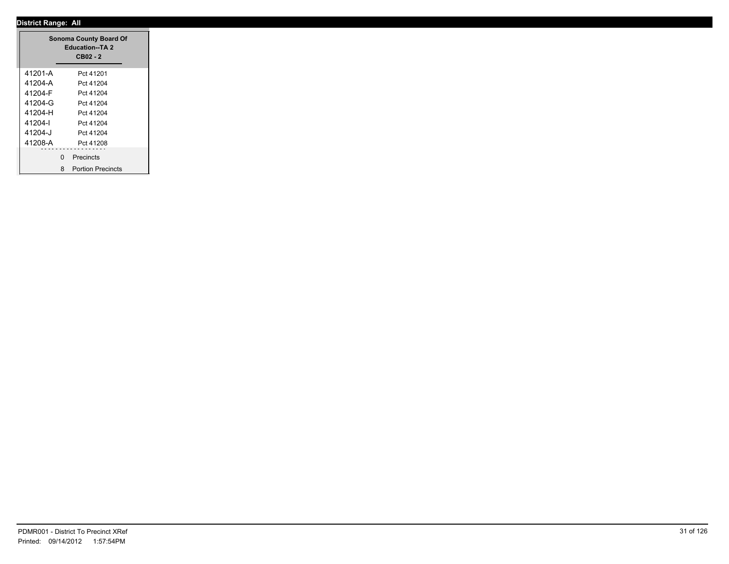**District Range: All**

| Sonoma County Board Of Education--TA 2 CB02 - 2 | |
|---|---|
| 41201-A | Pct 41201 |
| 41204-A | Pct 41204 |
| 41204-F | Pct 41204 |
| 41204-G | Pct 41204 |
| 41204-H | Pct 41204 |
| 41204-I | Pct 41204 |
| 41204-J | Pct 41204 |
| 41208-A | Pct 41208 |

0 Precincts

8 Portion Precincts

PDMR001 - District To Precinct XRef

Printed: 09/14/2012 1:57:54PM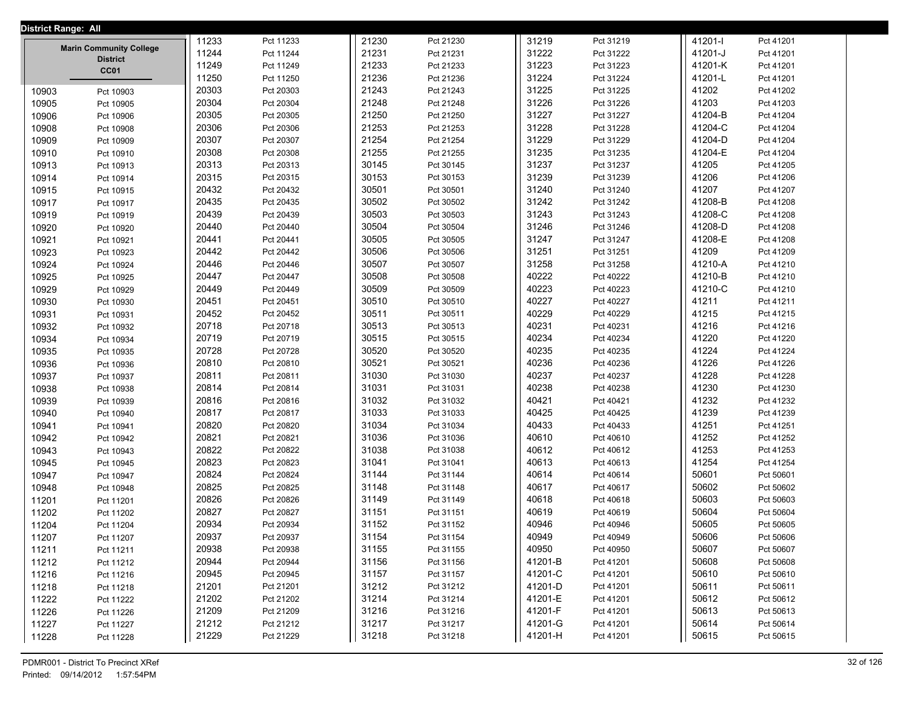**District Range: All**

## Marin Community College District
### CC01

| Precinct | Name |
|---|---|
| 10903 | Pct 10903 |
| 10905 | Pct 10905 |
| 10906 | Pct 10906 |
| 10908 | Pct 10908 |
| 10909 | Pct 10909 |
| 10910 | Pct 10910 |
| 10913 | Pct 10913 |
| 10914 | Pct 10914 |
| 10915 | Pct 10915 |
| 10917 | Pct 10917 |
| 10919 | Pct 10919 |
| 10920 | Pct 10920 |
| 10921 | Pct 10921 |
| 10923 | Pct 10923 |
| 10924 | Pct 10924 |
| 10925 | Pct 10925 |
| 10929 | Pct 10929 |
| 10930 | Pct 10930 |
| 10931 | Pct 10931 |
| 10932 | Pct 10932 |
| 10934 | Pct 10934 |
| 10935 | Pct 10935 |
| 10936 | Pct 10936 |
| 10937 | Pct 10937 |
| 10938 | Pct 10938 |
| 10939 | Pct 10939 |
| 10940 | Pct 10940 |
| 10941 | Pct 10941 |
| 10942 | Pct 10942 |
| 10943 | Pct 10943 |
| 10945 | Pct 10945 |
| 10947 | Pct 10947 |
| 10948 | Pct 10948 |
| 11201 | Pct 11201 |
| 11202 | Pct 11202 |
| 11204 | Pct 11204 |
| 11207 | Pct 11207 |
| 11211 | Pct 11211 |
| 11212 | Pct 11212 |
| 11216 | Pct 11216 |
| 11218 | Pct 11218 |
| 11222 | Pct 11222 |
| 11226 | Pct 11226 |
| 11227 | Pct 11227 |
| 11228 | Pct 11228 |
| 11233 | Pct 11233 |
| 11244 | Pct 11244 |
| 11249 | Pct 11249 |
| 11250 | Pct 11250 |
| 20303 | Pct 20303 |
| 20304 | Pct 20304 |
| 20305 | Pct 20305 |
| 20306 | Pct 20306 |
| 20307 | Pct 20307 |
| 20308 | Pct 20308 |
| 20313 | Pct 20313 |
| 20315 | Pct 20315 |
| 20432 | Pct 20432 |
| 20435 | Pct 20435 |
| 20439 | Pct 20439 |
| 20440 | Pct 20440 |
| 20441 | Pct 20441 |
| 20442 | Pct 20442 |
| 20446 | Pct 20446 |
| 20447 | Pct 20447 |
| 20449 | Pct 20449 |
| 20451 | Pct 20451 |
| 20452 | Pct 20452 |
| 20718 | Pct 20718 |
| 20719 | Pct 20719 |
| 20728 | Pct 20728 |
| 20810 | Pct 20810 |
| 20811 | Pct 20811 |
| 20814 | Pct 20814 |
| 20816 | Pct 20816 |
| 20817 | Pct 20817 |
| 20820 | Pct 20820 |
| 20821 | Pct 20821 |
| 20822 | Pct 20822 |
| 20823 | Pct 20823 |
| 20824 | Pct 20824 |
| 20825 | Pct 20825 |
| 20826 | Pct 20826 |
| 20827 | Pct 20827 |
| 20934 | Pct 20934 |
| 20937 | Pct 20937 |
| 20938 | Pct 20938 |
| 20944 | Pct 20944 |
| 20945 | Pct 20945 |
| 21201 | Pct 21201 |
| 21202 | Pct 21202 |
| 21209 | Pct 21209 |
| 21212 | Pct 21212 |
| 21229 | Pct 21229 |
| 21230 | Pct 21230 |
| 21231 | Pct 21231 |
| 21233 | Pct 21233 |
| 21236 | Pct 21236 |
| 21243 | Pct 21243 |
| 21248 | Pct 21248 |
| 21250 | Pct 21250 |
| 21253 | Pct 21253 |
| 21254 | Pct 21254 |
| 21255 | Pct 21255 |
| 30145 | Pct 30145 |
| 30153 | Pct 30153 |
| 30501 | Pct 30501 |
| 30502 | Pct 30502 |
| 30503 | Pct 30503 |
| 30504 | Pct 30504 |
| 30505 | Pct 30505 |
| 30506 | Pct 30506 |
| 30507 | Pct 30507 |
| 30508 | Pct 30508 |
| 30509 | Pct 30509 |
| 30510 | Pct 30510 |
| 30511 | Pct 30511 |
| 30513 | Pct 30513 |
| 30515 | Pct 30515 |
| 30520 | Pct 30520 |
| 30521 | Pct 30521 |
| 31030 | Pct 31030 |
| 31031 | Pct 31031 |
| 31032 | Pct 31032 |
| 31033 | Pct 31033 |
| 31034 | Pct 31034 |
| 31036 | Pct 31036 |
| 31038 | Pct 31038 |
| 31041 | Pct 31041 |
| 31144 | Pct 31144 |
| 31148 | Pct 31148 |
| 31149 | Pct 31149 |
| 31151 | Pct 31151 |
| 31152 | Pct 31152 |
| 31154 | Pct 31154 |
| 31155 | Pct 31155 |
| 31156 | Pct 31156 |
| 31157 | Pct 31157 |
| 31212 | Pct 31212 |
| 31214 | Pct 31214 |
| 31216 | Pct 31216 |
| 31217 | Pct 31217 |
| 31218 | Pct 31218 |
| 31219 | Pct 31219 |
| 31222 | Pct 31222 |
| 31223 | Pct 31223 |
| 31224 | Pct 31224 |
| 31225 | Pct 31225 |
| 31226 | Pct 31226 |
| 31227 | Pct 31227 |
| 31228 | Pct 31228 |
| 31229 | Pct 31229 |
| 31235 | Pct 31235 |
| 31237 | Pct 31237 |
| 31239 | Pct 31239 |
| 31240 | Pct 31240 |
| 31242 | Pct 31242 |
| 31243 | Pct 31243 |
| 31246 | Pct 31246 |
| 31247 | Pct 31247 |
| 31251 | Pct 31251 |
| 31258 | Pct 31258 |
| 40222 | Pct 40222 |
| 40223 | Pct 40223 |
| 40227 | Pct 40227 |
| 40229 | Pct 40229 |
| 40231 | Pct 40231 |
| 40234 | Pct 40234 |
| 40235 | Pct 40235 |
| 40236 | Pct 40236 |
| 40237 | Pct 40237 |
| 40238 | Pct 40238 |
| 40421 | Pct 40421 |
| 40425 | Pct 40425 |
| 40433 | Pct 40433 |
| 40610 | Pct 40610 |
| 40612 | Pct 40612 |
| 40613 | Pct 40613 |
| 40614 | Pct 40614 |
| 40617 | Pct 40617 |
| 40618 | Pct 40618 |
| 40619 | Pct 40619 |
| 40946 | Pct 40946 |
| 40949 | Pct 40949 |
| 40950 | Pct 40950 |
| 41201-B | Pct 41201 |
| 41201-C | Pct 41201 |
| 41201-D | Pct 41201 |
| 41201-E | Pct 41201 |
| 41201-F | Pct 41201 |
| 41201-G | Pct 41201 |
| 41201-H | Pct 41201 |
| 41201-I | Pct 41201 |
| 41201-J | Pct 41201 |
| 41201-K | Pct 41201 |
| 41201-L | Pct 41201 |
| 41202 | Pct 41202 |
| 41203 | Pct 41203 |
| 41204-B | Pct 41204 |
| 41204-C | Pct 41204 |
| 41204-D | Pct 41204 |
| 41204-E | Pct 41204 |
| 41205 | Pct 41205 |
| 41206 | Pct 41206 |
| 41207 | Pct 41207 |
| 41208-B | Pct 41208 |
| 41208-C | Pct 41208 |
| 41208-D | Pct 41208 |
| 41208-E | Pct 41208 |
| 41209 | Pct 41209 |
| 41210-A | Pct 41210 |
| 41210-B | Pct 41210 |
| 41210-C | Pct 41210 |
| 41211 | Pct 41211 |
| 41215 | Pct 41215 |
| 41216 | Pct 41216 |
| 41220 | Pct 41220 |
| 41224 | Pct 41224 |
| 41226 | Pct 41226 |
| 41228 | Pct 41228 |
| 41230 | Pct 41230 |
| 41232 | Pct 41232 |
| 41239 | Pct 41239 |
| 41251 | Pct 41251 |
| 41252 | Pct 41252 |
| 41253 | Pct 41253 |
| 41254 | Pct 41254 |
| 50601 | Pct 50601 |
| 50602 | Pct 50602 |
| 50603 | Pct 50603 |
| 50604 | Pct 50604 |
| 50605 | Pct 50605 |
| 50606 | Pct 50606 |
| 50607 | Pct 50607 |
| 50608 | Pct 50608 |
| 50610 | Pct 50610 |
| 50611 | Pct 50611 |
| 50612 | Pct 50612 |
| 50613 | Pct 50613 |
| 50614 | Pct 50614 |
| 50615 | Pct 50615 |

PDMR001 - District To Precinct XRef
Printed: 09/14/2012 1:57:54PM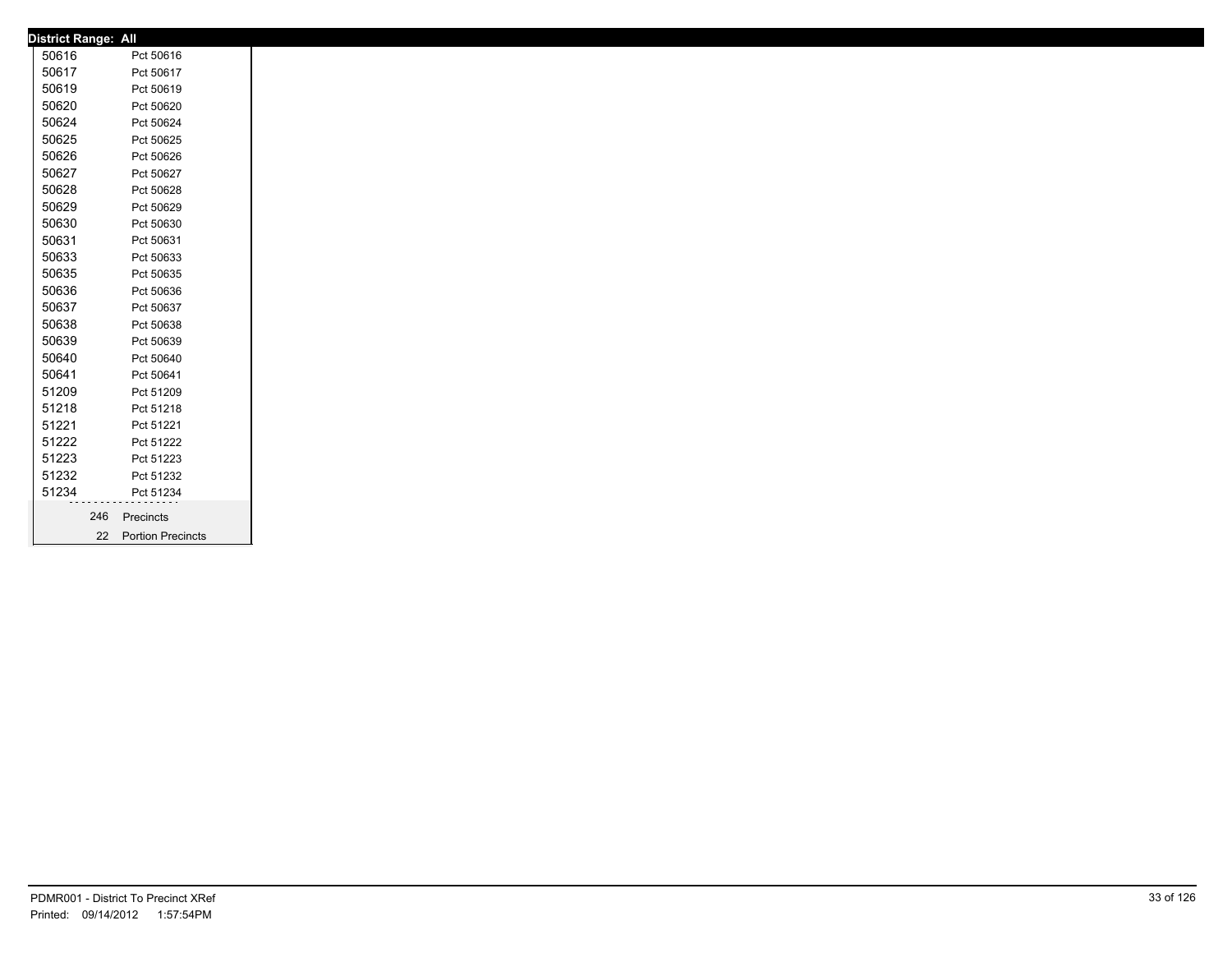**District Range: All**

| | |
|---|---|
| 50616 | Pct 50616 |
| 50617 | Pct 50617 |
| 50619 | Pct 50619 |
| 50620 | Pct 50620 |
| 50624 | Pct 50624 |
| 50625 | Pct 50625 |
| 50626 | Pct 50626 |
| 50627 | Pct 50627 |
| 50628 | Pct 50628 |
| 50629 | Pct 50629 |
| 50630 | Pct 50630 |
| 50631 | Pct 50631 |
| 50633 | Pct 50633 |
| 50635 | Pct 50635 |
| 50636 | Pct 50636 |
| 50637 | Pct 50637 |
| 50638 | Pct 50638 |
| 50639 | Pct 50639 |
| 50640 | Pct 50640 |
| 50641 | Pct 50641 |
| 51209 | Pct 51209 |
| 51218 | Pct 51218 |
| 51221 | Pct 51221 |
| 51222 | Pct 51222 |
| 51223 | Pct 51223 |
| 51232 | Pct 51232 |
| 51234 | Pct 51234 |

| | |
|---|---|
| 246 | Precincts |
| 22 | Portion Precincts |

PDMR001 - District To Precinct XRef
Printed: 09/14/2012 1:57:54PM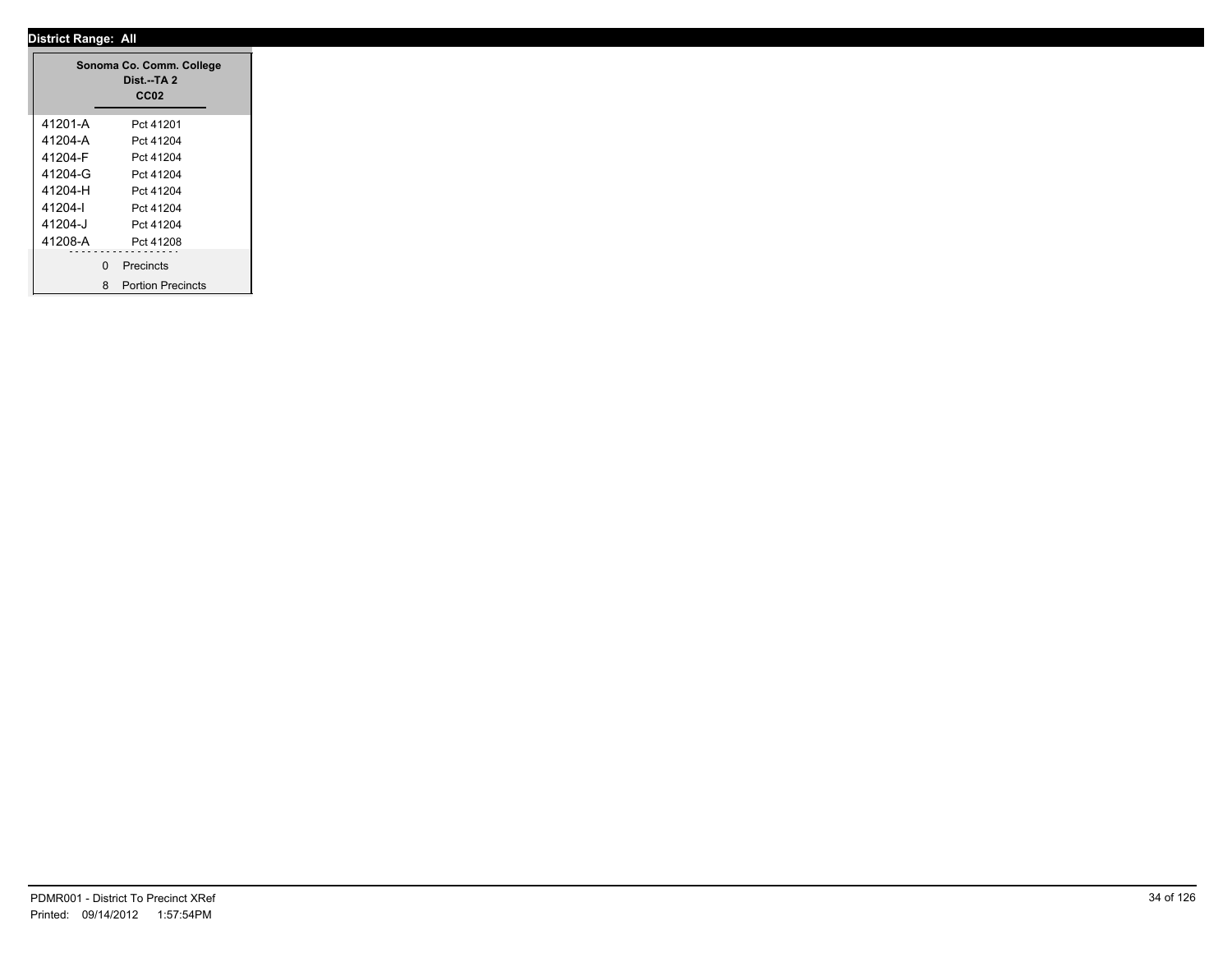**District Range: All**

| Sonoma Co. Comm. College Dist.--TA 2 CC02 | |
|---|---|
| 41201-A | Pct 41201 |
| 41204-A | Pct 41204 |
| 41204-F | Pct 41204 |
| 41204-G | Pct 41204 |
| 41204-H | Pct 41204 |
| 41204-I | Pct 41204 |
| 41204-J | Pct 41204 |
| 41208-A | Pct 41208 |
| 0 | Precincts |
| 8 | Portion Precincts |

PDMR001 - District To Precinct XRef
Printed: 09/14/2012 1:57:54PM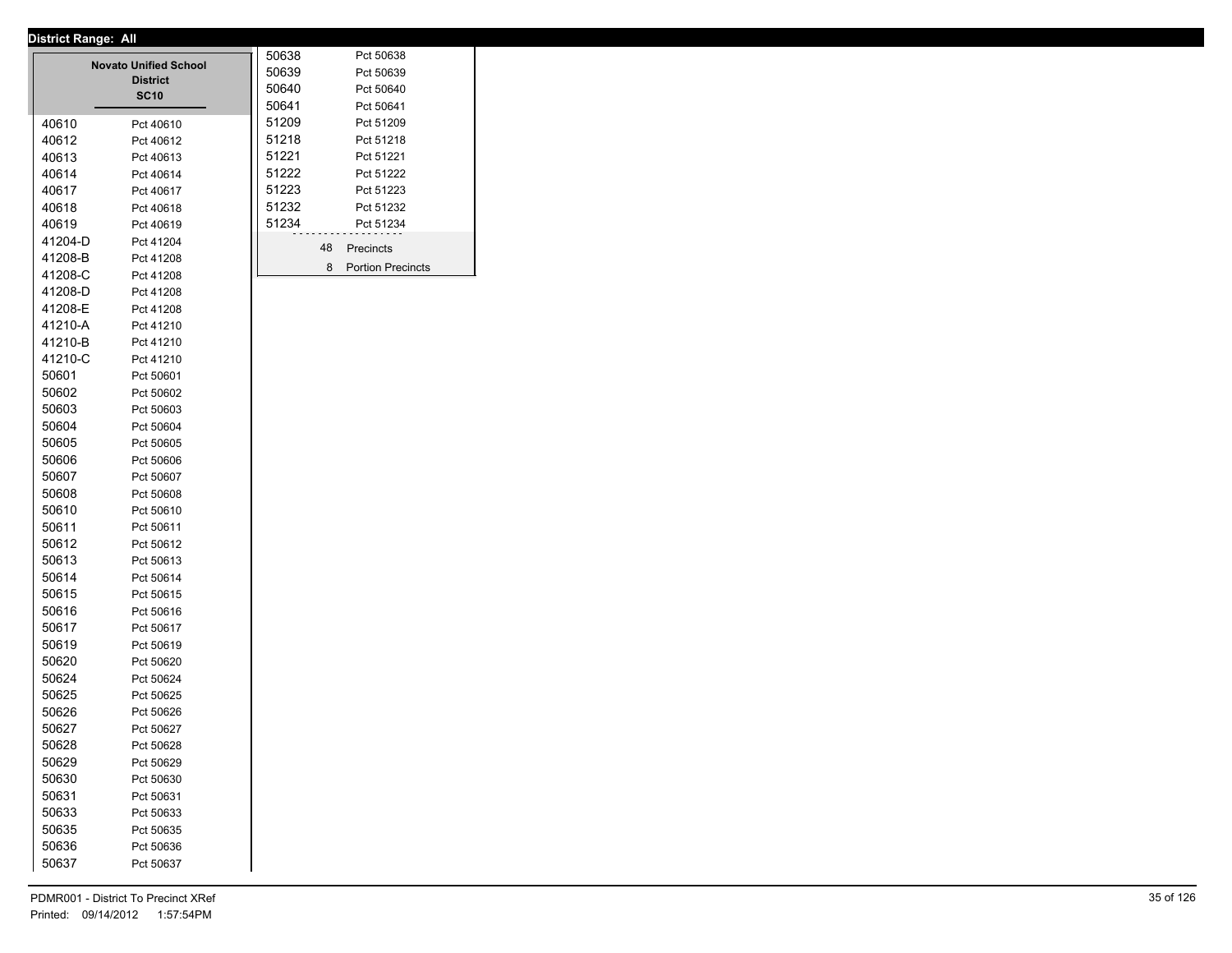**District Range: All**

## Novato Unified School District

### SC10

| Precinct | Name |
|---|---|
| 40610 | Pct 40610 |
| 40612 | Pct 40612 |
| 40613 | Pct 40613 |
| 40614 | Pct 40614 |
| 40617 | Pct 40617 |
| 40618 | Pct 40618 |
| 40619 | Pct 40619 |
| 41204-D | Pct 41204 |
| 41208-B | Pct 41208 |
| 41208-C | Pct 41208 |
| 41208-D | Pct 41208 |
| 41208-E | Pct 41208 |
| 41210-A | Pct 41210 |
| 41210-B | Pct 41210 |
| 41210-C | Pct 41210 |
| 50601 | Pct 50601 |
| 50602 | Pct 50602 |
| 50603 | Pct 50603 |
| 50604 | Pct 50604 |
| 50605 | Pct 50605 |
| 50606 | Pct 50606 |
| 50607 | Pct 50607 |
| 50608 | Pct 50608 |
| 50610 | Pct 50610 |
| 50611 | Pct 50611 |
| 50612 | Pct 50612 |
| 50613 | Pct 50613 |
| 50614 | Pct 50614 |
| 50615 | Pct 50615 |
| 50616 | Pct 50616 |
| 50617 | Pct 50617 |
| 50619 | Pct 50619 |
| 50620 | Pct 50620 |
| 50624 | Pct 50624 |
| 50625 | Pct 50625 |
| 50626 | Pct 50626 |
| 50627 | Pct 50627 |
| 50628 | Pct 50628 |
| 50629 | Pct 50629 |
| 50630 | Pct 50630 |
| 50631 | Pct 50631 |
| 50633 | Pct 50633 |
| 50635 | Pct 50635 |
| 50636 | Pct 50636 |
| 50637 | Pct 50637 |
| 50638 | Pct 50638 |
| 50639 | Pct 50639 |
| 50640 | Pct 50640 |
| 50641 | Pct 50641 |
| 51209 | Pct 51209 |
| 51218 | Pct 51218 |
| 51221 | Pct 51221 |
| 51222 | Pct 51222 |
| 51223 | Pct 51223 |
| 51232 | Pct 51232 |
| 51234 | Pct 51234 |

48 Precincts

8 Portion Precincts

PDMR001 - District To Precinct XRef

Printed: 09/14/2012 1:57:54PM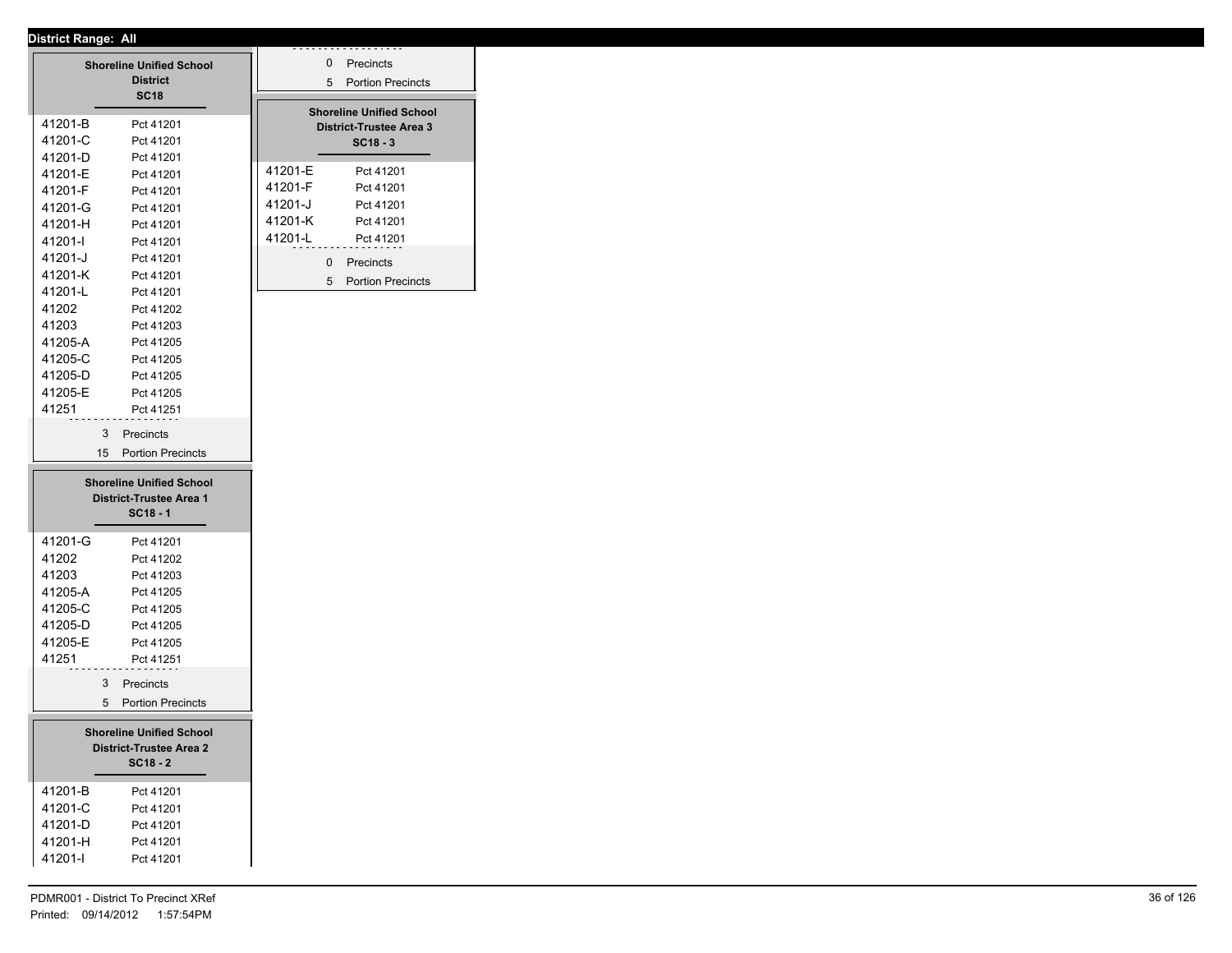**District Range: All**

### Shoreline Unified School District
**SC18**

| | |
|---|---|
| 41201-B | Pct 41201 |
| 41201-C | Pct 41201 |
| 41201-D | Pct 41201 |
| 41201-E | Pct 41201 |
| 41201-F | Pct 41201 |
| 41201-G | Pct 41201 |
| 41201-H | Pct 41201 |
| 41201-I | Pct 41201 |
| 41201-J | Pct 41201 |
| 41201-K | Pct 41201 |
| 41201-L | Pct 41201 |
| 41202 | Pct 41202 |
| 41203 | Pct 41203 |
| 41205-A | Pct 41205 |
| 41205-C | Pct 41205 |
| 41205-D | Pct 41205 |
| 41205-E | Pct 41205 |
| 41251 | Pct 41251 |

3 Precincts
15 Portion Precincts

### Shoreline Unified School District-Trustee Area 1
**SC18 - 1**

| | |
|---|---|
| 41201-G | Pct 41201 |
| 41202 | Pct 41202 |
| 41203 | Pct 41203 |
| 41205-A | Pct 41205 |
| 41205-C | Pct 41205 |
| 41205-D | Pct 41205 |
| 41205-E | Pct 41205 |
| 41251 | Pct 41251 |

3 Precincts
5 Portion Precincts

### Shoreline Unified School District-Trustee Area 2
**SC18 - 2**

| | |
|---|---|
| 41201-B | Pct 41201 |
| 41201-C | Pct 41201 |
| 41201-D | Pct 41201 |
| 41201-H | Pct 41201 |
| 41201-I | Pct 41201 |

0 Precincts
5 Portion Precincts

### Shoreline Unified School District-Trustee Area 3
**SC18 - 3**

| | |
|---|---|
| 41201-E | Pct 41201 |
| 41201-F | Pct 41201 |
| 41201-J | Pct 41201 |
| 41201-K | Pct 41201 |
| 41201-L | Pct 41201 |

0 Precincts
5 Portion Precincts

PDMR001 - District To Precinct XRef
Printed: 09/14/2012 1:57:54PM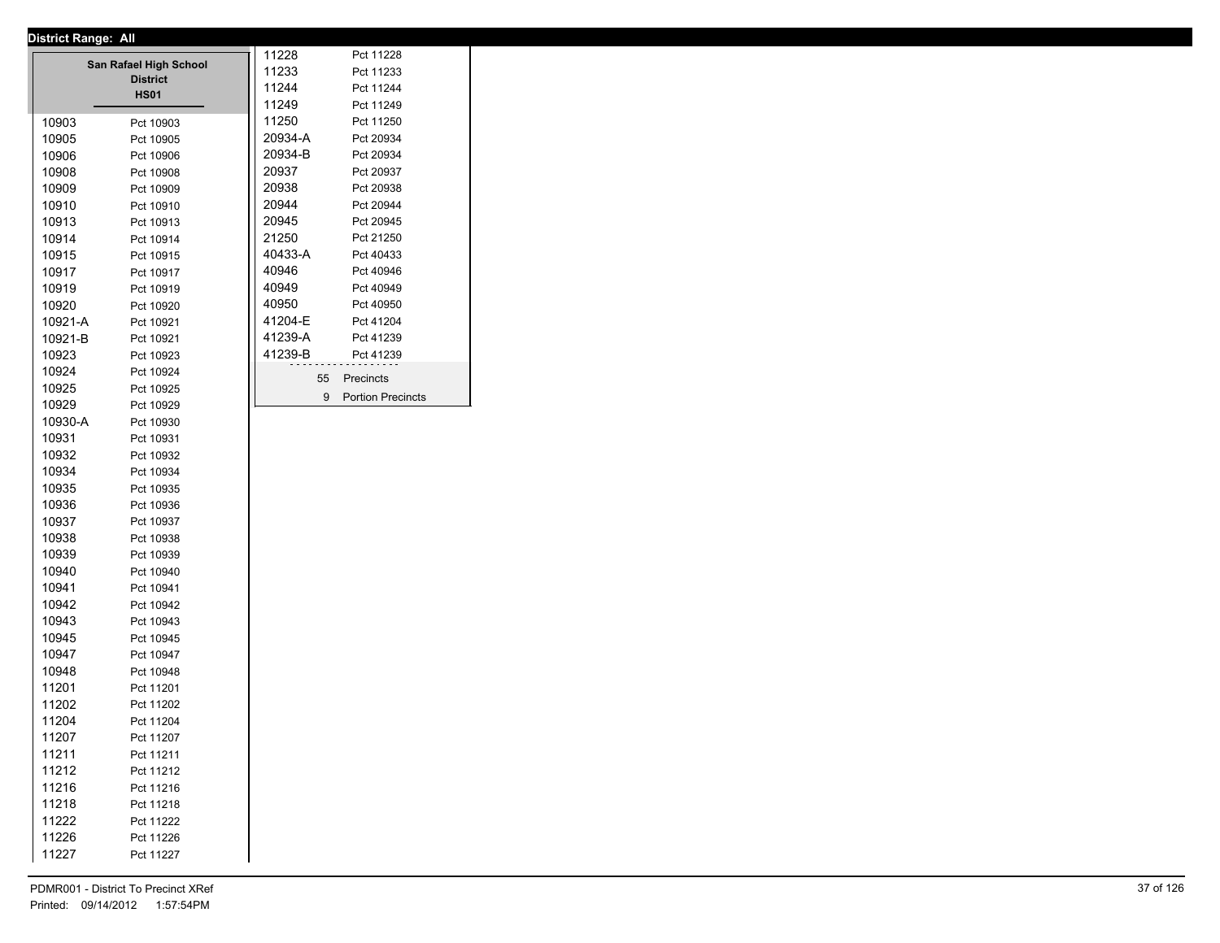**District Range: All**

## San Rafael High School District

### HS01

| Precinct | Name |
|---|---|
| 10903 | Pct 10903 |
| 10905 | Pct 10905 |
| 10906 | Pct 10906 |
| 10908 | Pct 10908 |
| 10909 | Pct 10909 |
| 10910 | Pct 10910 |
| 10913 | Pct 10913 |
| 10914 | Pct 10914 |
| 10915 | Pct 10915 |
| 10917 | Pct 10917 |
| 10919 | Pct 10919 |
| 10920 | Pct 10920 |
| 10921-A | Pct 10921 |
| 10921-B | Pct 10921 |
| 10923 | Pct 10923 |
| 10924 | Pct 10924 |
| 10925 | Pct 10925 |
| 10929 | Pct 10929 |
| 10930-A | Pct 10930 |
| 10931 | Pct 10931 |
| 10932 | Pct 10932 |
| 10934 | Pct 10934 |
| 10935 | Pct 10935 |
| 10936 | Pct 10936 |
| 10937 | Pct 10937 |
| 10938 | Pct 10938 |
| 10939 | Pct 10939 |
| 10940 | Pct 10940 |
| 10941 | Pct 10941 |
| 10942 | Pct 10942 |
| 10943 | Pct 10943 |
| 10945 | Pct 10945 |
| 10947 | Pct 10947 |
| 10948 | Pct 10948 |
| 11201 | Pct 11201 |
| 11202 | Pct 11202 |
| 11204 | Pct 11204 |
| 11207 | Pct 11207 |
| 11211 | Pct 11211 |
| 11212 | Pct 11212 |
| 11216 | Pct 11216 |
| 11218 | Pct 11218 |
| 11222 | Pct 11222 |
| 11226 | Pct 11226 |
| 11227 | Pct 11227 |
| 11228 | Pct 11228 |
| 11233 | Pct 11233 |
| 11244 | Pct 11244 |
| 11249 | Pct 11249 |
| 11250 | Pct 11250 |
| 20934-A | Pct 20934 |
| 20934-B | Pct 20934 |
| 20937 | Pct 20937 |
| 20938 | Pct 20938 |
| 20944 | Pct 20944 |
| 20945 | Pct 20945 |
| 21250 | Pct 21250 |
| 40433-A | Pct 40433 |
| 40946 | Pct 40946 |
| 40949 | Pct 40949 |
| 40950 | Pct 40950 |
| 41204-E | Pct 41204 |
| 41239-A | Pct 41239 |
| 41239-B | Pct 41239 |

55 Precincts
9 Portion Precincts

PDMR001 - District To Precinct XRef
Printed: 09/14/2012 1:57:54PM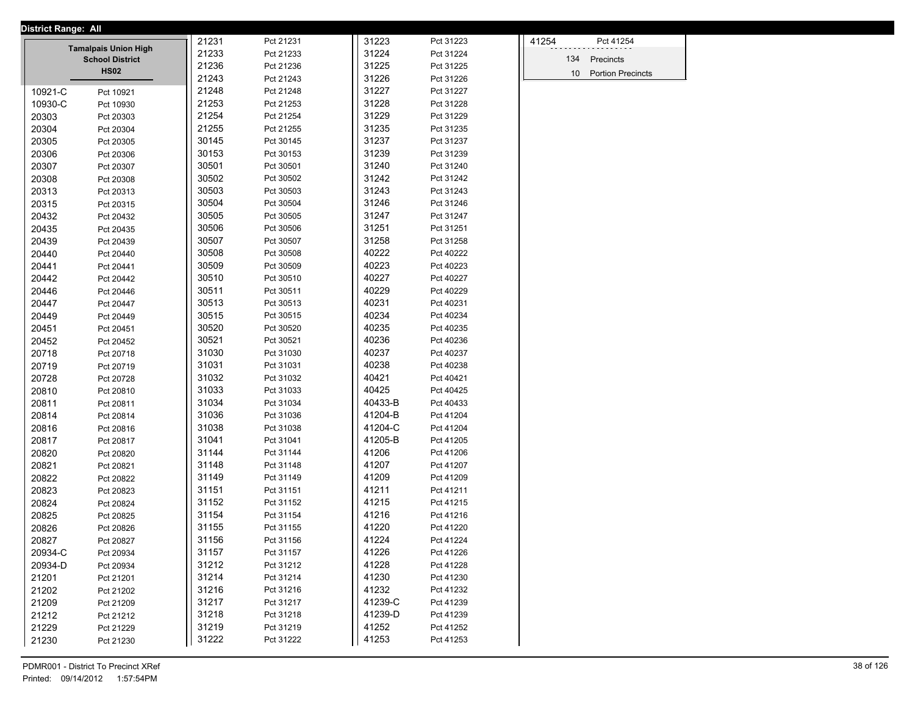**District Range: All**

**Tamalpais Union High School District**
**HS02**

| Precinct | Name |
|---|---|
| 10921-C | Pct 10921 |
| 10930-C | Pct 10930 |
| 20303 | Pct 20303 |
| 20304 | Pct 20304 |
| 20305 | Pct 20305 |
| 20306 | Pct 20306 |
| 20307 | Pct 20307 |
| 20308 | Pct 20308 |
| 20313 | Pct 20313 |
| 20315 | Pct 20315 |
| 20432 | Pct 20432 |
| 20435 | Pct 20435 |
| 20439 | Pct 20439 |
| 20440 | Pct 20440 |
| 20441 | Pct 20441 |
| 20442 | Pct 20442 |
| 20446 | Pct 20446 |
| 20447 | Pct 20447 |
| 20449 | Pct 20449 |
| 20451 | Pct 20451 |
| 20452 | Pct 20452 |
| 20718 | Pct 20718 |
| 20719 | Pct 20719 |
| 20728 | Pct 20728 |
| 20810 | Pct 20810 |
| 20811 | Pct 20811 |
| 20814 | Pct 20814 |
| 20816 | Pct 20816 |
| 20817 | Pct 20817 |
| 20820 | Pct 20820 |
| 20821 | Pct 20821 |
| 20822 | Pct 20822 |
| 20823 | Pct 20823 |
| 20824 | Pct 20824 |
| 20825 | Pct 20825 |
| 20826 | Pct 20826 |
| 20827 | Pct 20827 |
| 20934-C | Pct 20934 |
| 20934-D | Pct 20934 |
| 21201 | Pct 21201 |
| 21202 | Pct 21202 |
| 21209 | Pct 21209 |
| 21212 | Pct 21212 |
| 21229 | Pct 21229 |
| 21230 | Pct 21230 |
| 21231 | Pct 21231 |
| 21233 | Pct 21233 |
| 21236 | Pct 21236 |
| 21243 | Pct 21243 |
| 21248 | Pct 21248 |
| 21253 | Pct 21253 |
| 21254 | Pct 21254 |
| 21255 | Pct 21255 |
| 30145 | Pct 30145 |
| 30153 | Pct 30153 |
| 30501 | Pct 30501 |
| 30502 | Pct 30502 |
| 30503 | Pct 30503 |
| 30504 | Pct 30504 |
| 30505 | Pct 30505 |
| 30506 | Pct 30506 |
| 30507 | Pct 30507 |
| 30508 | Pct 30508 |
| 30509 | Pct 30509 |
| 30510 | Pct 30510 |
| 30511 | Pct 30511 |
| 30513 | Pct 30513 |
| 30515 | Pct 30515 |
| 30520 | Pct 30520 |
| 30521 | Pct 30521 |
| 31030 | Pct 31030 |
| 31031 | Pct 31031 |
| 31032 | Pct 31032 |
| 31033 | Pct 31033 |
| 31034 | Pct 31034 |
| 31036 | Pct 31036 |
| 31038 | Pct 31038 |
| 31041 | Pct 31041 |
| 31144 | Pct 31144 |
| 31148 | Pct 31148 |
| 31149 | Pct 31149 |
| 31151 | Pct 31151 |
| 31152 | Pct 31152 |
| 31154 | Pct 31154 |
| 31155 | Pct 31155 |
| 31156 | Pct 31156 |
| 31157 | Pct 31157 |
| 31212 | Pct 31212 |
| 31214 | Pct 31214 |
| 31216 | Pct 31216 |
| 31217 | Pct 31217 |
| 31218 | Pct 31218 |
| 31219 | Pct 31219 |
| 31222 | Pct 31222 |
| 31223 | Pct 31223 |
| 31224 | Pct 31224 |
| 31225 | Pct 31225 |
| 31226 | Pct 31226 |
| 31227 | Pct 31227 |
| 31228 | Pct 31228 |
| 31229 | Pct 31229 |
| 31235 | Pct 31235 |
| 31237 | Pct 31237 |
| 31239 | Pct 31239 |
| 31240 | Pct 31240 |
| 31242 | Pct 31242 |
| 31243 | Pct 31243 |
| 31246 | Pct 31246 |
| 31247 | Pct 31247 |
| 31251 | Pct 31251 |
| 31258 | Pct 31258 |
| 40222 | Pct 40222 |
| 40223 | Pct 40223 |
| 40227 | Pct 40227 |
| 40229 | Pct 40229 |
| 40231 | Pct 40231 |
| 40234 | Pct 40234 |
| 40235 | Pct 40235 |
| 40236 | Pct 40236 |
| 40237 | Pct 40237 |
| 40238 | Pct 40238 |
| 40421 | Pct 40421 |
| 40425 | Pct 40425 |
| 40433-B | Pct 40433 |
| 41204-B | Pct 41204 |
| 41204-C | Pct 41204 |
| 41205-B | Pct 41205 |
| 41206 | Pct 41206 |
| 41207 | Pct 41207 |
| 41209 | Pct 41209 |
| 41211 | Pct 41211 |
| 41215 | Pct 41215 |
| 41216 | Pct 41216 |
| 41220 | Pct 41220 |
| 41224 | Pct 41224 |
| 41226 | Pct 41226 |
| 41228 | Pct 41228 |
| 41230 | Pct 41230 |
| 41232 | Pct 41232 |
| 41239-C | Pct 41239 |
| 41239-D | Pct 41239 |
| 41252 | Pct 41252 |
| 41253 | Pct 41253 |
| 41254 | Pct 41254 |

134 Precincts
10 Portion Precincts

PDMR001 - District To Precinct XRef
Printed: 09/14/2012 1:57:54PM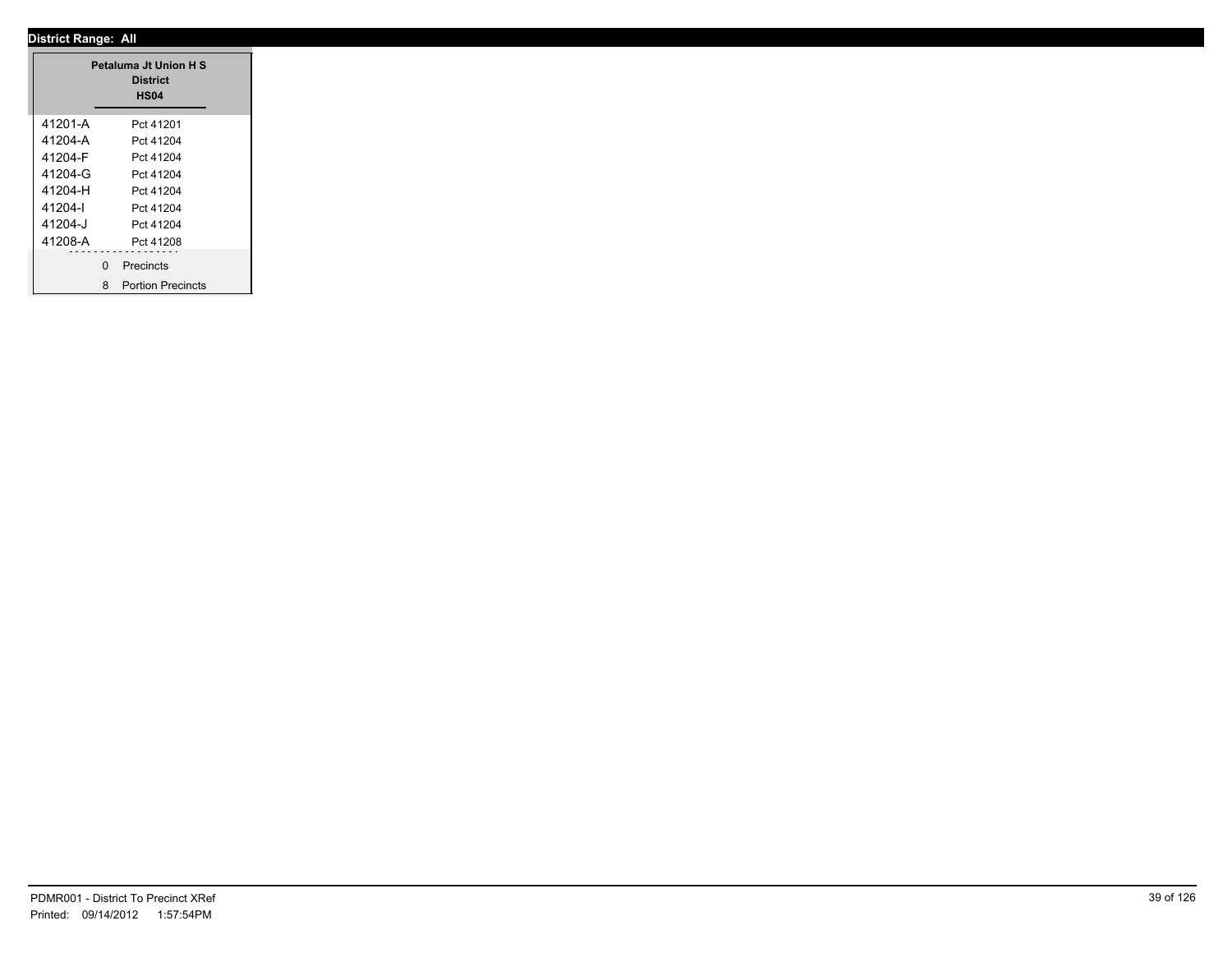**District Range: All**

| Petaluma Jt Union H S District HS04 | |
|---|---|
| 41201-A | Pct 41201 |
| 41204-A | Pct 41204 |
| 41204-F | Pct 41204 |
| 41204-G | Pct 41204 |
| 41204-H | Pct 41204 |
| 41204-I | Pct 41204 |
| 41204-J | Pct 41204 |
| 41208-A | Pct 41208 |
| 0 | Precincts |
| 8 | Portion Precincts |

PDMR001 - District To Precinct XRef
Printed: 09/14/2012 1:57:54PM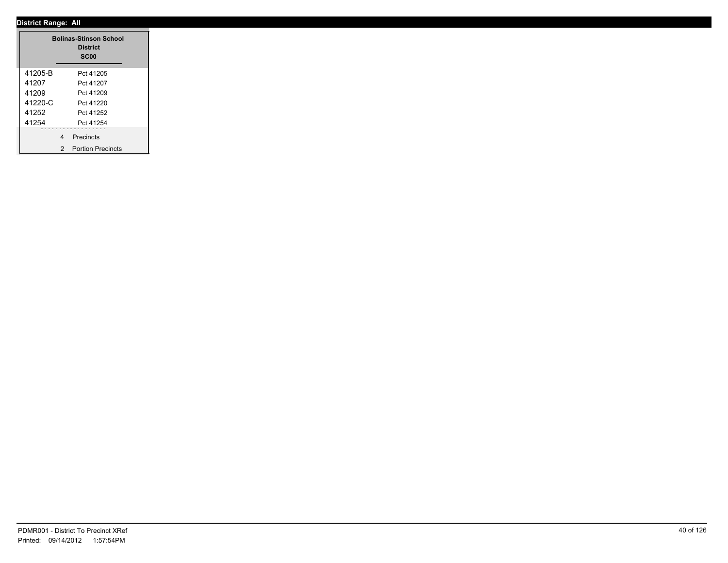**District Range: All**

| Bolinas-Stinson School District SC00 | |
|---|---|
| 41205-B | Pct 41205 |
| 41207 | Pct 41207 |
| 41209 | Pct 41209 |
| 41220-C | Pct 41220 |
| 41252 | Pct 41252 |
| 41254 | Pct 41254 |
| 4 | Precincts |
| 2 | Portion Precincts |

PDMR001 - District To Precinct XRef
Printed: 09/14/2012 1:57:54PM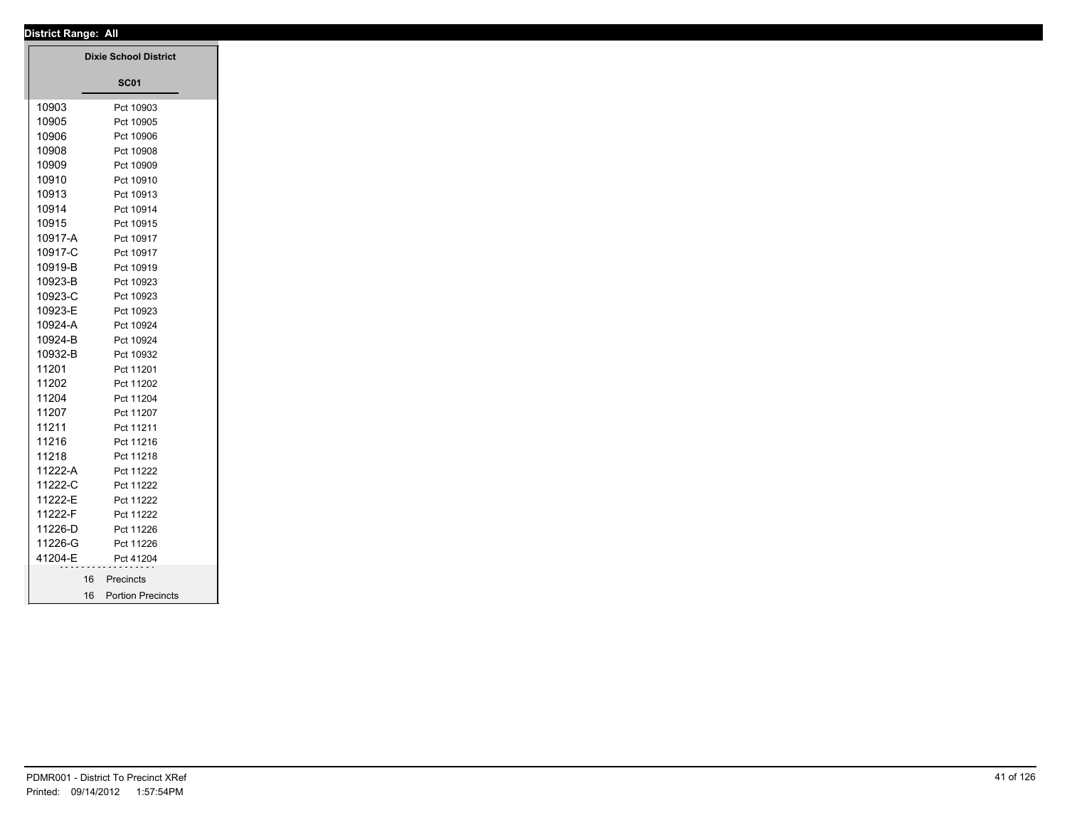**District Range: All**

**Dixie School District**

**SC01**

| | |
|---|---|
| 10903 | Pct 10903 |
| 10905 | Pct 10905 |
| 10906 | Pct 10906 |
| 10908 | Pct 10908 |
| 10909 | Pct 10909 |
| 10910 | Pct 10910 |
| 10913 | Pct 10913 |
| 10914 | Pct 10914 |
| 10915 | Pct 10915 |
| 10917-A | Pct 10917 |
| 10917-C | Pct 10917 |
| 10919-B | Pct 10919 |
| 10923-B | Pct 10923 |
| 10923-C | Pct 10923 |
| 10923-E | Pct 10923 |
| 10924-A | Pct 10924 |
| 10924-B | Pct 10924 |
| 10932-B | Pct 10932 |
| 11201 | Pct 11201 |
| 11202 | Pct 11202 |
| 11204 | Pct 11204 |
| 11207 | Pct 11207 |
| 11211 | Pct 11211 |
| 11216 | Pct 11216 |
| 11218 | Pct 11218 |
| 11222-A | Pct 11222 |
| 11222-C | Pct 11222 |
| 11222-E | Pct 11222 |
| 11222-F | Pct 11222 |
| 11226-D | Pct 11226 |
| 11226-G | Pct 11226 |
| 41204-E | Pct 41204 |

16 Precincts

16 Portion Precincts

PDMR001 - District To Precinct XRef

Printed: 09/14/2012 1:57:54PM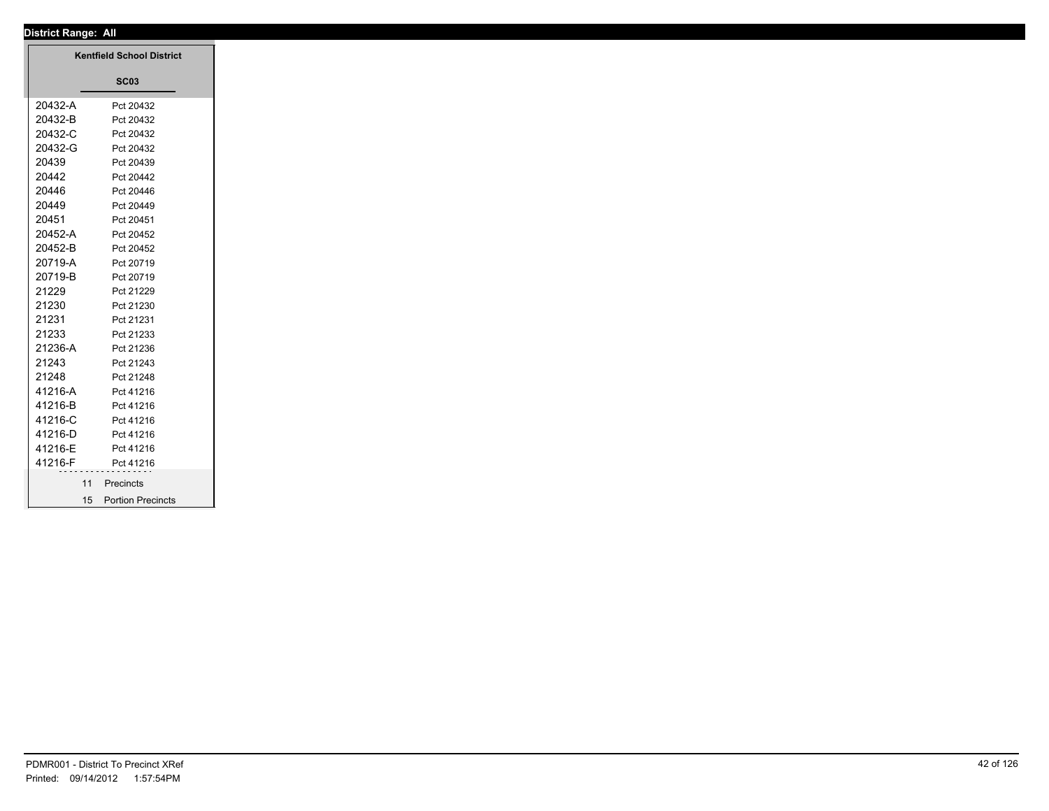**District Range: All**

| Kentfield School District | |
|---|---|
| | **SC03** |
| 20432-A | Pct 20432 |
| 20432-B | Pct 20432 |
| 20432-C | Pct 20432 |
| 20432-G | Pct 20432 |
| 20439 | Pct 20439 |
| 20442 | Pct 20442 |
| 20446 | Pct 20446 |
| 20449 | Pct 20449 |
| 20451 | Pct 20451 |
| 20452-A | Pct 20452 |
| 20452-B | Pct 20452 |
| 20719-A | Pct 20719 |
| 20719-B | Pct 20719 |
| 21229 | Pct 21229 |
| 21230 | Pct 21230 |
| 21231 | Pct 21231 |
| 21233 | Pct 21233 |
| 21236-A | Pct 21236 |
| 21243 | Pct 21243 |
| 21248 | Pct 21248 |
| 41216-A | Pct 41216 |
| 41216-B | Pct 41216 |
| 41216-C | Pct 41216 |
| 41216-D | Pct 41216 |
| 41216-E | Pct 41216 |
| 41216-F | Pct 41216 |
| 11 | Precincts |
| 15 | Portion Precincts |

PDMR001 - District To Precinct XRef
Printed: 09/14/2012 1:57:54PM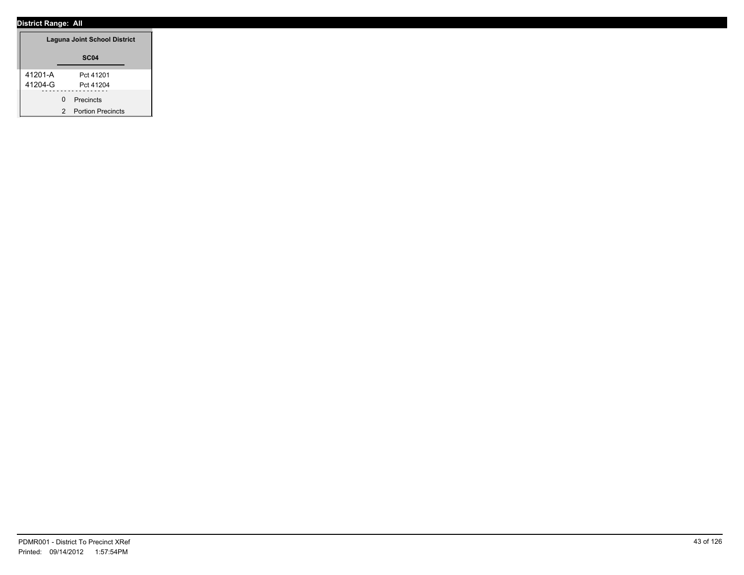**District Range: All**

**Laguna Joint School District**

**SC04**

| | |
|---|---|
| 41201-A | Pct 41201 |
| 41204-G | Pct 41204 |

0 Precincts

2 Portion Precincts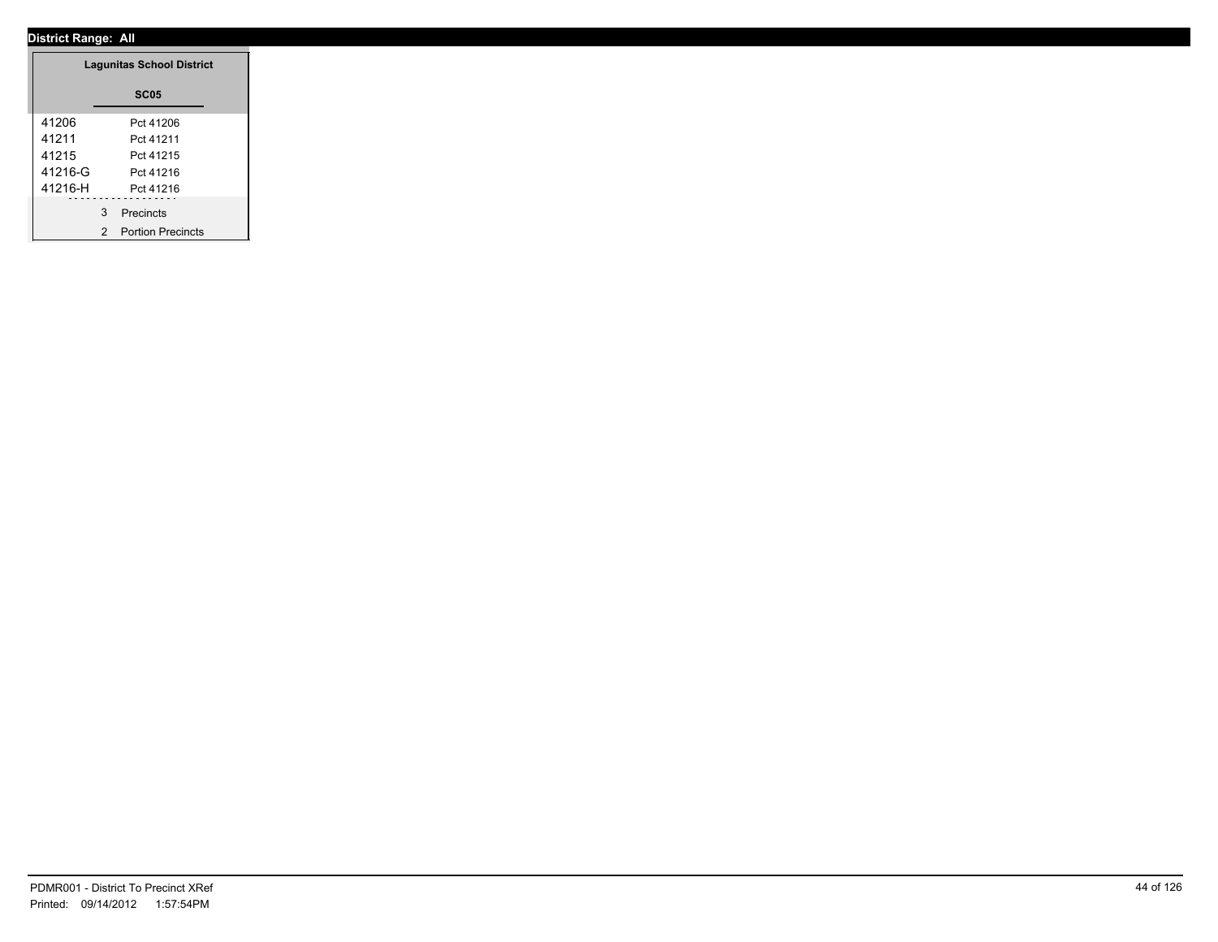**District Range: All**

## Lagunitas School District

### SC05

| Precinct | Name |
|---|---|
| 41206 | Pct 41206 |
| 41211 | Pct 41211 |
| 41215 | Pct 41215 |
| 41216-G | Pct 41216 |
| 41216-H | Pct 41216 |

3 Precincts

2 Portion Precincts

PDMR001 - District To Precinct XRef

Printed: 09/14/2012 1:57:54PM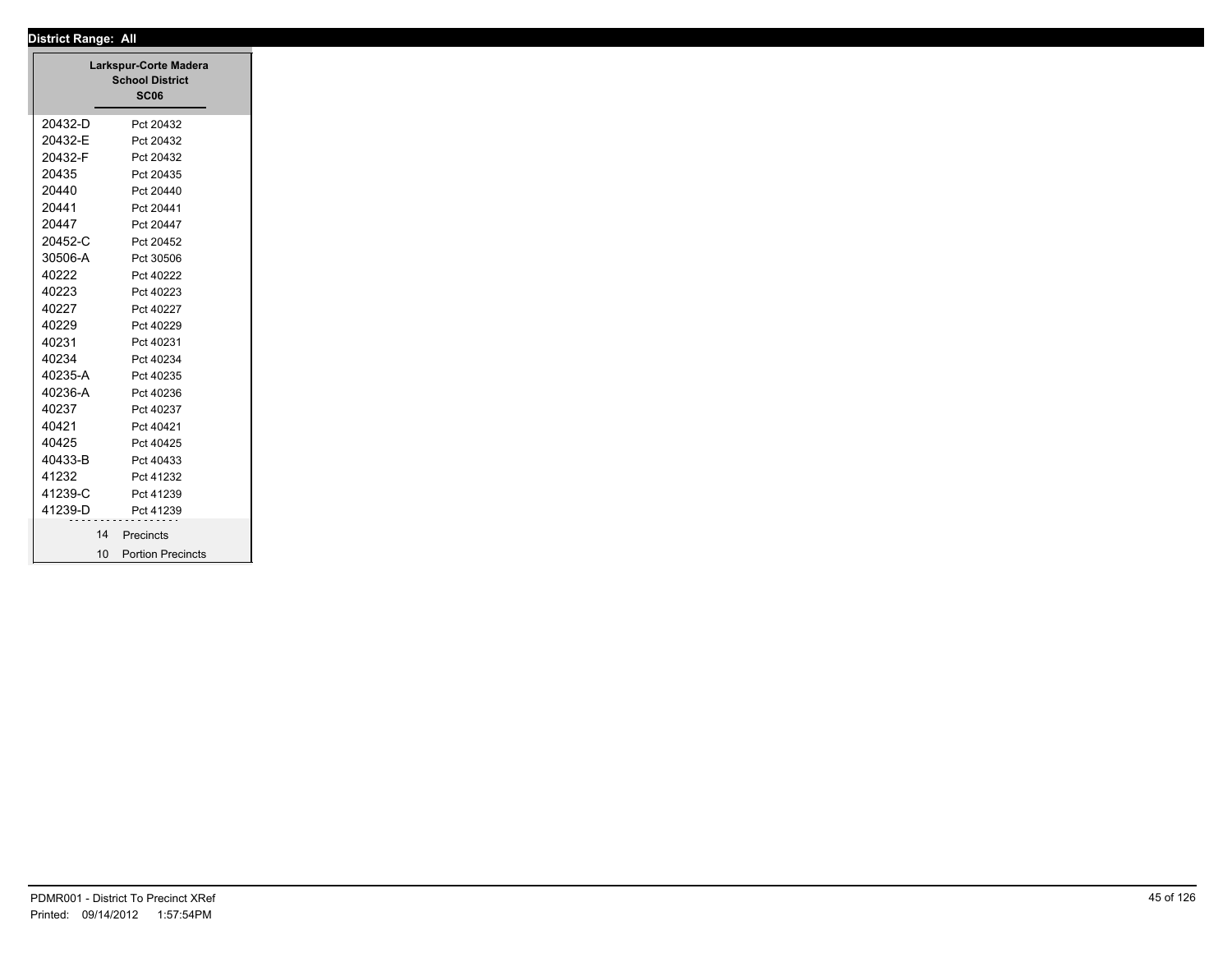**District Range: All**

| Larkspur-Corte Madera School District SC06 | |
|---|---|
| 20432-D | Pct 20432 |
| 20432-E | Pct 20432 |
| 20432-F | Pct 20432 |
| 20435 | Pct 20435 |
| 20440 | Pct 20440 |
| 20441 | Pct 20441 |
| 20447 | Pct 20447 |
| 20452-C | Pct 20452 |
| 30506-A | Pct 30506 |
| 40222 | Pct 40222 |
| 40223 | Pct 40223 |
| 40227 | Pct 40227 |
| 40229 | Pct 40229 |
| 40231 | Pct 40231 |
| 40234 | Pct 40234 |
| 40235-A | Pct 40235 |
| 40236-A | Pct 40236 |
| 40237 | Pct 40237 |
| 40421 | Pct 40421 |
| 40425 | Pct 40425 |
| 40433-B | Pct 40433 |
| 41232 | Pct 41232 |
| 41239-C | Pct 41239 |
| 41239-D | Pct 41239 |
| 14 | Precincts |
| 10 | Portion Precincts |

PDMR001 - District To Precinct XRef
Printed: 09/14/2012 1:57:54PM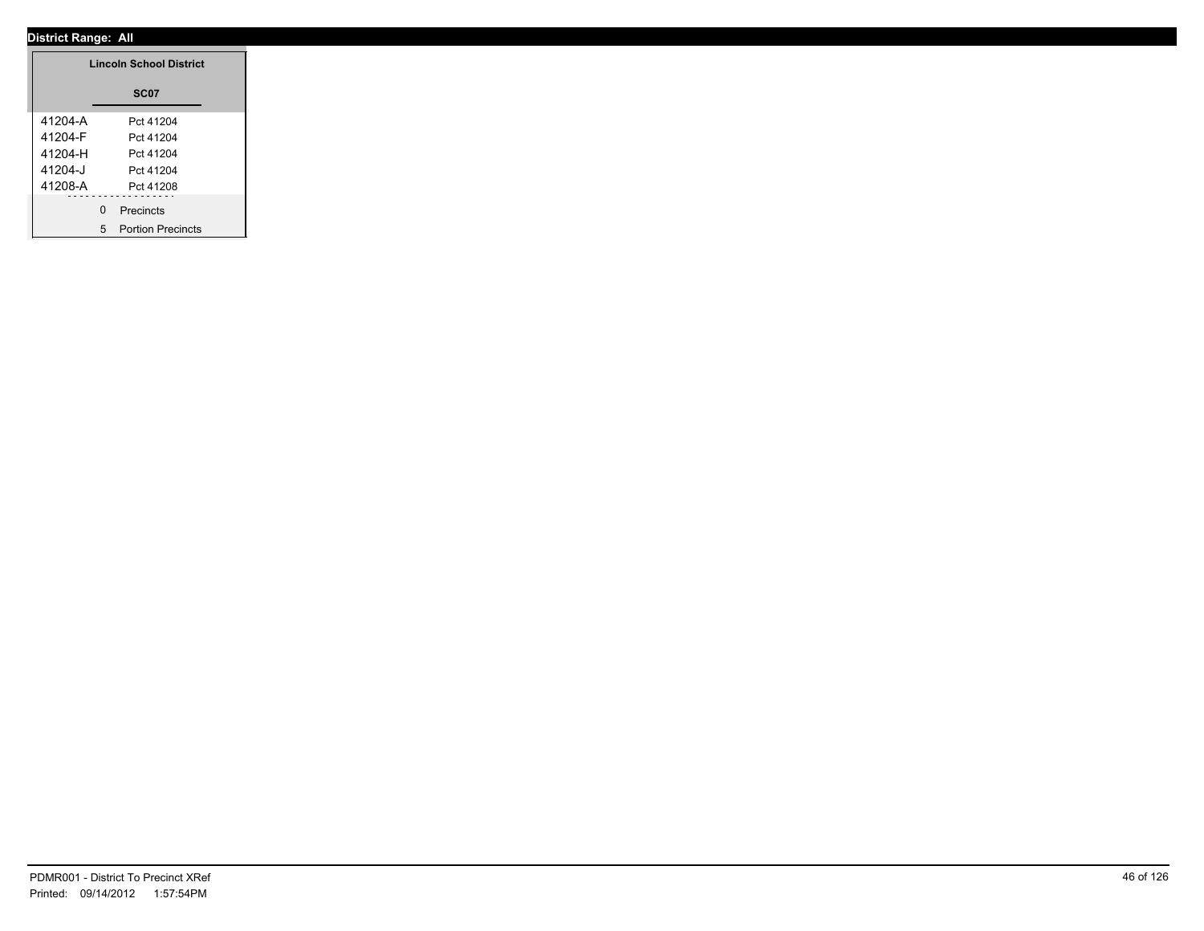**District Range: All**

| Lincoln School District | |
|---|---|
| **SC07** | |
| 41204-A | Pct 41204 |
| 41204-F | Pct 41204 |
| 41204-H | Pct 41204 |
| 41204-J | Pct 41204 |
| 41208-A | Pct 41208 |
| 0 | Precincts |
| 5 | Portion Precincts |

PDMR001 - District To Precinct XRef
Printed: 09/14/2012 1:57:54PM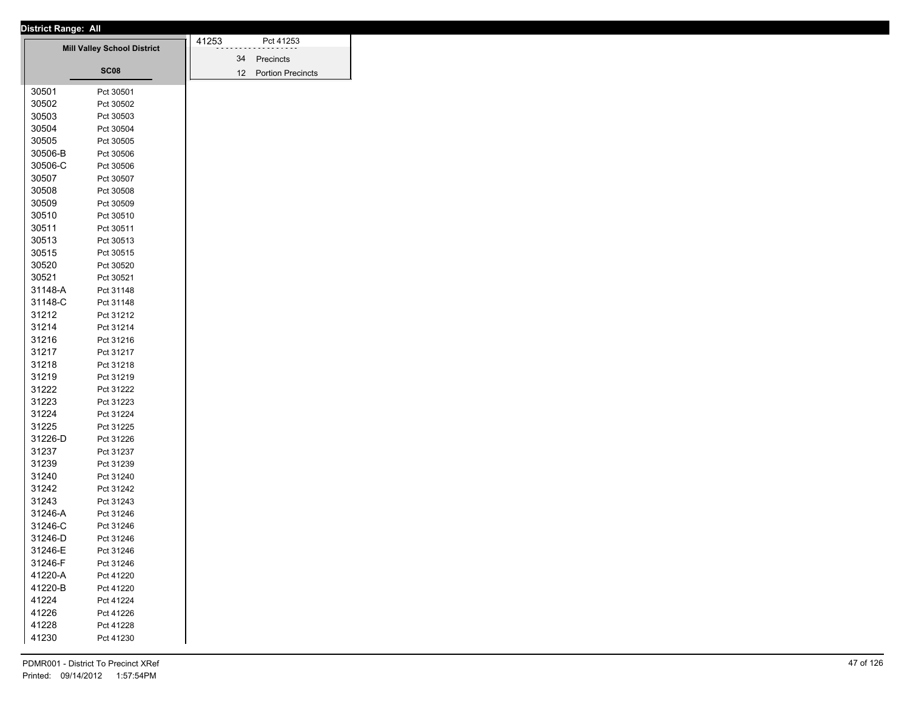**District Range: All**

## Mill Valley School District

### SC08

| Precinct | Name |
|---|---|
| 30501 | Pct 30501 |
| 30502 | Pct 30502 |
| 30503 | Pct 30503 |
| 30504 | Pct 30504 |
| 30505 | Pct 30505 |
| 30506-B | Pct 30506 |
| 30506-C | Pct 30506 |
| 30507 | Pct 30507 |
| 30508 | Pct 30508 |
| 30509 | Pct 30509 |
| 30510 | Pct 30510 |
| 30511 | Pct 30511 |
| 30513 | Pct 30513 |
| 30515 | Pct 30515 |
| 30520 | Pct 30520 |
| 30521 | Pct 30521 |
| 31148-A | Pct 31148 |
| 31148-C | Pct 31148 |
| 31212 | Pct 31212 |
| 31214 | Pct 31214 |
| 31216 | Pct 31216 |
| 31217 | Pct 31217 |
| 31218 | Pct 31218 |
| 31219 | Pct 31219 |
| 31222 | Pct 31222 |
| 31223 | Pct 31223 |
| 31224 | Pct 31224 |
| 31225 | Pct 31225 |
| 31226-D | Pct 31226 |
| 31237 | Pct 31237 |
| 31239 | Pct 31239 |
| 31240 | Pct 31240 |
| 31242 | Pct 31242 |
| 31243 | Pct 31243 |
| 31246-A | Pct 31246 |
| 31246-C | Pct 31246 |
| 31246-D | Pct 31246 |
| 31246-E | Pct 31246 |
| 31246-F | Pct 31246 |
| 41220-A | Pct 41220 |
| 41220-B | Pct 41220 |
| 41224 | Pct 41224 |
| 41226 | Pct 41226 |
| 41228 | Pct 41228 |
| 41230 | Pct 41230 |
| 41253 | Pct 41253 |

34 Precincts

12 Portion Precincts

PDMR001 - District To Precinct XRef

Printed: 09/14/2012 1:57:54PM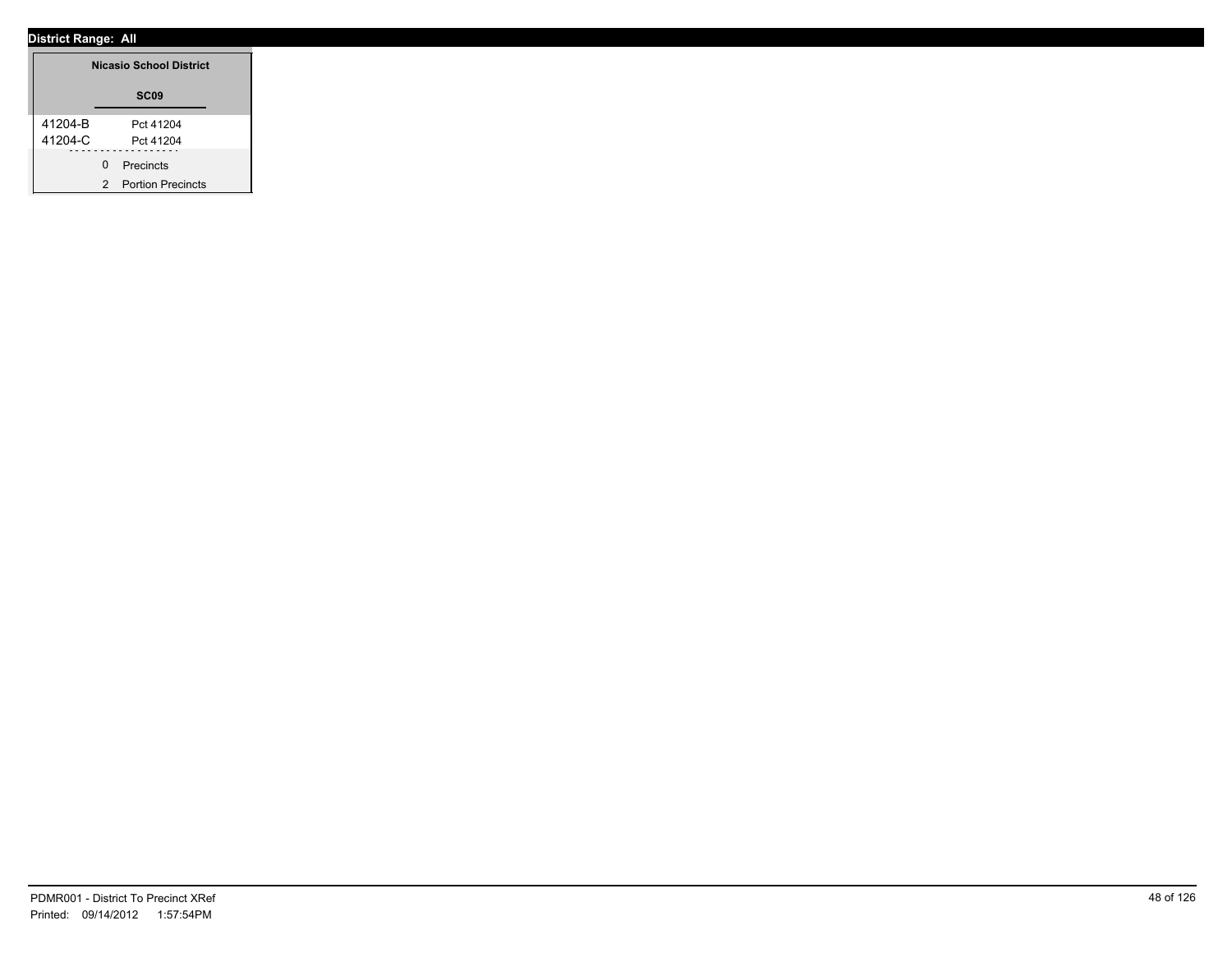**District Range: All**

| Nicasio School District | |
|---|---|
| **SC09** | |
| 41204-B | Pct 41204 |
| 41204-C | Pct 41204 |

0 Precincts

2 Portion Precincts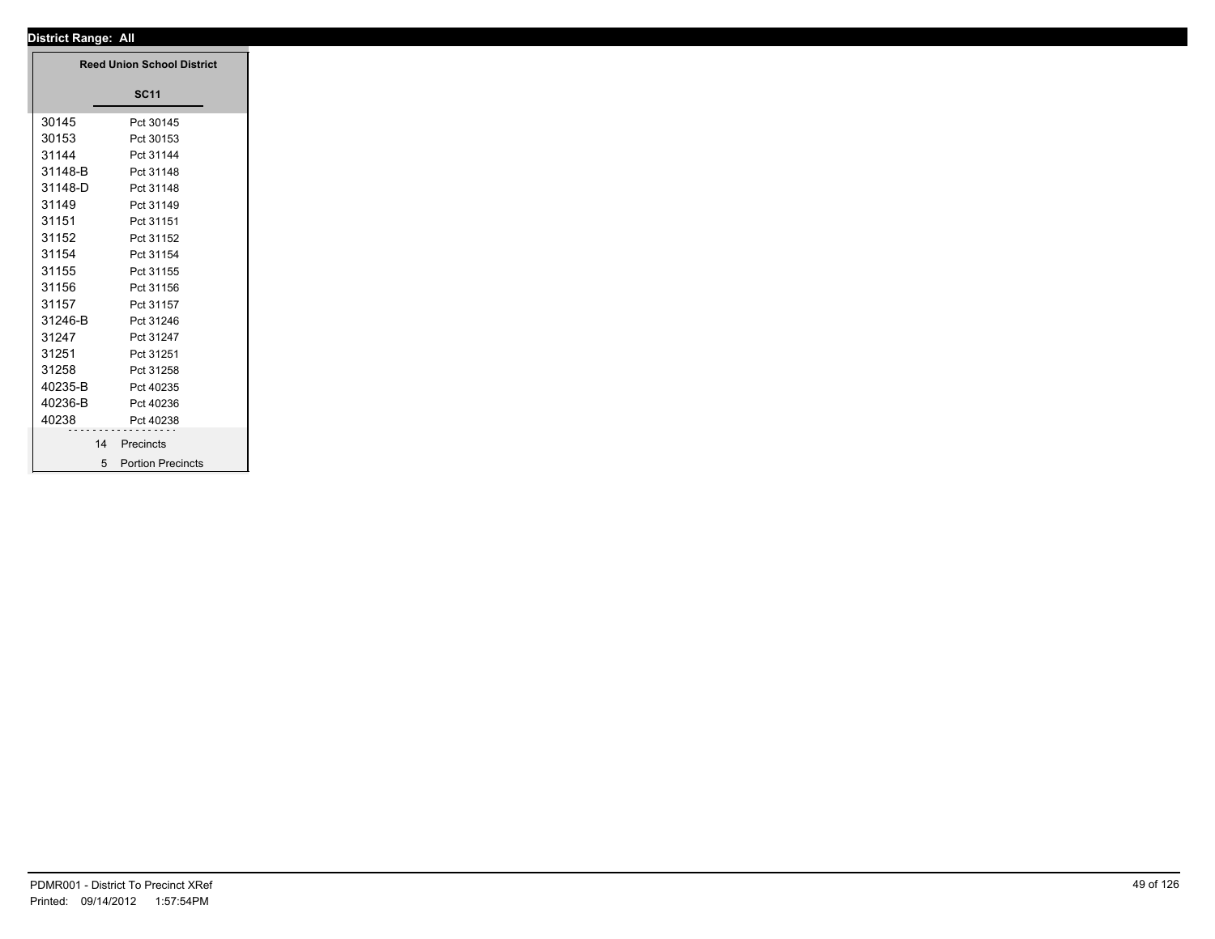**District Range: All**

| Reed Union School District | |
|---|---|
| **SC11** | |
| 30145 | Pct 30145 |
| 30153 | Pct 30153 |
| 31144 | Pct 31144 |
| 31148-B | Pct 31148 |
| 31148-D | Pct 31148 |
| 31149 | Pct 31149 |
| 31151 | Pct 31151 |
| 31152 | Pct 31152 |
| 31154 | Pct 31154 |
| 31155 | Pct 31155 |
| 31156 | Pct 31156 |
| 31157 | Pct 31157 |
| 31246-B | Pct 31246 |
| 31247 | Pct 31247 |
| 31251 | Pct 31251 |
| 31258 | Pct 31258 |
| 40235-B | Pct 40235 |
| 40236-B | Pct 40236 |
| 40238 | Pct 40238 |
| 14 | Precincts |
| 5 | Portion Precincts |

PDMR001 - District To Precinct XRef
Printed: 09/14/2012 1:57:54PM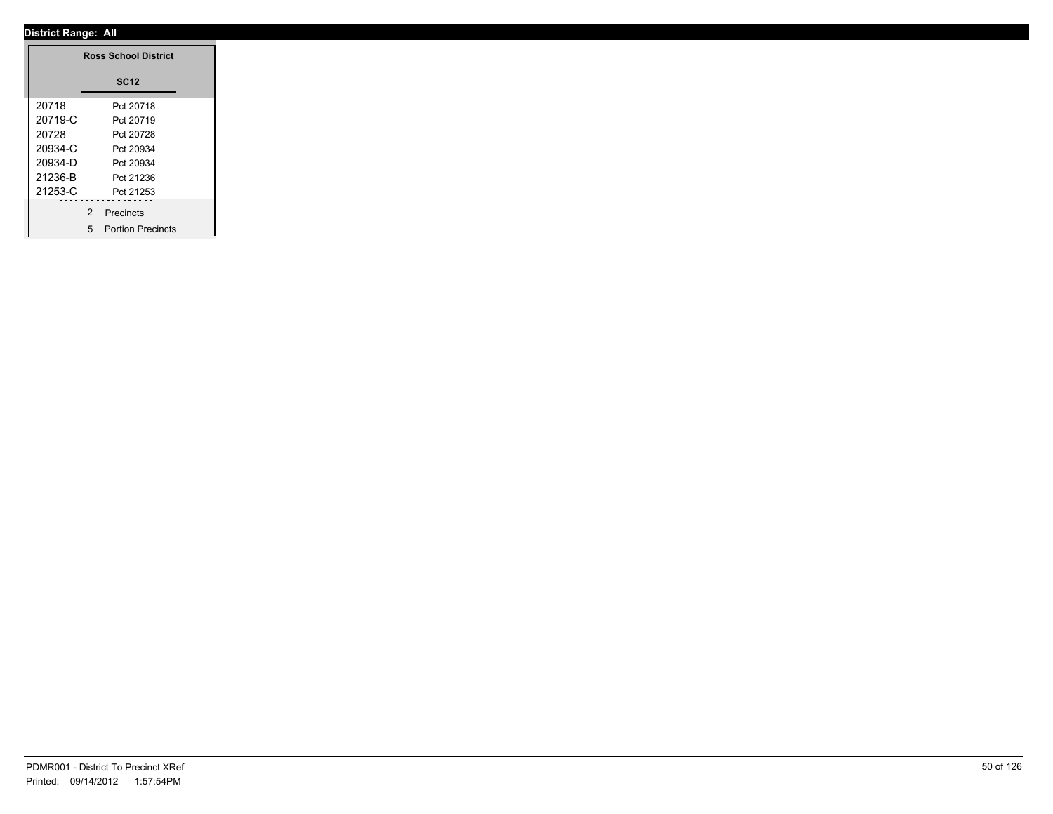**District Range: All**

| Ross School District | |
|---|---|
| **SC12** | |
| 20718 | Pct 20718 |
| 20719-C | Pct 20719 |
| 20728 | Pct 20728 |
| 20934-C | Pct 20934 |
| 20934-D | Pct 20934 |
| 21236-B | Pct 21236 |
| 21253-C | Pct 21253 |
| 2 | Precincts |
| 5 | Portion Precincts |

PDMR001 - District To Precinct XRef
Printed: 09/14/2012 1:57:54PM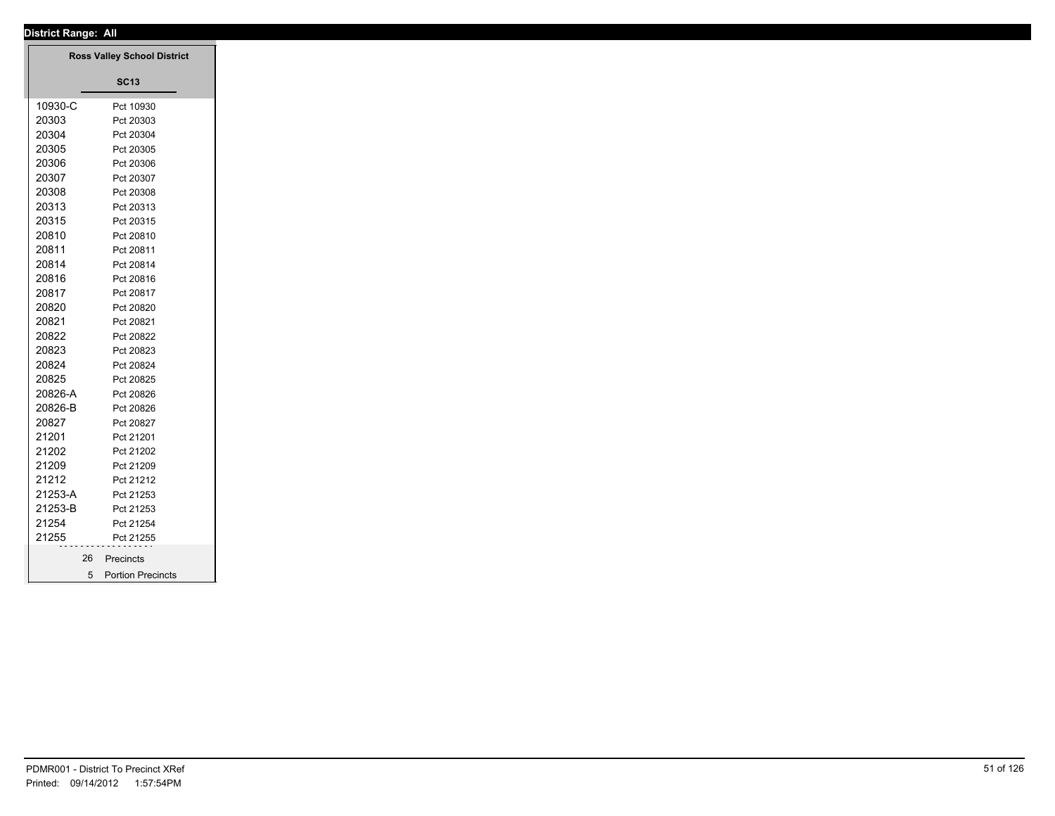**District Range: All**

## Ross Valley School District

### SC13

| Precinct | Name |
|---|---|
| 10930-C | Pct 10930 |
| 20303 | Pct 20303 |
| 20304 | Pct 20304 |
| 20305 | Pct 20305 |
| 20306 | Pct 20306 |
| 20307 | Pct 20307 |
| 20308 | Pct 20308 |
| 20313 | Pct 20313 |
| 20315 | Pct 20315 |
| 20810 | Pct 20810 |
| 20811 | Pct 20811 |
| 20814 | Pct 20814 |
| 20816 | Pct 20816 |
| 20817 | Pct 20817 |
| 20820 | Pct 20820 |
| 20821 | Pct 20821 |
| 20822 | Pct 20822 |
| 20823 | Pct 20823 |
| 20824 | Pct 20824 |
| 20825 | Pct 20825 |
| 20826-A | Pct 20826 |
| 20826-B | Pct 20826 |
| 20827 | Pct 20827 |
| 21201 | Pct 21201 |
| 21202 | Pct 21202 |
| 21209 | Pct 21209 |
| 21212 | Pct 21212 |
| 21253-A | Pct 21253 |
| 21253-B | Pct 21253 |
| 21254 | Pct 21254 |
| 21255 | Pct 21255 |

26 Precincts

5 Portion Precincts

PDMR001 - District To Precinct XRef

Printed: 09/14/2012 1:57:54PM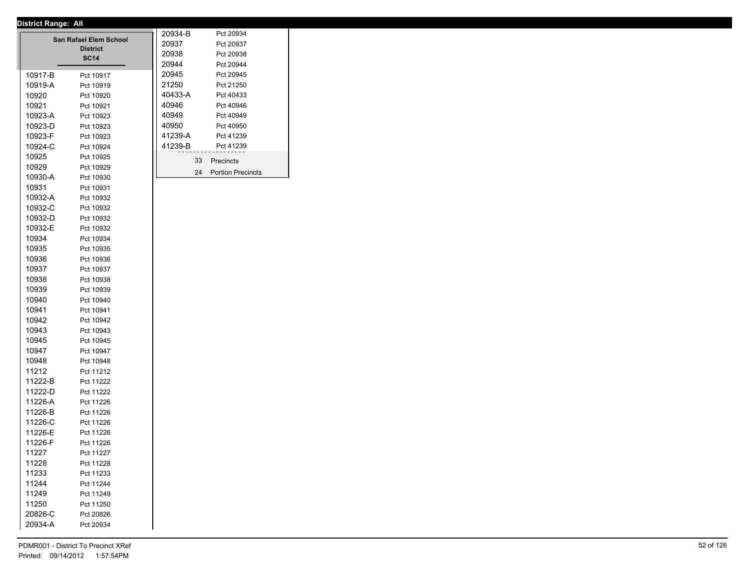**District Range: All**

## San Rafael Elem School District

**SC14**

| Precinct | Name |
|---|---|
| 10917-B | Pct 10917 |
| 10919-A | Pct 10919 |
| 10920 | Pct 10920 |
| 10921 | Pct 10921 |
| 10923-A | Pct 10923 |
| 10923-D | Pct 10923 |
| 10923-F | Pct 10923 |
| 10924-C | Pct 10924 |
| 10925 | Pct 10925 |
| 10929 | Pct 10929 |
| 10930-A | Pct 10930 |
| 10931 | Pct 10931 |
| 10932-A | Pct 10932 |
| 10932-C | Pct 10932 |
| 10932-D | Pct 10932 |
| 10932-E | Pct 10932 |
| 10934 | Pct 10934 |
| 10935 | Pct 10935 |
| 10936 | Pct 10936 |
| 10937 | Pct 10937 |
| 10938 | Pct 10938 |
| 10939 | Pct 10939 |
| 10940 | Pct 10940 |
| 10941 | Pct 10941 |
| 10942 | Pct 10942 |
| 10943 | Pct 10943 |
| 10945 | Pct 10945 |
| 10947 | Pct 10947 |
| 10948 | Pct 10948 |
| 11212 | Pct 11212 |
| 11222-B | Pct 11222 |
| 11222-D | Pct 11222 |
| 11226-A | Pct 11226 |
| 11226-B | Pct 11226 |
| 11226-C | Pct 11226 |
| 11226-E | Pct 11226 |
| 11226-F | Pct 11226 |
| 11227 | Pct 11227 |
| 11228 | Pct 11228 |
| 11233 | Pct 11233 |
| 11244 | Pct 11244 |
| 11249 | Pct 11249 |
| 11250 | Pct 11250 |
| 20826-C | Pct 20826 |
| 20934-A | Pct 20934 |
| 20934-B | Pct 20934 |
| 20937 | Pct 20937 |
| 20938 | Pct 20938 |
| 20944 | Pct 20944 |
| 20945 | Pct 20945 |
| 21250 | Pct 21250 |
| 40433-A | Pct 40433 |
| 40946 | Pct 40946 |
| 40949 | Pct 40949 |
| 40950 | Pct 40950 |
| 41239-A | Pct 41239 |
| 41239-B | Pct 41239 |

33 Precincts

24 Portion Precincts

PDMR001 - District To Precinct XRef

Printed: 09/14/2012 1:57:54PM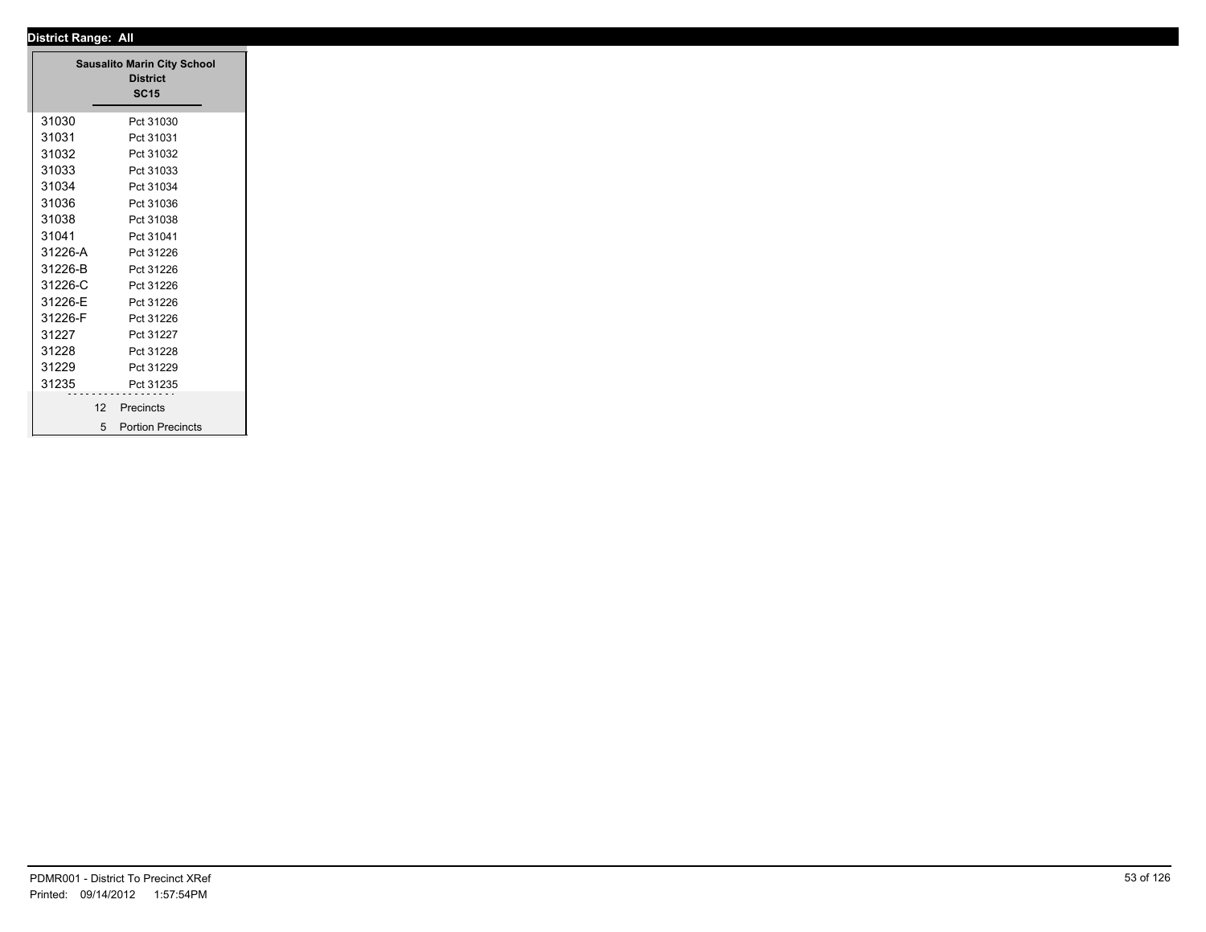**District Range: All**

| Sausalito Marin City School District SC15 | |
|---|---|
| 31030 | Pct 31030 |
| 31031 | Pct 31031 |
| 31032 | Pct 31032 |
| 31033 | Pct 31033 |
| 31034 | Pct 31034 |
| 31036 | Pct 31036 |
| 31038 | Pct 31038 |
| 31041 | Pct 31041 |
| 31226-A | Pct 31226 |
| 31226-B | Pct 31226 |
| 31226-C | Pct 31226 |
| 31226-E | Pct 31226 |
| 31226-F | Pct 31226 |
| 31227 | Pct 31227 |
| 31228 | Pct 31228 |
| 31229 | Pct 31229 |
| 31235 | Pct 31235 |
| 12 | Precincts |
| 5 | Portion Precincts |

PDMR001 - District To Precinct XRef
Printed: 09/14/2012 1:57:54PM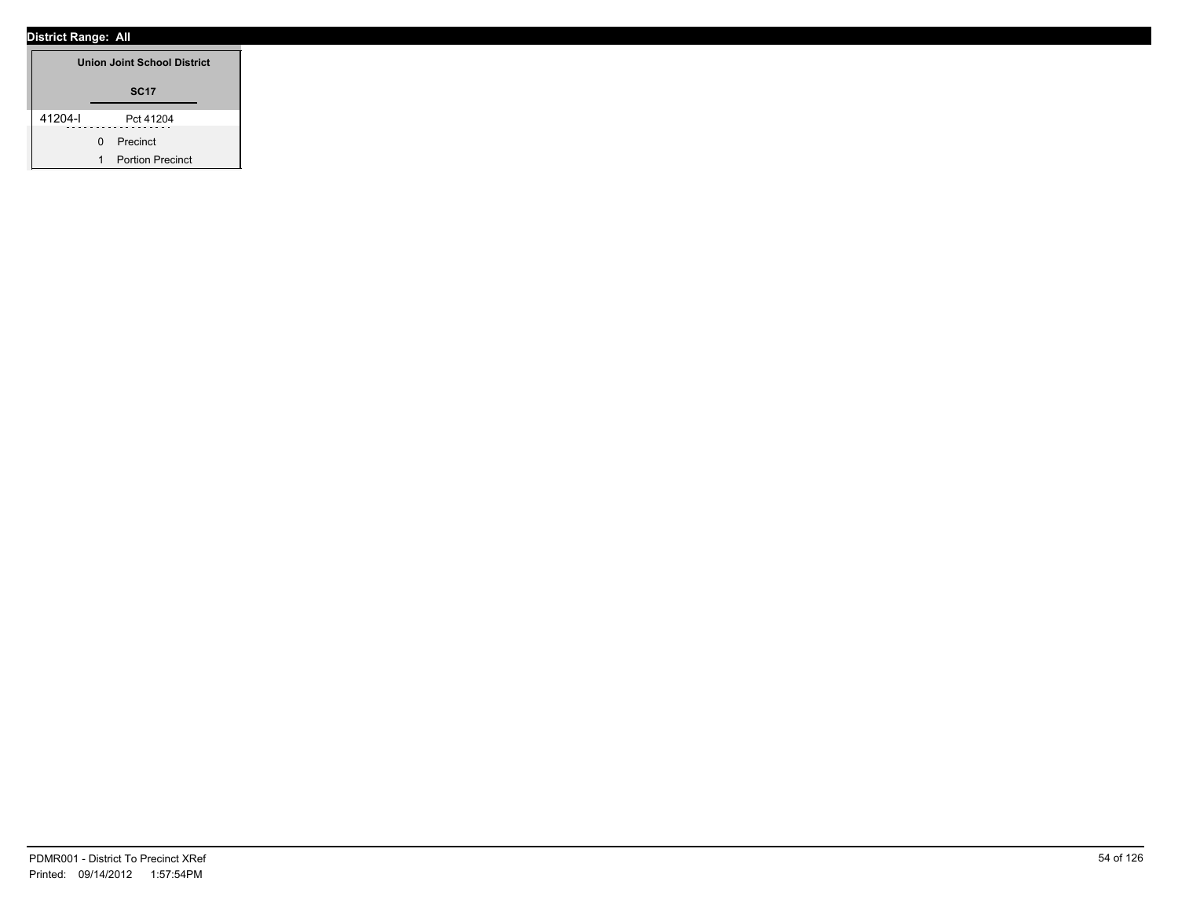**District Range: All**

| | Union Joint School District |
|---|---|
| | **SC17** |
| 41204-I | Pct 41204 |
| | 0 Precinct |
| | 1 Portion Precinct |

PDMR001 - District To Precinct XRef
Printed: 09/14/2012 1:57:54PM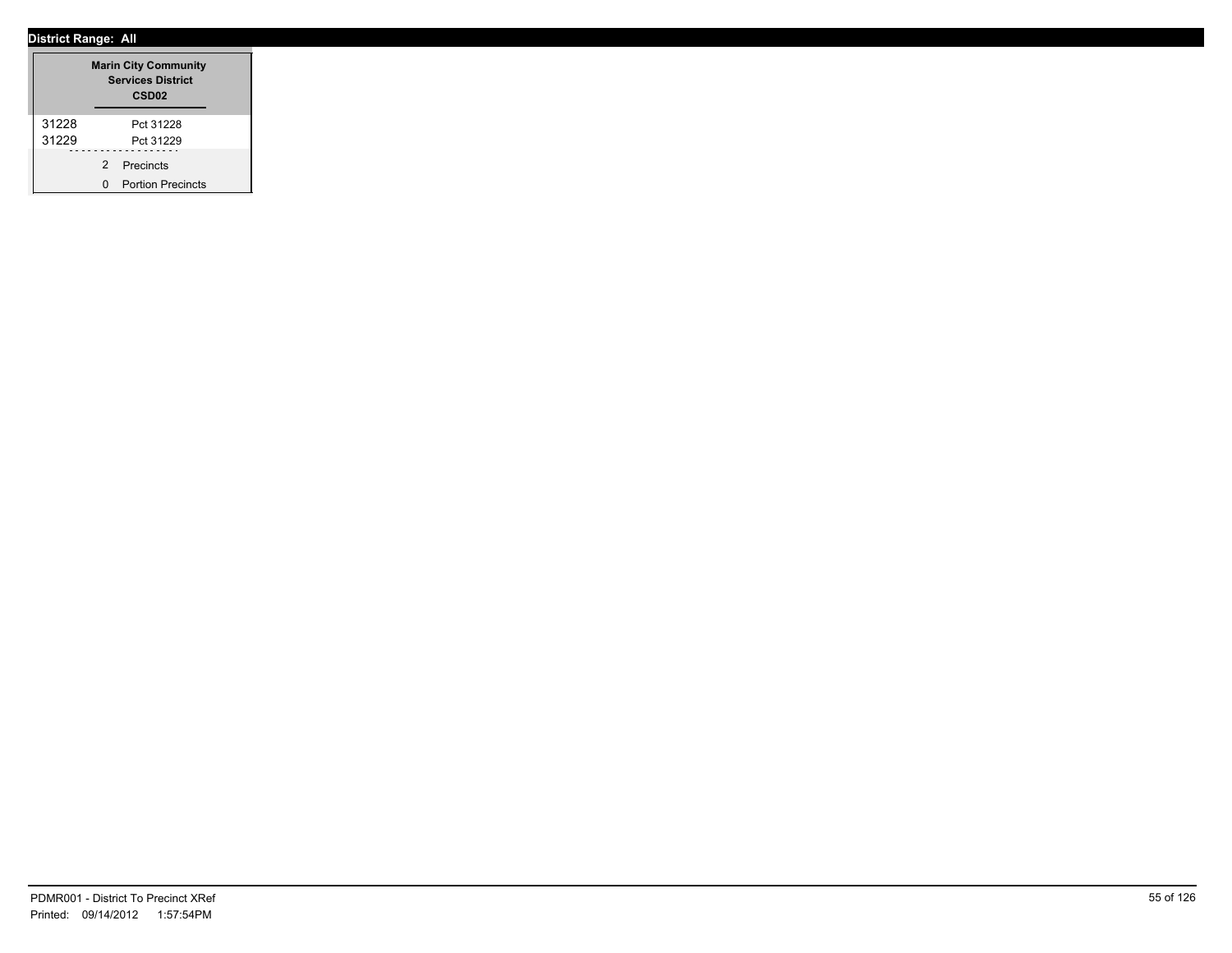**District Range: All**

| Marin City Community Services District CSD02 | |
| --- | --- |
| 31228 | Pct 31228 |
| 31229 | Pct 31229 |

2 Precincts

0 Portion Precincts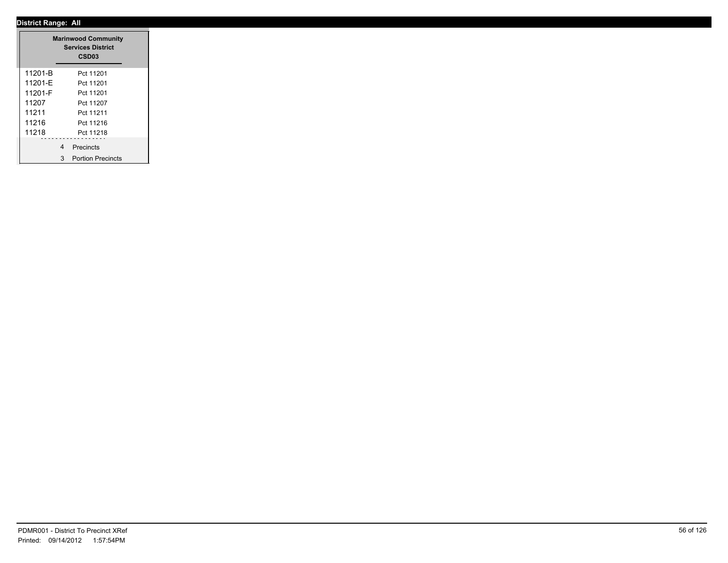**District Range: All**

| Marinwood Community Services District CSD03 | |
|---|---|
| 11201-B | Pct 11201 |
| 11201-E | Pct 11201 |
| 11201-F | Pct 11201 |
| 11207 | Pct 11207 |
| 11211 | Pct 11211 |
| 11216 | Pct 11216 |
| 11218 | Pct 11218 |

4 Precincts

3 Portion Precincts

PDMR001 - District To Precinct XRef

Printed: 09/14/2012 1:57:54PM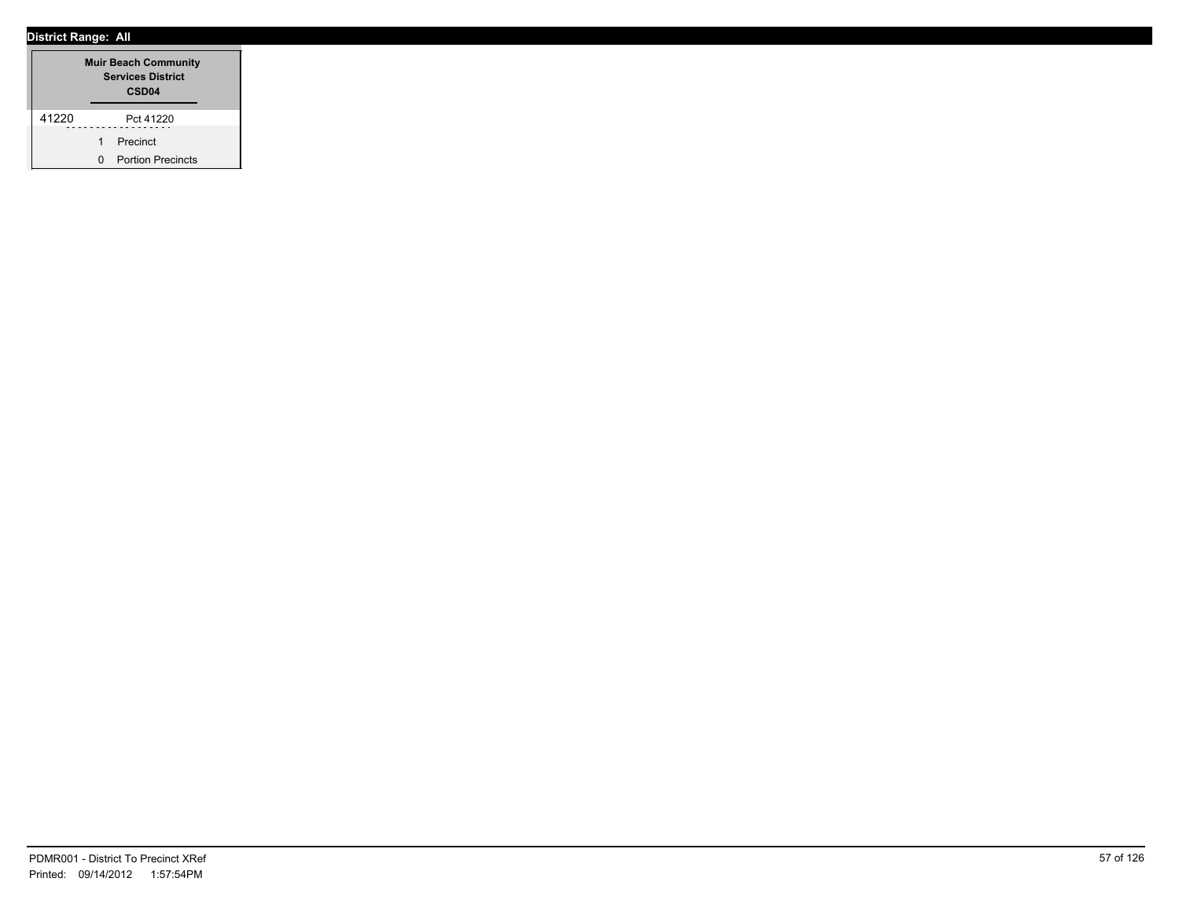**District Range: All**

| Muir Beach Community Services District CSD04 | |
|---|---|
| 41220 | Pct 41220 |
| 1 | Precinct |
| 0 | Portion Precincts |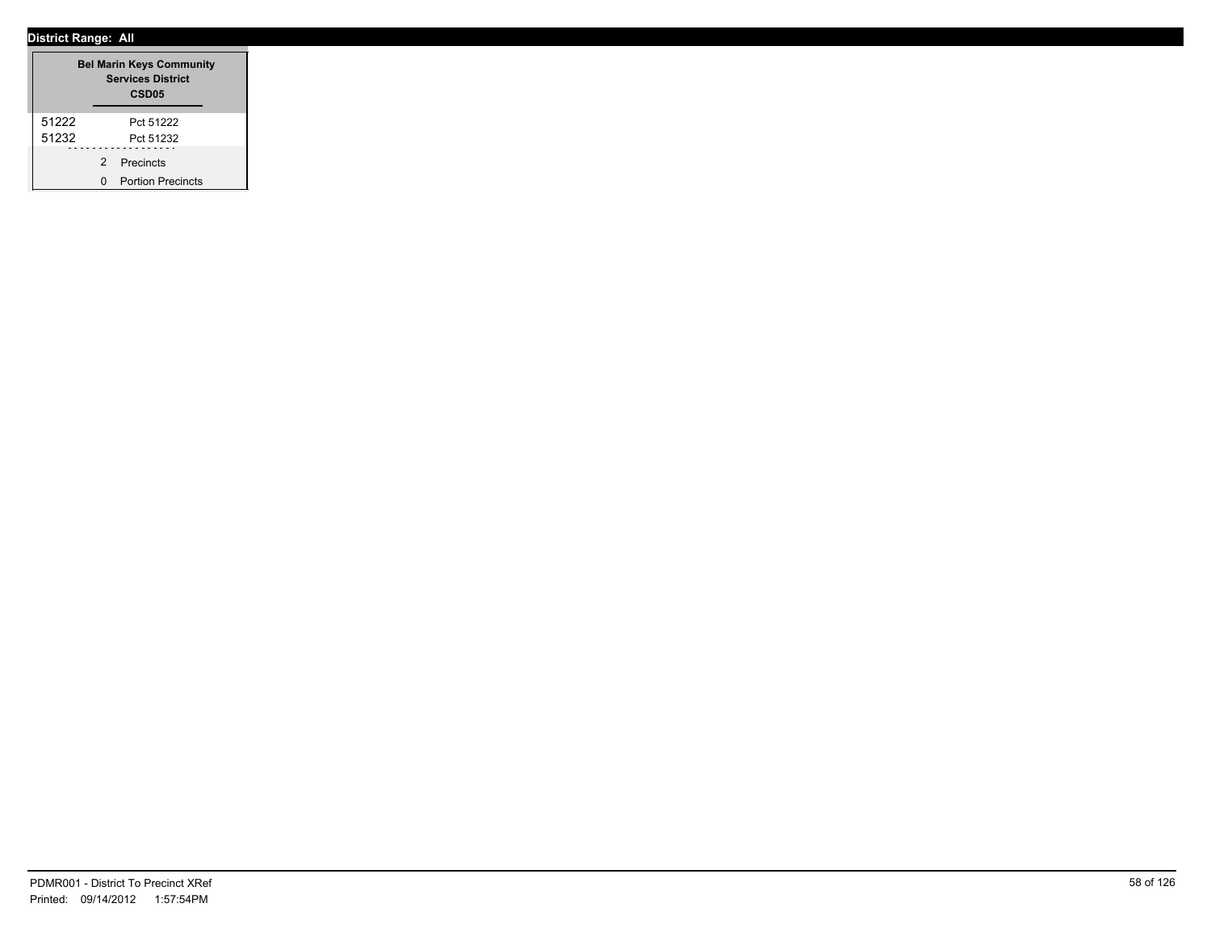**District Range: All**

| Bel Marin Keys Community Services District CSD05 | |
| --- | --- |
| 51222 | Pct 51222 |
| 51232 | Pct 51232 |
| 2 | Precincts |
| 0 | Portion Precincts |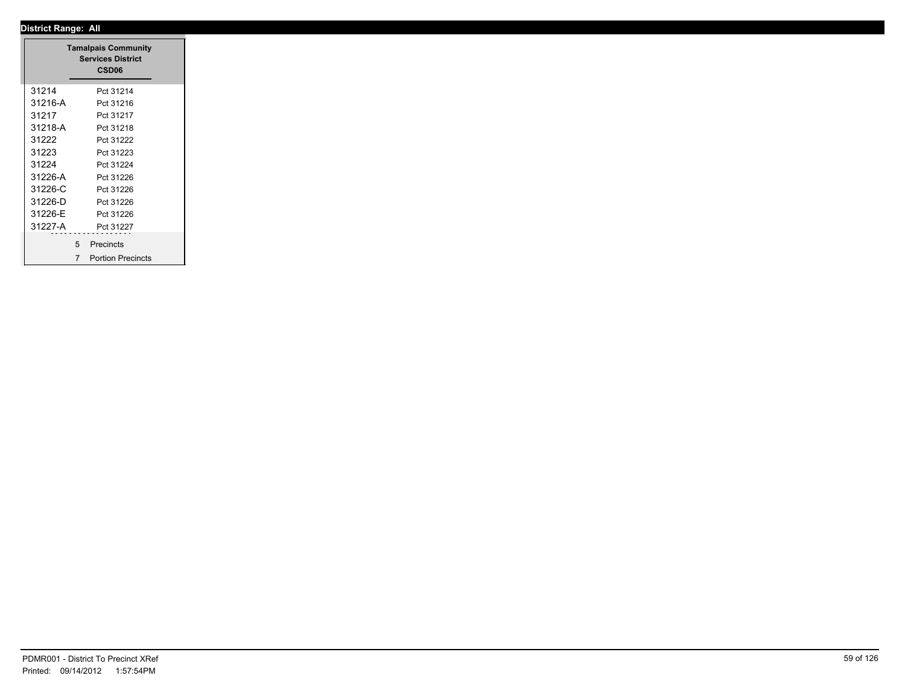**District Range: All**

| Tamalpais Community Services District CSD06 | |
|---|---|
| 31214 | Pct 31214 |
| 31216-A | Pct 31216 |
| 31217 | Pct 31217 |
| 31218-A | Pct 31218 |
| 31222 | Pct 31222 |
| 31223 | Pct 31223 |
| 31224 | Pct 31224 |
| 31226-A | Pct 31226 |
| 31226-C | Pct 31226 |
| 31226-D | Pct 31226 |
| 31226-E | Pct 31226 |
| 31227-A | Pct 31227 |
| 5 | Precincts |
| 7 | Portion Precincts |

PDMR001 - District To Precinct XRef
Printed: 09/14/2012 1:57:54PM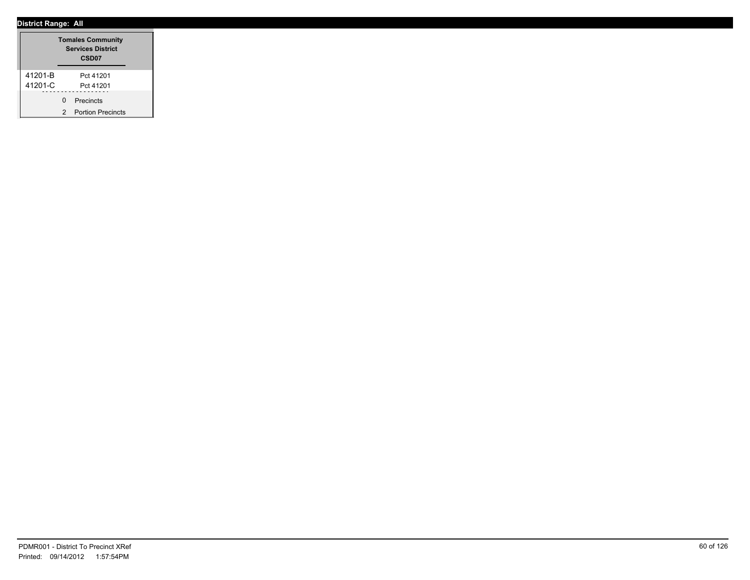**District Range: All**

| Tomales Community Services District CSD07 | |
|---|---|
| 41201-B | Pct 41201 |
| 41201-C | Pct 41201 |
| 0 | Precincts |
| 2 | Portion Precincts |

PDMR001 - District To Precinct XRef
Printed: 09/14/2012 1:57:54PM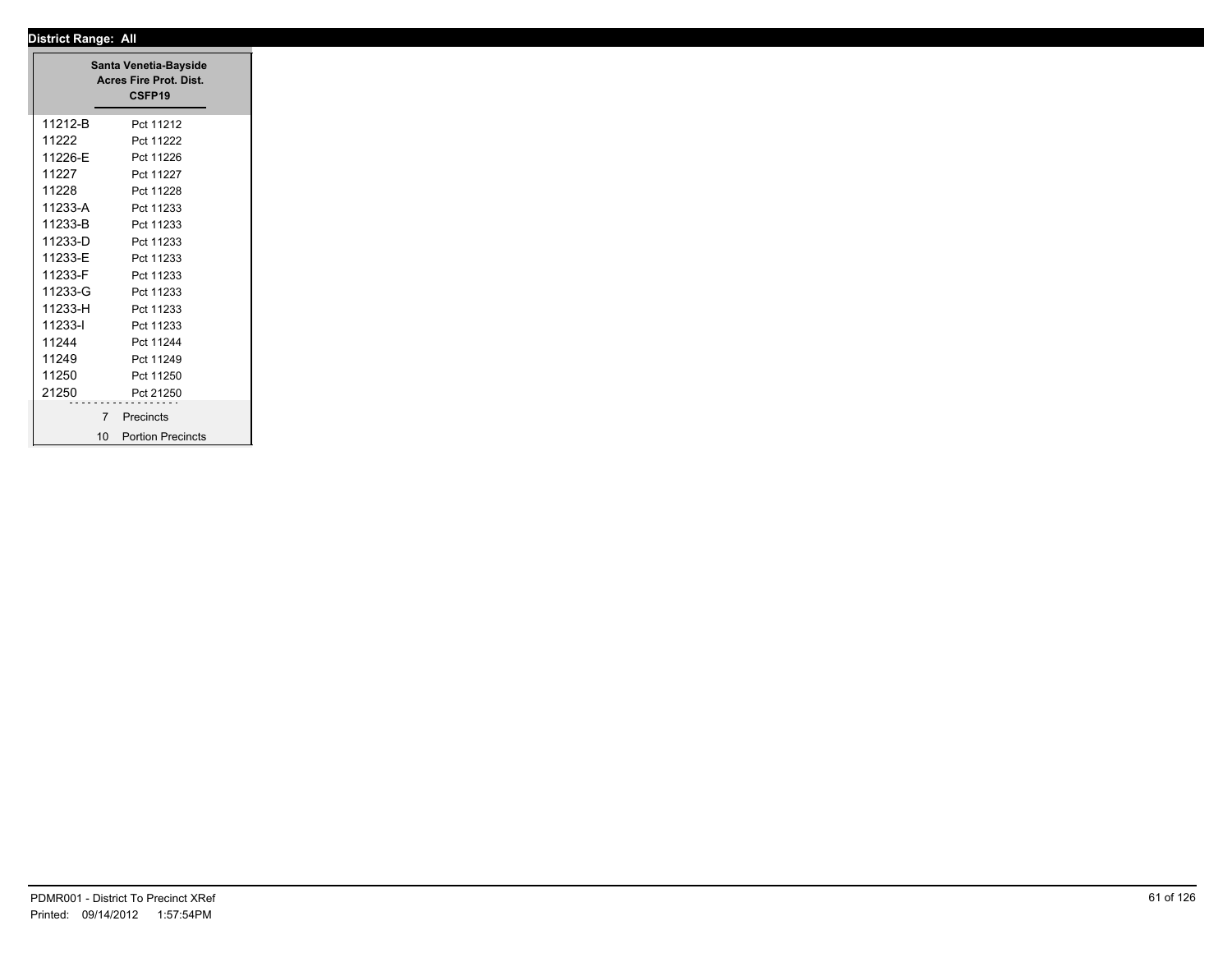**District Range: All**

| Santa Venetia-Bayside Acres Fire Prot. Dist. CSFP19 | |
|---|---|
| 11212-B | Pct 11212 |
| 11222 | Pct 11222 |
| 11226-E | Pct 11226 |
| 11227 | Pct 11227 |
| 11228 | Pct 11228 |
| 11233-A | Pct 11233 |
| 11233-B | Pct 11233 |
| 11233-D | Pct 11233 |
| 11233-E | Pct 11233 |
| 11233-F | Pct 11233 |
| 11233-G | Pct 11233 |
| 11233-H | Pct 11233 |
| 11233-I | Pct 11233 |
| 11244 | Pct 11244 |
| 11249 | Pct 11249 |
| 11250 | Pct 11250 |
| 21250 | Pct 21250 |
| 7 | Precincts |
| 10 | Portion Precincts |

PDMR001 - District To Precinct XRef
Printed: 09/14/2012 1:57:54PM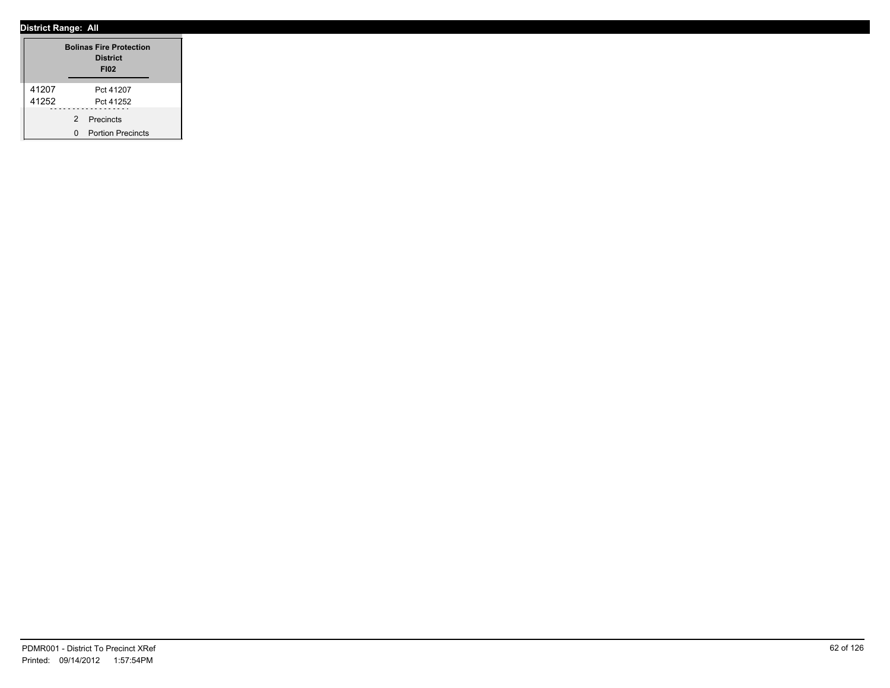**District Range: All**

| Bolinas Fire Protection District FI02 | |
|---|---|
| 41207 | Pct 41207 |
| 41252 | Pct 41252 |

2 Precincts

0 Portion Precincts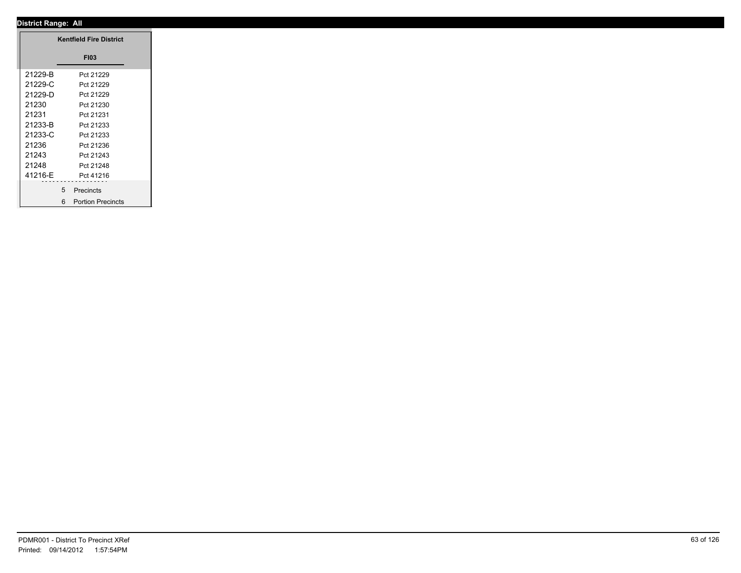**District Range: All**

| Kentfield Fire District | |
|---|---|
| | **FI03** |
| 21229-B | Pct 21229 |
| 21229-C | Pct 21229 |
| 21229-D | Pct 21229 |
| 21230 | Pct 21230 |
| 21231 | Pct 21231 |
| 21233-B | Pct 21233 |
| 21233-C | Pct 21233 |
| 21236 | Pct 21236 |
| 21243 | Pct 21243 |
| 21248 | Pct 21248 |
| 41216-E | Pct 41216 |
| 5 | Precincts |
| 6 | Portion Precincts |

PDMR001 - District To Precinct XRef
Printed: 09/14/2012 1:57:54PM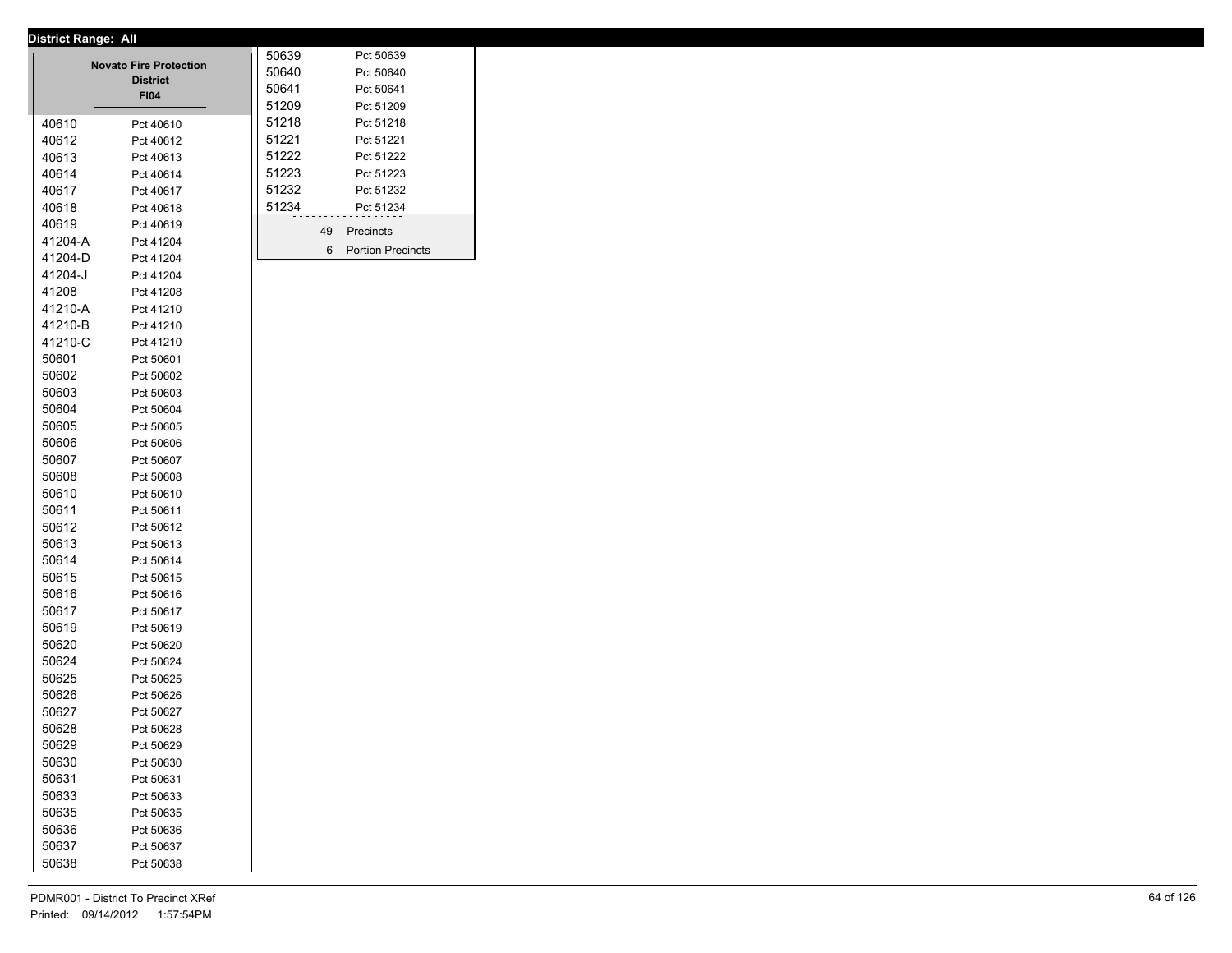**District Range: All**

## Novato Fire Protection District

**FI04**

| Precinct | Name |
|---|---|
| 40610 | Pct 40610 |
| 40612 | Pct 40612 |
| 40613 | Pct 40613 |
| 40614 | Pct 40614 |
| 40617 | Pct 40617 |
| 40618 | Pct 40618 |
| 40619 | Pct 40619 |
| 41204-A | Pct 41204 |
| 41204-D | Pct 41204 |
| 41204-J | Pct 41204 |
| 41208 | Pct 41208 |
| 41210-A | Pct 41210 |
| 41210-B | Pct 41210 |
| 41210-C | Pct 41210 |
| 50601 | Pct 50601 |
| 50602 | Pct 50602 |
| 50603 | Pct 50603 |
| 50604 | Pct 50604 |
| 50605 | Pct 50605 |
| 50606 | Pct 50606 |
| 50607 | Pct 50607 |
| 50608 | Pct 50608 |
| 50610 | Pct 50610 |
| 50611 | Pct 50611 |
| 50612 | Pct 50612 |
| 50613 | Pct 50613 |
| 50614 | Pct 50614 |
| 50615 | Pct 50615 |
| 50616 | Pct 50616 |
| 50617 | Pct 50617 |
| 50619 | Pct 50619 |
| 50620 | Pct 50620 |
| 50624 | Pct 50624 |
| 50625 | Pct 50625 |
| 50626 | Pct 50626 |
| 50627 | Pct 50627 |
| 50628 | Pct 50628 |
| 50629 | Pct 50629 |
| 50630 | Pct 50630 |
| 50631 | Pct 50631 |
| 50633 | Pct 50633 |
| 50635 | Pct 50635 |
| 50636 | Pct 50636 |
| 50637 | Pct 50637 |
| 50638 | Pct 50638 |
| 50639 | Pct 50639 |
| 50640 | Pct 50640 |
| 50641 | Pct 50641 |
| 51209 | Pct 51209 |
| 51218 | Pct 51218 |
| 51221 | Pct 51221 |
| 51222 | Pct 51222 |
| 51223 | Pct 51223 |
| 51232 | Pct 51232 |
| 51234 | Pct 51234 |

49 Precincts

6 Portion Precincts

PDMR001 - District To Precinct XRef

Printed: 09/14/2012 1:57:54PM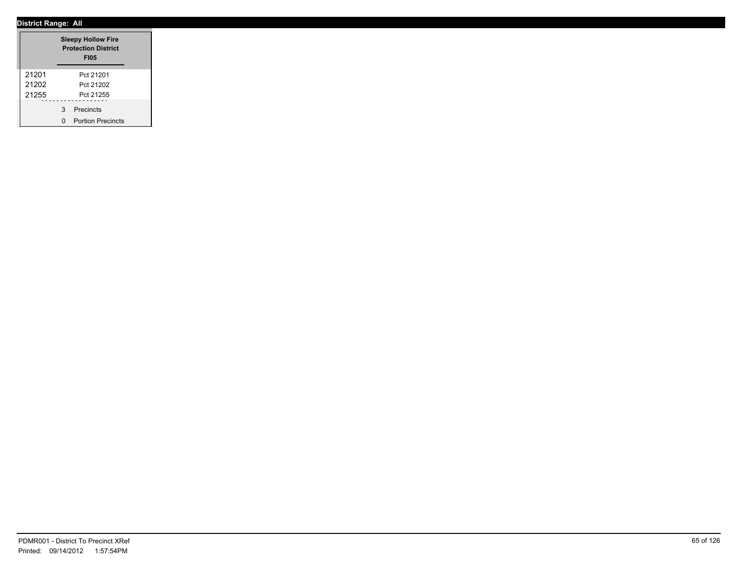**District Range: All**

| | Sleepy Hollow Fire Protection District FI05 |
|---|---|
| 21201 | Pct 21201 |
| 21202 | Pct 21202 |
| 21255 | Pct 21255 |
| | 3 Precincts |
| | 0 Portion Precincts |

PDMR001 - District To Precinct XRef
Printed: 09/14/2012 1:57:54PM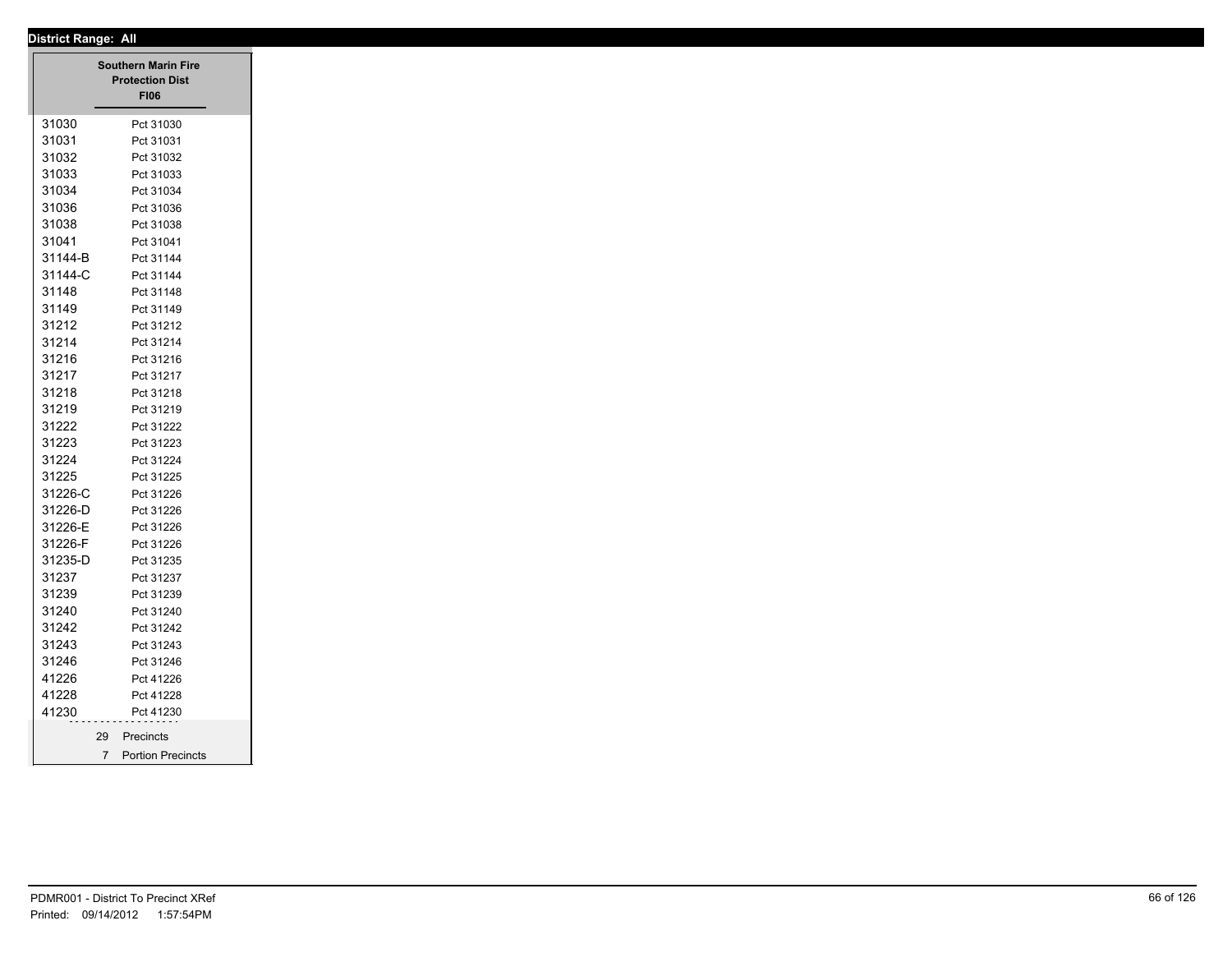**District Range: All**

| | Southern Marin Fire Protection Dist FI06 |
|---|---|
| 31030 | Pct 31030 |
| 31031 | Pct 31031 |
| 31032 | Pct 31032 |
| 31033 | Pct 31033 |
| 31034 | Pct 31034 |
| 31036 | Pct 31036 |
| 31038 | Pct 31038 |
| 31041 | Pct 31041 |
| 31144-B | Pct 31144 |
| 31144-C | Pct 31144 |
| 31148 | Pct 31148 |
| 31149 | Pct 31149 |
| 31212 | Pct 31212 |
| 31214 | Pct 31214 |
| 31216 | Pct 31216 |
| 31217 | Pct 31217 |
| 31218 | Pct 31218 |
| 31219 | Pct 31219 |
| 31222 | Pct 31222 |
| 31223 | Pct 31223 |
| 31224 | Pct 31224 |
| 31225 | Pct 31225 |
| 31226-C | Pct 31226 |
| 31226-D | Pct 31226 |
| 31226-E | Pct 31226 |
| 31226-F | Pct 31226 |
| 31235-D | Pct 31235 |
| 31237 | Pct 31237 |
| 31239 | Pct 31239 |
| 31240 | Pct 31240 |
| 31242 | Pct 31242 |
| 31243 | Pct 31243 |
| 31246 | Pct 31246 |
| 41226 | Pct 41226 |
| 41228 | Pct 41228 |
| 41230 | Pct 41230 |

29 Precincts

7 Portion Precincts

PDMR001 - District To Precinct XRef

Printed: 09/14/2012 1:57:54PM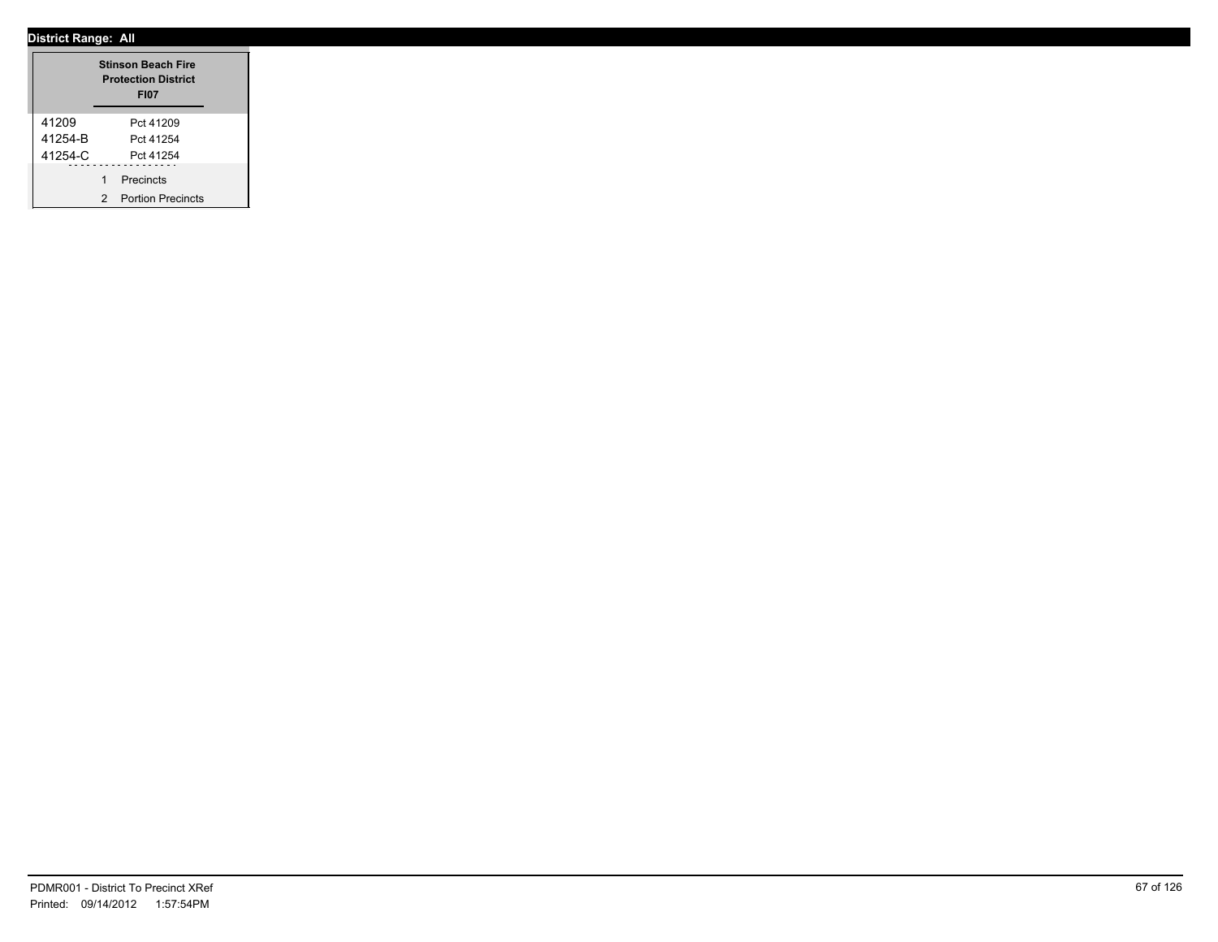**District Range: All**

| | Stinson Beach Fire Protection District FI07 |
|---|---|
| 41209 | Pct 41209 |
| 41254-B | Pct 41254 |
| 41254-C | Pct 41254 |

1 Precincts

2 Portion Precincts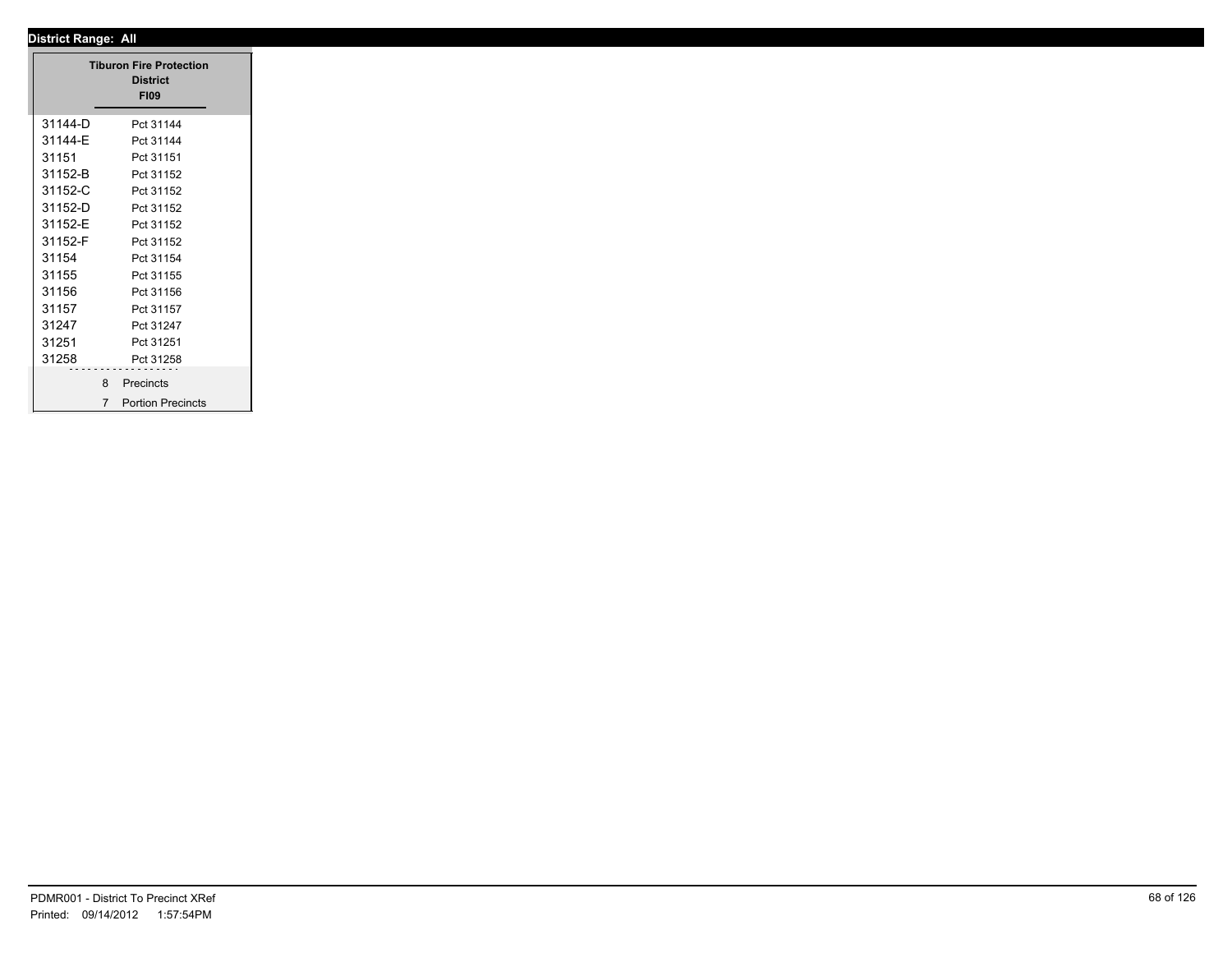**District Range: All**

| Tiburon Fire Protection District FI09 | |
|---|---|
| 31144-D | Pct 31144 |
| 31144-E | Pct 31144 |
| 31151 | Pct 31151 |
| 31152-B | Pct 31152 |
| 31152-C | Pct 31152 |
| 31152-D | Pct 31152 |
| 31152-E | Pct 31152 |
| 31152-F | Pct 31152 |
| 31154 | Pct 31154 |
| 31155 | Pct 31155 |
| 31156 | Pct 31156 |
| 31157 | Pct 31157 |
| 31247 | Pct 31247 |
| 31251 | Pct 31251 |
| 31258 | Pct 31258 |
| 8 | Precincts |
| 7 | Portion Precincts |

PDMR001 - District To Precinct XRef
Printed: 09/14/2012 1:57:54PM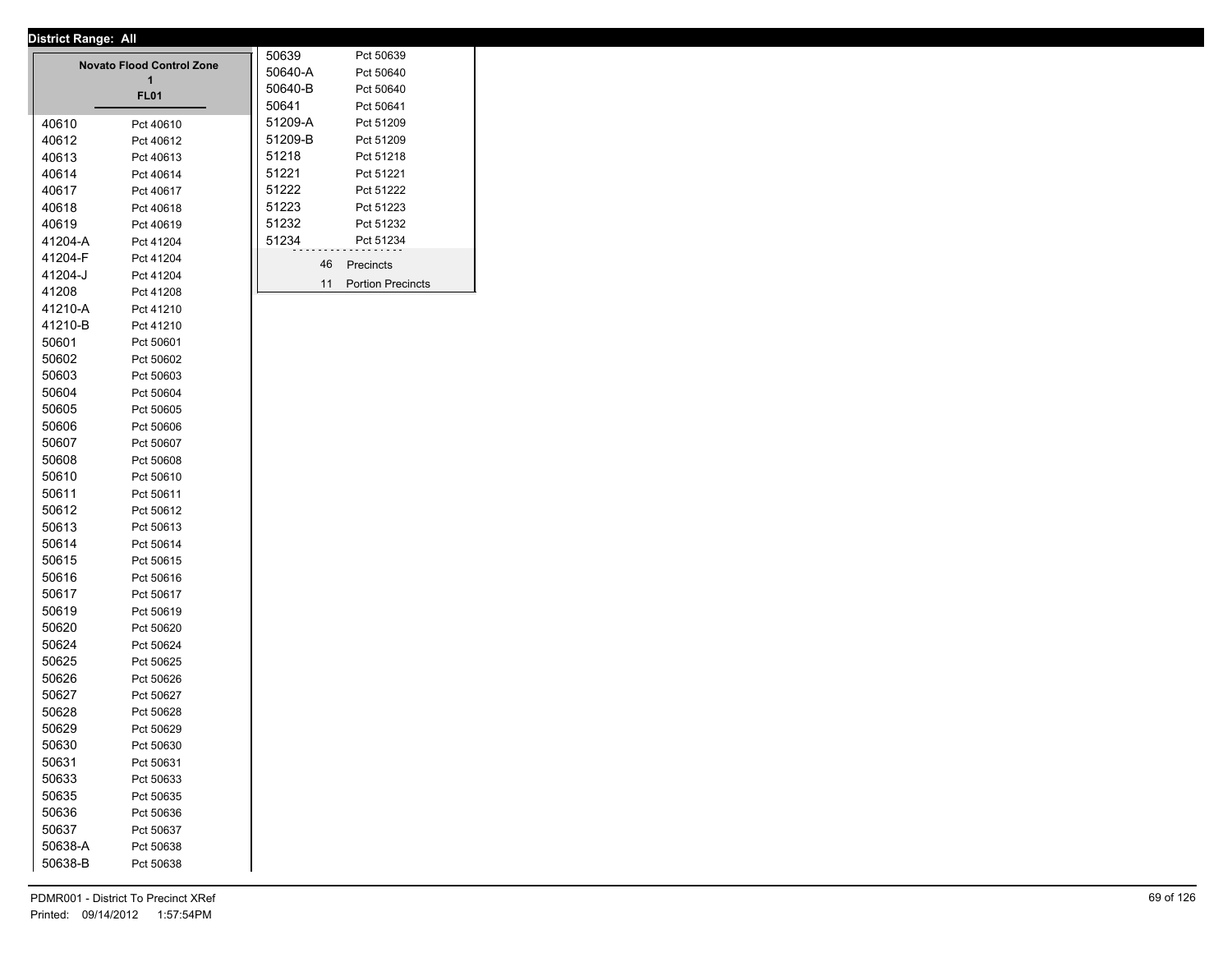**District Range: All**

## Novato Flood Control Zone 1

**FL01**

| Precinct | Description |
|---|---|
| 40610 | Pct 40610 |
| 40612 | Pct 40612 |
| 40613 | Pct 40613 |
| 40614 | Pct 40614 |
| 40617 | Pct 40617 |
| 40618 | Pct 40618 |
| 40619 | Pct 40619 |
| 41204-A | Pct 41204 |
| 41204-F | Pct 41204 |
| 41204-J | Pct 41204 |
| 41208 | Pct 41208 |
| 41210-A | Pct 41210 |
| 41210-B | Pct 41210 |
| 50601 | Pct 50601 |
| 50602 | Pct 50602 |
| 50603 | Pct 50603 |
| 50604 | Pct 50604 |
| 50605 | Pct 50605 |
| 50606 | Pct 50606 |
| 50607 | Pct 50607 |
| 50608 | Pct 50608 |
| 50610 | Pct 50610 |
| 50611 | Pct 50611 |
| 50612 | Pct 50612 |
| 50613 | Pct 50613 |
| 50614 | Pct 50614 |
| 50615 | Pct 50615 |
| 50616 | Pct 50616 |
| 50617 | Pct 50617 |
| 50619 | Pct 50619 |
| 50620 | Pct 50620 |
| 50624 | Pct 50624 |
| 50625 | Pct 50625 |
| 50626 | Pct 50626 |
| 50627 | Pct 50627 |
| 50628 | Pct 50628 |
| 50629 | Pct 50629 |
| 50630 | Pct 50630 |
| 50631 | Pct 50631 |
| 50633 | Pct 50633 |
| 50635 | Pct 50635 |
| 50636 | Pct 50636 |
| 50637 | Pct 50637 |
| 50638-A | Pct 50638 |
| 50638-B | Pct 50638 |
| 50639 | Pct 50639 |
| 50640-A | Pct 50640 |
| 50640-B | Pct 50640 |
| 50641 | Pct 50641 |
| 51209-A | Pct 51209 |
| 51209-B | Pct 51209 |
| 51218 | Pct 51218 |
| 51221 | Pct 51221 |
| 51222 | Pct 51222 |
| 51223 | Pct 51223 |
| 51232 | Pct 51232 |
| 51234 | Pct 51234 |

46 Precincts

11 Portion Precincts

PDMR001 - District To Precinct XRef
Printed: 09/14/2012 1:57:54PM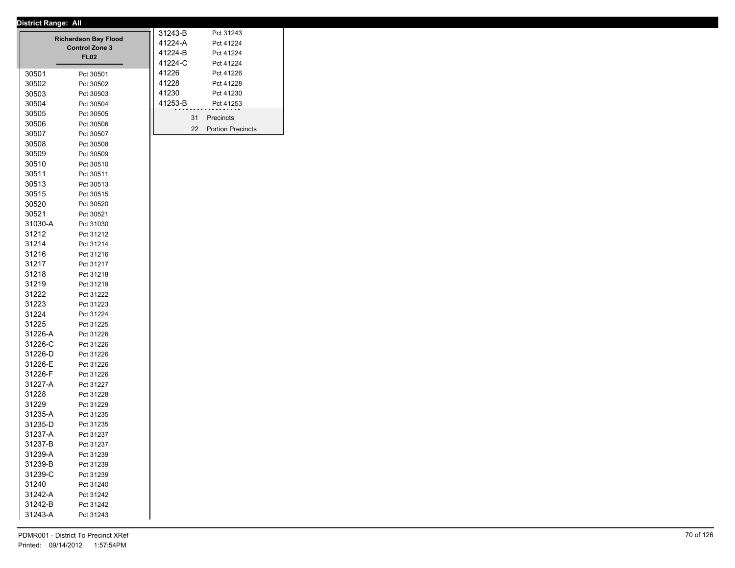**District Range: All**

**Richardson Bay Flood Control Zone 3**
**FL02**

| Precinct | Name |
|---|---|
| 30501 | Pct 30501 |
| 30502 | Pct 30502 |
| 30503 | Pct 30503 |
| 30504 | Pct 30504 |
| 30505 | Pct 30505 |
| 30506 | Pct 30506 |
| 30507 | Pct 30507 |
| 30508 | Pct 30508 |
| 30509 | Pct 30509 |
| 30510 | Pct 30510 |
| 30511 | Pct 30511 |
| 30513 | Pct 30513 |
| 30515 | Pct 30515 |
| 30520 | Pct 30520 |
| 30521 | Pct 30521 |
| 31030-A | Pct 31030 |
| 31212 | Pct 31212 |
| 31214 | Pct 31214 |
| 31216 | Pct 31216 |
| 31217 | Pct 31217 |
| 31218 | Pct 31218 |
| 31219 | Pct 31219 |
| 31222 | Pct 31222 |
| 31223 | Pct 31223 |
| 31224 | Pct 31224 |
| 31225 | Pct 31225 |
| 31226-A | Pct 31226 |
| 31226-C | Pct 31226 |
| 31226-D | Pct 31226 |
| 31226-E | Pct 31226 |
| 31226-F | Pct 31226 |
| 31227-A | Pct 31227 |
| 31228 | Pct 31228 |
| 31229 | Pct 31229 |
| 31235-A | Pct 31235 |
| 31235-D | Pct 31235 |
| 31237-A | Pct 31237 |
| 31237-B | Pct 31237 |
| 31239-A | Pct 31239 |
| 31239-B | Pct 31239 |
| 31239-C | Pct 31239 |
| 31240 | Pct 31240 |
| 31242-A | Pct 31242 |
| 31242-B | Pct 31242 |
| 31243-A | Pct 31243 |
| 31243-B | Pct 31243 |
| 41224-A | Pct 41224 |
| 41224-B | Pct 41224 |
| 41224-C | Pct 41224 |
| 41226 | Pct 41226 |
| 41228 | Pct 41228 |
| 41230 | Pct 41230 |
| 41253-B | Pct 41253 |

31 Precincts
22 Portion Precincts

PDMR001 - District To Precinct XRef
Printed: 09/14/2012 1:57:54PM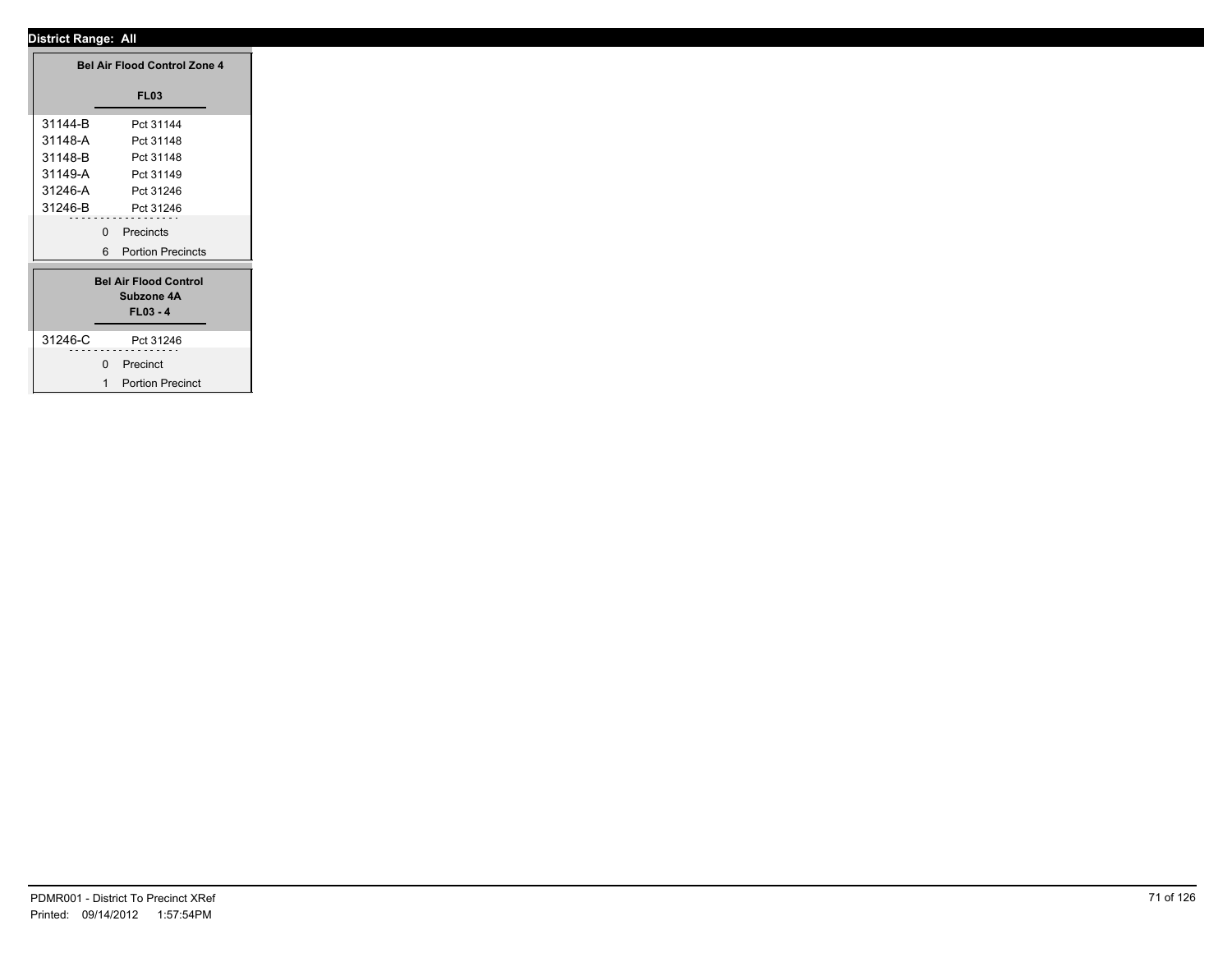**District Range: All**

### Bel Air Flood Control Zone 4

**FL03**

| | |
|---|---|
| 31144-B | Pct 31144 |
| 31148-A | Pct 31148 |
| 31148-B | Pct 31148 |
| 31149-A | Pct 31149 |
| 31246-A | Pct 31246 |
| 31246-B | Pct 31246 |

0 Precincts

6 Portion Precincts

### Bel Air Flood Control Subzone 4A

**FL03 - 4**

| | |
|---|---|
| 31246-C | Pct 31246 |

0 Precinct

1 Portion Precinct

PDMR001 - District To Precinct XRef
Printed: 09/14/2012 1:57:54PM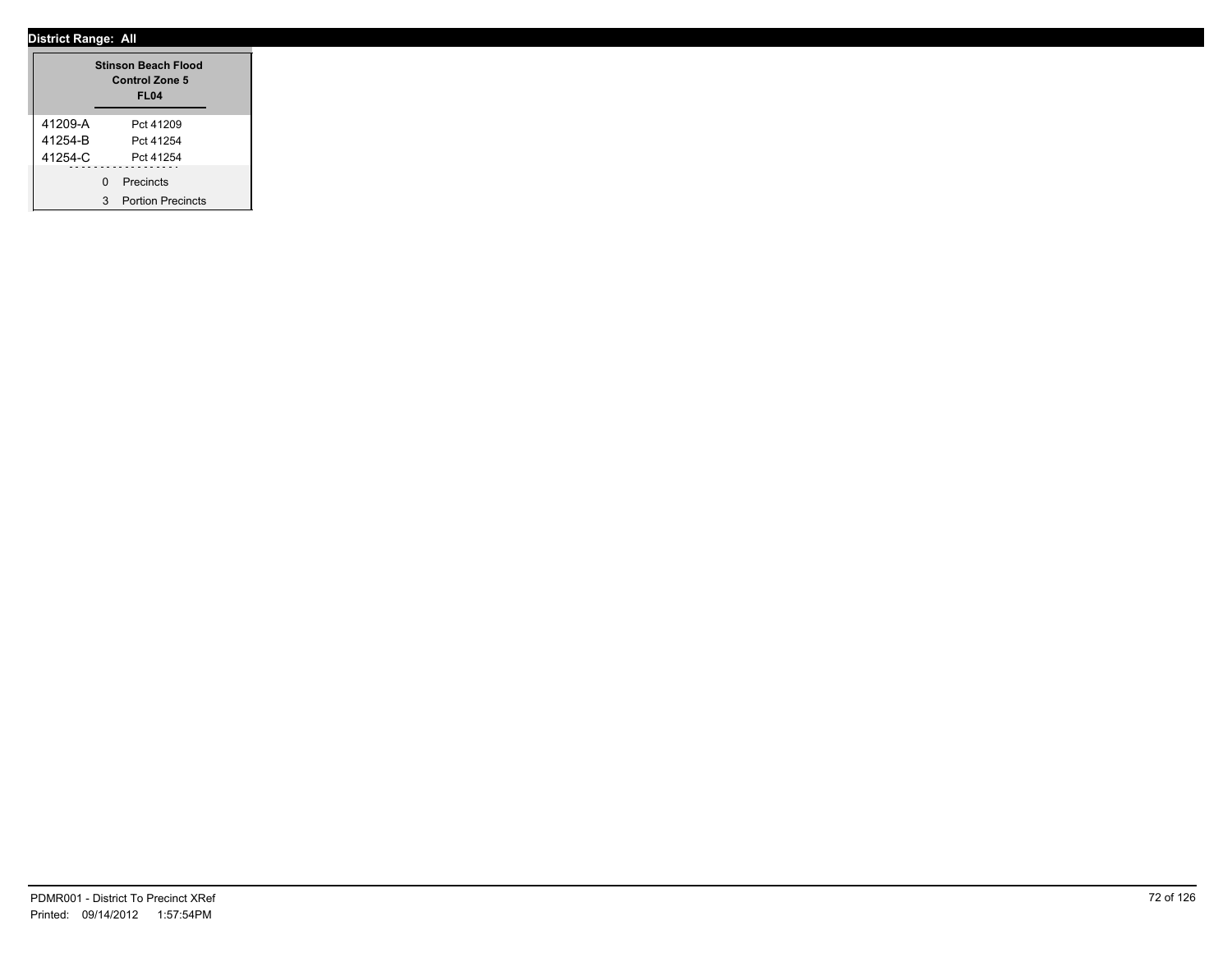**District Range: All**

| Stinson Beach Flood Control Zone 5 FL04 | |
|---|---|
| 41209-A | Pct 41209 |
| 41254-B | Pct 41254 |
| 41254-C | Pct 41254 |
| 0 | Precincts |
| 3 | Portion Precincts |

PDMR001 - District To Precinct XRef
Printed: 09/14/2012 1:57:54PM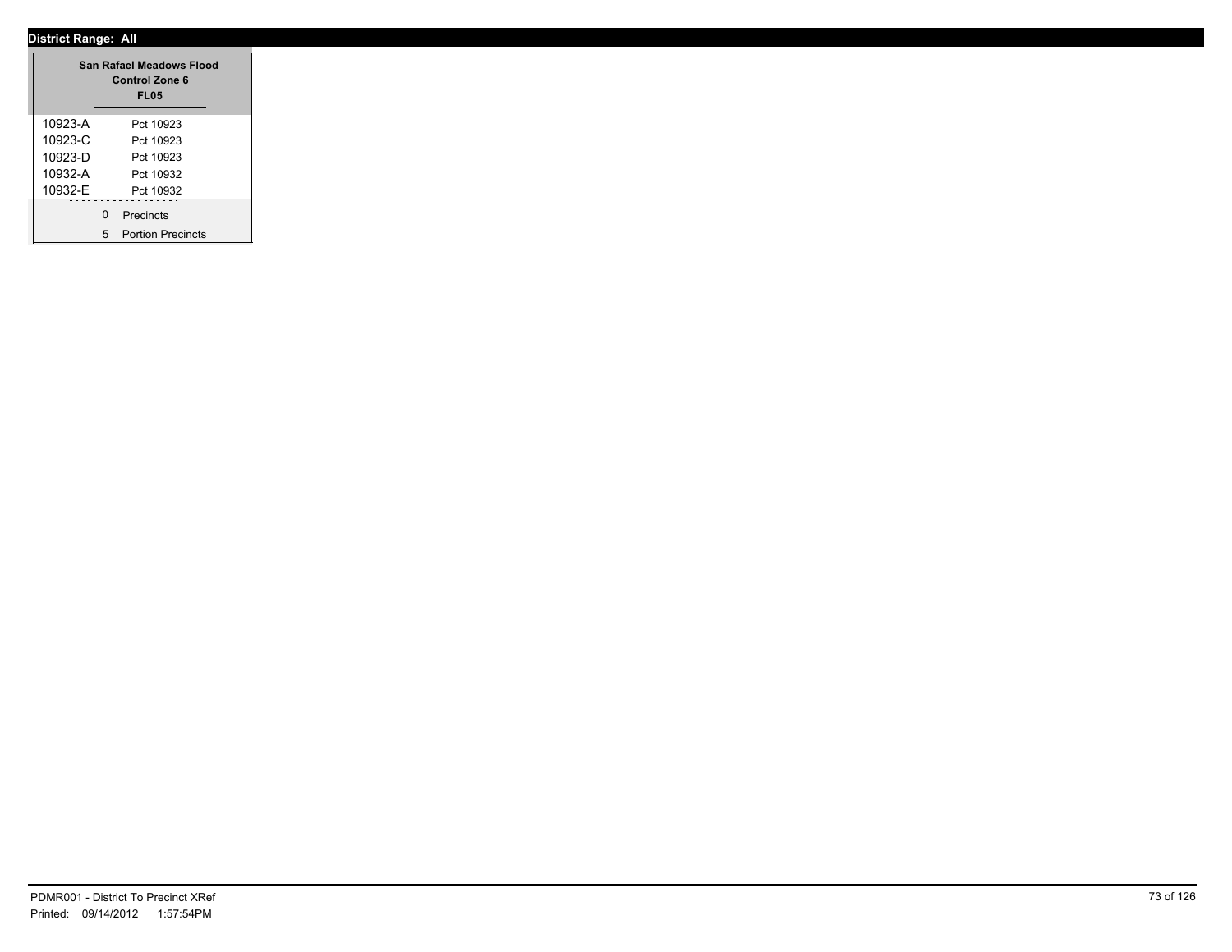**District Range: All**

| San Rafael Meadows Flood Control Zone 6 FL05 | |
|---|---|
| 10923-A | Pct 10923 |
| 10923-C | Pct 10923 |
| 10923-D | Pct 10923 |
| 10932-A | Pct 10932 |
| 10932-E | Pct 10932 |

0 Precincts

5 Portion Precincts

PDMR001 - District To Precinct XRef
Printed: 09/14/2012 1:57:54PM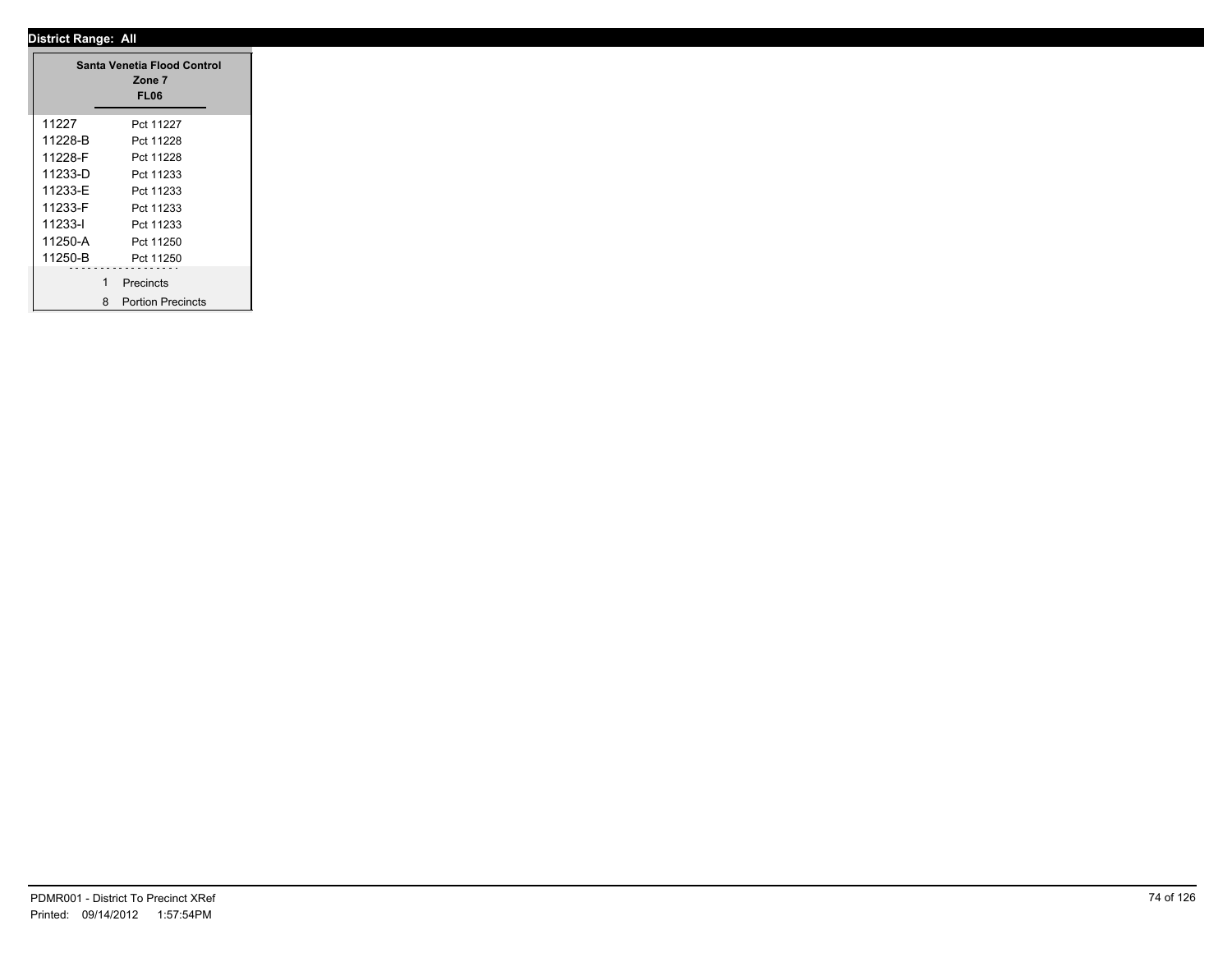**District Range: All**

**Santa Venetia Flood Control**
**Zone 7**
**FL06**

| | |
|---|---|
| 11227 | Pct 11227 |
| 11228-B | Pct 11228 |
| 11228-F | Pct 11228 |
| 11233-D | Pct 11233 |
| 11233-E | Pct 11233 |
| 11233-F | Pct 11233 |
| 11233-I | Pct 11233 |
| 11250-A | Pct 11250 |
| 11250-B | Pct 11250 |

1 Precincts
8 Portion Precincts

PDMR001 - District To Precinct XRef
Printed: 09/14/2012 1:57:54PM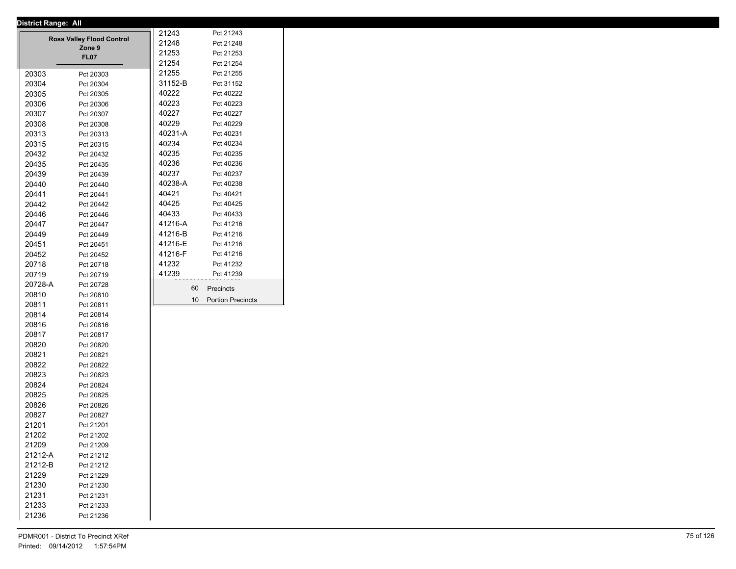**District Range: All**

## Ross Valley Flood Control Zone 9

**FL07**

| Precinct | Name |
|---|---|
| 20303 | Pct 20303 |
| 20304 | Pct 20304 |
| 20305 | Pct 20305 |
| 20306 | Pct 20306 |
| 20307 | Pct 20307 |
| 20308 | Pct 20308 |
| 20313 | Pct 20313 |
| 20315 | Pct 20315 |
| 20432 | Pct 20432 |
| 20435 | Pct 20435 |
| 20439 | Pct 20439 |
| 20440 | Pct 20440 |
| 20441 | Pct 20441 |
| 20442 | Pct 20442 |
| 20446 | Pct 20446 |
| 20447 | Pct 20447 |
| 20449 | Pct 20449 |
| 20451 | Pct 20451 |
| 20452 | Pct 20452 |
| 20718 | Pct 20718 |
| 20719 | Pct 20719 |
| 20728-A | Pct 20728 |
| 20810 | Pct 20810 |
| 20811 | Pct 20811 |
| 20814 | Pct 20814 |
| 20816 | Pct 20816 |
| 20817 | Pct 20817 |
| 20820 | Pct 20820 |
| 20821 | Pct 20821 |
| 20822 | Pct 20822 |
| 20823 | Pct 20823 |
| 20824 | Pct 20824 |
| 20825 | Pct 20825 |
| 20826 | Pct 20826 |
| 20827 | Pct 20827 |
| 21201 | Pct 21201 |
| 21202 | Pct 21202 |
| 21209 | Pct 21209 |
| 21212-A | Pct 21212 |
| 21212-B | Pct 21212 |
| 21229 | Pct 21229 |
| 21230 | Pct 21230 |
| 21231 | Pct 21231 |
| 21233 | Pct 21233 |
| 21236 | Pct 21236 |
| 21243 | Pct 21243 |
| 21248 | Pct 21248 |
| 21253 | Pct 21253 |
| 21254 | Pct 21254 |
| 21255 | Pct 21255 |
| 31152-B | Pct 31152 |
| 40222 | Pct 40222 |
| 40223 | Pct 40223 |
| 40227 | Pct 40227 |
| 40229 | Pct 40229 |
| 40231-A | Pct 40231 |
| 40234 | Pct 40234 |
| 40235 | Pct 40235 |
| 40236 | Pct 40236 |
| 40237 | Pct 40237 |
| 40238-A | Pct 40238 |
| 40421 | Pct 40421 |
| 40425 | Pct 40425 |
| 40433 | Pct 40433 |
| 41216-A | Pct 41216 |
| 41216-B | Pct 41216 |
| 41216-E | Pct 41216 |
| 41216-F | Pct 41216 |
| 41232 | Pct 41232 |
| 41239 | Pct 41239 |

60 Precincts

10 Portion Precincts

PDMR001 - District To Precinct XRef
Printed: 09/14/2012 1:57:54PM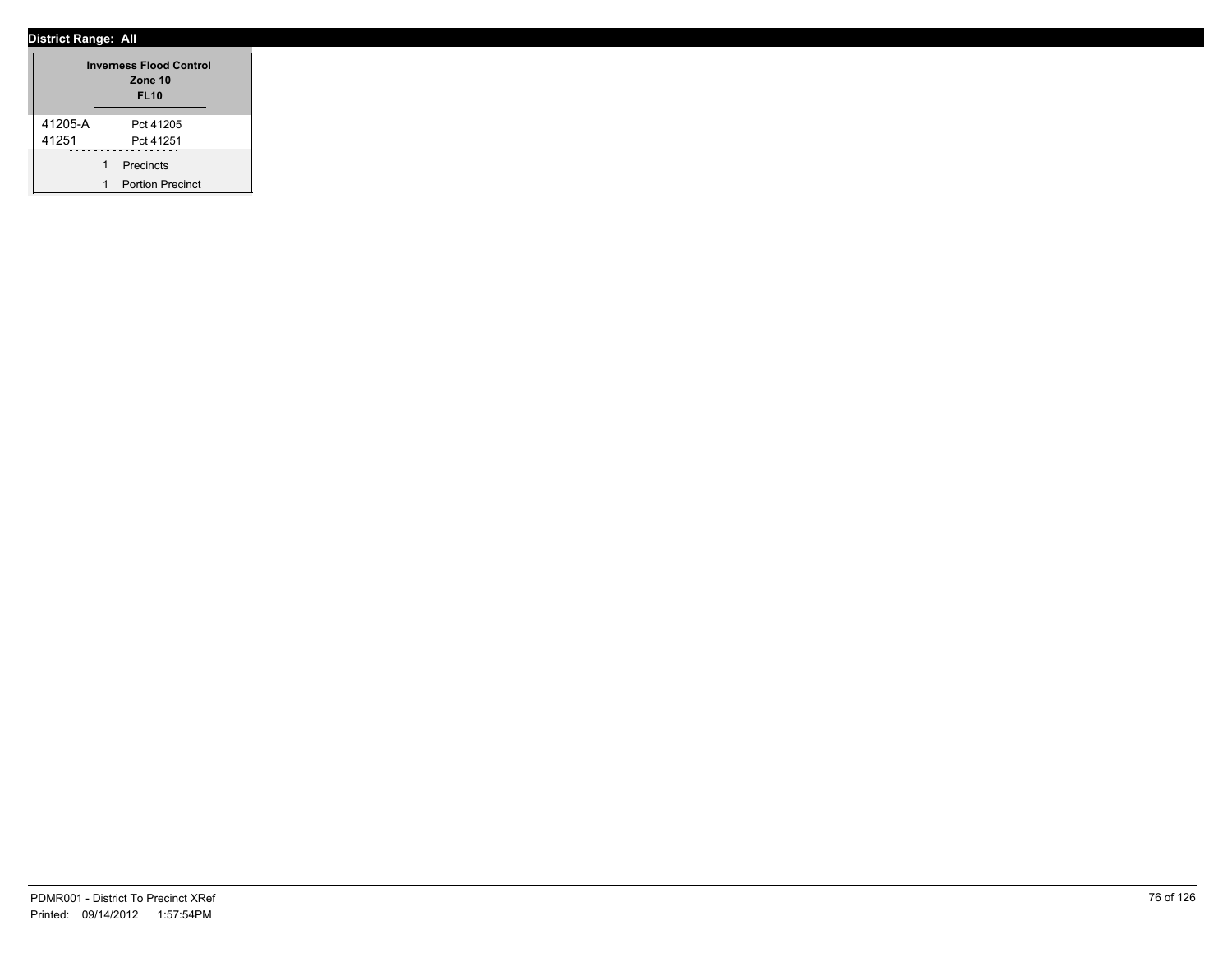**District Range: All**

**Inverness Flood Control**
**Zone 10**
**FL10**

| Precinct | Name |
|---|---|
| 41205-A | Pct 41205 |
| 41251 | Pct 41251 |

1 Precincts

1 Portion Precinct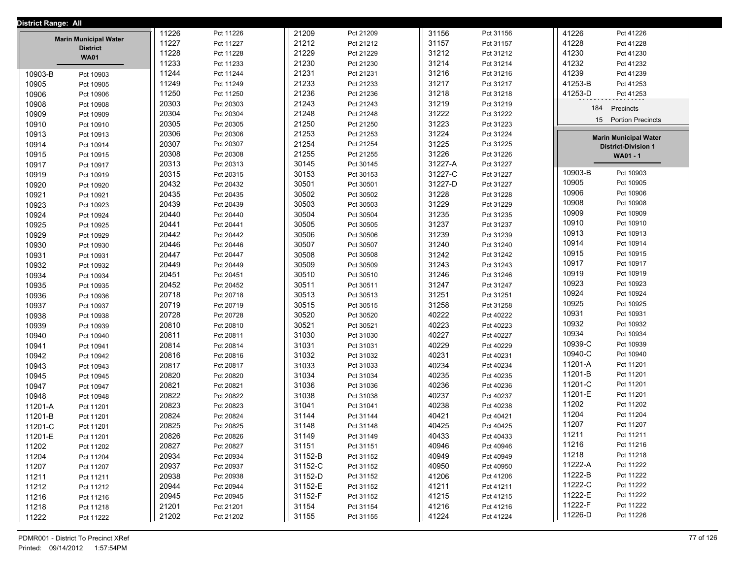**District Range: All**

## Marin Municipal Water District
### WA01

| Precinct | Pct |
|---|---|
| 10903-B | Pct 10903 |
| 10905 | Pct 10905 |
| 10906 | Pct 10906 |
| 10908 | Pct 10908 |
| 10909 | Pct 10909 |
| 10910 | Pct 10910 |
| 10913 | Pct 10913 |
| 10914 | Pct 10914 |
| 10915 | Pct 10915 |
| 10917 | Pct 10917 |
| 10919 | Pct 10919 |
| 10920 | Pct 10920 |
| 10921 | Pct 10921 |
| 10923 | Pct 10923 |
| 10924 | Pct 10924 |
| 10925 | Pct 10925 |
| 10929 | Pct 10929 |
| 10930 | Pct 10930 |
| 10931 | Pct 10931 |
| 10932 | Pct 10932 |
| 10934 | Pct 10934 |
| 10935 | Pct 10935 |
| 10936 | Pct 10936 |
| 10937 | Pct 10937 |
| 10938 | Pct 10938 |
| 10939 | Pct 10939 |
| 10940 | Pct 10940 |
| 10941 | Pct 10941 |
| 10942 | Pct 10942 |
| 10943 | Pct 10943 |
| 10945 | Pct 10945 |
| 10947 | Pct 10947 |
| 10948 | Pct 10948 |
| 11201-A | Pct 11201 |
| 11201-B | Pct 11201 |
| 11201-C | Pct 11201 |
| 11201-E | Pct 11201 |
| 11202 | Pct 11202 |
| 11204 | Pct 11204 |
| 11207 | Pct 11207 |
| 11211 | Pct 11211 |
| 11212 | Pct 11212 |
| 11216 | Pct 11216 |
| 11218 | Pct 11218 |
| 11222 | Pct 11222 |
| 11226 | Pct 11226 |
| 11227 | Pct 11227 |
| 11228 | Pct 11228 |
| 11233 | Pct 11233 |
| 11244 | Pct 11244 |
| 11249 | Pct 11249 |
| 11250 | Pct 11250 |
| 20303 | Pct 20303 |
| 20304 | Pct 20304 |
| 20305 | Pct 20305 |
| 20306 | Pct 20306 |
| 20307 | Pct 20307 |
| 20308 | Pct 20308 |
| 20313 | Pct 20313 |
| 20315 | Pct 20315 |
| 20432 | Pct 20432 |
| 20435 | Pct 20435 |
| 20439 | Pct 20439 |
| 20440 | Pct 20440 |
| 20441 | Pct 20441 |
| 20442 | Pct 20442 |
| 20446 | Pct 20446 |
| 20447 | Pct 20447 |
| 20449 | Pct 20449 |
| 20451 | Pct 20451 |
| 20452 | Pct 20452 |
| 20718 | Pct 20718 |
| 20719 | Pct 20719 |
| 20728 | Pct 20728 |
| 20810 | Pct 20810 |
| 20811 | Pct 20811 |
| 20814 | Pct 20814 |
| 20816 | Pct 20816 |
| 20817 | Pct 20817 |
| 20820 | Pct 20820 |
| 20821 | Pct 20821 |
| 20822 | Pct 20822 |
| 20823 | Pct 20823 |
| 20824 | Pct 20824 |
| 20825 | Pct 20825 |
| 20826 | Pct 20826 |
| 20827 | Pct 20827 |
| 20934 | Pct 20934 |
| 20937 | Pct 20937 |
| 20938 | Pct 20938 |
| 20944 | Pct 20944 |
| 20945 | Pct 20945 |
| 21201 | Pct 21201 |
| 21202 | Pct 21202 |
| 21209 | Pct 21209 |
| 21212 | Pct 21212 |
| 21229 | Pct 21229 |
| 21230 | Pct 21230 |
| 21231 | Pct 21231 |
| 21233 | Pct 21233 |
| 21236 | Pct 21236 |
| 21243 | Pct 21243 |
| 21248 | Pct 21248 |
| 21250 | Pct 21250 |
| 21253 | Pct 21253 |
| 21254 | Pct 21254 |
| 21255 | Pct 21255 |
| 30145 | Pct 30145 |
| 30153 | Pct 30153 |
| 30501 | Pct 30501 |
| 30502 | Pct 30502 |
| 30503 | Pct 30503 |
| 30504 | Pct 30504 |
| 30505 | Pct 30505 |
| 30506 | Pct 30506 |
| 30507 | Pct 30507 |
| 30508 | Pct 30508 |
| 30509 | Pct 30509 |
| 30510 | Pct 30510 |
| 30511 | Pct 30511 |
| 30513 | Pct 30513 |
| 30515 | Pct 30515 |
| 30520 | Pct 30520 |
| 30521 | Pct 30521 |
| 31030 | Pct 31030 |
| 31031 | Pct 31031 |
| 31032 | Pct 31032 |
| 31033 | Pct 31033 |
| 31034 | Pct 31034 |
| 31036 | Pct 31036 |
| 31038 | Pct 31038 |
| 31041 | Pct 31041 |
| 31144 | Pct 31144 |
| 31148 | Pct 31148 |
| 31149 | Pct 31149 |
| 31151 | Pct 31151 |
| 31152-B | Pct 31152 |
| 31152-C | Pct 31152 |
| 31152-D | Pct 31152 |
| 31152-E | Pct 31152 |
| 31152-F | Pct 31152 |
| 31154 | Pct 31154 |
| 31155 | Pct 31155 |
| 31156 | Pct 31156 |
| 31157 | Pct 31157 |
| 31212 | Pct 31212 |
| 31214 | Pct 31214 |
| 31216 | Pct 31216 |
| 31217 | Pct 31217 |
| 31218 | Pct 31218 |
| 31219 | Pct 31219 |
| 31222 | Pct 31222 |
| 31223 | Pct 31223 |
| 31224 | Pct 31224 |
| 31225 | Pct 31225 |
| 31226 | Pct 31226 |
| 31227-A | Pct 31227 |
| 31227-C | Pct 31227 |
| 31227-D | Pct 31227 |
| 31228 | Pct 31228 |
| 31229 | Pct 31229 |
| 31235 | Pct 31235 |
| 31237 | Pct 31237 |
| 31239 | Pct 31239 |
| 31240 | Pct 31240 |
| 31242 | Pct 31242 |
| 31243 | Pct 31243 |
| 31246 | Pct 31246 |
| 31247 | Pct 31247 |
| 31251 | Pct 31251 |
| 31258 | Pct 31258 |
| 40222 | Pct 40222 |
| 40223 | Pct 40223 |
| 40227 | Pct 40227 |
| 40229 | Pct 40229 |
| 40231 | Pct 40231 |
| 40234 | Pct 40234 |
| 40235 | Pct 40235 |
| 40236 | Pct 40236 |
| 40237 | Pct 40237 |
| 40238 | Pct 40238 |
| 40421 | Pct 40421 |
| 40425 | Pct 40425 |
| 40433 | Pct 40433 |
| 40946 | Pct 40946 |
| 40949 | Pct 40949 |
| 40950 | Pct 40950 |
| 41206 | Pct 41206 |
| 41211 | Pct 41211 |
| 41215 | Pct 41215 |
| 41216 | Pct 41216 |
| 41224 | Pct 41224 |
| 41226 | Pct 41226 |
| 41228 | Pct 41228 |
| 41230 | Pct 41230 |
| 41232 | Pct 41232 |
| 41239 | Pct 41239 |
| 41253-B | Pct 41253 |
| 41253-D | Pct 41253 |

184 Precincts
15 Portion Precincts

## Marin Municipal Water District-Division 1
### WA01 - 1

| Precinct | Pct |
|---|---|
| 10903-B | Pct 10903 |
| 10905 | Pct 10905 |
| 10906 | Pct 10906 |
| 10908 | Pct 10908 |
| 10909 | Pct 10909 |
| 10910 | Pct 10910 |
| 10913 | Pct 10913 |
| 10914 | Pct 10914 |
| 10915 | Pct 10915 |
| 10917 | Pct 10917 |
| 10919 | Pct 10919 |
| 10923 | Pct 10923 |
| 10924 | Pct 10924 |
| 10925 | Pct 10925 |
| 10931 | Pct 10931 |
| 10932 | Pct 10932 |
| 10934 | Pct 10934 |
| 10939-C | Pct 10939 |
| 10940-C | Pct 10940 |
| 11201-A | Pct 11201 |
| 11201-B | Pct 11201 |
| 11201-C | Pct 11201 |
| 11201-E | Pct 11201 |
| 11202 | Pct 11202 |
| 11204 | Pct 11204 |
| 11207 | Pct 11207 |
| 11211 | Pct 11211 |
| 11216 | Pct 11216 |
| 11218 | Pct 11218 |
| 11222-A | Pct 11222 |
| 11222-B | Pct 11222 |
| 11222-C | Pct 11222 |
| 11222-E | Pct 11222 |
| 11222-F | Pct 11222 |
| 11226-D | Pct 11226 |

PDMR001 - District To Precinct XRef
Printed: 09/14/2012 1:57:54PM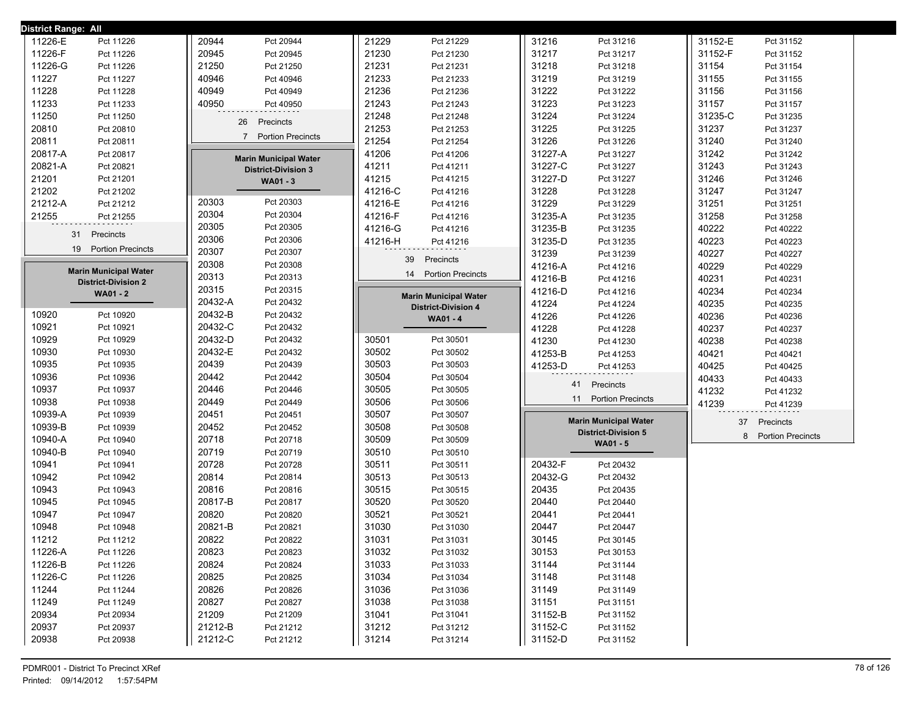**District Range: All**

| Precinct | Pct |
| --- | --- |
| 11226-E | Pct 11226 |
| 11226-F | Pct 11226 |
| 11226-G | Pct 11226 |
| 11227 | Pct 11227 |
| 11228 | Pct 11228 |
| 11233 | Pct 11233 |
| 11250 | Pct 11250 |
| 20810 | Pct 20810 |
| 20811 | Pct 20811 |
| 20817-A | Pct 20817 |
| 20821-A | Pct 20821 |
| 21201 | Pct 21201 |
| 21202 | Pct 21202 |
| 21212-A | Pct 21212 |
| 21255 | Pct 21255 |

31 Precincts
19 Portion Precincts

## Marin Municipal Water District-Division 2
### WA01 - 2

| Precinct | Pct |
| --- | --- |
| 10920 | Pct 10920 |
| 10921 | Pct 10921 |
| 10929 | Pct 10929 |
| 10930 | Pct 10930 |
| 10935 | Pct 10935 |
| 10936 | Pct 10936 |
| 10937 | Pct 10937 |
| 10938 | Pct 10938 |
| 10939-A | Pct 10939 |
| 10939-B | Pct 10939 |
| 10940-A | Pct 10940 |
| 10940-B | Pct 10940 |
| 10941 | Pct 10941 |
| 10942 | Pct 10942 |
| 10943 | Pct 10943 |
| 10945 | Pct 10945 |
| 10947 | Pct 10947 |
| 10948 | Pct 10948 |
| 11212 | Pct 11212 |
| 11226-A | Pct 11226 |
| 11226-B | Pct 11226 |
| 11226-C | Pct 11226 |
| 11244 | Pct 11244 |
| 11249 | Pct 11249 |
| 20934 | Pct 20934 |
| 20937 | Pct 20937 |
| 20938 | Pct 20938 |
| 20944 | Pct 20944 |
| 20945 | Pct 20945 |
| 21250 | Pct 21250 |
| 40946 | Pct 40946 |
| 40949 | Pct 40949 |
| 40950 | Pct 40950 |

26 Precincts
7 Portion Precincts

## Marin Municipal Water District-Division 3
### WA01 - 3

| Precinct | Pct |
| --- | --- |
| 20303 | Pct 20303 |
| 20304 | Pct 20304 |
| 20305 | Pct 20305 |
| 20306 | Pct 20306 |
| 20307 | Pct 20307 |
| 20308 | Pct 20308 |
| 20313 | Pct 20313 |
| 20315 | Pct 20315 |
| 20432-A | Pct 20432 |
| 20432-B | Pct 20432 |
| 20432-C | Pct 20432 |
| 20432-D | Pct 20432 |
| 20432-E | Pct 20432 |
| 20439 | Pct 20439 |
| 20442 | Pct 20442 |
| 20446 | Pct 20446 |
| 20449 | Pct 20449 |
| 20451 | Pct 20451 |
| 20452 | Pct 20452 |
| 20718 | Pct 20718 |
| 20719 | Pct 20719 |
| 20728 | Pct 20728 |
| 20814 | Pct 20814 |
| 20816 | Pct 20816 |
| 20817-B | Pct 20817 |
| 20820 | Pct 20820 |
| 20821-B | Pct 20821 |
| 20822 | Pct 20822 |
| 20823 | Pct 20823 |
| 20824 | Pct 20824 |
| 20825 | Pct 20825 |
| 20826 | Pct 20826 |
| 20827 | Pct 20827 |
| 21209 | Pct 21209 |
| 21212-B | Pct 21212 |
| 21212-C | Pct 21212 |
| 21229 | Pct 21229 |
| 21230 | Pct 21230 |
| 21231 | Pct 21231 |
| 21233 | Pct 21233 |
| 21236 | Pct 21236 |
| 21243 | Pct 21243 |
| 21248 | Pct 21248 |
| 21253 | Pct 21253 |
| 21254 | Pct 21254 |
| 41206 | Pct 41206 |
| 41211 | Pct 41211 |
| 41215 | Pct 41215 |
| 41216-C | Pct 41216 |
| 41216-E | Pct 41216 |
| 41216-F | Pct 41216 |
| 41216-G | Pct 41216 |
| 41216-H | Pct 41216 |

39 Precincts
14 Portion Precincts

## Marin Municipal Water District-Division 4
### WA01 - 4

| Precinct | Pct |
| --- | --- |
| 30501 | Pct 30501 |
| 30502 | Pct 30502 |
| 30503 | Pct 30503 |
| 30504 | Pct 30504 |
| 30505 | Pct 30505 |
| 30506 | Pct 30506 |
| 30507 | Pct 30507 |
| 30508 | Pct 30508 |
| 30509 | Pct 30509 |
| 30510 | Pct 30510 |
| 30511 | Pct 30511 |
| 30513 | Pct 30513 |
| 30515 | Pct 30515 |
| 30520 | Pct 30520 |
| 30521 | Pct 30521 |
| 31030 | Pct 31030 |
| 31031 | Pct 31031 |
| 31032 | Pct 31032 |
| 31033 | Pct 31033 |
| 31034 | Pct 31034 |
| 31036 | Pct 31036 |
| 31038 | Pct 31038 |
| 31041 | Pct 31041 |
| 31212 | Pct 31212 |
| 31214 | Pct 31214 |
| 31216 | Pct 31216 |
| 31217 | Pct 31217 |
| 31218 | Pct 31218 |
| 31219 | Pct 31219 |
| 31222 | Pct 31222 |
| 31223 | Pct 31223 |
| 31224 | Pct 31224 |
| 31225 | Pct 31225 |
| 31226 | Pct 31226 |
| 31227-A | Pct 31227 |
| 31227-C | Pct 31227 |
| 31227-D | Pct 31227 |
| 31228 | Pct 31228 |
| 31229 | Pct 31229 |
| 31235-A | Pct 31235 |
| 31235-B | Pct 31235 |
| 31235-D | Pct 31235 |
| 31239 | Pct 31239 |
| 41216-A | Pct 41216 |
| 41216-B | Pct 41216 |
| 41216-D | Pct 41216 |
| 41224 | Pct 41224 |
| 41226 | Pct 41226 |
| 41228 | Pct 41228 |
| 41230 | Pct 41230 |
| 41253-B | Pct 41253 |
| 41253-D | Pct 41253 |

41 Precincts
11 Portion Precincts

## Marin Municipal Water District-Division 5
### WA01 - 5

| Precinct | Pct |
| --- | --- |
| 20432-F | Pct 20432 |
| 20432-G | Pct 20432 |
| 20435 | Pct 20435 |
| 20440 | Pct 20440 |
| 20441 | Pct 20441 |
| 20447 | Pct 20447 |
| 30145 | Pct 30145 |
| 30153 | Pct 30153 |
| 31144 | Pct 31144 |
| 31148 | Pct 31148 |
| 31149 | Pct 31149 |
| 31151 | Pct 31151 |
| 31152-B | Pct 31152 |
| 31152-C | Pct 31152 |
| 31152-D | Pct 31152 |
| 31152-E | Pct 31152 |
| 31152-F | Pct 31152 |
| 31154 | Pct 31154 |
| 31155 | Pct 31155 |
| 31156 | Pct 31156 |
| 31157 | Pct 31157 |
| 31235-C | Pct 31235 |
| 31237 | Pct 31237 |
| 31240 | Pct 31240 |
| 31242 | Pct 31242 |
| 31243 | Pct 31243 |
| 31246 | Pct 31246 |
| 31247 | Pct 31247 |
| 31251 | Pct 31251 |
| 31258 | Pct 31258 |
| 40222 | Pct 40222 |
| 40223 | Pct 40223 |
| 40227 | Pct 40227 |
| 40229 | Pct 40229 |
| 40231 | Pct 40231 |
| 40234 | Pct 40234 |
| 40235 | Pct 40235 |
| 40236 | Pct 40236 |
| 40237 | Pct 40237 |
| 40238 | Pct 40238 |
| 40421 | Pct 40421 |
| 40425 | Pct 40425 |
| 40433 | Pct 40433 |
| 41232 | Pct 41232 |
| 41239 | Pct 41239 |

37 Precincts
8 Portion Precincts

PDMR001 - District To Precinct XRef
Printed: 09/14/2012 1:57:54PM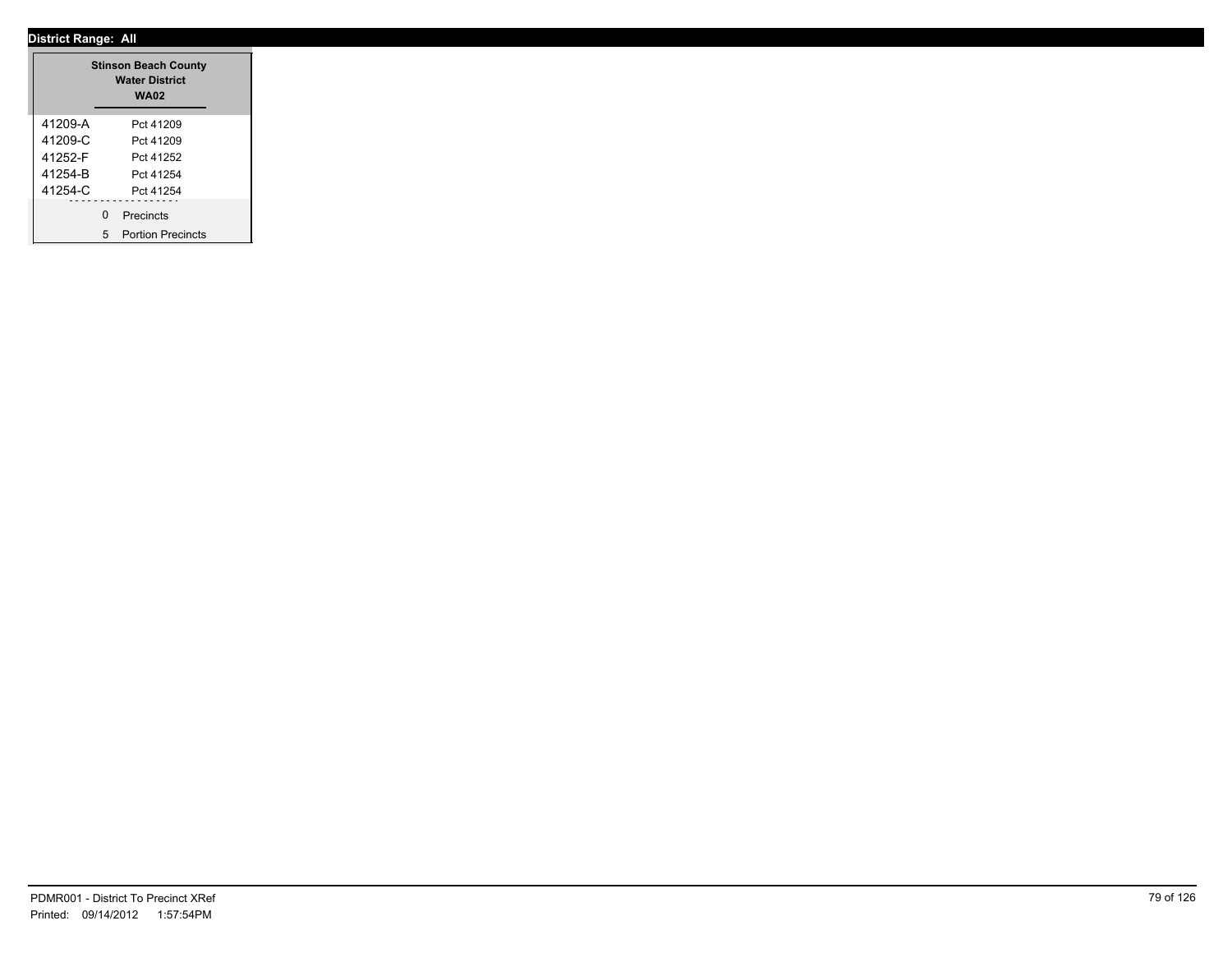**District Range: All**

| Stinson Beach County Water District WA02 | |
|---|---|
| 41209-A | Pct 41209 |
| 41209-C | Pct 41209 |
| 41252-F | Pct 41252 |
| 41254-B | Pct 41254 |
| 41254-C | Pct 41254 |

0 Precincts

5 Portion Precincts

PDMR001 - District To Precinct XRef
Printed: 09/14/2012 1:57:54PM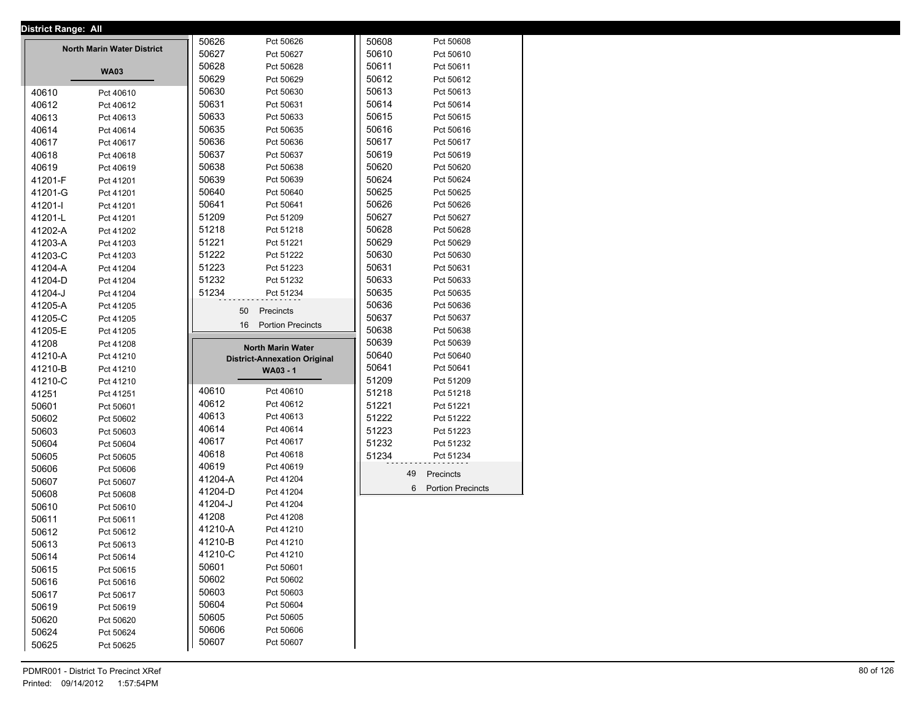District Range: All

## North Marin Water District

### WA03

| Precinct | Name |
|---|---|
| 40610 | Pct 40610 |
| 40612 | Pct 40612 |
| 40613 | Pct 40613 |
| 40614 | Pct 40614 |
| 40617 | Pct 40617 |
| 40618 | Pct 40618 |
| 40619 | Pct 40619 |
| 41201-F | Pct 41201 |
| 41201-G | Pct 41201 |
| 41201-I | Pct 41201 |
| 41201-L | Pct 41201 |
| 41202-A | Pct 41202 |
| 41203-A | Pct 41203 |
| 41203-C | Pct 41203 |
| 41204-A | Pct 41204 |
| 41204-D | Pct 41204 |
| 41204-J | Pct 41204 |
| 41205-A | Pct 41205 |
| 41205-C | Pct 41205 |
| 41205-E | Pct 41205 |
| 41208 | Pct 41208 |
| 41210-A | Pct 41210 |
| 41210-B | Pct 41210 |
| 41210-C | Pct 41210 |
| 41251 | Pct 41251 |
| 50601 | Pct 50601 |
| 50602 | Pct 50602 |
| 50603 | Pct 50603 |
| 50604 | Pct 50604 |
| 50605 | Pct 50605 |
| 50606 | Pct 50606 |
| 50607 | Pct 50607 |
| 50608 | Pct 50608 |
| 50610 | Pct 50610 |
| 50611 | Pct 50611 |
| 50612 | Pct 50612 |
| 50613 | Pct 50613 |
| 50614 | Pct 50614 |
| 50615 | Pct 50615 |
| 50616 | Pct 50616 |
| 50617 | Pct 50617 |
| 50619 | Pct 50619 |
| 50620 | Pct 50620 |
| 50624 | Pct 50624 |
| 50625 | Pct 50625 |
| 50626 | Pct 50626 |
| 50627 | Pct 50627 |
| 50628 | Pct 50628 |
| 50629 | Pct 50629 |
| 50630 | Pct 50630 |
| 50631 | Pct 50631 |
| 50633 | Pct 50633 |
| 50635 | Pct 50635 |
| 50636 | Pct 50636 |
| 50637 | Pct 50637 |
| 50638 | Pct 50638 |
| 50639 | Pct 50639 |
| 50640 | Pct 50640 |
| 50641 | Pct 50641 |
| 51209 | Pct 51209 |
| 51218 | Pct 51218 |
| 51221 | Pct 51221 |
| 51222 | Pct 51222 |
| 51223 | Pct 51223 |
| 51232 | Pct 51232 |
| 51234 | Pct 51234 |

50 Precincts
16 Portion Precincts

## North Marin Water District-Annexation Original

### WA03 - 1

| Precinct | Name |
|---|---|
| 40610 | Pct 40610 |
| 40612 | Pct 40612 |
| 40613 | Pct 40613 |
| 40614 | Pct 40614 |
| 40617 | Pct 40617 |
| 40618 | Pct 40618 |
| 40619 | Pct 40619 |
| 41204-A | Pct 41204 |
| 41204-D | Pct 41204 |
| 41204-J | Pct 41204 |
| 41208 | Pct 41208 |
| 41210-A | Pct 41210 |
| 41210-B | Pct 41210 |
| 41210-C | Pct 41210 |
| 50601 | Pct 50601 |
| 50602 | Pct 50602 |
| 50603 | Pct 50603 |
| 50604 | Pct 50604 |
| 50605 | Pct 50605 |
| 50606 | Pct 50606 |
| 50607 | Pct 50607 |
| 50608 | Pct 50608 |
| 50610 | Pct 50610 |
| 50611 | Pct 50611 |
| 50612 | Pct 50612 |
| 50613 | Pct 50613 |
| 50614 | Pct 50614 |
| 50615 | Pct 50615 |
| 50616 | Pct 50616 |
| 50617 | Pct 50617 |
| 50619 | Pct 50619 |
| 50620 | Pct 50620 |
| 50624 | Pct 50624 |
| 50625 | Pct 50625 |
| 50626 | Pct 50626 |
| 50627 | Pct 50627 |
| 50628 | Pct 50628 |
| 50629 | Pct 50629 |
| 50630 | Pct 50630 |
| 50631 | Pct 50631 |
| 50633 | Pct 50633 |
| 50635 | Pct 50635 |
| 50636 | Pct 50636 |
| 50637 | Pct 50637 |
| 50638 | Pct 50638 |
| 50639 | Pct 50639 |
| 50640 | Pct 50640 |
| 50641 | Pct 50641 |
| 51209 | Pct 51209 |
| 51218 | Pct 51218 |
| 51221 | Pct 51221 |
| 51222 | Pct 51222 |
| 51223 | Pct 51223 |
| 51232 | Pct 51232 |
| 51234 | Pct 51234 |

49 Precincts
6 Portion Precincts

PDMR001 - District To Precinct XRef
Printed: 09/14/2012 1:57:54PM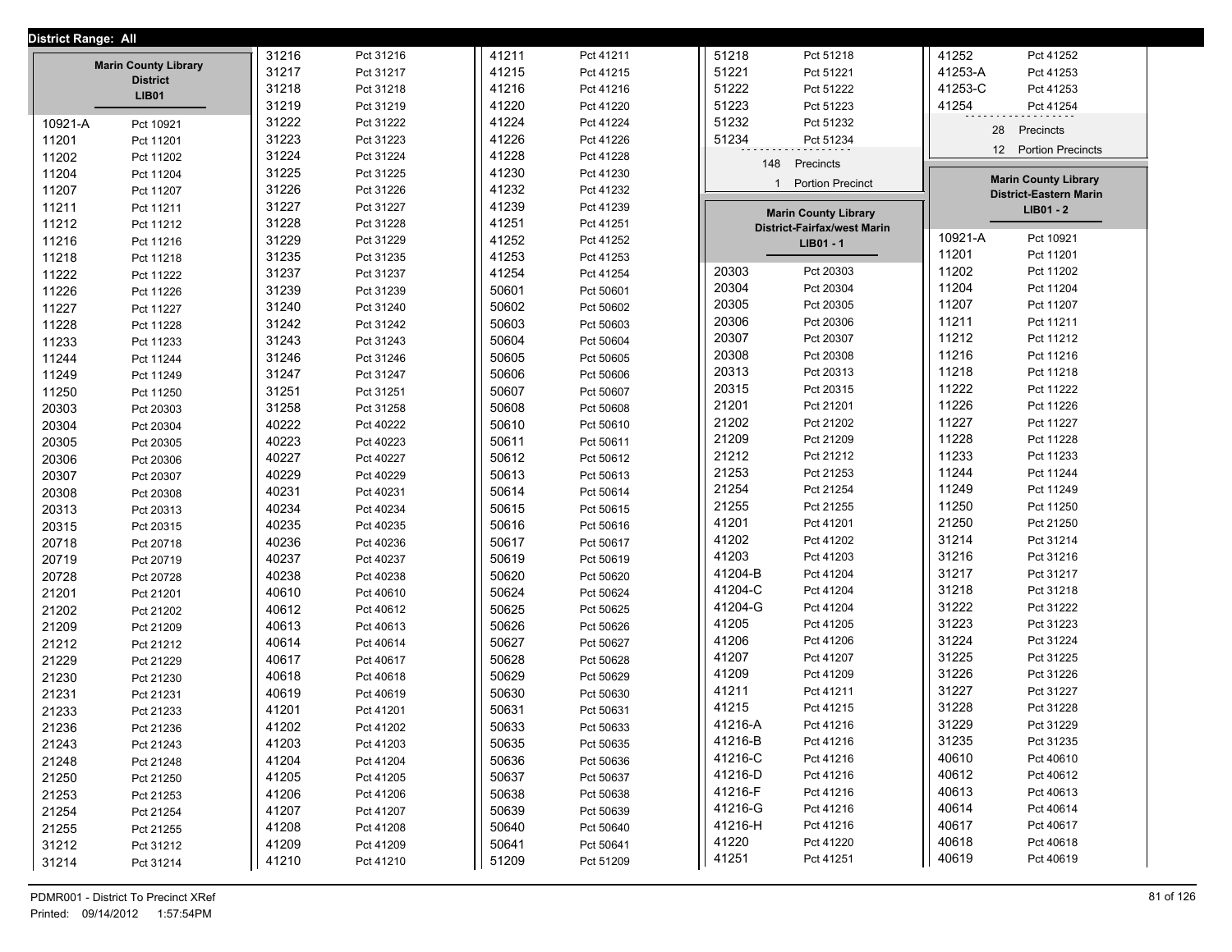**District Range: All**

## Marin County Library District
**LIB01**

| Precinct | Portion |
|---|---|
| 10921-A | Pct 10921 |
| 11201 | Pct 11201 |
| 11202 | Pct 11202 |
| 11204 | Pct 11204 |
| 11207 | Pct 11207 |
| 11211 | Pct 11211 |
| 11212 | Pct 11212 |
| 11216 | Pct 11216 |
| 11218 | Pct 11218 |
| 11222 | Pct 11222 |
| 11226 | Pct 11226 |
| 11227 | Pct 11227 |
| 11228 | Pct 11228 |
| 11233 | Pct 11233 |
| 11244 | Pct 11244 |
| 11249 | Pct 11249 |
| 11250 | Pct 11250 |
| 20303 | Pct 20303 |
| 20304 | Pct 20304 |
| 20305 | Pct 20305 |
| 20306 | Pct 20306 |
| 20307 | Pct 20307 |
| 20308 | Pct 20308 |
| 20313 | Pct 20313 |
| 20315 | Pct 20315 |
| 20718 | Pct 20718 |
| 20719 | Pct 20719 |
| 20728 | Pct 20728 |
| 21201 | Pct 21201 |
| 21202 | Pct 21202 |
| 21209 | Pct 21209 |
| 21212 | Pct 21212 |
| 21229 | Pct 21229 |
| 21230 | Pct 21230 |
| 21231 | Pct 21231 |
| 21233 | Pct 21233 |
| 21236 | Pct 21236 |
| 21243 | Pct 21243 |
| 21248 | Pct 21248 |
| 21250 | Pct 21250 |
| 21253 | Pct 21253 |
| 21254 | Pct 21254 |
| 21255 | Pct 21255 |
| 31212 | Pct 31212 |
| 31214 | Pct 31214 |
| 31216 | Pct 31216 |
| 31217 | Pct 31217 |
| 31218 | Pct 31218 |
| 31219 | Pct 31219 |
| 31222 | Pct 31222 |
| 31223 | Pct 31223 |
| 31224 | Pct 31224 |
| 31225 | Pct 31225 |
| 31226 | Pct 31226 |
| 31227 | Pct 31227 |
| 31228 | Pct 31228 |
| 31229 | Pct 31229 |
| 31235 | Pct 31235 |
| 31237 | Pct 31237 |
| 31239 | Pct 31239 |
| 31240 | Pct 31240 |
| 31242 | Pct 31242 |
| 31243 | Pct 31243 |
| 31246 | Pct 31246 |
| 31247 | Pct 31247 |
| 31251 | Pct 31251 |
| 31258 | Pct 31258 |
| 40222 | Pct 40222 |
| 40223 | Pct 40223 |
| 40227 | Pct 40227 |
| 40229 | Pct 40229 |
| 40231 | Pct 40231 |
| 40234 | Pct 40234 |
| 40235 | Pct 40235 |
| 40236 | Pct 40236 |
| 40237 | Pct 40237 |
| 40238 | Pct 40238 |
| 40610 | Pct 40610 |
| 40612 | Pct 40612 |
| 40613 | Pct 40613 |
| 40614 | Pct 40614 |
| 40617 | Pct 40617 |
| 40618 | Pct 40618 |
| 40619 | Pct 40619 |
| 41201 | Pct 41201 |
| 41202 | Pct 41202 |
| 41203 | Pct 41203 |
| 41204 | Pct 41204 |
| 41205 | Pct 41205 |
| 41206 | Pct 41206 |
| 41207 | Pct 41207 |
| 41208 | Pct 41208 |
| 41209 | Pct 41209 |
| 41210 | Pct 41210 |
| 41211 | Pct 41211 |
| 41215 | Pct 41215 |
| 41216 | Pct 41216 |
| 41220 | Pct 41220 |
| 41224 | Pct 41224 |
| 41226 | Pct 41226 |
| 41228 | Pct 41228 |
| 41230 | Pct 41230 |
| 41232 | Pct 41232 |
| 41239 | Pct 41239 |
| 41251 | Pct 41251 |
| 41252 | Pct 41252 |
| 41253 | Pct 41253 |
| 41254 | Pct 41254 |
| 50601 | Pct 50601 |
| 50602 | Pct 50602 |
| 50603 | Pct 50603 |
| 50604 | Pct 50604 |
| 50605 | Pct 50605 |
| 50606 | Pct 50606 |
| 50607 | Pct 50607 |
| 50608 | Pct 50608 |
| 50610 | Pct 50610 |
| 50611 | Pct 50611 |
| 50612 | Pct 50612 |
| 50613 | Pct 50613 |
| 50614 | Pct 50614 |
| 50615 | Pct 50615 |
| 50616 | Pct 50616 |
| 50617 | Pct 50617 |
| 50619 | Pct 50619 |
| 50620 | Pct 50620 |
| 50624 | Pct 50624 |
| 50625 | Pct 50625 |
| 50626 | Pct 50626 |
| 50627 | Pct 50627 |
| 50628 | Pct 50628 |
| 50629 | Pct 50629 |
| 50630 | Pct 50630 |
| 50631 | Pct 50631 |
| 50633 | Pct 50633 |
| 50635 | Pct 50635 |
| 50636 | Pct 50636 |
| 50637 | Pct 50637 |
| 50638 | Pct 50638 |
| 50639 | Pct 50639 |
| 50640 | Pct 50640 |
| 50641 | Pct 50641 |
| 51209 | Pct 51209 |
| 51218 | Pct 51218 |
| 51221 | Pct 51221 |
| 51222 | Pct 51222 |
| 51223 | Pct 51223 |
| 51232 | Pct 51232 |
| 51234 | Pct 51234 |

148 Precincts
1 Portion Precinct

## Marin County Library District-Fairfax/west Marin
**LIB01 - 1**

| Precinct | Portion |
|---|---|
| 20303 | Pct 20303 |
| 20304 | Pct 20304 |
| 20305 | Pct 20305 |
| 20306 | Pct 20306 |
| 20307 | Pct 20307 |
| 20308 | Pct 20308 |
| 20313 | Pct 20313 |
| 20315 | Pct 20315 |
| 21201 | Pct 21201 |
| 21202 | Pct 21202 |
| 21209 | Pct 21209 |
| 21212 | Pct 21212 |
| 21253 | Pct 21253 |
| 21254 | Pct 21254 |
| 21255 | Pct 21255 |
| 41201 | Pct 41201 |
| 41202 | Pct 41202 |
| 41203 | Pct 41203 |
| 41204-B | Pct 41204 |
| 41204-C | Pct 41204 |
| 41204-G | Pct 41204 |
| 41205 | Pct 41205 |
| 41206 | Pct 41206 |
| 41207 | Pct 41207 |
| 41209 | Pct 41209 |
| 41211 | Pct 41211 |
| 41215 | Pct 41215 |
| 41216-A | Pct 41216 |
| 41216-B | Pct 41216 |
| 41216-C | Pct 41216 |
| 41216-D | Pct 41216 |
| 41216-F | Pct 41216 |
| 41216-G | Pct 41216 |
| 41216-H | Pct 41216 |
| 41220 | Pct 41220 |
| 41251 | Pct 41251 |
| 41252 | Pct 41252 |
| 41253-A | Pct 41253 |
| 41253-C | Pct 41253 |
| 41254 | Pct 41254 |

28 Precincts
12 Portion Precincts

## Marin County Library District-Eastern Marin
**LIB01 - 2**

| Precinct | Portion |
|---|---|
| 10921-A | Pct 10921 |
| 11201 | Pct 11201 |
| 11202 | Pct 11202 |
| 11204 | Pct 11204 |
| 11207 | Pct 11207 |
| 11211 | Pct 11211 |
| 11212 | Pct 11212 |
| 11216 | Pct 11216 |
| 11218 | Pct 11218 |
| 11222 | Pct 11222 |
| 11226 | Pct 11226 |
| 11227 | Pct 11227 |
| 11228 | Pct 11228 |
| 11233 | Pct 11233 |
| 11244 | Pct 11244 |
| 11249 | Pct 11249 |
| 11250 | Pct 11250 |
| 21250 | Pct 21250 |
| 31214 | Pct 31214 |
| 31216 | Pct 31216 |
| 31217 | Pct 31217 |
| 31218 | Pct 31218 |
| 31222 | Pct 31222 |
| 31223 | Pct 31223 |
| 31224 | Pct 31224 |
| 31225 | Pct 31225 |
| 31226 | Pct 31226 |
| 31227 | Pct 31227 |
| 31228 | Pct 31228 |
| 31229 | Pct 31229 |
| 31235 | Pct 31235 |
| 40610 | Pct 40610 |
| 40612 | Pct 40612 |
| 40613 | Pct 40613 |
| 40614 | Pct 40614 |
| 40617 | Pct 40617 |
| 40618 | Pct 40618 |
| 40619 | Pct 40619 |

PDMR001 - District To Precinct XRef
Printed: 09/14/2012 1:57:54PM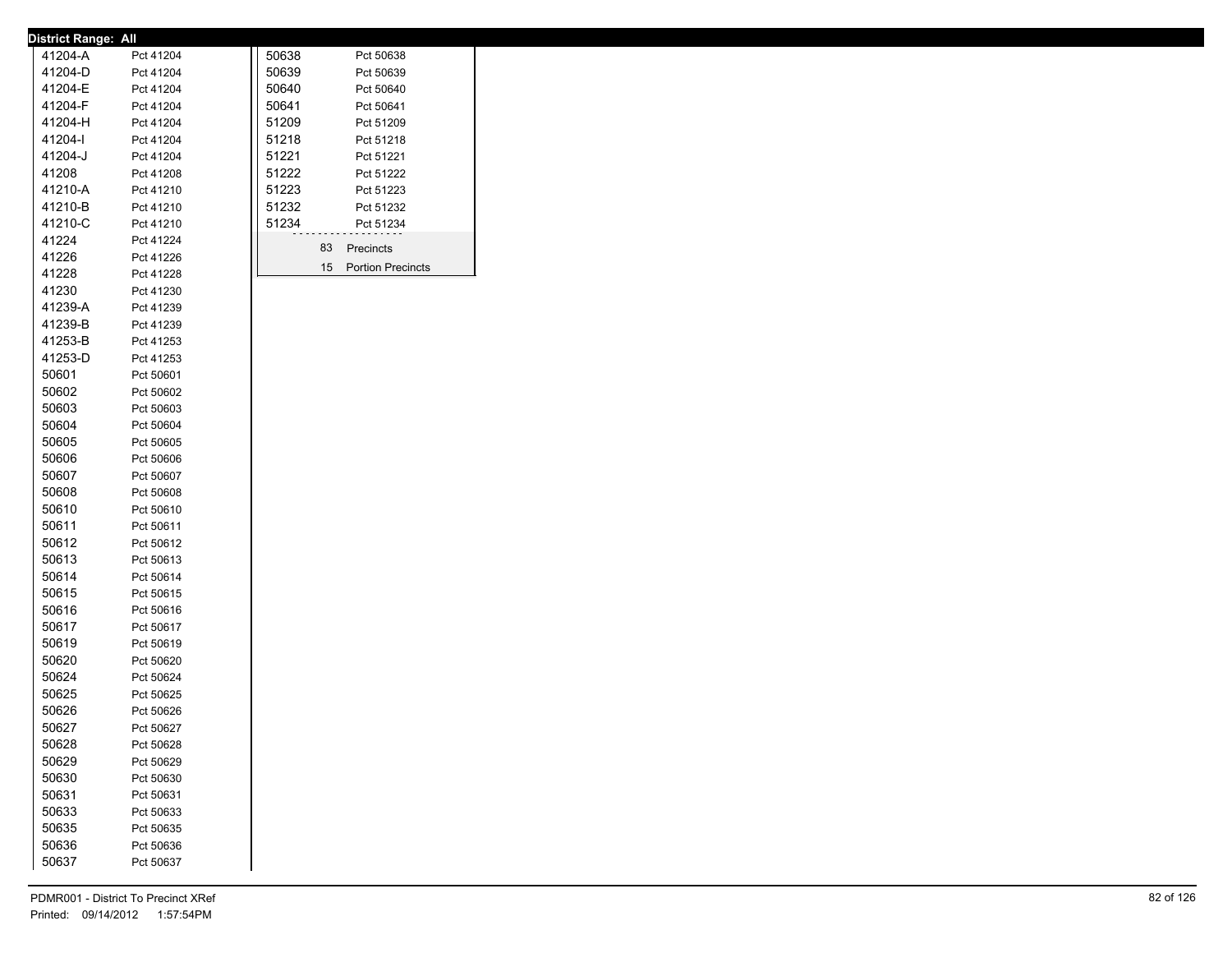**District Range: All**

| District | Precinct |
|---|---|
| 41204-A | Pct 41204 |
| 41204-D | Pct 41204 |
| 41204-E | Pct 41204 |
| 41204-F | Pct 41204 |
| 41204-H | Pct 41204 |
| 41204-I | Pct 41204 |
| 41204-J | Pct 41204 |
| 41208 | Pct 41208 |
| 41210-A | Pct 41210 |
| 41210-B | Pct 41210 |
| 41210-C | Pct 41210 |
| 41224 | Pct 41224 |
| 41226 | Pct 41226 |
| 41228 | Pct 41228 |
| 41230 | Pct 41230 |
| 41239-A | Pct 41239 |
| 41239-B | Pct 41239 |
| 41253-B | Pct 41253 |
| 41253-D | Pct 41253 |
| 50601 | Pct 50601 |
| 50602 | Pct 50602 |
| 50603 | Pct 50603 |
| 50604 | Pct 50604 |
| 50605 | Pct 50605 |
| 50606 | Pct 50606 |
| 50607 | Pct 50607 |
| 50608 | Pct 50608 |
| 50610 | Pct 50610 |
| 50611 | Pct 50611 |
| 50612 | Pct 50612 |
| 50613 | Pct 50613 |
| 50614 | Pct 50614 |
| 50615 | Pct 50615 |
| 50616 | Pct 50616 |
| 50617 | Pct 50617 |
| 50619 | Pct 50619 |
| 50620 | Pct 50620 |
| 50624 | Pct 50624 |
| 50625 | Pct 50625 |
| 50626 | Pct 50626 |
| 50627 | Pct 50627 |
| 50628 | Pct 50628 |
| 50629 | Pct 50629 |
| 50630 | Pct 50630 |
| 50631 | Pct 50631 |
| 50633 | Pct 50633 |
| 50635 | Pct 50635 |
| 50636 | Pct 50636 |
| 50637 | Pct 50637 |
| 50638 | Pct 50638 |
| 50639 | Pct 50639 |
| 50640 | Pct 50640 |
| 50641 | Pct 50641 |
| 51209 | Pct 51209 |
| 51218 | Pct 51218 |
| 51221 | Pct 51221 |
| 51222 | Pct 51222 |
| 51223 | Pct 51223 |
| 51232 | Pct 51232 |
| 51234 | Pct 51234 |

83 Precincts

15 Portion Precincts

PDMR001 - District To Precinct XRef

Printed: 09/14/2012 1:57:54PM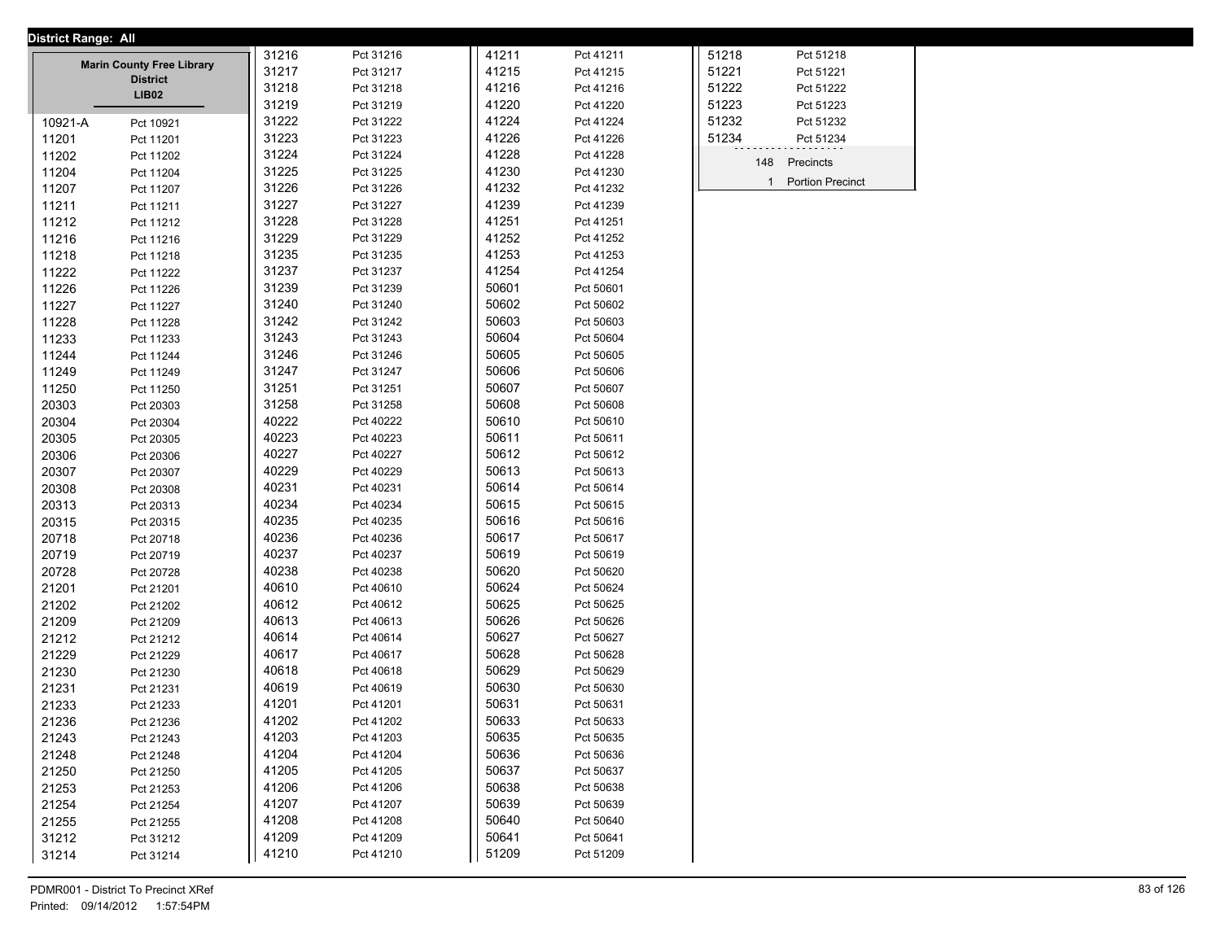**District Range: All**

## Marin County Free Library District LIB02

| Precinct | Name |
|---|---|
| 10921-A | Pct 10921 |
| 11201 | Pct 11201 |
| 11202 | Pct 11202 |
| 11204 | Pct 11204 |
| 11207 | Pct 11207 |
| 11211 | Pct 11211 |
| 11212 | Pct 11212 |
| 11216 | Pct 11216 |
| 11218 | Pct 11218 |
| 11222 | Pct 11222 |
| 11226 | Pct 11226 |
| 11227 | Pct 11227 |
| 11228 | Pct 11228 |
| 11233 | Pct 11233 |
| 11244 | Pct 11244 |
| 11249 | Pct 11249 |
| 11250 | Pct 11250 |
| 20303 | Pct 20303 |
| 20304 | Pct 20304 |
| 20305 | Pct 20305 |
| 20306 | Pct 20306 |
| 20307 | Pct 20307 |
| 20308 | Pct 20308 |
| 20313 | Pct 20313 |
| 20315 | Pct 20315 |
| 20718 | Pct 20718 |
| 20719 | Pct 20719 |
| 20728 | Pct 20728 |
| 21201 | Pct 21201 |
| 21202 | Pct 21202 |
| 21209 | Pct 21209 |
| 21212 | Pct 21212 |
| 21229 | Pct 21229 |
| 21230 | Pct 21230 |
| 21231 | Pct 21231 |
| 21233 | Pct 21233 |
| 21236 | Pct 21236 |
| 21243 | Pct 21243 |
| 21248 | Pct 21248 |
| 21250 | Pct 21250 |
| 21253 | Pct 21253 |
| 21254 | Pct 21254 |
| 21255 | Pct 21255 |
| 31212 | Pct 31212 |
| 31214 | Pct 31214 |
| 31216 | Pct 31216 |
| 31217 | Pct 31217 |
| 31218 | Pct 31218 |
| 31219 | Pct 31219 |
| 31222 | Pct 31222 |
| 31223 | Pct 31223 |
| 31224 | Pct 31224 |
| 31225 | Pct 31225 |
| 31226 | Pct 31226 |
| 31227 | Pct 31227 |
| 31228 | Pct 31228 |
| 31229 | Pct 31229 |
| 31235 | Pct 31235 |
| 31237 | Pct 31237 |
| 31239 | Pct 31239 |
| 31240 | Pct 31240 |
| 31242 | Pct 31242 |
| 31243 | Pct 31243 |
| 31246 | Pct 31246 |
| 31247 | Pct 31247 |
| 31251 | Pct 31251 |
| 31258 | Pct 31258 |
| 40222 | Pct 40222 |
| 40223 | Pct 40223 |
| 40227 | Pct 40227 |
| 40229 | Pct 40229 |
| 40231 | Pct 40231 |
| 40234 | Pct 40234 |
| 40235 | Pct 40235 |
| 40236 | Pct 40236 |
| 40237 | Pct 40237 |
| 40238 | Pct 40238 |
| 40610 | Pct 40610 |
| 40612 | Pct 40612 |
| 40613 | Pct 40613 |
| 40614 | Pct 40614 |
| 40617 | Pct 40617 |
| 40618 | Pct 40618 |
| 40619 | Pct 40619 |
| 41201 | Pct 41201 |
| 41202 | Pct 41202 |
| 41203 | Pct 41203 |
| 41204 | Pct 41204 |
| 41205 | Pct 41205 |
| 41206 | Pct 41206 |
| 41207 | Pct 41207 |
| 41208 | Pct 41208 |
| 41209 | Pct 41209 |
| 41210 | Pct 41210 |
| 41211 | Pct 41211 |
| 41215 | Pct 41215 |
| 41216 | Pct 41216 |
| 41220 | Pct 41220 |
| 41224 | Pct 41224 |
| 41226 | Pct 41226 |
| 41228 | Pct 41228 |
| 41230 | Pct 41230 |
| 41232 | Pct 41232 |
| 41239 | Pct 41239 |
| 41251 | Pct 41251 |
| 41252 | Pct 41252 |
| 41253 | Pct 41253 |
| 41254 | Pct 41254 |
| 50601 | Pct 50601 |
| 50602 | Pct 50602 |
| 50603 | Pct 50603 |
| 50604 | Pct 50604 |
| 50605 | Pct 50605 |
| 50606 | Pct 50606 |
| 50607 | Pct 50607 |
| 50608 | Pct 50608 |
| 50610 | Pct 50610 |
| 50611 | Pct 50611 |
| 50612 | Pct 50612 |
| 50613 | Pct 50613 |
| 50614 | Pct 50614 |
| 50615 | Pct 50615 |
| 50616 | Pct 50616 |
| 50617 | Pct 50617 |
| 50619 | Pct 50619 |
| 50620 | Pct 50620 |
| 50624 | Pct 50624 |
| 50625 | Pct 50625 |
| 50626 | Pct 50626 |
| 50627 | Pct 50627 |
| 50628 | Pct 50628 |
| 50629 | Pct 50629 |
| 50630 | Pct 50630 |
| 50631 | Pct 50631 |
| 50633 | Pct 50633 |
| 50635 | Pct 50635 |
| 50636 | Pct 50636 |
| 50637 | Pct 50637 |
| 50638 | Pct 50638 |
| 50639 | Pct 50639 |
| 50640 | Pct 50640 |
| 50641 | Pct 50641 |
| 51209 | Pct 51209 |
| 51218 | Pct 51218 |
| 51221 | Pct 51221 |
| 51222 | Pct 51222 |
| 51223 | Pct 51223 |
| 51232 | Pct 51232 |
| 51234 | Pct 51234 |

148 Precincts

1 Portion Precinct

PDMR001 - District To Precinct XRef

Printed: 09/14/2012 1:57:54PM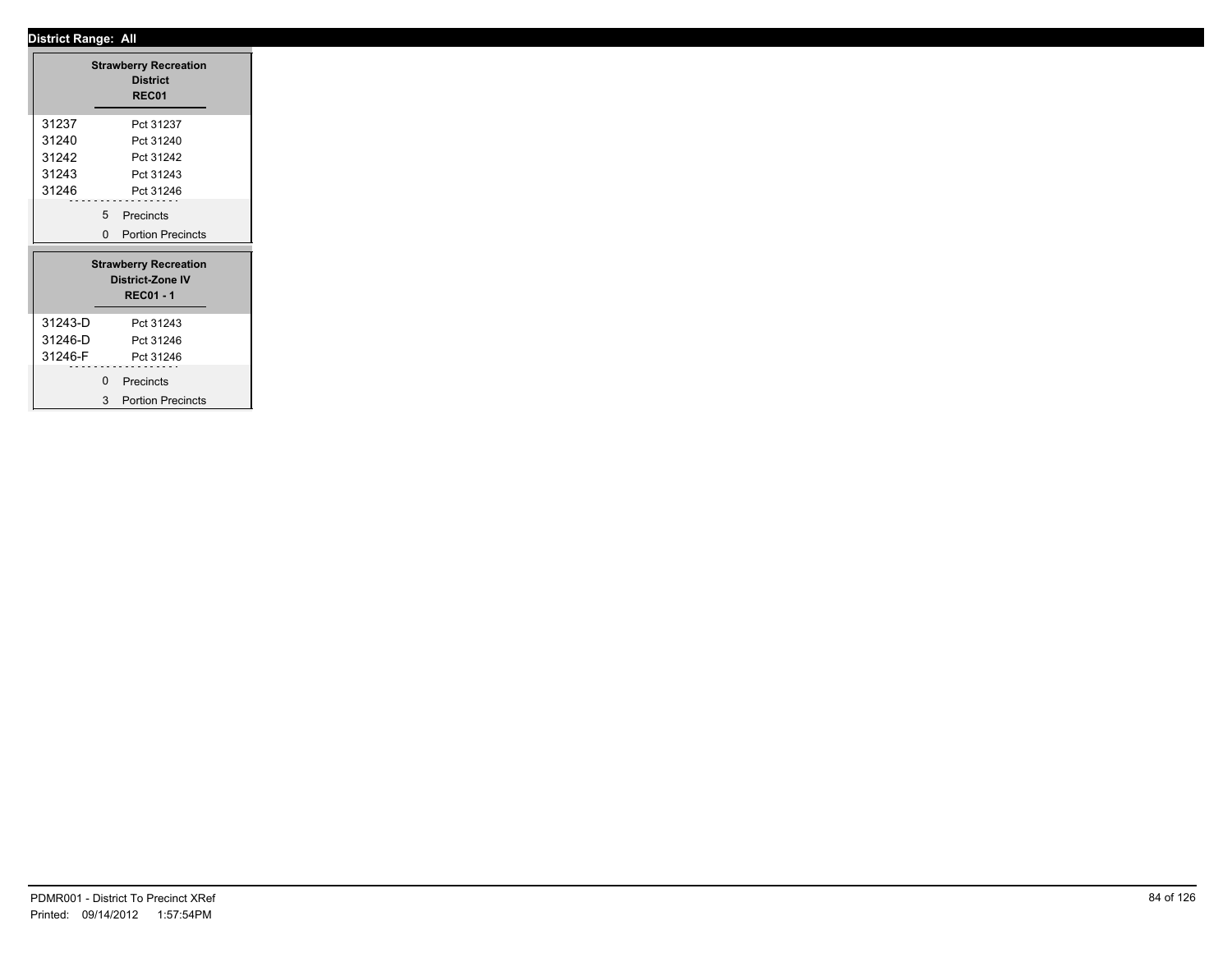**District Range: All**

| Strawberry Recreation District REC01 | |
|---|---|
| 31237 | Pct 31237 |
| 31240 | Pct 31240 |
| 31242 | Pct 31242 |
| 31243 | Pct 31243 |
| 31246 | Pct 31246 |
| 5 | Precincts |
| 0 | Portion Precincts |

| Strawberry Recreation District-Zone IV REC01 - 1 | |
|---|---|
| 31243-D | Pct 31243 |
| 31246-D | Pct 31246 |
| 31246-F | Pct 31246 |
| 0 | Precincts |
| 3 | Portion Precincts |

PDMR001 - District To Precinct XRef
Printed: 09/14/2012 1:57:54PM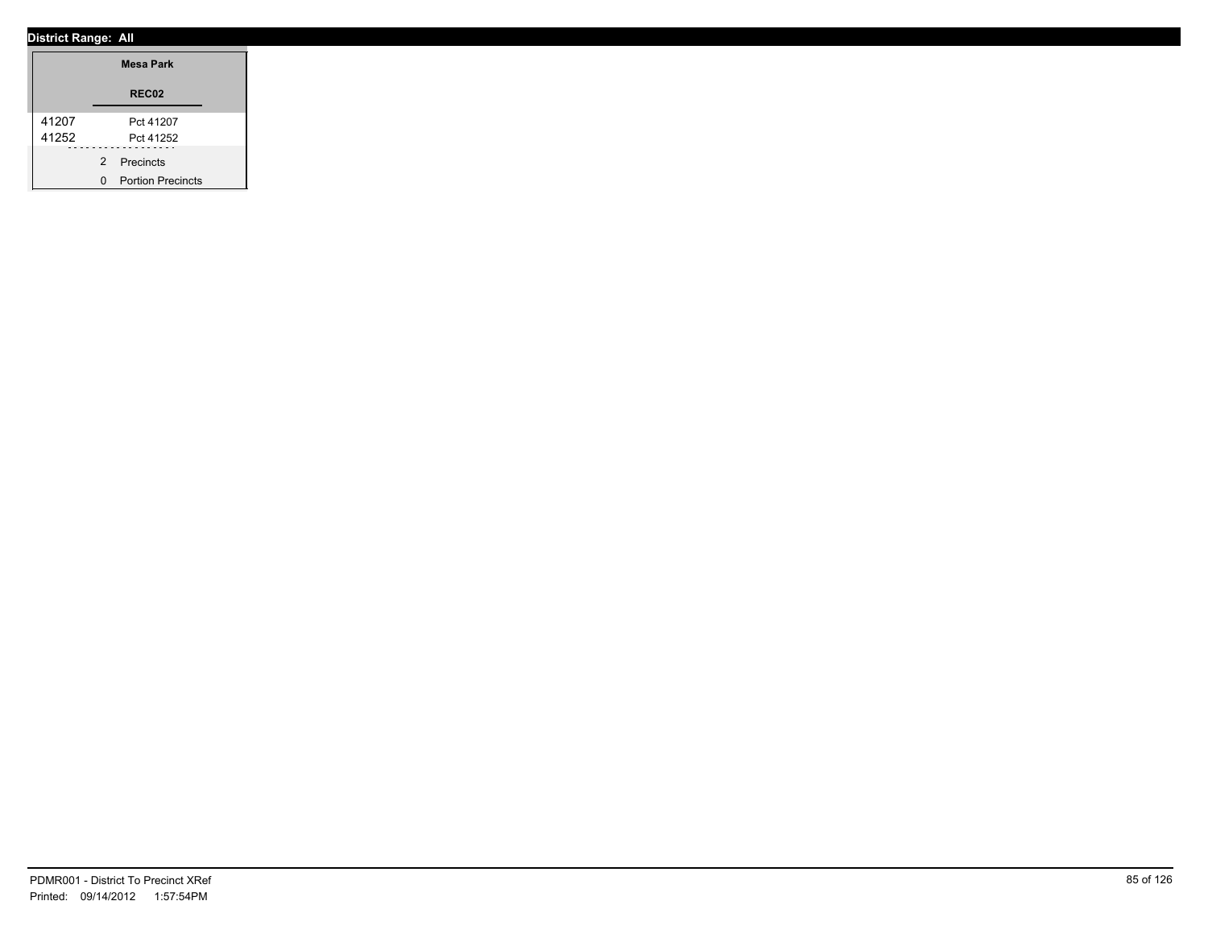**District Range: All**

| | Mesa Park |
|---|---|
| | REC02 |
| 41207 | Pct 41207 |
| 41252 | Pct 41252 |
| | 2 Precincts |
| | 0 Portion Precincts |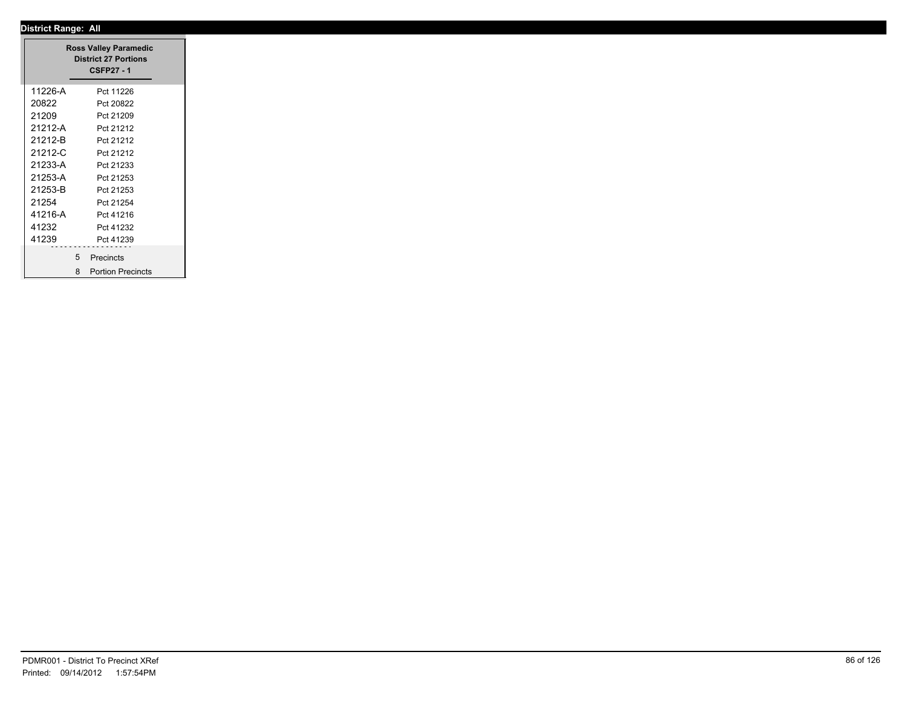**District Range: All**

**Ross Valley Paramedic District 27 Portions**

**CSFP27 - 1**

| | |
|---|---|
| 11226-A | Pct 11226 |
| 20822 | Pct 20822 |
| 21209 | Pct 21209 |
| 21212-A | Pct 21212 |
| 21212-B | Pct 21212 |
| 21212-C | Pct 21212 |
| 21233-A | Pct 21233 |
| 21253-A | Pct 21253 |
| 21253-B | Pct 21253 |
| 21254 | Pct 21254 |
| 41216-A | Pct 41216 |
| 41232 | Pct 41232 |
| 41239 | Pct 41239 |

5 Precincts

8 Portion Precincts

PDMR001 - District To Precinct XRef

Printed: 09/14/2012 1:57:54PM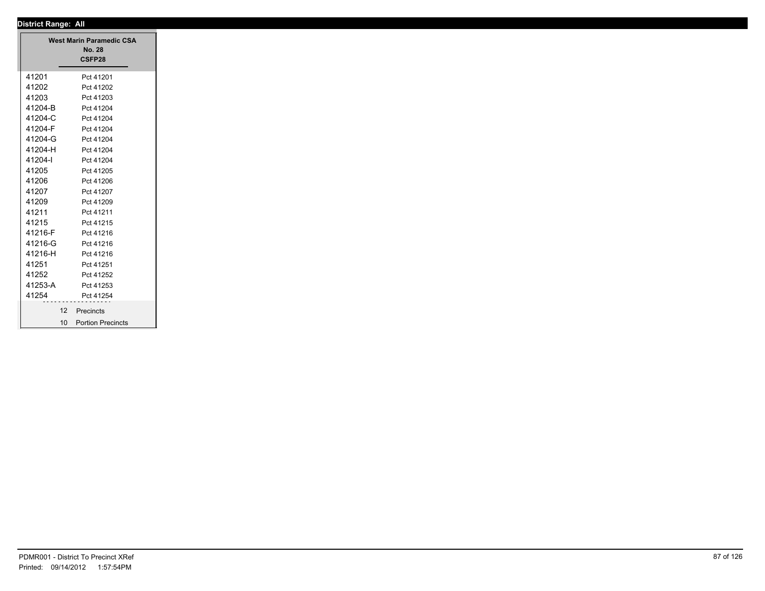**District Range: All**

| West Marin Paramedic CSA No. 28 CSFP28 | |
|---|---|
| 41201 | Pct 41201 |
| 41202 | Pct 41202 |
| 41203 | Pct 41203 |
| 41204-B | Pct 41204 |
| 41204-C | Pct 41204 |
| 41204-F | Pct 41204 |
| 41204-G | Pct 41204 |
| 41204-H | Pct 41204 |
| 41204-I | Pct 41204 |
| 41205 | Pct 41205 |
| 41206 | Pct 41206 |
| 41207 | Pct 41207 |
| 41209 | Pct 41209 |
| 41211 | Pct 41211 |
| 41215 | Pct 41215 |
| 41216-F | Pct 41216 |
| 41216-G | Pct 41216 |
| 41216-H | Pct 41216 |
| 41251 | Pct 41251 |
| 41252 | Pct 41252 |
| 41253-A | Pct 41253 |
| 41254 | Pct 41254 |
| 12 | Precincts |
| 10 | Portion Precincts |

PDMR001 - District To Precinct XRef
Printed: 09/14/2012 1:57:54PM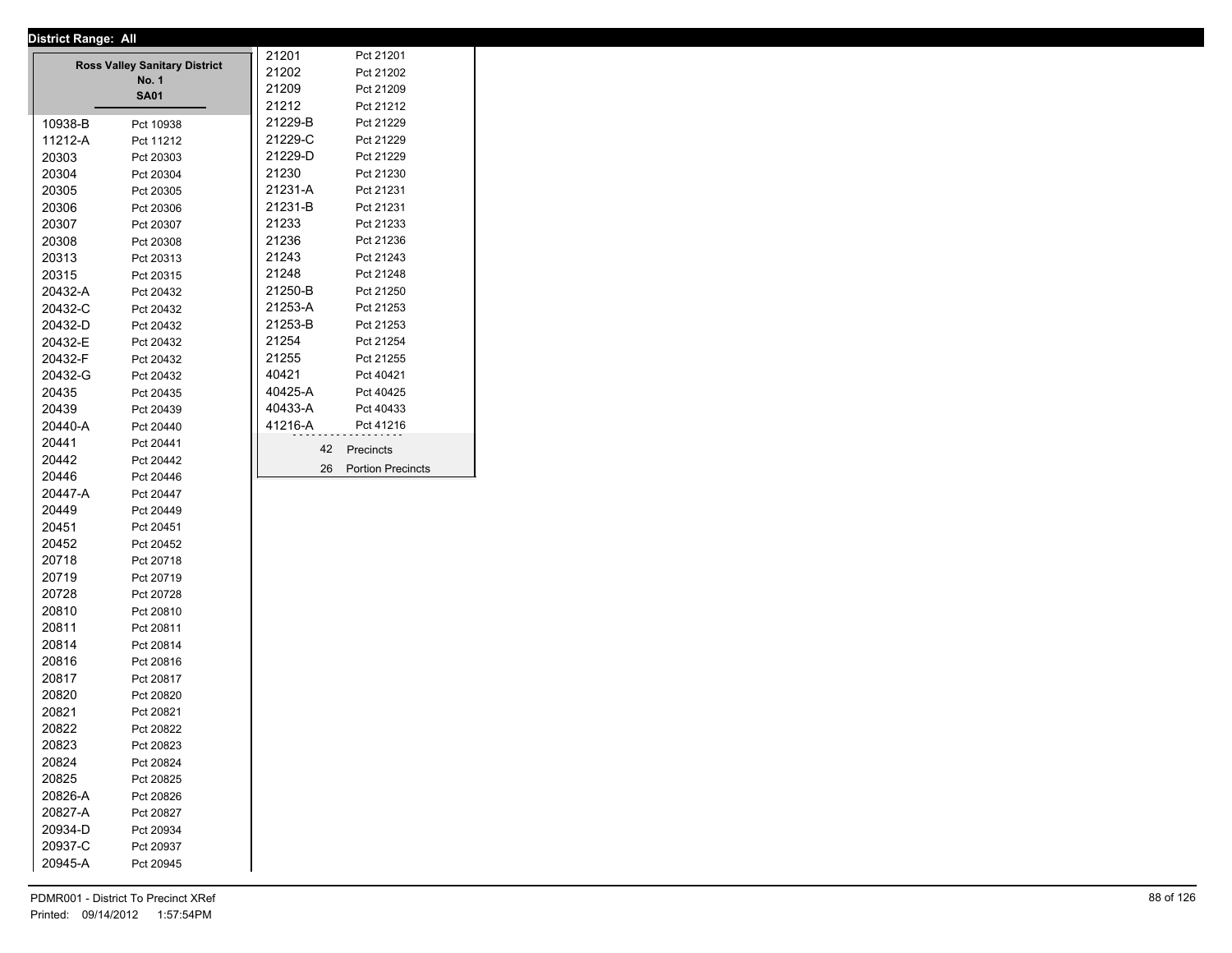**District Range: All**

**Ross Valley Sanitary District No. 1**
**SA01**

| Precinct | Name |
| --- | --- |
| 10938-B | Pct 10938 |
| 11212-A | Pct 11212 |
| 20303 | Pct 20303 |
| 20304 | Pct 20304 |
| 20305 | Pct 20305 |
| 20306 | Pct 20306 |
| 20307 | Pct 20307 |
| 20308 | Pct 20308 |
| 20313 | Pct 20313 |
| 20315 | Pct 20315 |
| 20432-A | Pct 20432 |
| 20432-C | Pct 20432 |
| 20432-D | Pct 20432 |
| 20432-E | Pct 20432 |
| 20432-F | Pct 20432 |
| 20432-G | Pct 20432 |
| 20435 | Pct 20435 |
| 20439 | Pct 20439 |
| 20440-A | Pct 20440 |
| 20441 | Pct 20441 |
| 20442 | Pct 20442 |
| 20446 | Pct 20446 |
| 20447-A | Pct 20447 |
| 20449 | Pct 20449 |
| 20451 | Pct 20451 |
| 20452 | Pct 20452 |
| 20718 | Pct 20718 |
| 20719 | Pct 20719 |
| 20728 | Pct 20728 |
| 20810 | Pct 20810 |
| 20811 | Pct 20811 |
| 20814 | Pct 20814 |
| 20816 | Pct 20816 |
| 20817 | Pct 20817 |
| 20820 | Pct 20820 |
| 20821 | Pct 20821 |
| 20822 | Pct 20822 |
| 20823 | Pct 20823 |
| 20824 | Pct 20824 |
| 20825 | Pct 20825 |
| 20826-A | Pct 20826 |
| 20827-A | Pct 20827 |
| 20934-D | Pct 20934 |
| 20937-C | Pct 20937 |
| 20945-A | Pct 20945 |
| 21201 | Pct 21201 |
| 21202 | Pct 21202 |
| 21209 | Pct 21209 |
| 21212 | Pct 21212 |
| 21229-B | Pct 21229 |
| 21229-C | Pct 21229 |
| 21229-D | Pct 21229 |
| 21230 | Pct 21230 |
| 21231-A | Pct 21231 |
| 21231-B | Pct 21231 |
| 21233 | Pct 21233 |
| 21236 | Pct 21236 |
| 21243 | Pct 21243 |
| 21248 | Pct 21248 |
| 21250-B | Pct 21250 |
| 21253-A | Pct 21253 |
| 21253-B | Pct 21253 |
| 21254 | Pct 21254 |
| 21255 | Pct 21255 |
| 40421 | Pct 40421 |
| 40425-A | Pct 40425 |
| 40433-A | Pct 40433 |
| 41216-A | Pct 41216 |

42 Precincts
26 Portion Precincts

PDMR001 - District To Precinct XRef
Printed: 09/14/2012 1:57:54PM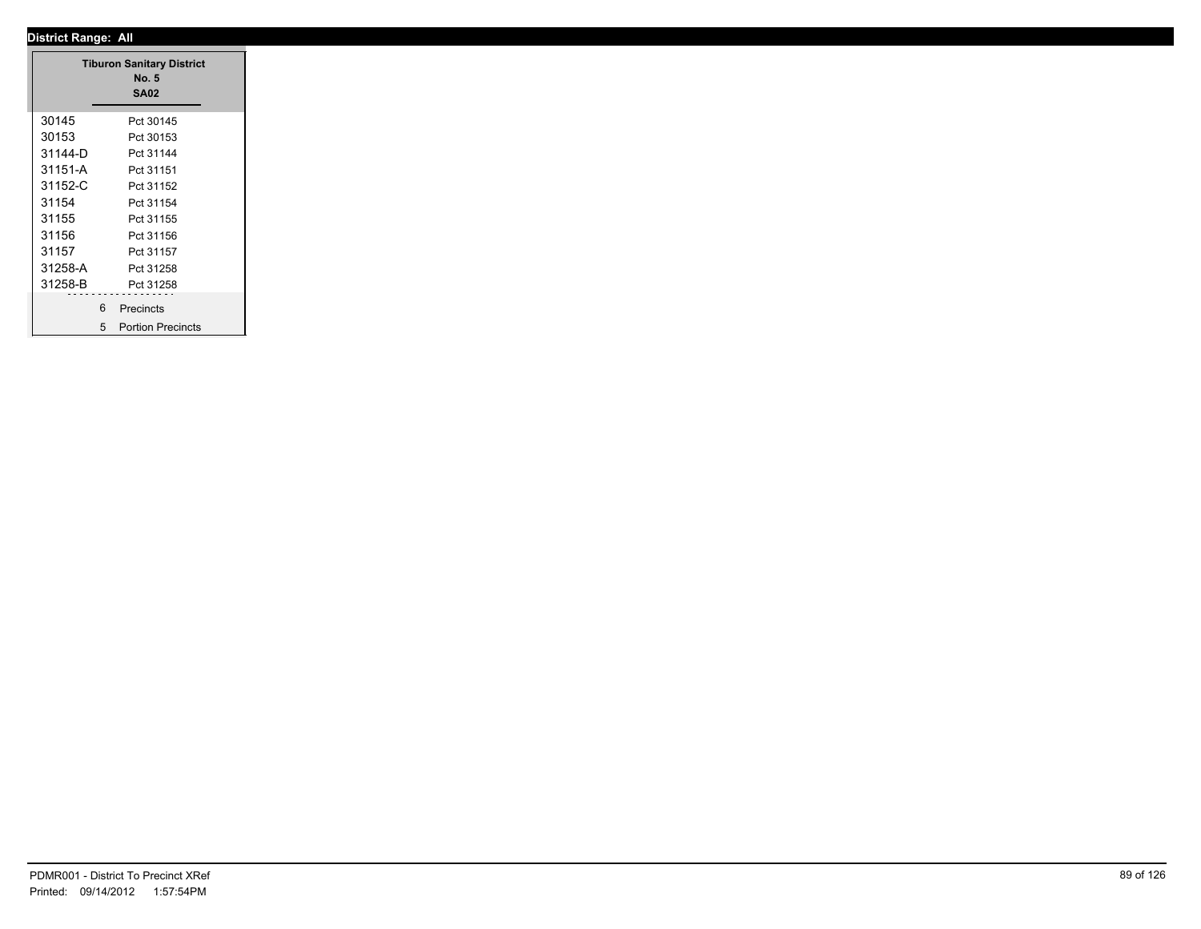**District Range: All**

| Tiburon Sanitary District No. 5 SA02 | |
|---|---|
| 30145 | Pct 30145 |
| 30153 | Pct 30153 |
| 31144-D | Pct 31144 |
| 31151-A | Pct 31151 |
| 31152-C | Pct 31152 |
| 31154 | Pct 31154 |
| 31155 | Pct 31155 |
| 31156 | Pct 31156 |
| 31157 | Pct 31157 |
| 31258-A | Pct 31258 |
| 31258-B | Pct 31258 |
| 6 | Precincts |
| 5 | Portion Precincts |

PDMR001 - District To Precinct XRef
Printed: 09/14/2012 1:57:54PM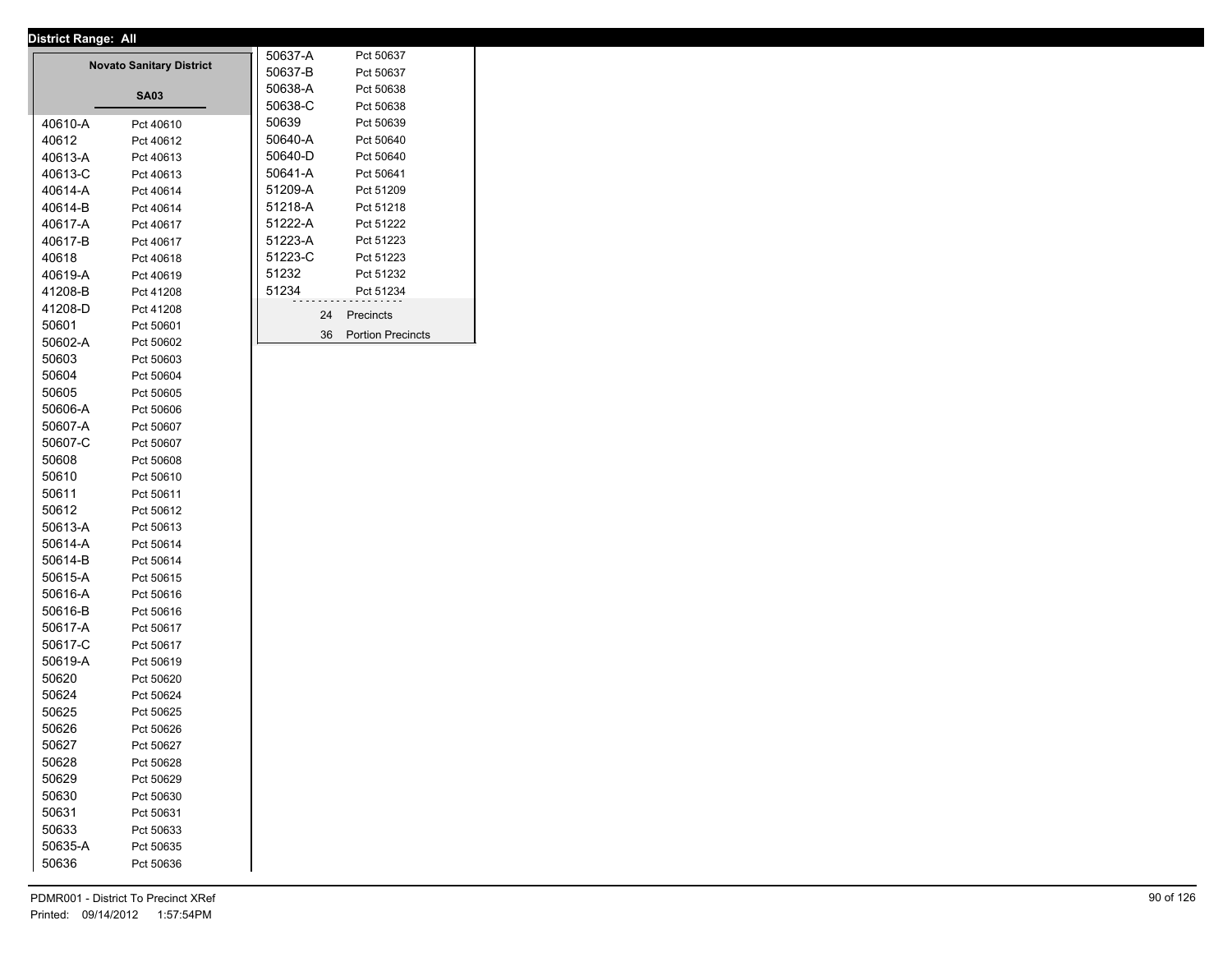**District Range: All**

## Novato Sanitary District

### SA03

| Precinct | Portion |
|---|---|
| 40610-A | Pct 40610 |
| 40612 | Pct 40612 |
| 40613-A | Pct 40613 |
| 40613-C | Pct 40613 |
| 40614-A | Pct 40614 |
| 40614-B | Pct 40614 |
| 40617-A | Pct 40617 |
| 40617-B | Pct 40617 |
| 40618 | Pct 40618 |
| 40619-A | Pct 40619 |
| 41208-B | Pct 41208 |
| 41208-D | Pct 41208 |
| 50601 | Pct 50601 |
| 50602-A | Pct 50602 |
| 50603 | Pct 50603 |
| 50604 | Pct 50604 |
| 50605 | Pct 50605 |
| 50606-A | Pct 50606 |
| 50607-A | Pct 50607 |
| 50607-C | Pct 50607 |
| 50608 | Pct 50608 |
| 50610 | Pct 50610 |
| 50611 | Pct 50611 |
| 50612 | Pct 50612 |
| 50613-A | Pct 50613 |
| 50614-A | Pct 50614 |
| 50614-B | Pct 50614 |
| 50615-A | Pct 50615 |
| 50616-A | Pct 50616 |
| 50616-B | Pct 50616 |
| 50617-A | Pct 50617 |
| 50617-C | Pct 50617 |
| 50619-A | Pct 50619 |
| 50620 | Pct 50620 |
| 50624 | Pct 50624 |
| 50625 | Pct 50625 |
| 50626 | Pct 50626 |
| 50627 | Pct 50627 |
| 50628 | Pct 50628 |
| 50629 | Pct 50629 |
| 50630 | Pct 50630 |
| 50631 | Pct 50631 |
| 50633 | Pct 50633 |
| 50635-A | Pct 50635 |
| 50636 | Pct 50636 |
| 50637-A | Pct 50637 |
| 50637-B | Pct 50637 |
| 50638-A | Pct 50638 |
| 50638-C | Pct 50638 |
| 50639 | Pct 50639 |
| 50640-A | Pct 50640 |
| 50640-D | Pct 50640 |
| 50641-A | Pct 50641 |
| 51209-A | Pct 51209 |
| 51218-A | Pct 51218 |
| 51222-A | Pct 51222 |
| 51223-A | Pct 51223 |
| 51223-C | Pct 51223 |
| 51232 | Pct 51232 |
| 51234 | Pct 51234 |

24 Precincts

36 Portion Precincts

PDMR001 - District To Precinct XRef

Printed: 09/14/2012 1:57:54PM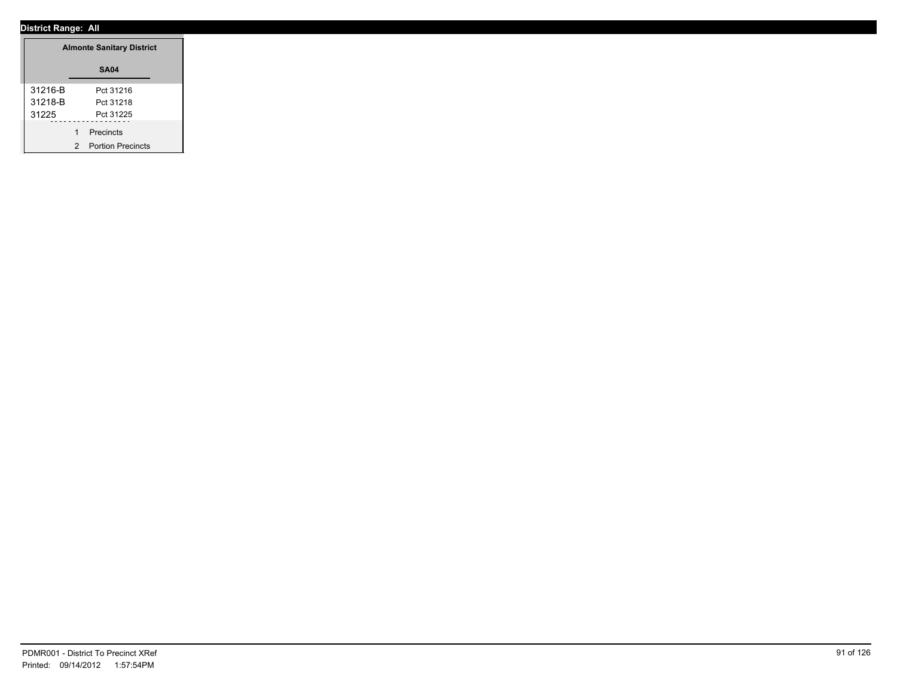**District Range: All**

| Almonte Sanitary District | |
|---|---|
| **SA04** | |
| 31216-B | Pct 31216 |
| 31218-B | Pct 31218 |
| 31225 | Pct 31225 |
| 1 | Precincts |
| 2 | Portion Precincts |

PDMR001 - District To Precinct XRef
Printed: 09/14/2012 1:57:54PM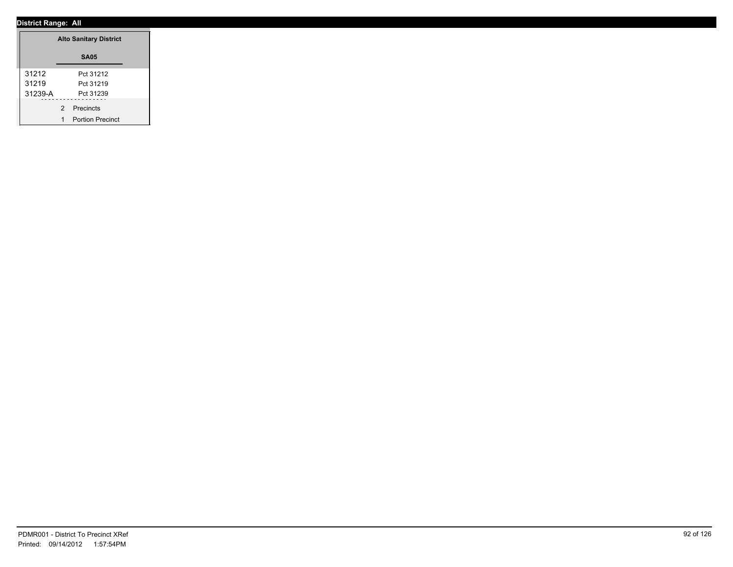**District Range: All**

### Alto Sanitary District

**SA05**

| Precinct | Name |
| --- | --- |
| 31212 | Pct 31212 |
| 31219 | Pct 31219 |
| 31239-A | Pct 31239 |

2 Precincts

1 Portion Precinct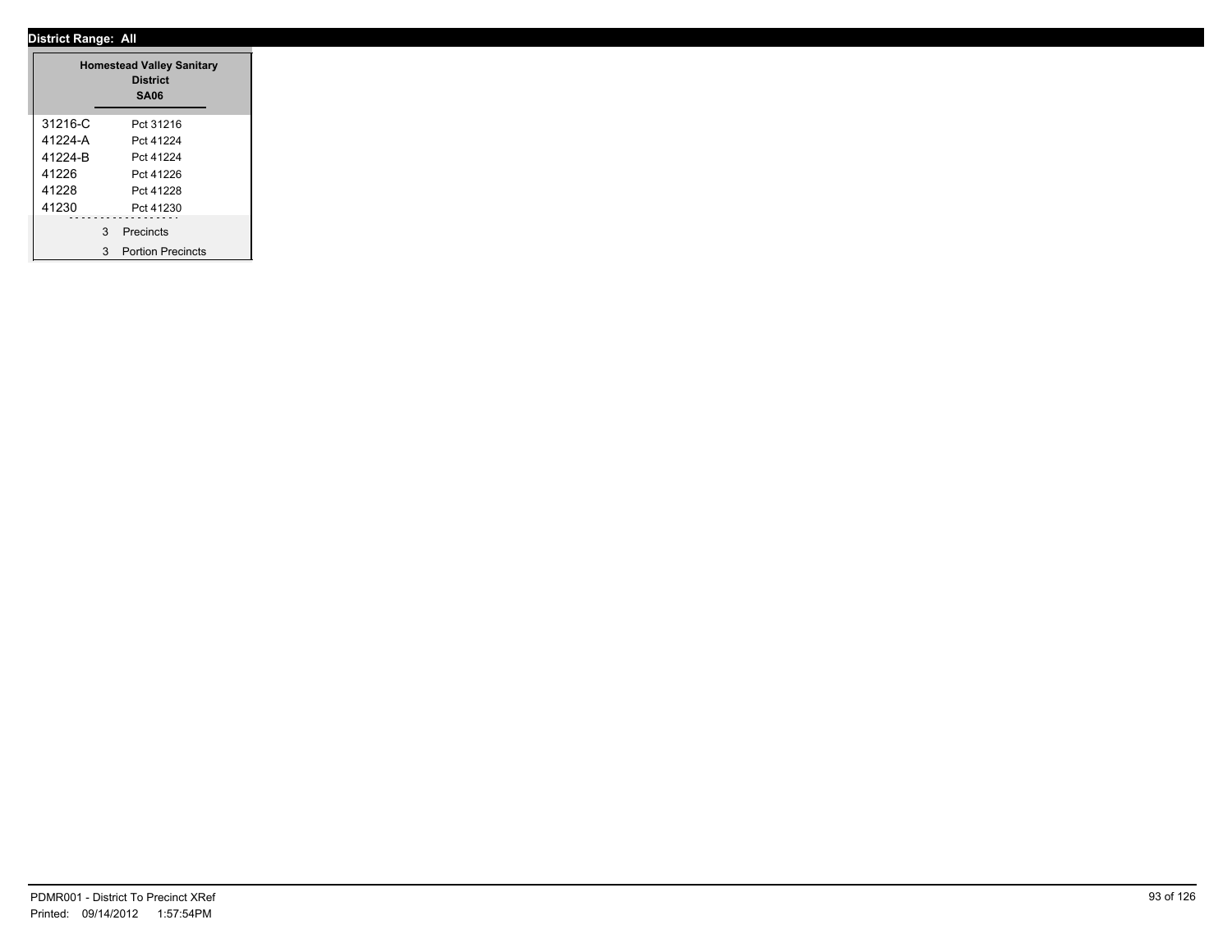**District Range: All**

| Homestead Valley Sanitary District SA06 | |
|---|---|
| 31216-C | Pct 31216 |
| 41224-A | Pct 41224 |
| 41224-B | Pct 41224 |
| 41226 | Pct 41226 |
| 41228 | Pct 41228 |
| 41230 | Pct 41230 |
| 3 | Precincts |
| 3 | Portion Precincts |

PDMR001 - District To Precinct XRef
Printed: 09/14/2012 1:57:54PM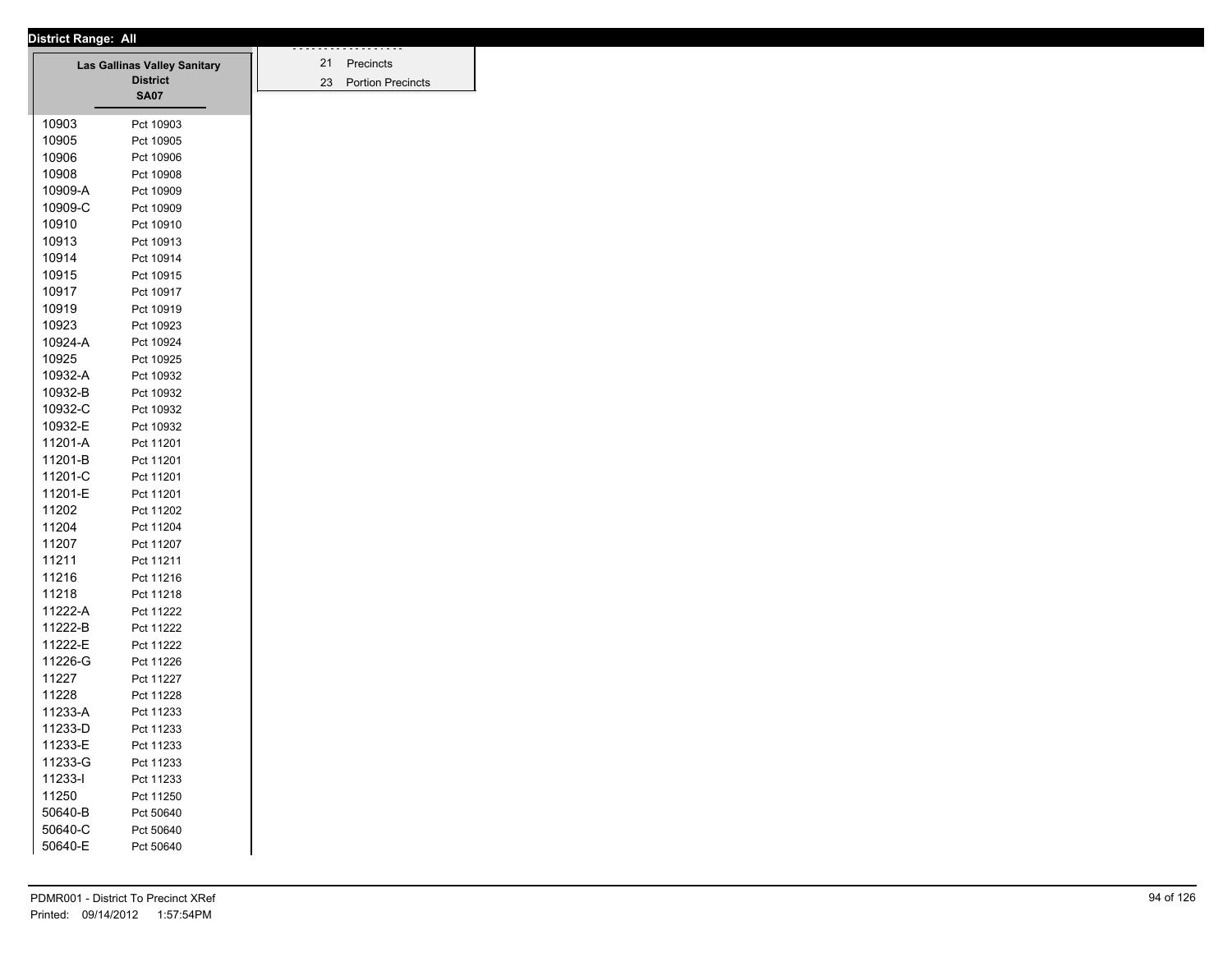**District Range: All**

| Las Gallinas Valley Sanitary District SA07 | |
|---|---|
| 10903 | Pct 10903 |
| 10905 | Pct 10905 |
| 10906 | Pct 10906 |
| 10908 | Pct 10908 |
| 10909-A | Pct 10909 |
| 10909-C | Pct 10909 |
| 10910 | Pct 10910 |
| 10913 | Pct 10913 |
| 10914 | Pct 10914 |
| 10915 | Pct 10915 |
| 10917 | Pct 10917 |
| 10919 | Pct 10919 |
| 10923 | Pct 10923 |
| 10924-A | Pct 10924 |
| 10925 | Pct 10925 |
| 10932-A | Pct 10932 |
| 10932-B | Pct 10932 |
| 10932-C | Pct 10932 |
| 10932-E | Pct 10932 |
| 11201-A | Pct 11201 |
| 11201-B | Pct 11201 |
| 11201-C | Pct 11201 |
| 11201-E | Pct 11201 |
| 11202 | Pct 11202 |
| 11204 | Pct 11204 |
| 11207 | Pct 11207 |
| 11211 | Pct 11211 |
| 11216 | Pct 11216 |
| 11218 | Pct 11218 |
| 11222-A | Pct 11222 |
| 11222-B | Pct 11222 |
| 11222-E | Pct 11222 |
| 11226-G | Pct 11226 |
| 11227 | Pct 11227 |
| 11228 | Pct 11228 |
| 11233-A | Pct 11233 |
| 11233-D | Pct 11233 |
| 11233-E | Pct 11233 |
| 11233-G | Pct 11233 |
| 11233-I | Pct 11233 |
| 11250 | Pct 11250 |
| 50640-B | Pct 50640 |
| 50640-C | Pct 50640 |
| 50640-E | Pct 50640 |

| | |
|---|---|
| 21 | Precincts |
| 23 | Portion Precincts |

PDMR001 - District To Precinct XRef
Printed: 09/14/2012 1:57:54PM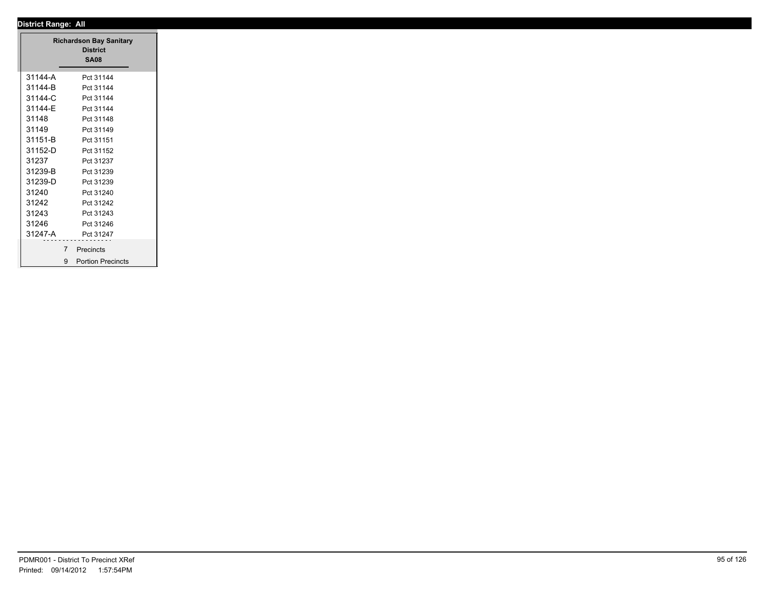**District Range: All**

**Richardson Bay Sanitary District**
**SA08**

| | |
|---|---|
| 31144-A | Pct 31144 |
| 31144-B | Pct 31144 |
| 31144-C | Pct 31144 |
| 31144-E | Pct 31144 |
| 31148 | Pct 31148 |
| 31149 | Pct 31149 |
| 31151-B | Pct 31151 |
| 31152-D | Pct 31152 |
| 31237 | Pct 31237 |
| 31239-B | Pct 31239 |
| 31239-D | Pct 31239 |
| 31240 | Pct 31240 |
| 31242 | Pct 31242 |
| 31243 | Pct 31243 |
| 31246 | Pct 31246 |
| 31247-A | Pct 31247 |

7 Precincts

9 Portion Precincts

PDMR001 - District To Precinct XRef

Printed: 09/14/2012 1:57:54PM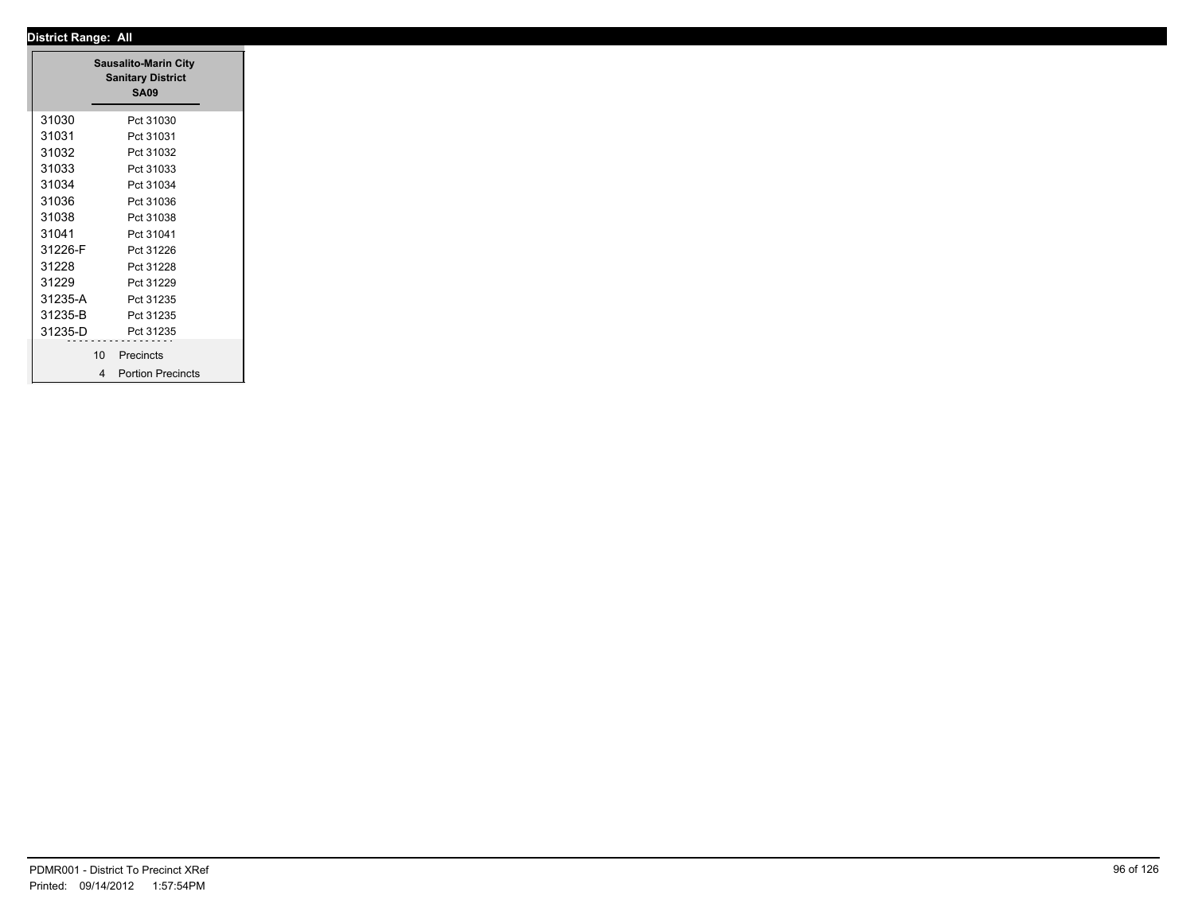**District Range: All**

**Sausalito-Marin City Sanitary District**
**SA09**

| | |
|---|---|
| 31030 | Pct 31030 |
| 31031 | Pct 31031 |
| 31032 | Pct 31032 |
| 31033 | Pct 31033 |
| 31034 | Pct 31034 |
| 31036 | Pct 31036 |
| 31038 | Pct 31038 |
| 31041 | Pct 31041 |
| 31226-F | Pct 31226 |
| 31228 | Pct 31228 |
| 31229 | Pct 31229 |
| 31235-A | Pct 31235 |
| 31235-B | Pct 31235 |
| 31235-D | Pct 31235 |

10 Precincts

4 Portion Precincts

PDMR001 - District To Precinct XRef
Printed: 09/14/2012 1:57:54PM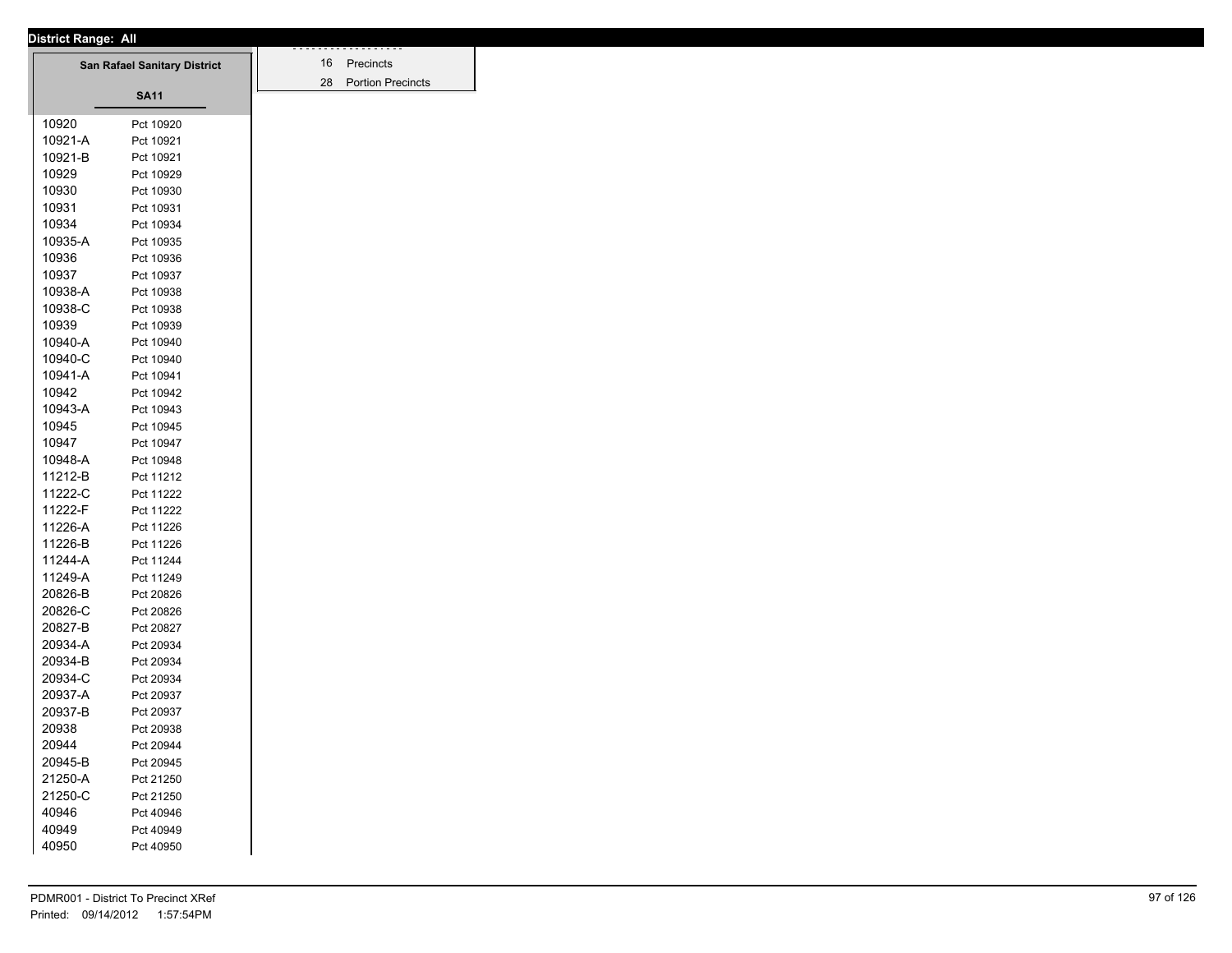**District Range: All**

**San Rafael Sanitary District**

**SA11**

| | |
|---|---|
| 10920 | Pct 10920 |
| 10921-A | Pct 10921 |
| 10921-B | Pct 10921 |
| 10929 | Pct 10929 |
| 10930 | Pct 10930 |
| 10931 | Pct 10931 |
| 10934 | Pct 10934 |
| 10935-A | Pct 10935 |
| 10936 | Pct 10936 |
| 10937 | Pct 10937 |
| 10938-A | Pct 10938 |
| 10938-C | Pct 10938 |
| 10939 | Pct 10939 |
| 10940-A | Pct 10940 |
| 10940-C | Pct 10940 |
| 10941-A | Pct 10941 |
| 10942 | Pct 10942 |
| 10943-A | Pct 10943 |
| 10945 | Pct 10945 |
| 10947 | Pct 10947 |
| 10948-A | Pct 10948 |
| 11212-B | Pct 11212 |
| 11222-C | Pct 11222 |
| 11222-F | Pct 11222 |
| 11226-A | Pct 11226 |
| 11226-B | Pct 11226 |
| 11244-A | Pct 11244 |
| 11249-A | Pct 11249 |
| 20826-B | Pct 20826 |
| 20826-C | Pct 20826 |
| 20827-B | Pct 20827 |
| 20934-A | Pct 20934 |
| 20934-B | Pct 20934 |
| 20934-C | Pct 20934 |
| 20937-A | Pct 20937 |
| 20937-B | Pct 20937 |
| 20938 | Pct 20938 |
| 20944 | Pct 20944 |
| 20945-B | Pct 20945 |
| 21250-A | Pct 21250 |
| 21250-C | Pct 21250 |
| 40946 | Pct 40946 |
| 40949 | Pct 40949 |
| 40950 | Pct 40950 |

| | |
|---|---|
| 16 | Precincts |
| 28 | Portion Precincts |

PDMR001 - District To Precinct XRef
Printed: 09/14/2012 1:57:54PM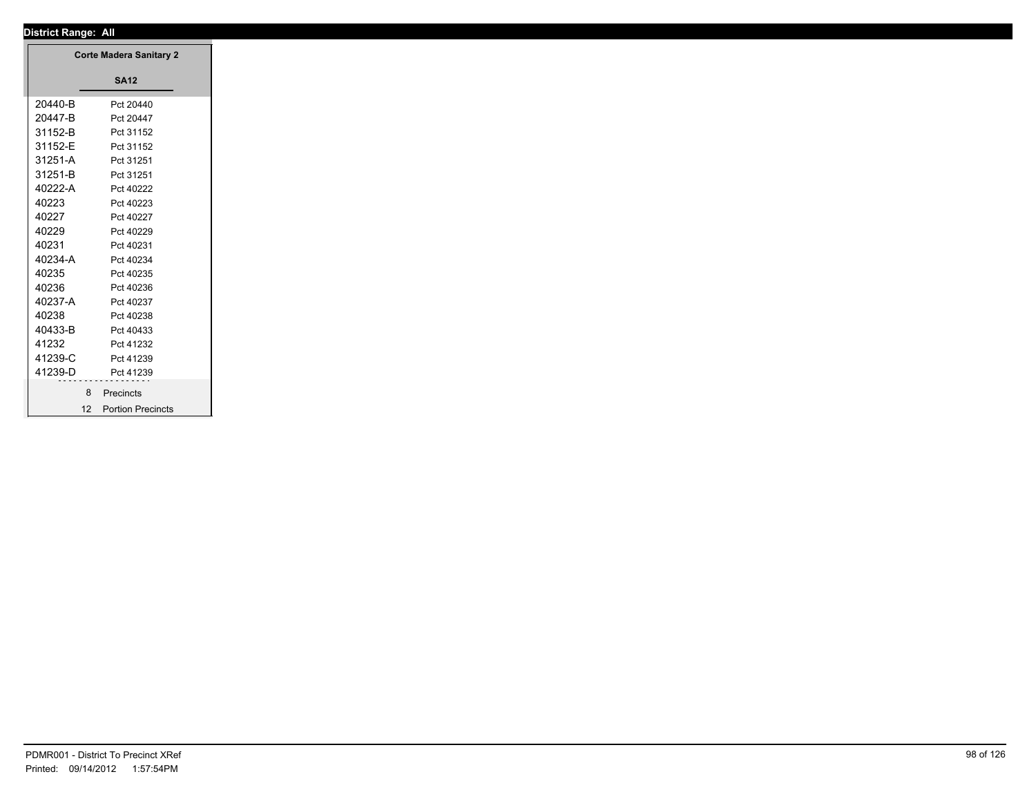**District Range: All**

| Corte Madera Sanitary 2 | |
|---|---|
| **SA12** | |
| 20440-B | Pct 20440 |
| 20447-B | Pct 20447 |
| 31152-B | Pct 31152 |
| 31152-E | Pct 31152 |
| 31251-A | Pct 31251 |
| 31251-B | Pct 31251 |
| 40222-A | Pct 40222 |
| 40223 | Pct 40223 |
| 40227 | Pct 40227 |
| 40229 | Pct 40229 |
| 40231 | Pct 40231 |
| 40234-A | Pct 40234 |
| 40235 | Pct 40235 |
| 40236 | Pct 40236 |
| 40237-A | Pct 40237 |
| 40238 | Pct 40238 |
| 40433-B | Pct 40433 |
| 41232 | Pct 41232 |
| 41239-C | Pct 41239 |
| 41239-D | Pct 41239 |
| 8 | Precincts |
| 12 | Portion Precincts |

PDMR001 - District To Precinct XRef
Printed: 09/14/2012 1:57:54PM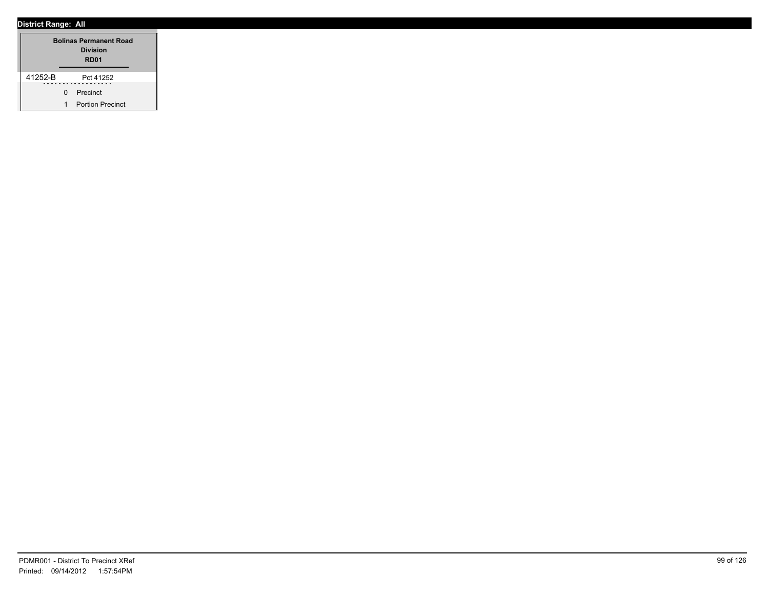**District Range: All**

| Bolinas Permanent Road Division RD01 | |
|---|---|
| 41252-B | Pct 41252 |
| 0 | Precinct |
| 1 | Portion Precinct |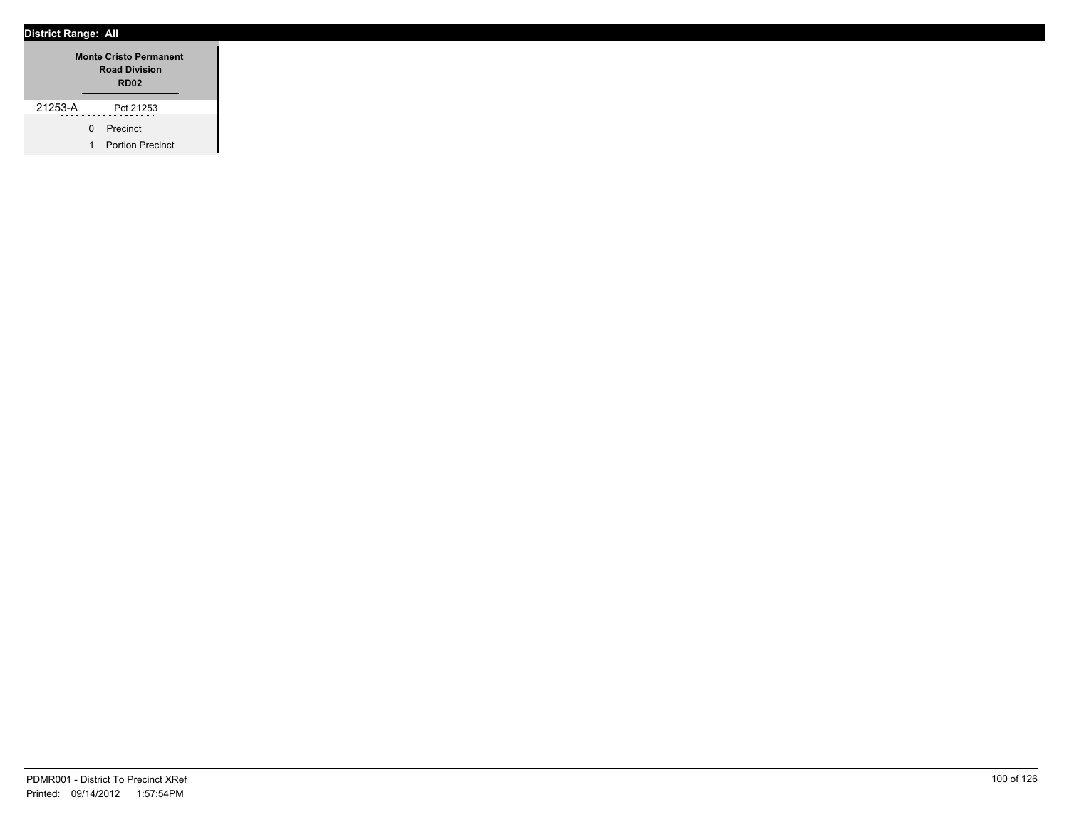**District Range: All**

| Monte Cristo Permanent Road Division RD02 | |
|---|---|
| 21253-A | Pct 21253 |
| 0 | Precinct |
| 1 | Portion Precinct |

PDMR001 - District To Precinct XRef
Printed: 09/14/2012 1:57:54PM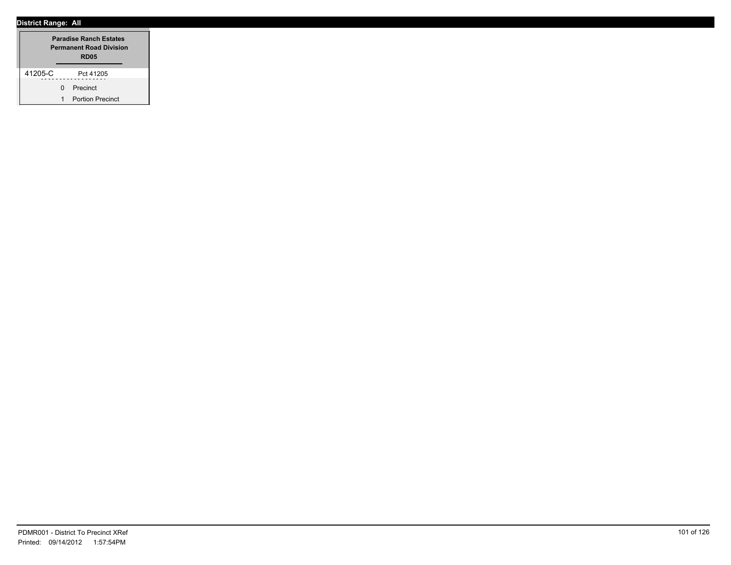**District Range: All**

| Paradise Ranch Estates Permanent Road Division RD05 | |
|---|---|
| 41205-C | Pct 41205 |
| 0 | Precinct |
| 1 | Portion Precinct |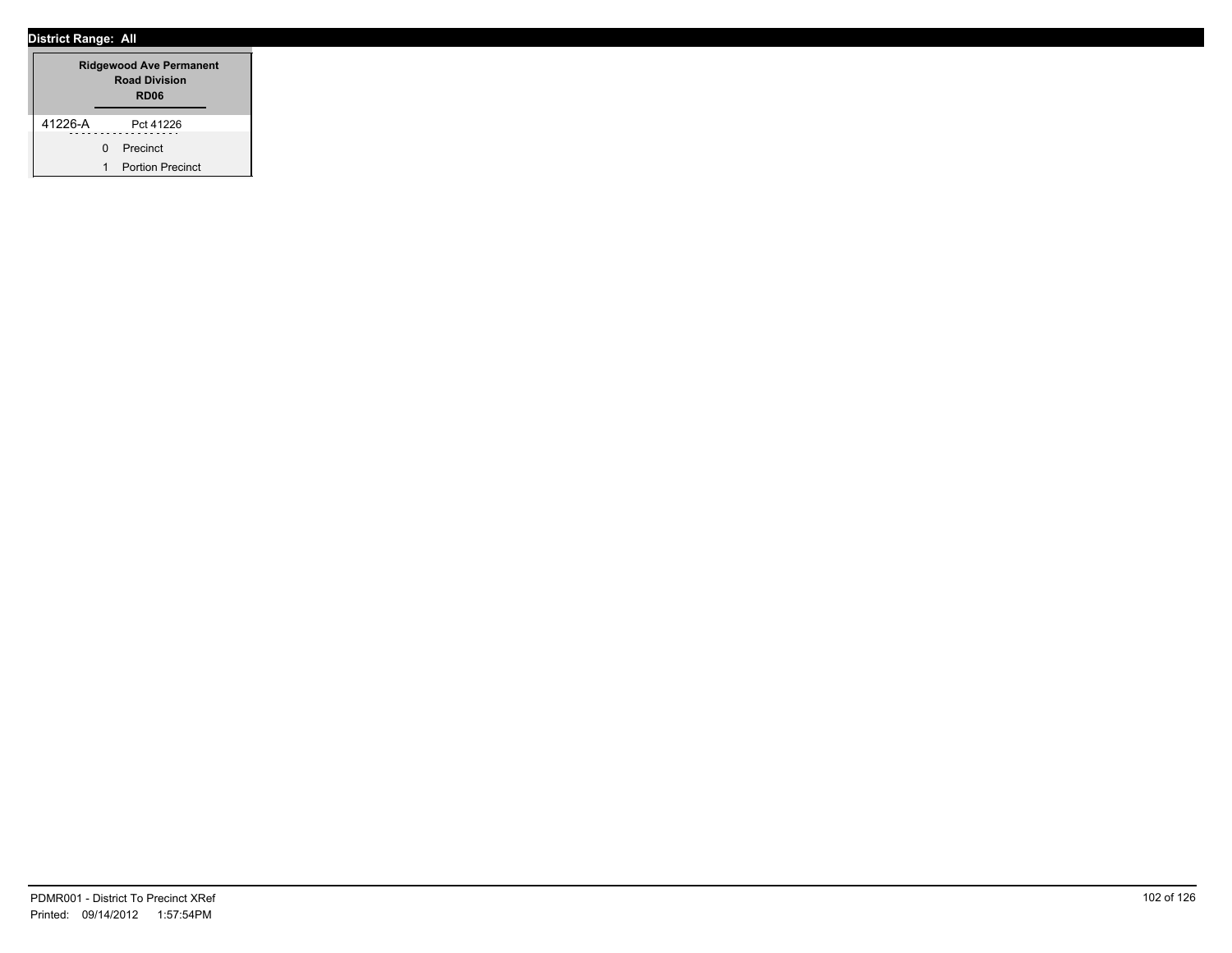**District Range: All**

| Ridgewood Ave Permanent Road Division RD06 | |
|---|---|
| 41226-A | Pct 41226 |
| 0 | Precinct |
| 1 | Portion Precinct |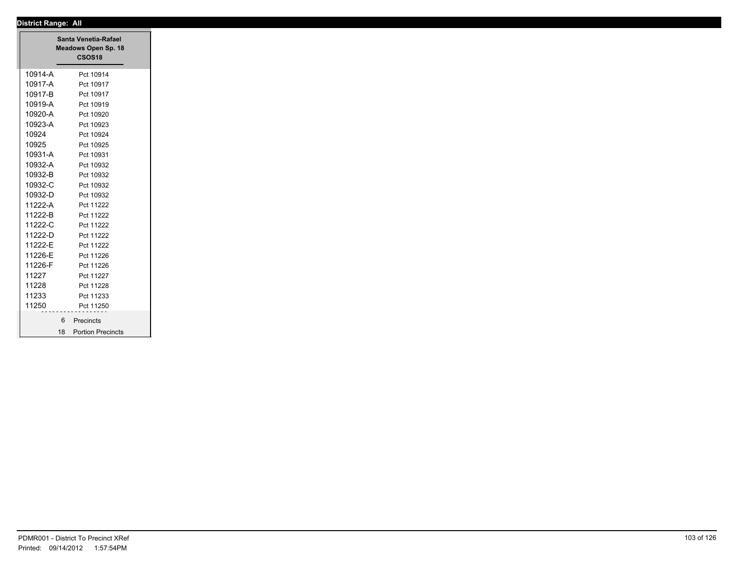**District Range: All**

**Santa Venetia-Rafael Meadows Open Sp. 18**
**CSOS18**

| | |
|---|---|
| 10914-A | Pct 10914 |
| 10917-A | Pct 10917 |
| 10917-B | Pct 10917 |
| 10919-A | Pct 10919 |
| 10920-A | Pct 10920 |
| 10923-A | Pct 10923 |
| 10924 | Pct 10924 |
| 10925 | Pct 10925 |
| 10931-A | Pct 10931 |
| 10932-A | Pct 10932 |
| 10932-B | Pct 10932 |
| 10932-C | Pct 10932 |
| 10932-D | Pct 10932 |
| 11222-A | Pct 11222 |
| 11222-B | Pct 11222 |
| 11222-C | Pct 11222 |
| 11222-D | Pct 11222 |
| 11222-E | Pct 11222 |
| 11226-E | Pct 11226 |
| 11226-F | Pct 11226 |
| 11227 | Pct 11227 |
| 11228 | Pct 11228 |
| 11233 | Pct 11233 |
| 11250 | Pct 11250 |

6 Precincts
18 Portion Precincts

PDMR001 - District To Precinct XRef
Printed: 09/14/2012 1:57:54PM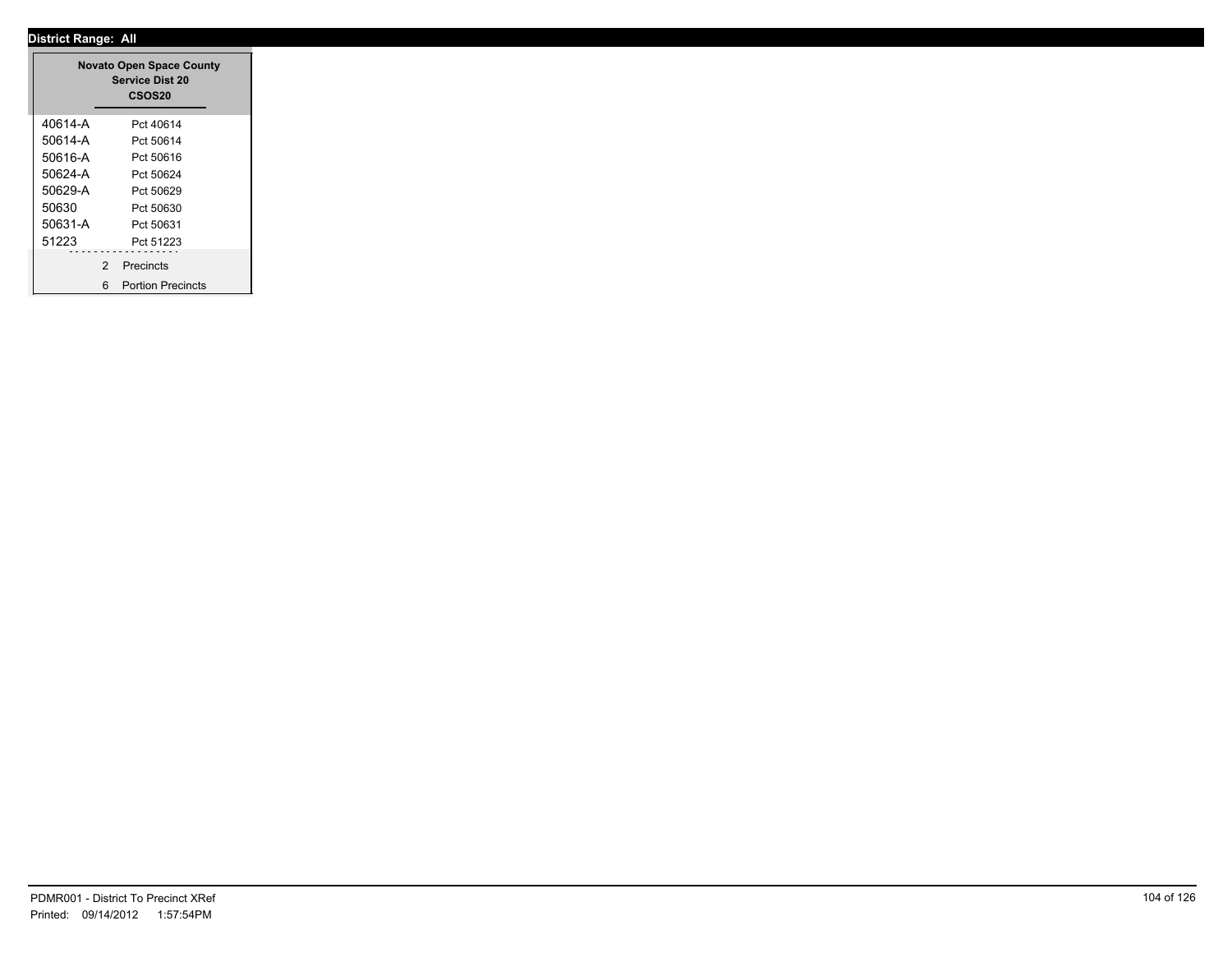**District Range: All**

**Novato Open Space County Service Dist 20**
**CSOS20**

| | |
|---|---|
| 40614-A | Pct 40614 |
| 50614-A | Pct 50614 |
| 50616-A | Pct 50616 |
| 50624-A | Pct 50624 |
| 50629-A | Pct 50629 |
| 50630 | Pct 50630 |
| 50631-A | Pct 50631 |
| 51223 | Pct 51223 |

2 Precincts

6 Portion Precincts

PDMR001 - District To Precinct XRef
Printed: 09/14/2012 1:57:54PM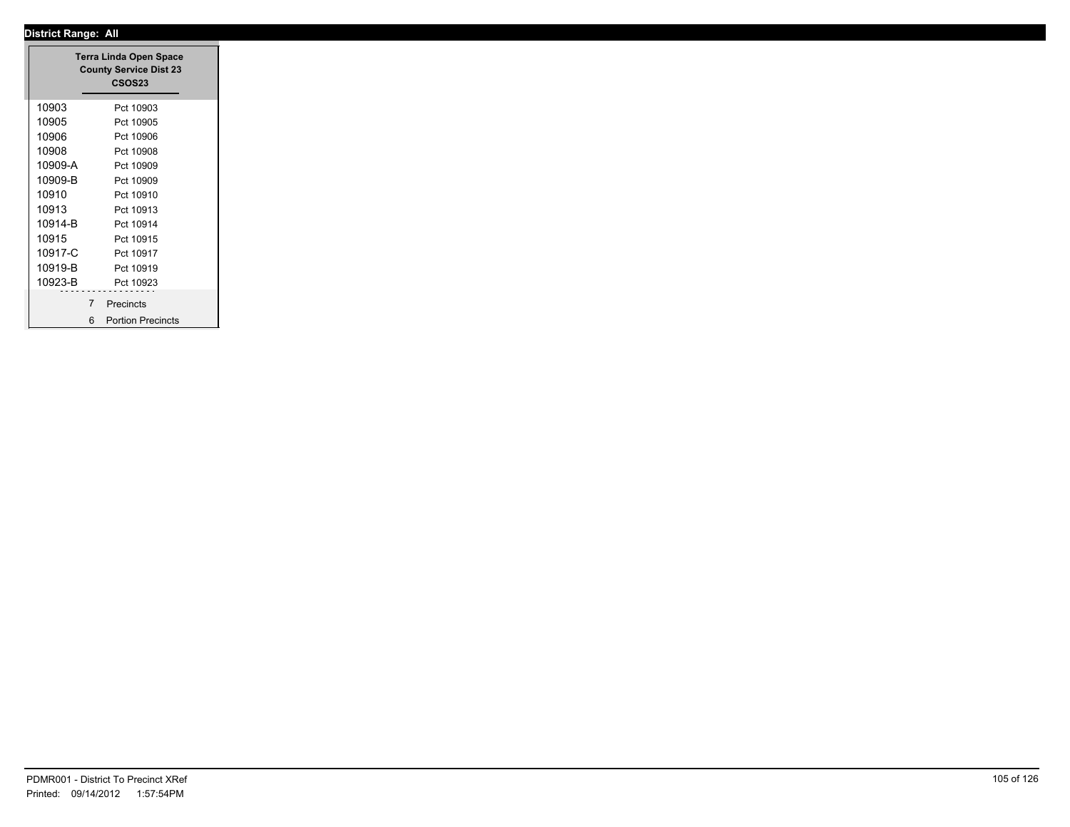**District Range: All**

| Terra Linda Open Space County Service Dist 23 CSOS23 | |
|---|---|
| 10903 | Pct 10903 |
| 10905 | Pct 10905 |
| 10906 | Pct 10906 |
| 10908 | Pct 10908 |
| 10909-A | Pct 10909 |
| 10909-B | Pct 10909 |
| 10910 | Pct 10910 |
| 10913 | Pct 10913 |
| 10914-B | Pct 10914 |
| 10915 | Pct 10915 |
| 10917-C | Pct 10917 |
| 10919-B | Pct 10919 |
| 10923-B | Pct 10923 |
| 7 | Precincts |
| 6 | Portion Precincts |

PDMR001 - District To Precinct XRef
Printed: 09/14/2012 1:57:54PM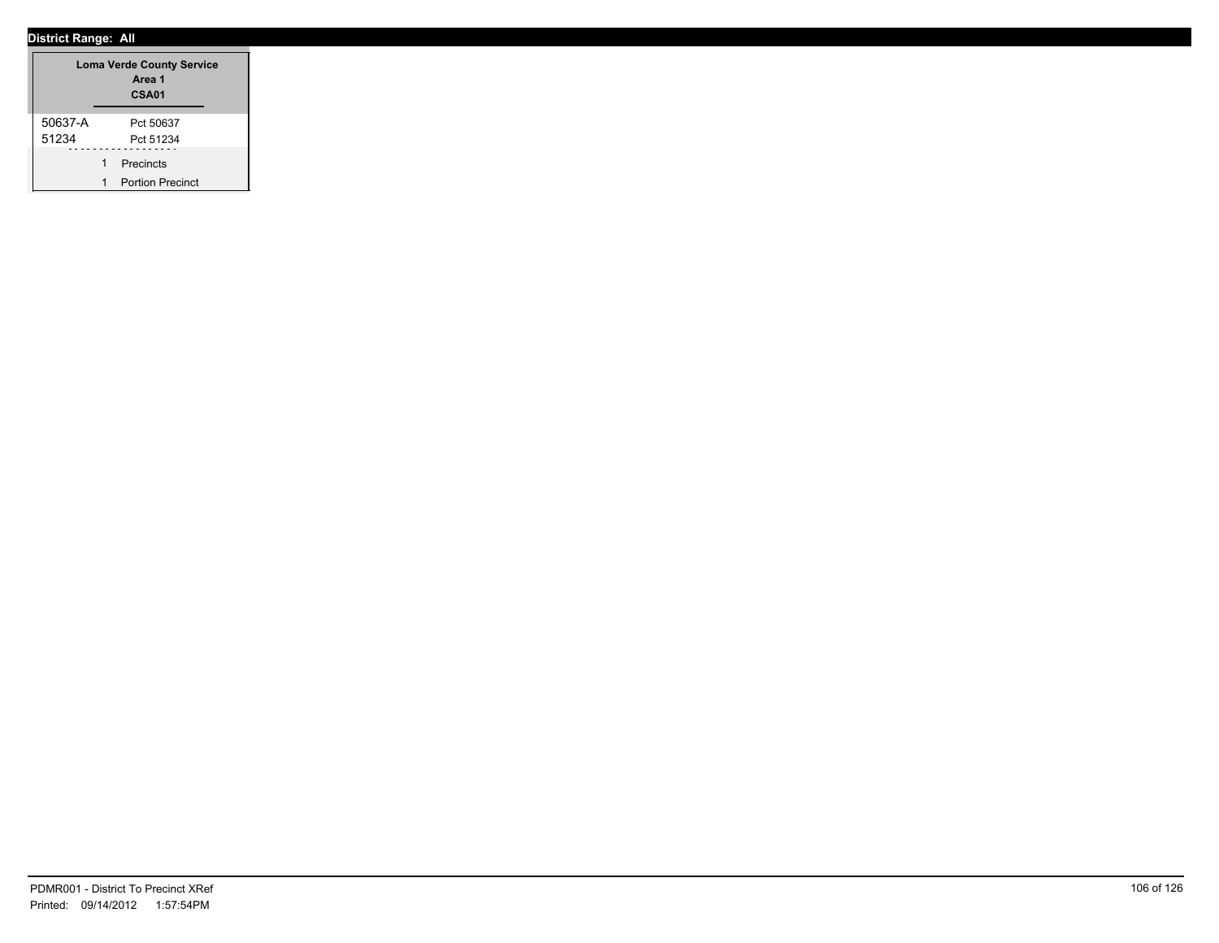**District Range: All**

| Loma Verde County Service Area 1 CSA01 | |
|---|---|
| 50637-A | Pct 50637 |
| 51234 | Pct 51234 |
| 1 | Precincts |
| 1 | Portion Precinct |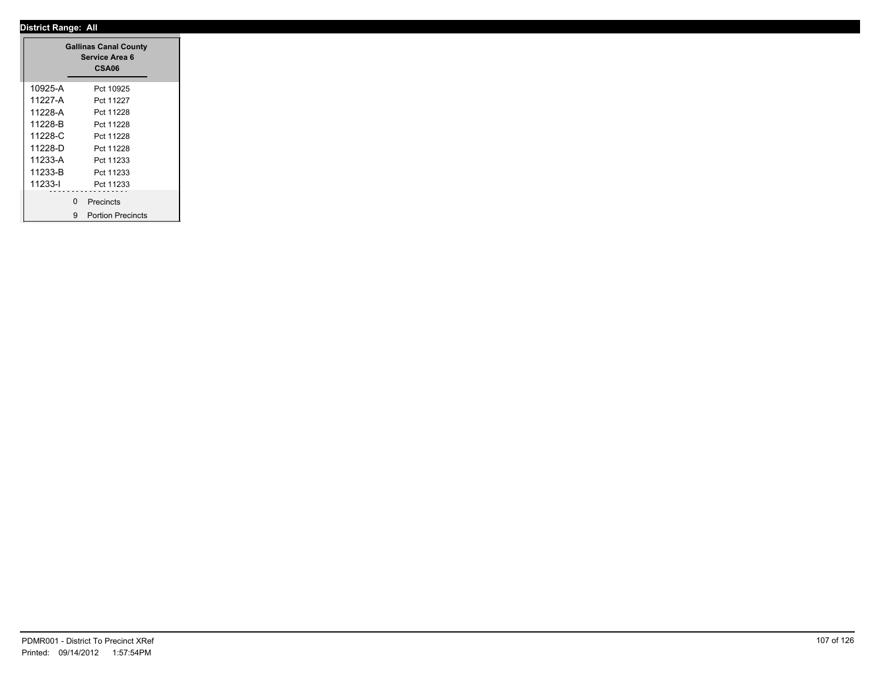**District Range: All**

| Gallinas Canal County Service Area 6 CSA06 | |
|---|---|
| 10925-A | Pct 10925 |
| 11227-A | Pct 11227 |
| 11228-A | Pct 11228 |
| 11228-B | Pct 11228 |
| 11228-C | Pct 11228 |
| 11228-D | Pct 11228 |
| 11233-A | Pct 11233 |
| 11233-B | Pct 11233 |
| 11233-I | Pct 11233 |
| 0 | Precincts |
| 9 | Portion Precincts |

PDMR001 - District To Precinct XRef
Printed: 09/14/2012 1:57:54PM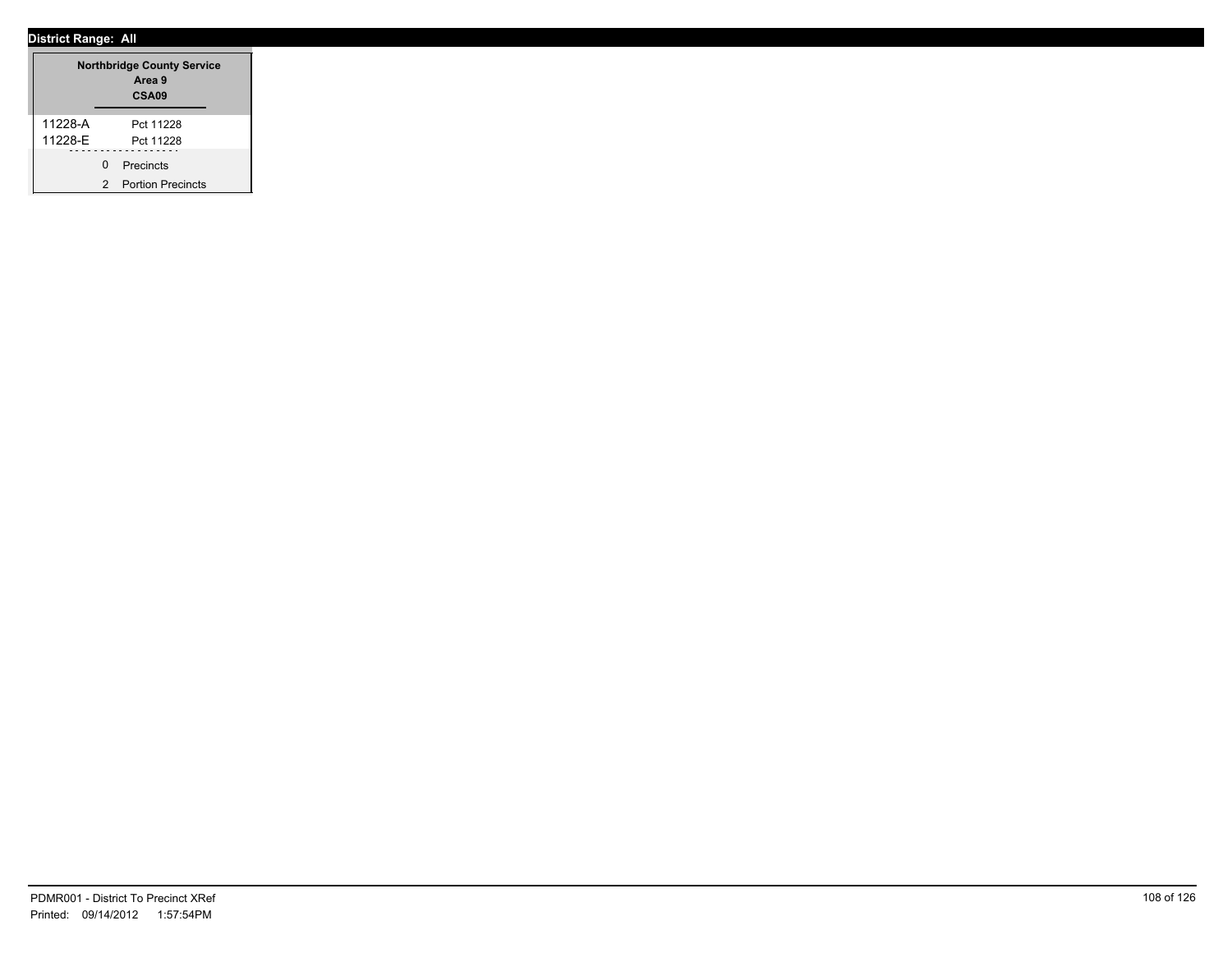**District Range: All**

| Northbridge County Service Area 9 CSA09 | |
|---|---|
| 11228-A | Pct 11228 |
| 11228-E | Pct 11228 |

0 Precincts

2 Portion Precincts

PDMR001 - District To Precinct XRef
Printed: 09/14/2012 1:57:54PM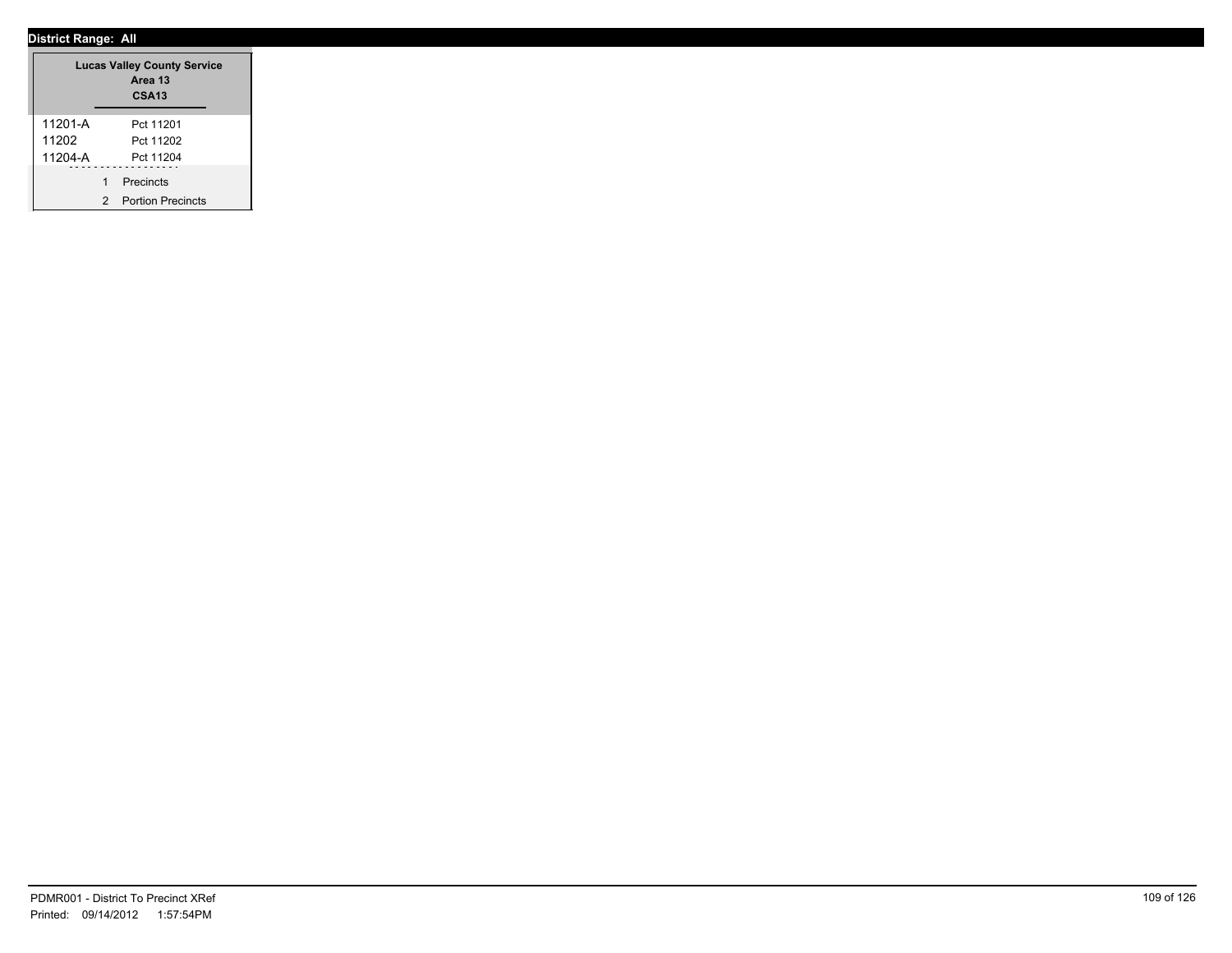**District Range: All**

| Lucas Valley County Service Area 13<br>CSA13 | |
|---|---|
| 11201-A | Pct 11201 |
| 11202 | Pct 11202 |
| 11204-A | Pct 11204 |
| 1 | Precincts |
| 2 | Portion Precincts |

PDMR001 - District To Precinct XRef
Printed: 09/14/2012 1:57:54PM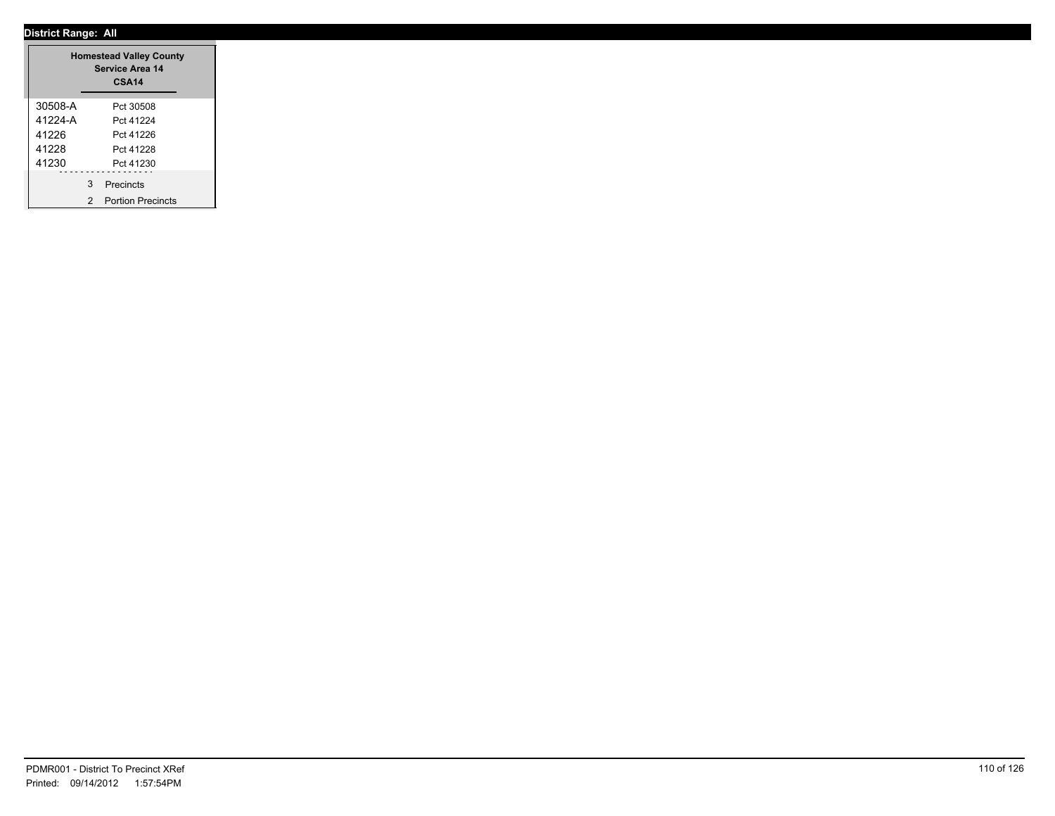**District Range: All**

| Homestead Valley County Service Area 14 CSA14 | |
|---|---|
| 30508-A | Pct 30508 |
| 41224-A | Pct 41224 |
| 41226 | Pct 41226 |
| 41228 | Pct 41228 |
| 41230 | Pct 41230 |
| 3 | Precincts |
| 2 | Portion Precincts |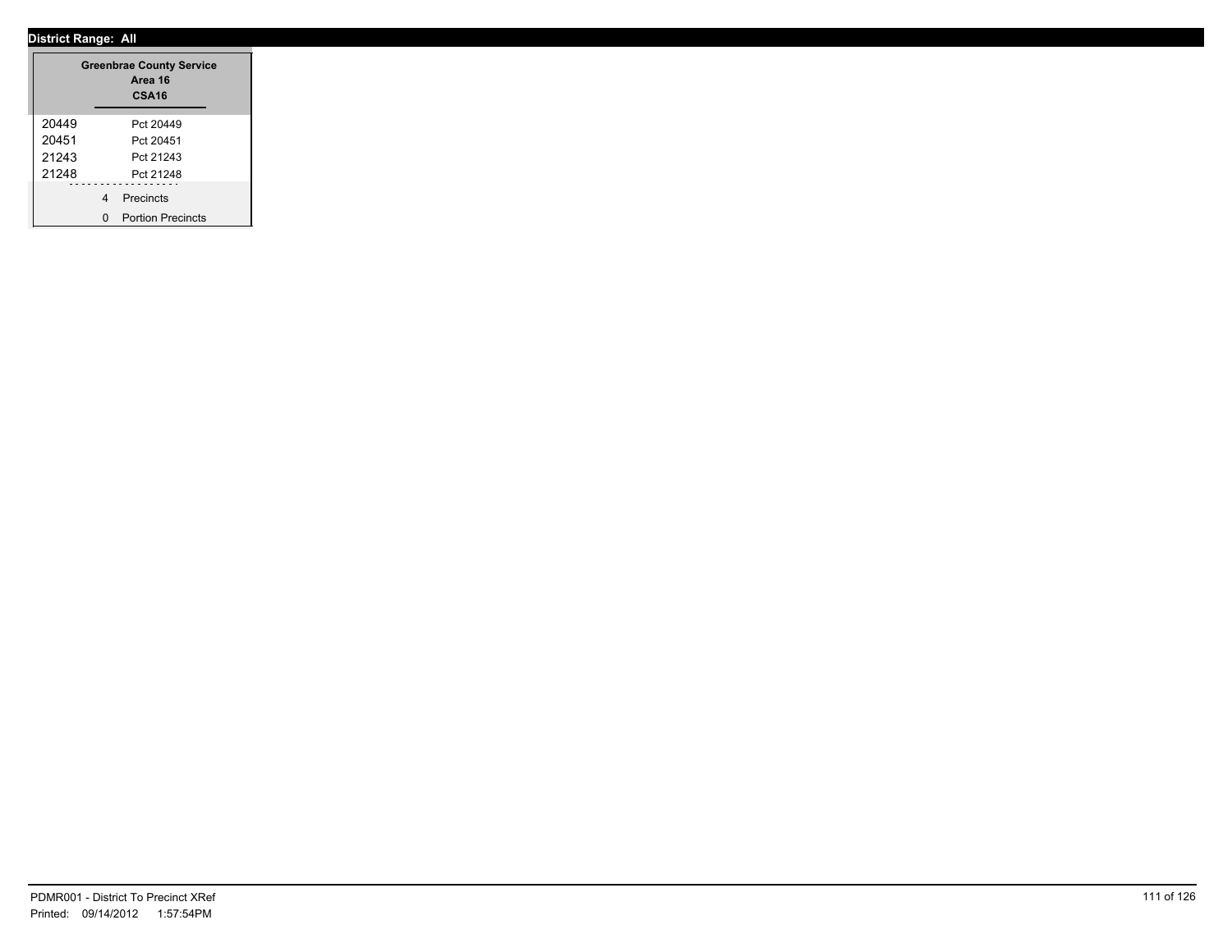**District Range: All**

| Greenbrae County Service Area 16 CSA16 | |
|---|---|
| 20449 | Pct 20449 |
| 20451 | Pct 20451 |
| 21243 | Pct 21243 |
| 21248 | Pct 21248 |
| 4 | Precincts |
| 0 | Portion Precincts |

PDMR001 - District To Precinct XRef
Printed: 09/14/2012 1:57:54PM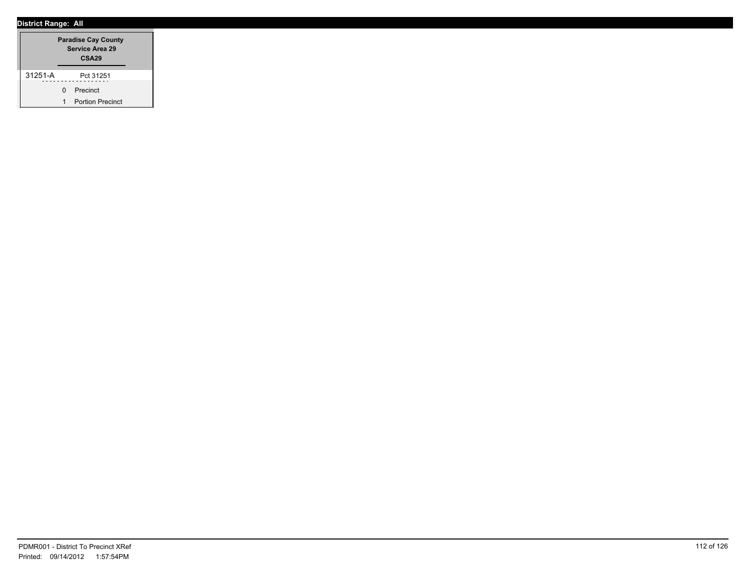**District Range: All**

| | Paradise Cay County Service Area 29 CSA29 |
|---|---|
| 31251-A | Pct 31251 |
| 0 | Precinct |
| 1 | Portion Precinct |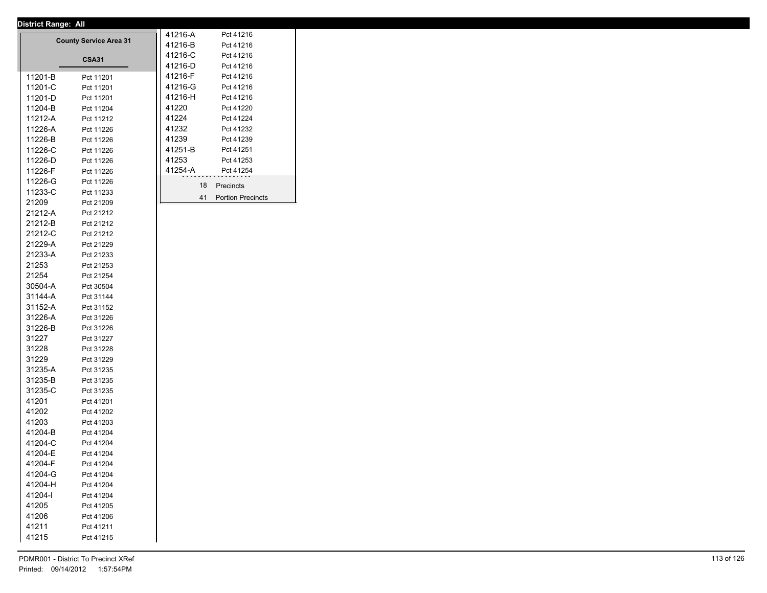**District Range: All**

## County Service Area 31

### CSA31

| Precinct | Name |
|---|---|
| 11201-B | Pct 11201 |
| 11201-C | Pct 11201 |
| 11201-D | Pct 11201 |
| 11204-B | Pct 11204 |
| 11212-A | Pct 11212 |
| 11226-A | Pct 11226 |
| 11226-B | Pct 11226 |
| 11226-C | Pct 11226 |
| 11226-D | Pct 11226 |
| 11226-F | Pct 11226 |
| 11226-G | Pct 11226 |
| 11233-C | Pct 11233 |
| 21209 | Pct 21209 |
| 21212-A | Pct 21212 |
| 21212-B | Pct 21212 |
| 21212-C | Pct 21212 |
| 21229-A | Pct 21229 |
| 21233-A | Pct 21233 |
| 21253 | Pct 21253 |
| 21254 | Pct 21254 |
| 30504-A | Pct 30504 |
| 31144-A | Pct 31144 |
| 31152-A | Pct 31152 |
| 31226-A | Pct 31226 |
| 31226-B | Pct 31226 |
| 31227 | Pct 31227 |
| 31228 | Pct 31228 |
| 31229 | Pct 31229 |
| 31235-A | Pct 31235 |
| 31235-B | Pct 31235 |
| 31235-C | Pct 31235 |
| 41201 | Pct 41201 |
| 41202 | Pct 41202 |
| 41203 | Pct 41203 |
| 41204-B | Pct 41204 |
| 41204-C | Pct 41204 |
| 41204-E | Pct 41204 |
| 41204-F | Pct 41204 |
| 41204-G | Pct 41204 |
| 41204-H | Pct 41204 |
| 41204-I | Pct 41204 |
| 41205 | Pct 41205 |
| 41206 | Pct 41206 |
| 41211 | Pct 41211 |
| 41215 | Pct 41215 |
| 41216-A | Pct 41216 |
| 41216-B | Pct 41216 |
| 41216-C | Pct 41216 |
| 41216-D | Pct 41216 |
| 41216-F | Pct 41216 |
| 41216-G | Pct 41216 |
| 41216-H | Pct 41216 |
| 41220 | Pct 41220 |
| 41224 | Pct 41224 |
| 41232 | Pct 41232 |
| 41239 | Pct 41239 |
| 41251-B | Pct 41251 |
| 41253 | Pct 41253 |
| 41254-A | Pct 41254 |

18 Precincts

41 Portion Precincts

PDMR001 - District To Precinct XRef
Printed: 09/14/2012 1:57:54PM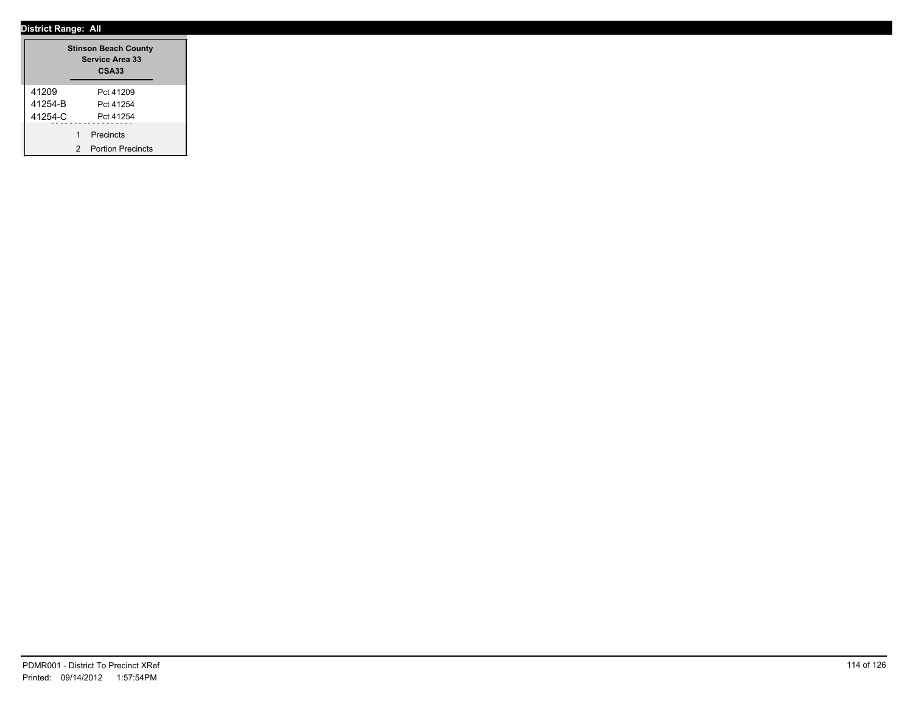**District Range: All**

| Stinson Beach County Service Area 33 CSA33 | |
|---|---|
| 41209 | Pct 41209 |
| 41254-B | Pct 41254 |
| 41254-C | Pct 41254 |
| 1 | Precincts |
| 2 | Portion Precincts |

PDMR001 - District To Precinct XRef
Printed: 09/14/2012 1:57:54PM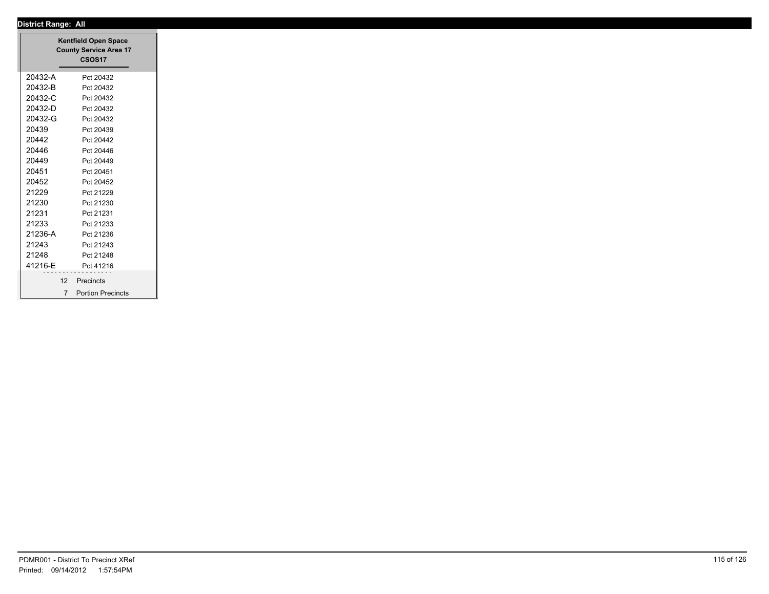**District Range: All**

**Kentfield Open Space**
**County Service Area 17**
**CSOS17**

| | |
|---|---|
| 20432-A | Pct 20432 |
| 20432-B | Pct 20432 |
| 20432-C | Pct 20432 |
| 20432-D | Pct 20432 |
| 20432-G | Pct 20432 |
| 20439 | Pct 20439 |
| 20442 | Pct 20442 |
| 20446 | Pct 20446 |
| 20449 | Pct 20449 |
| 20451 | Pct 20451 |
| 20452 | Pct 20452 |
| 21229 | Pct 21229 |
| 21230 | Pct 21230 |
| 21231 | Pct 21231 |
| 21233 | Pct 21233 |
| 21236-A | Pct 21236 |
| 21243 | Pct 21243 |
| 21248 | Pct 21248 |
| 41216-E | Pct 41216 |

12 Precincts
7 Portion Precincts

PDMR001 - District To Precinct XRef
Printed: 09/14/2012 1:57:54PM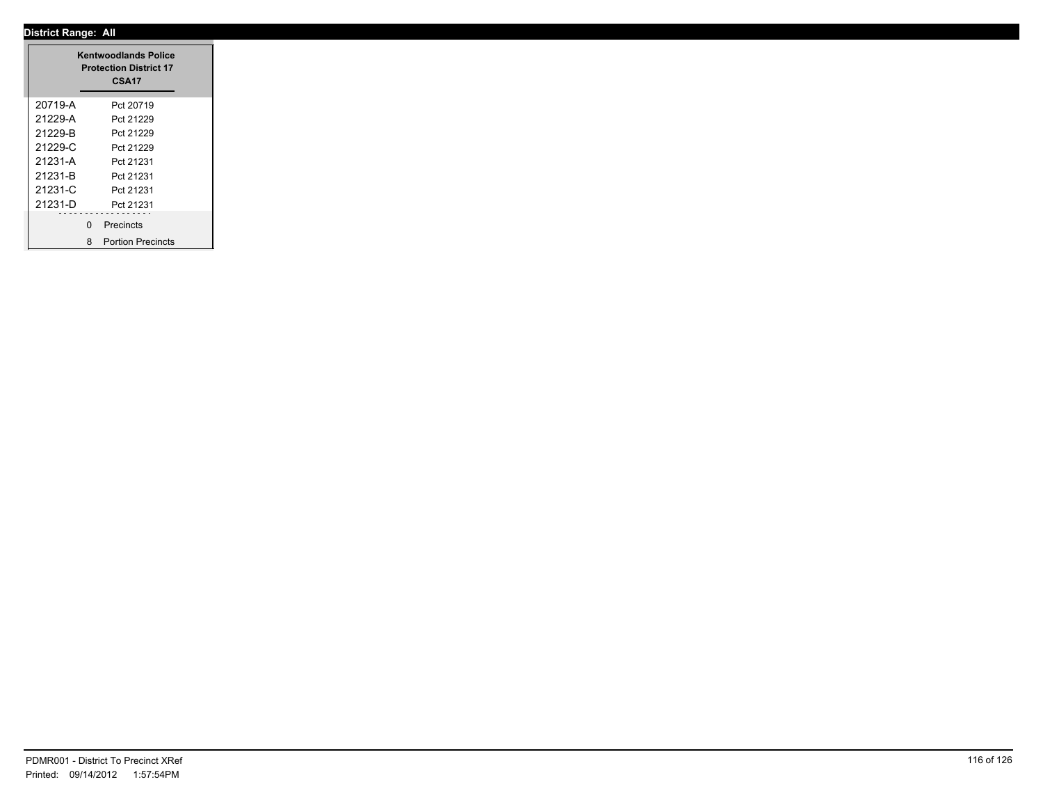**District Range: All**

| Kentwoodlands Police Protection District 17 CSA17 | |
|---|---|
| 20719-A | Pct 20719 |
| 21229-A | Pct 21229 |
| 21229-B | Pct 21229 |
| 21229-C | Pct 21229 |
| 21231-A | Pct 21231 |
| 21231-B | Pct 21231 |
| 21231-C | Pct 21231 |
| 21231-D | Pct 21231 |
| 0 | Precincts |
| 8 | Portion Precincts |

PDMR001 - District To Precinct XRef
Printed: 09/14/2012 1:57:54PM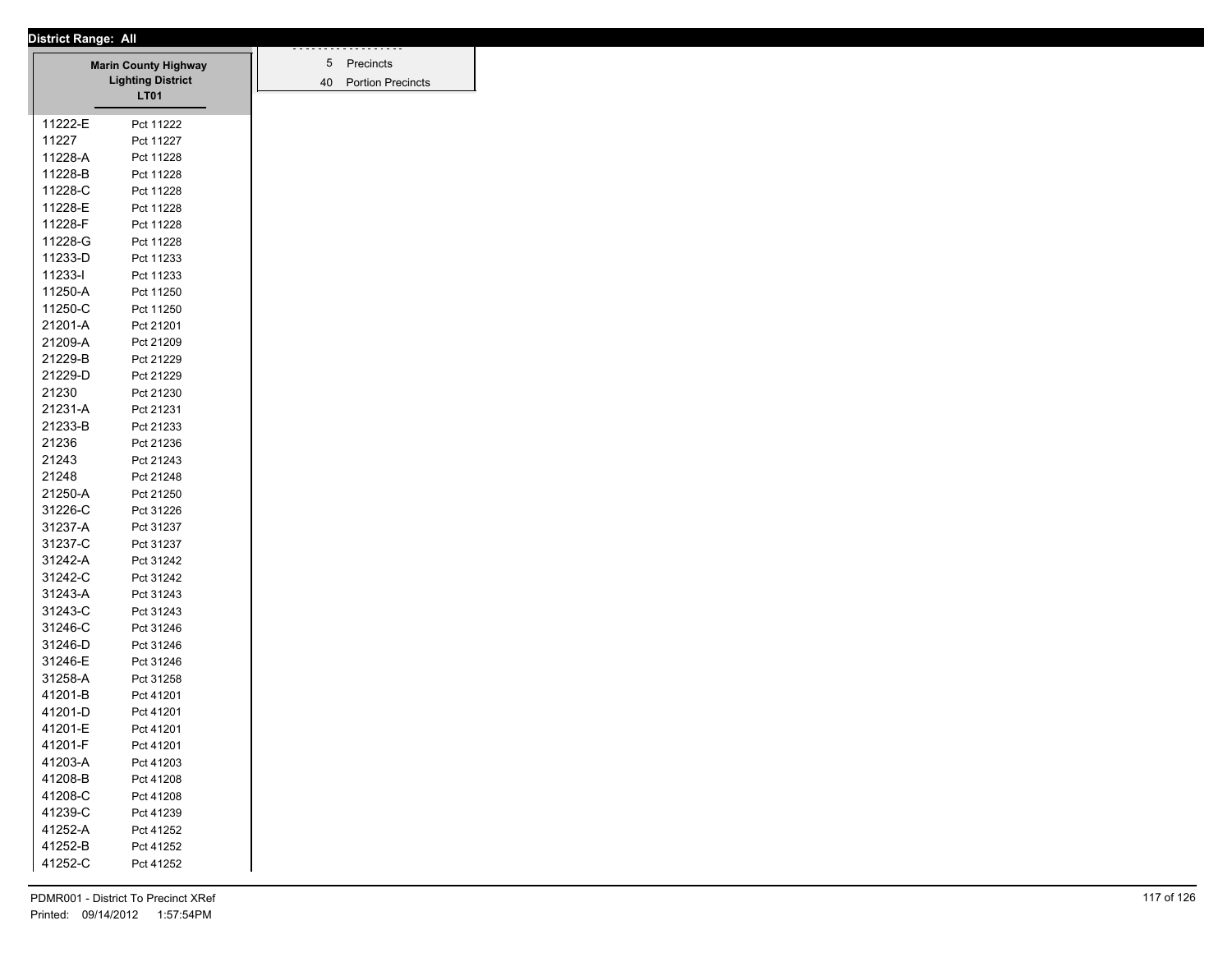**District Range: All**

| Marin County Highway Lighting District LT01 | |
|---|---|
| 11222-E | Pct 11222 |
| 11227 | Pct 11227 |
| 11228-A | Pct 11228 |
| 11228-B | Pct 11228 |
| 11228-C | Pct 11228 |
| 11228-E | Pct 11228 |
| 11228-F | Pct 11228 |
| 11228-G | Pct 11228 |
| 11233-D | Pct 11233 |
| 11233-I | Pct 11233 |
| 11250-A | Pct 11250 |
| 11250-C | Pct 11250 |
| 21201-A | Pct 21201 |
| 21209-A | Pct 21209 |
| 21229-B | Pct 21229 |
| 21229-D | Pct 21229 |
| 21230 | Pct 21230 |
| 21231-A | Pct 21231 |
| 21233-B | Pct 21233 |
| 21236 | Pct 21236 |
| 21243 | Pct 21243 |
| 21248 | Pct 21248 |
| 21250-A | Pct 21250 |
| 31226-C | Pct 31226 |
| 31237-A | Pct 31237 |
| 31237-C | Pct 31237 |
| 31242-A | Pct 31242 |
| 31242-C | Pct 31242 |
| 31243-A | Pct 31243 |
| 31243-C | Pct 31243 |
| 31246-C | Pct 31246 |
| 31246-D | Pct 31246 |
| 31246-E | Pct 31246 |
| 31258-A | Pct 31258 |
| 41201-B | Pct 41201 |
| 41201-D | Pct 41201 |
| 41201-E | Pct 41201 |
| 41201-F | Pct 41201 |
| 41203-A | Pct 41203 |
| 41208-B | Pct 41208 |
| 41208-C | Pct 41208 |
| 41239-C | Pct 41239 |
| 41252-A | Pct 41252 |
| 41252-B | Pct 41252 |
| 41252-C | Pct 41252 |

| | |
|---|---|
| 5 | Precincts |
| 40 | Portion Precincts |

PDMR001 - District To Precinct XRef
Printed: 09/14/2012 1:57:54PM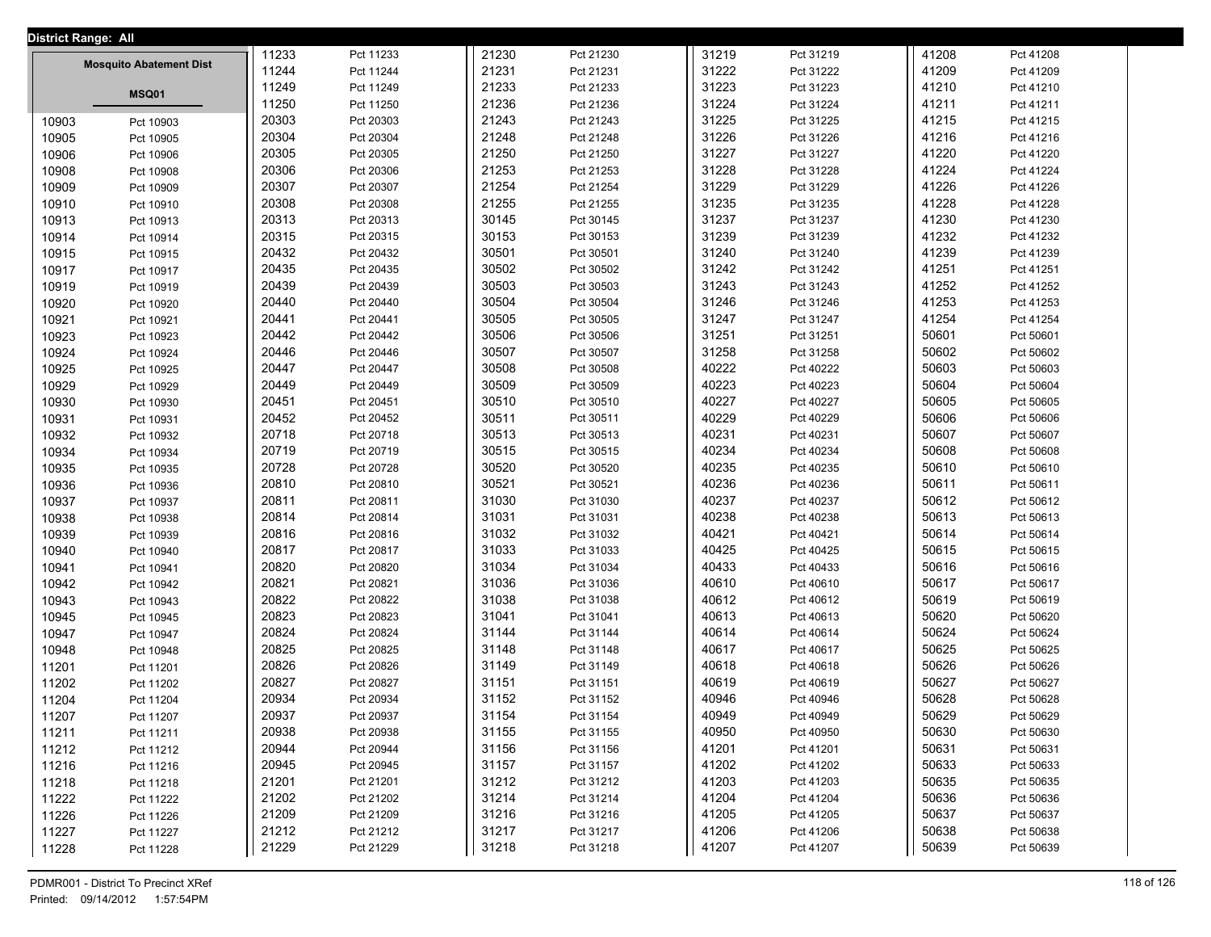**District Range: All**

**Mosquito Abatement Dist**

**MSQ01**

| Precinct | Name |
|---|---|
| 10903 | Pct 10903 |
| 10905 | Pct 10905 |
| 10906 | Pct 10906 |
| 10908 | Pct 10908 |
| 10909 | Pct 10909 |
| 10910 | Pct 10910 |
| 10913 | Pct 10913 |
| 10914 | Pct 10914 |
| 10915 | Pct 10915 |
| 10917 | Pct 10917 |
| 10919 | Pct 10919 |
| 10920 | Pct 10920 |
| 10921 | Pct 10921 |
| 10923 | Pct 10923 |
| 10924 | Pct 10924 |
| 10925 | Pct 10925 |
| 10929 | Pct 10929 |
| 10930 | Pct 10930 |
| 10931 | Pct 10931 |
| 10932 | Pct 10932 |
| 10934 | Pct 10934 |
| 10935 | Pct 10935 |
| 10936 | Pct 10936 |
| 10937 | Pct 10937 |
| 10938 | Pct 10938 |
| 10939 | Pct 10939 |
| 10940 | Pct 10940 |
| 10941 | Pct 10941 |
| 10942 | Pct 10942 |
| 10943 | Pct 10943 |
| 10945 | Pct 10945 |
| 10947 | Pct 10947 |
| 10948 | Pct 10948 |
| 11201 | Pct 11201 |
| 11202 | Pct 11202 |
| 11204 | Pct 11204 |
| 11207 | Pct 11207 |
| 11211 | Pct 11211 |
| 11212 | Pct 11212 |
| 11216 | Pct 11216 |
| 11218 | Pct 11218 |
| 11222 | Pct 11222 |
| 11226 | Pct 11226 |
| 11227 | Pct 11227 |
| 11228 | Pct 11228 |
| 11233 | Pct 11233 |
| 11244 | Pct 11244 |
| 11249 | Pct 11249 |
| 11250 | Pct 11250 |
| 20303 | Pct 20303 |
| 20304 | Pct 20304 |
| 20305 | Pct 20305 |
| 20306 | Pct 20306 |
| 20307 | Pct 20307 |
| 20308 | Pct 20308 |
| 20313 | Pct 20313 |
| 20315 | Pct 20315 |
| 20432 | Pct 20432 |
| 20435 | Pct 20435 |
| 20439 | Pct 20439 |
| 20440 | Pct 20440 |
| 20441 | Pct 20441 |
| 20442 | Pct 20442 |
| 20446 | Pct 20446 |
| 20447 | Pct 20447 |
| 20449 | Pct 20449 |
| 20451 | Pct 20451 |
| 20452 | Pct 20452 |
| 20718 | Pct 20718 |
| 20719 | Pct 20719 |
| 20728 | Pct 20728 |
| 20810 | Pct 20810 |
| 20811 | Pct 20811 |
| 20814 | Pct 20814 |
| 20816 | Pct 20816 |
| 20817 | Pct 20817 |
| 20820 | Pct 20820 |
| 20821 | Pct 20821 |
| 20822 | Pct 20822 |
| 20823 | Pct 20823 |
| 20824 | Pct 20824 |
| 20825 | Pct 20825 |
| 20826 | Pct 20826 |
| 20827 | Pct 20827 |
| 20934 | Pct 20934 |
| 20937 | Pct 20937 |
| 20938 | Pct 20938 |
| 20944 | Pct 20944 |
| 20945 | Pct 20945 |
| 21201 | Pct 21201 |
| 21202 | Pct 21202 |
| 21209 | Pct 21209 |
| 21212 | Pct 21212 |
| 21229 | Pct 21229 |
| 21230 | Pct 21230 |
| 21231 | Pct 21231 |
| 21233 | Pct 21233 |
| 21236 | Pct 21236 |
| 21243 | Pct 21243 |
| 21248 | Pct 21248 |
| 21250 | Pct 21250 |
| 21253 | Pct 21253 |
| 21254 | Pct 21254 |
| 21255 | Pct 21255 |
| 30145 | Pct 30145 |
| 30153 | Pct 30153 |
| 30501 | Pct 30501 |
| 30502 | Pct 30502 |
| 30503 | Pct 30503 |
| 30504 | Pct 30504 |
| 30505 | Pct 30505 |
| 30506 | Pct 30506 |
| 30507 | Pct 30507 |
| 30508 | Pct 30508 |
| 30509 | Pct 30509 |
| 30510 | Pct 30510 |
| 30511 | Pct 30511 |
| 30513 | Pct 30513 |
| 30515 | Pct 30515 |
| 30520 | Pct 30520 |
| 30521 | Pct 30521 |
| 31030 | Pct 31030 |
| 31031 | Pct 31031 |
| 31032 | Pct 31032 |
| 31033 | Pct 31033 |
| 31034 | Pct 31034 |
| 31036 | Pct 31036 |
| 31038 | Pct 31038 |
| 31041 | Pct 31041 |
| 31144 | Pct 31144 |
| 31148 | Pct 31148 |
| 31149 | Pct 31149 |
| 31151 | Pct 31151 |
| 31152 | Pct 31152 |
| 31154 | Pct 31154 |
| 31155 | Pct 31155 |
| 31156 | Pct 31156 |
| 31157 | Pct 31157 |
| 31212 | Pct 31212 |
| 31214 | Pct 31214 |
| 31216 | Pct 31216 |
| 31217 | Pct 31217 |
| 31218 | Pct 31218 |
| 31219 | Pct 31219 |
| 31222 | Pct 31222 |
| 31223 | Pct 31223 |
| 31224 | Pct 31224 |
| 31225 | Pct 31225 |
| 31226 | Pct 31226 |
| 31227 | Pct 31227 |
| 31228 | Pct 31228 |
| 31229 | Pct 31229 |
| 31235 | Pct 31235 |
| 31237 | Pct 31237 |
| 31239 | Pct 31239 |
| 31240 | Pct 31240 |
| 31242 | Pct 31242 |
| 31243 | Pct 31243 |
| 31246 | Pct 31246 |
| 31247 | Pct 31247 |
| 31251 | Pct 31251 |
| 31258 | Pct 31258 |
| 40222 | Pct 40222 |
| 40223 | Pct 40223 |
| 40227 | Pct 40227 |
| 40229 | Pct 40229 |
| 40231 | Pct 40231 |
| 40234 | Pct 40234 |
| 40235 | Pct 40235 |
| 40236 | Pct 40236 |
| 40237 | Pct 40237 |
| 40238 | Pct 40238 |
| 40421 | Pct 40421 |
| 40425 | Pct 40425 |
| 40433 | Pct 40433 |
| 40610 | Pct 40610 |
| 40612 | Pct 40612 |
| 40613 | Pct 40613 |
| 40614 | Pct 40614 |
| 40617 | Pct 40617 |
| 40618 | Pct 40618 |
| 40619 | Pct 40619 |
| 40946 | Pct 40946 |
| 40949 | Pct 40949 |
| 40950 | Pct 40950 |
| 41201 | Pct 41201 |
| 41202 | Pct 41202 |
| 41203 | Pct 41203 |
| 41204 | Pct 41204 |
| 41205 | Pct 41205 |
| 41206 | Pct 41206 |
| 41207 | Pct 41207 |
| 41208 | Pct 41208 |
| 41209 | Pct 41209 |
| 41210 | Pct 41210 |
| 41211 | Pct 41211 |
| 41215 | Pct 41215 |
| 41216 | Pct 41216 |
| 41220 | Pct 41220 |
| 41224 | Pct 41224 |
| 41226 | Pct 41226 |
| 41228 | Pct 41228 |
| 41230 | Pct 41230 |
| 41232 | Pct 41232 |
| 41239 | Pct 41239 |
| 41251 | Pct 41251 |
| 41252 | Pct 41252 |
| 41253 | Pct 41253 |
| 41254 | Pct 41254 |
| 50601 | Pct 50601 |
| 50602 | Pct 50602 |
| 50603 | Pct 50603 |
| 50604 | Pct 50604 |
| 50605 | Pct 50605 |
| 50606 | Pct 50606 |
| 50607 | Pct 50607 |
| 50608 | Pct 50608 |
| 50610 | Pct 50610 |
| 50611 | Pct 50611 |
| 50612 | Pct 50612 |
| 50613 | Pct 50613 |
| 50614 | Pct 50614 |
| 50615 | Pct 50615 |
| 50616 | Pct 50616 |
| 50617 | Pct 50617 |
| 50619 | Pct 50619 |
| 50620 | Pct 50620 |
| 50624 | Pct 50624 |
| 50625 | Pct 50625 |
| 50626 | Pct 50626 |
| 50627 | Pct 50627 |
| 50628 | Pct 50628 |
| 50629 | Pct 50629 |
| 50630 | Pct 50630 |
| 50631 | Pct 50631 |
| 50633 | Pct 50633 |
| 50635 | Pct 50635 |
| 50636 | Pct 50636 |
| 50637 | Pct 50637 |
| 50638 | Pct 50638 |
| 50639 | Pct 50639 |

PDMR001 - District To Precinct XRef
Printed: 09/14/2012 1:57:54PM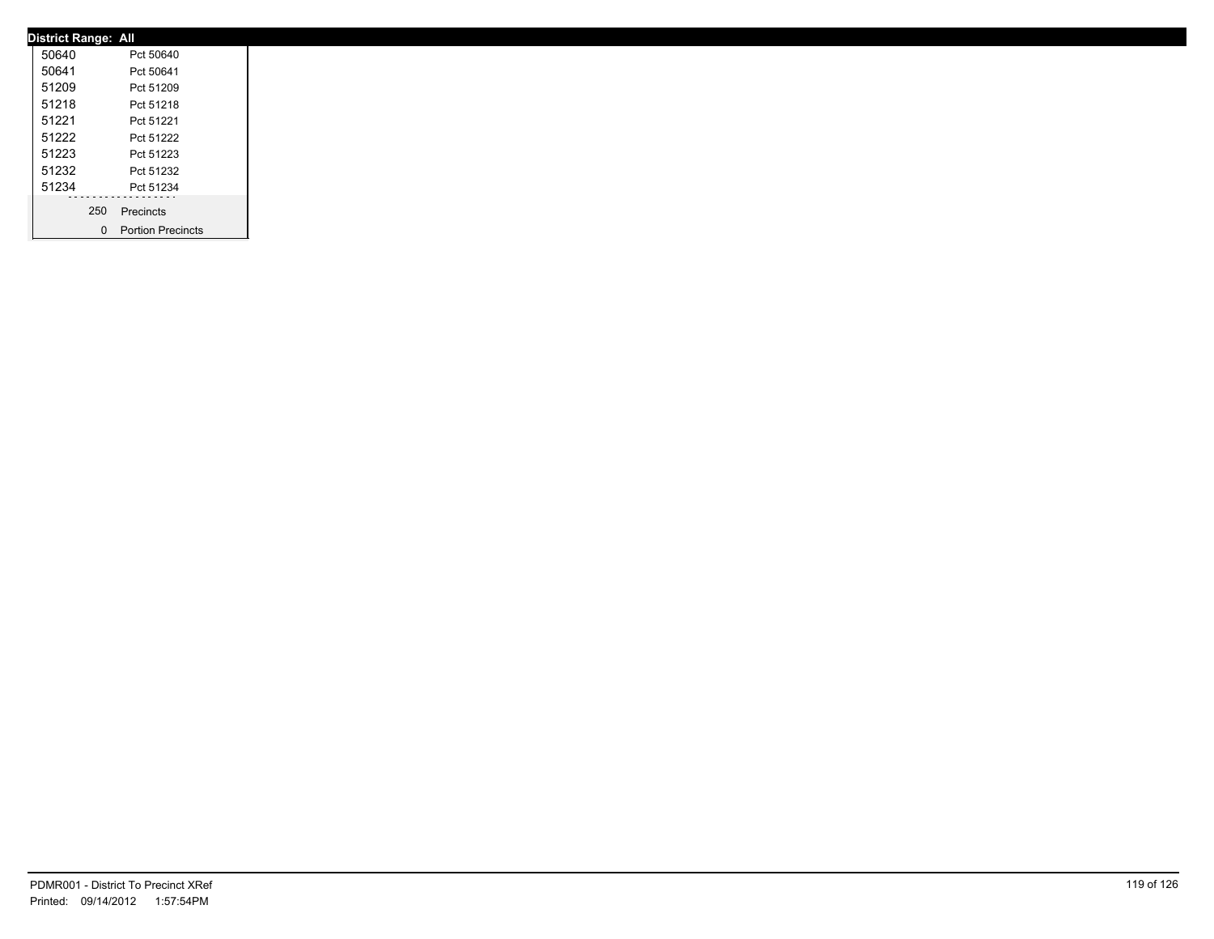**District Range: All**

| | |
|---|---|
| 50640 | Pct 50640 |
| 50641 | Pct 50641 |
| 51209 | Pct 51209 |
| 51218 | Pct 51218 |
| 51221 | Pct 51221 |
| 51222 | Pct 51222 |
| 51223 | Pct 51223 |
| 51232 | Pct 51232 |
| 51234 | Pct 51234 |

| | |
|---|---|
| 250 | Precincts |
| 0 | Portion Precincts |

PDMR001 - District To Precinct XRef
Printed: 09/14/2012 1:57:54PM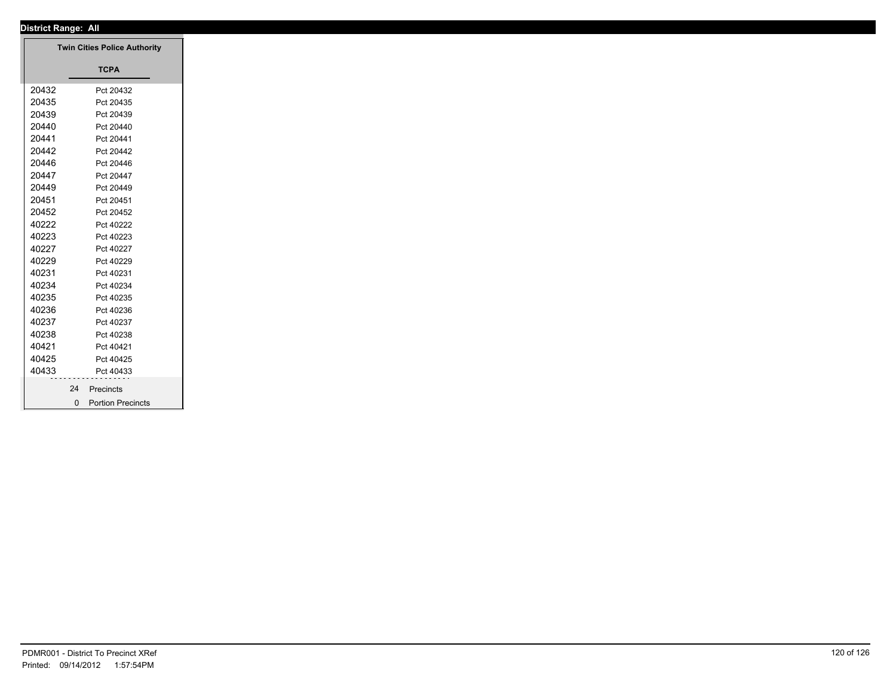**District Range: All**

**Twin Cities Police Authority**

**TCPA**

| | |
|---|---|
| 20432 | Pct 20432 |
| 20435 | Pct 20435 |
| 20439 | Pct 20439 |
| 20440 | Pct 20440 |
| 20441 | Pct 20441 |
| 20442 | Pct 20442 |
| 20446 | Pct 20446 |
| 20447 | Pct 20447 |
| 20449 | Pct 20449 |
| 20451 | Pct 20451 |
| 20452 | Pct 20452 |
| 40222 | Pct 40222 |
| 40223 | Pct 40223 |
| 40227 | Pct 40227 |
| 40229 | Pct 40229 |
| 40231 | Pct 40231 |
| 40234 | Pct 40234 |
| 40235 | Pct 40235 |
| 40236 | Pct 40236 |
| 40237 | Pct 40237 |
| 40238 | Pct 40238 |
| 40421 | Pct 40421 |
| 40425 | Pct 40425 |
| 40433 | Pct 40433 |

24 Precincts

0 Portion Precincts

PDMR001 - District To Precinct XRef

Printed: 09/14/2012 1:57:54PM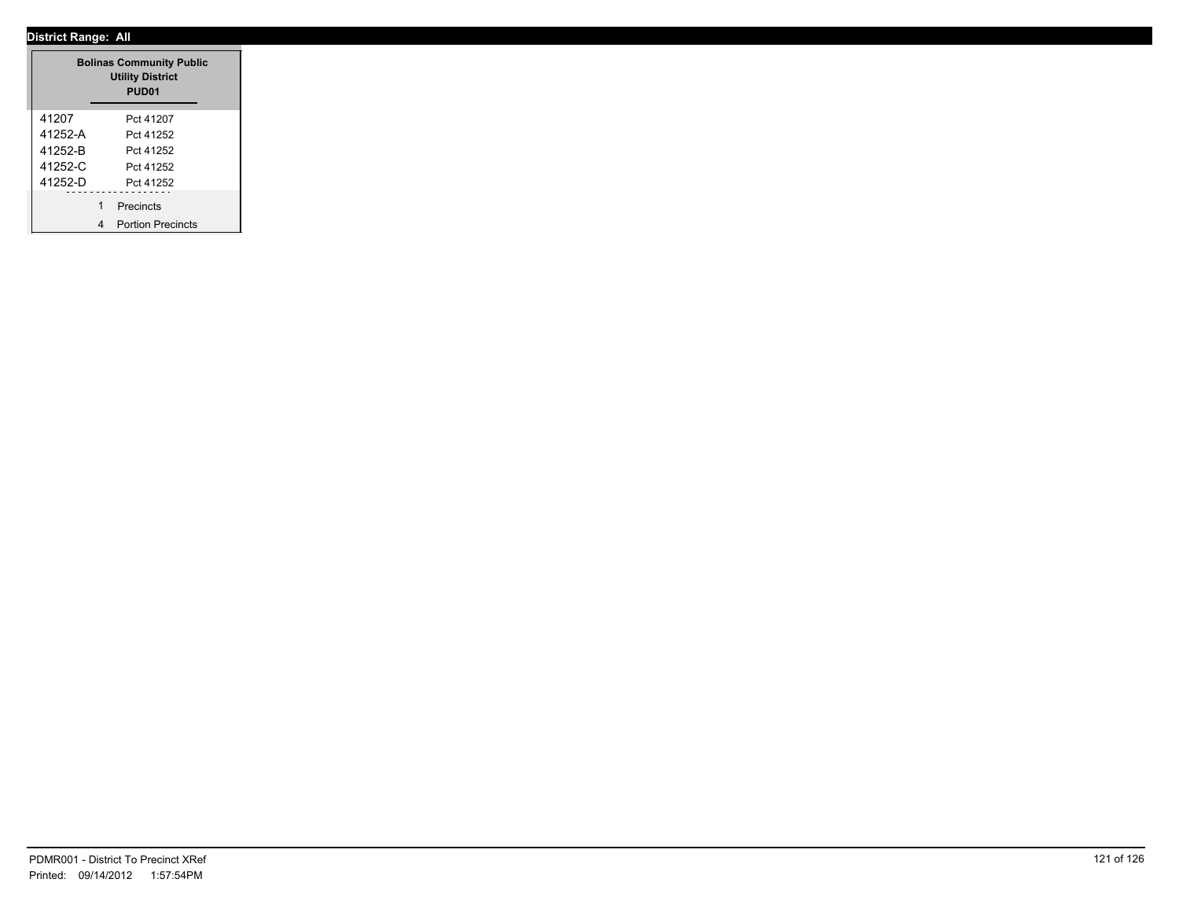**District Range: All**

| Bolinas Community Public Utility District PUD01 | |
|---|---|
| 41207 | Pct 41207 |
| 41252-A | Pct 41252 |
| 41252-B | Pct 41252 |
| 41252-C | Pct 41252 |
| 41252-D | Pct 41252 |
| 1 | Precincts |
| 4 | Portion Precincts |

PDMR001 - District To Precinct XRef
Printed: 09/14/2012 1:57:54PM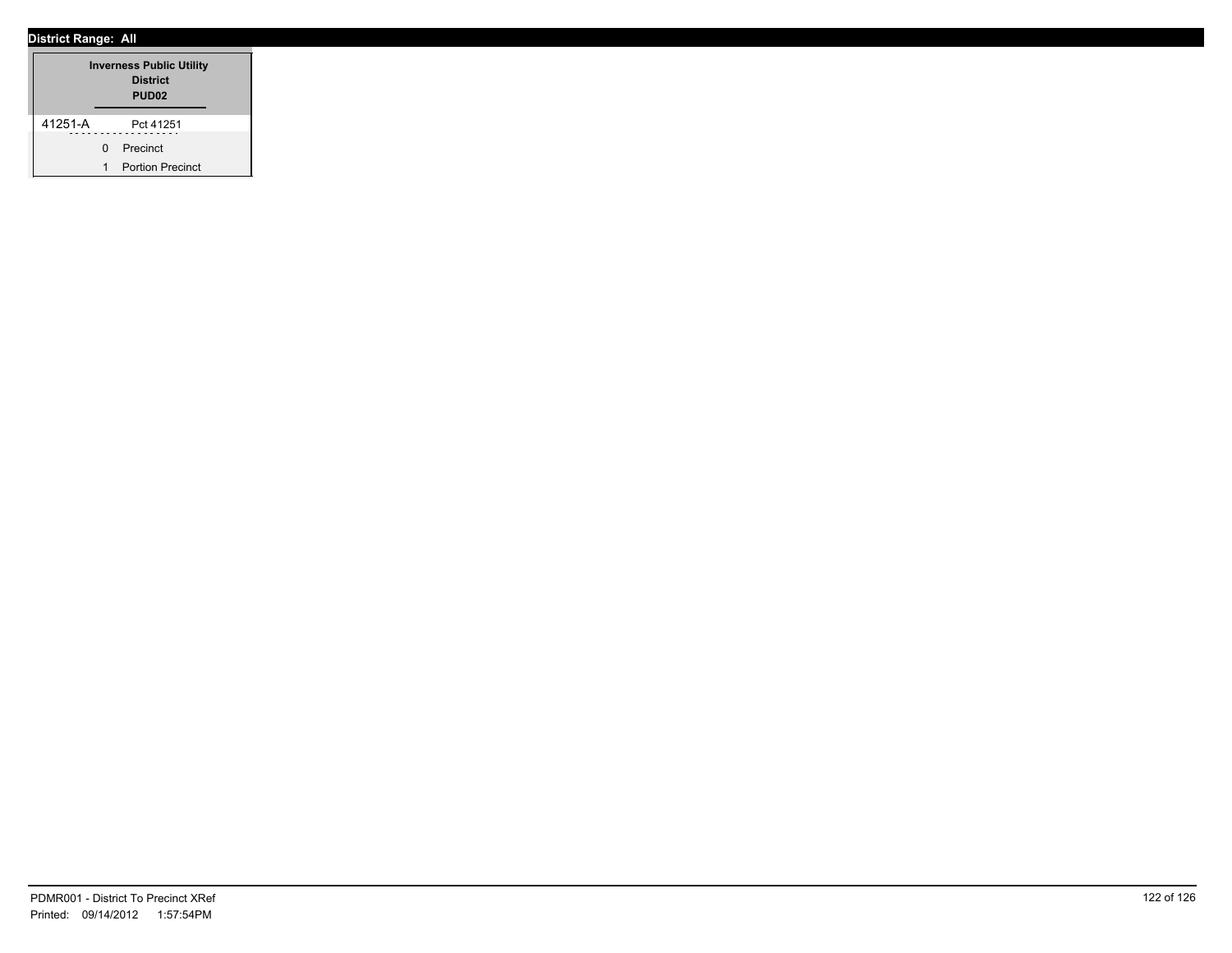**District Range: All**

| Inverness Public Utility District PUD02 | |
|---|---|
| 41251-A | Pct 41251 |
| 0 | Precinct |
| 1 | Portion Precinct |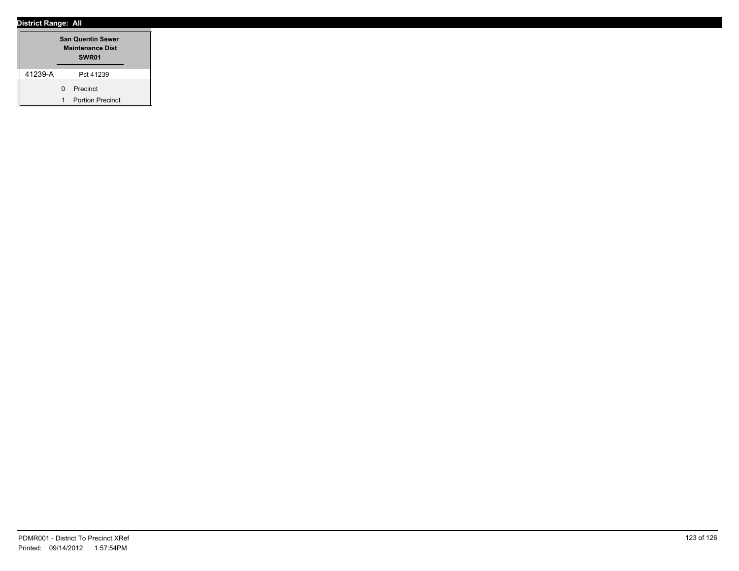**District Range: All**

| San Quentin Sewer Maintenance Dist SWR01 | |
|---|---|
| 41239-A | Pct 41239 |
| 0 | Precinct |
| 1 | Portion Precinct |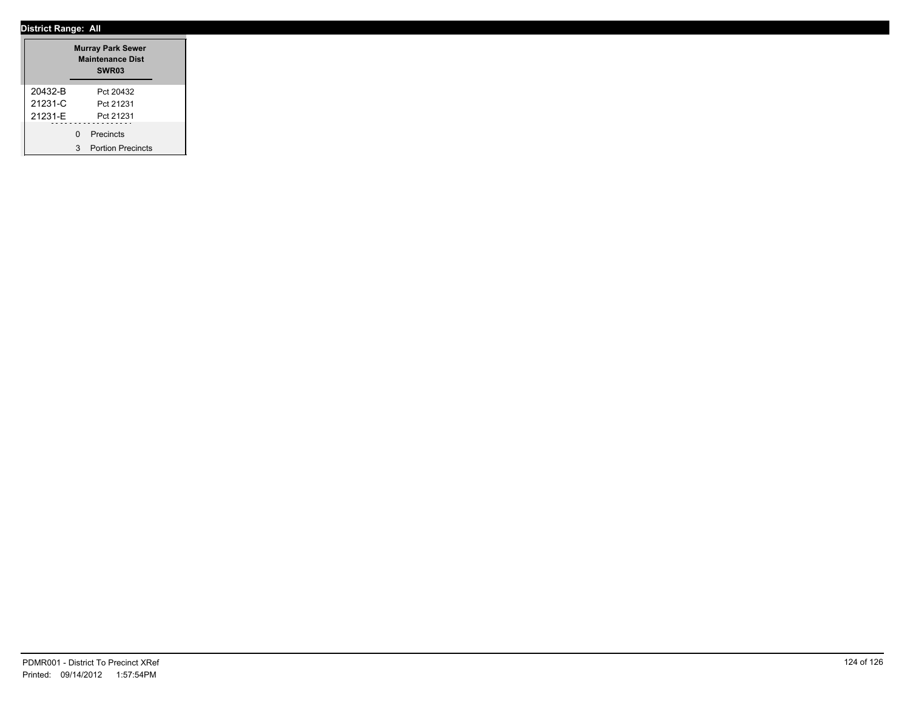**District Range: All**

| Murray Park Sewer Maintenance Dist SWR03 | |
|---|---|
| 20432-B | Pct 20432 |
| 21231-C | Pct 21231 |
| 21231-E | Pct 21231 |
| 0 | Precincts |
| 3 | Portion Precincts |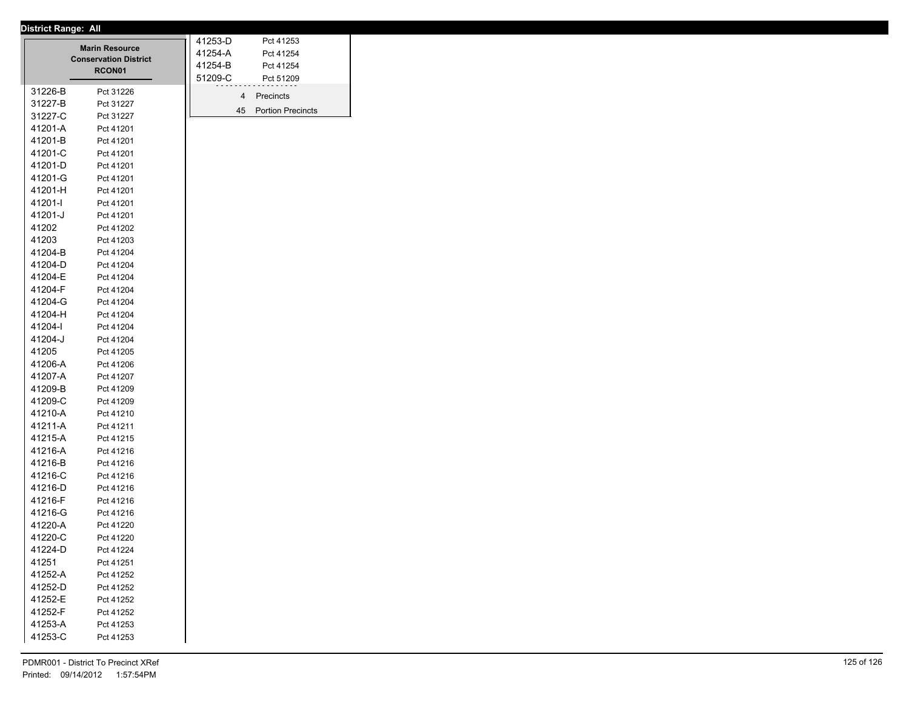**District Range: All**

### Marin Resource Conservation District
**RCON01**

| Precinct | Name |
|---|---|
| 31226-B | Pct 31226 |
| 31227-B | Pct 31227 |
| 31227-C | Pct 31227 |
| 41201-A | Pct 41201 |
| 41201-B | Pct 41201 |
| 41201-C | Pct 41201 |
| 41201-D | Pct 41201 |
| 41201-G | Pct 41201 |
| 41201-H | Pct 41201 |
| 41201-I | Pct 41201 |
| 41201-J | Pct 41201 |
| 41202 | Pct 41202 |
| 41203 | Pct 41203 |
| 41204-B | Pct 41204 |
| 41204-D | Pct 41204 |
| 41204-E | Pct 41204 |
| 41204-F | Pct 41204 |
| 41204-G | Pct 41204 |
| 41204-H | Pct 41204 |
| 41204-I | Pct 41204 |
| 41204-J | Pct 41204 |
| 41205 | Pct 41205 |
| 41206-A | Pct 41206 |
| 41207-A | Pct 41207 |
| 41209-B | Pct 41209 |
| 41209-C | Pct 41209 |
| 41210-A | Pct 41210 |
| 41211-A | Pct 41211 |
| 41215-A | Pct 41215 |
| 41216-A | Pct 41216 |
| 41216-B | Pct 41216 |
| 41216-C | Pct 41216 |
| 41216-D | Pct 41216 |
| 41216-F | Pct 41216 |
| 41216-G | Pct 41216 |
| 41220-A | Pct 41220 |
| 41220-C | Pct 41220 |
| 41224-D | Pct 41224 |
| 41251 | Pct 41251 |
| 41252-A | Pct 41252 |
| 41252-D | Pct 41252 |
| 41252-E | Pct 41252 |
| 41252-F | Pct 41252 |
| 41253-A | Pct 41253 |
| 41253-C | Pct 41253 |
| 41253-D | Pct 41253 |
| 41254-A | Pct 41254 |
| 41254-B | Pct 41254 |
| 51209-C | Pct 51209 |

4 Precincts

45 Portion Precincts

PDMR001 - District To Precinct XRef
Printed: 09/14/2012 1:57:54PM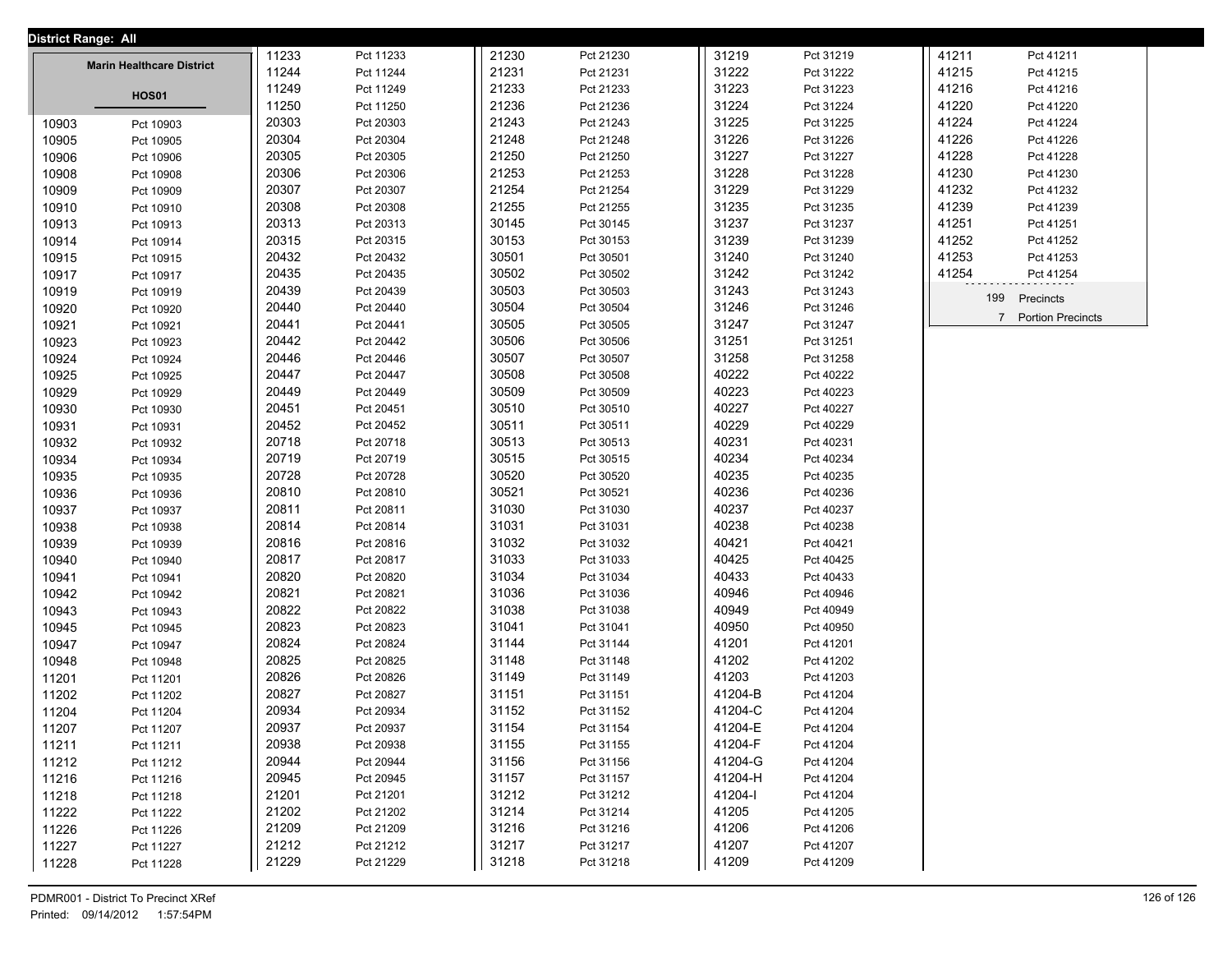**District Range: All**

## Marin Healthcare District

**HOS01**

| | |
|---|---|
| 10903 | Pct 10903 |
| 10905 | Pct 10905 |
| 10906 | Pct 10906 |
| 10908 | Pct 10908 |
| 10909 | Pct 10909 |
| 10910 | Pct 10910 |
| 10913 | Pct 10913 |
| 10914 | Pct 10914 |
| 10915 | Pct 10915 |
| 10917 | Pct 10917 |
| 10919 | Pct 10919 |
| 10920 | Pct 10920 |
| 10921 | Pct 10921 |
| 10923 | Pct 10923 |
| 10924 | Pct 10924 |
| 10925 | Pct 10925 |
| 10929 | Pct 10929 |
| 10930 | Pct 10930 |
| 10931 | Pct 10931 |
| 10932 | Pct 10932 |
| 10934 | Pct 10934 |
| 10935 | Pct 10935 |
| 10936 | Pct 10936 |
| 10937 | Pct 10937 |
| 10938 | Pct 10938 |
| 10939 | Pct 10939 |
| 10940 | Pct 10940 |
| 10941 | Pct 10941 |
| 10942 | Pct 10942 |
| 10943 | Pct 10943 |
| 10945 | Pct 10945 |
| 10947 | Pct 10947 |
| 10948 | Pct 10948 |
| 11201 | Pct 11201 |
| 11202 | Pct 11202 |
| 11204 | Pct 11204 |
| 11207 | Pct 11207 |
| 11211 | Pct 11211 |
| 11212 | Pct 11212 |
| 11216 | Pct 11216 |
| 11218 | Pct 11218 |
| 11222 | Pct 11222 |
| 11226 | Pct 11226 |
| 11227 | Pct 11227 |
| 11228 | Pct 11228 |
| 11233 | Pct 11233 |
| 11244 | Pct 11244 |
| 11249 | Pct 11249 |
| 11250 | Pct 11250 |
| 20303 | Pct 20303 |
| 20304 | Pct 20304 |
| 20305 | Pct 20305 |
| 20306 | Pct 20306 |
| 20307 | Pct 20307 |
| 20308 | Pct 20308 |
| 20313 | Pct 20313 |
| 20315 | Pct 20315 |
| 20432 | Pct 20432 |
| 20435 | Pct 20435 |
| 20439 | Pct 20439 |
| 20440 | Pct 20440 |
| 20441 | Pct 20441 |
| 20442 | Pct 20442 |
| 20446 | Pct 20446 |
| 20447 | Pct 20447 |
| 20449 | Pct 20449 |
| 20451 | Pct 20451 |
| 20452 | Pct 20452 |
| 20718 | Pct 20718 |
| 20719 | Pct 20719 |
| 20728 | Pct 20728 |
| 20810 | Pct 20810 |
| 20811 | Pct 20811 |
| 20814 | Pct 20814 |
| 20816 | Pct 20816 |
| 20817 | Pct 20817 |
| 20820 | Pct 20820 |
| 20821 | Pct 20821 |
| 20822 | Pct 20822 |
| 20823 | Pct 20823 |
| 20824 | Pct 20824 |
| 20825 | Pct 20825 |
| 20826 | Pct 20826 |
| 20827 | Pct 20827 |
| 20934 | Pct 20934 |
| 20937 | Pct 20937 |
| 20938 | Pct 20938 |
| 20944 | Pct 20944 |
| 20945 | Pct 20945 |
| 21201 | Pct 21201 |
| 21202 | Pct 21202 |
| 21209 | Pct 21209 |
| 21212 | Pct 21212 |
| 21229 | Pct 21229 |
| 21230 | Pct 21230 |
| 21231 | Pct 21231 |
| 21233 | Pct 21233 |
| 21236 | Pct 21236 |
| 21243 | Pct 21243 |
| 21248 | Pct 21248 |
| 21250 | Pct 21250 |
| 21253 | Pct 21253 |
| 21254 | Pct 21254 |
| 21255 | Pct 21255 |
| 30145 | Pct 30145 |
| 30153 | Pct 30153 |
| 30501 | Pct 30501 |
| 30502 | Pct 30502 |
| 30503 | Pct 30503 |
| 30504 | Pct 30504 |
| 30505 | Pct 30505 |
| 30506 | Pct 30506 |
| 30507 | Pct 30507 |
| 30508 | Pct 30508 |
| 30509 | Pct 30509 |
| 30510 | Pct 30510 |
| 30511 | Pct 30511 |
| 30513 | Pct 30513 |
| 30515 | Pct 30515 |
| 30520 | Pct 30520 |
| 30521 | Pct 30521 |
| 31030 | Pct 31030 |
| 31031 | Pct 31031 |
| 31032 | Pct 31032 |
| 31033 | Pct 31033 |
| 31034 | Pct 31034 |
| 31036 | Pct 31036 |
| 31038 | Pct 31038 |
| 31041 | Pct 31041 |
| 31144 | Pct 31144 |
| 31148 | Pct 31148 |
| 31149 | Pct 31149 |
| 31151 | Pct 31151 |
| 31152 | Pct 31152 |
| 31154 | Pct 31154 |
| 31155 | Pct 31155 |
| 31156 | Pct 31156 |
| 31157 | Pct 31157 |
| 31212 | Pct 31212 |
| 31214 | Pct 31214 |
| 31216 | Pct 31216 |
| 31217 | Pct 31217 |
| 31218 | Pct 31218 |
| 31219 | Pct 31219 |
| 31222 | Pct 31222 |
| 31223 | Pct 31223 |
| 31224 | Pct 31224 |
| 31225 | Pct 31225 |
| 31226 | Pct 31226 |
| 31227 | Pct 31227 |
| 31228 | Pct 31228 |
| 31229 | Pct 31229 |
| 31235 | Pct 31235 |
| 31237 | Pct 31237 |
| 31239 | Pct 31239 |
| 31240 | Pct 31240 |
| 31242 | Pct 31242 |
| 31243 | Pct 31243 |
| 31246 | Pct 31246 |
| 31247 | Pct 31247 |
| 31251 | Pct 31251 |
| 31258 | Pct 31258 |
| 40222 | Pct 40222 |
| 40223 | Pct 40223 |
| 40227 | Pct 40227 |
| 40229 | Pct 40229 |
| 40231 | Pct 40231 |
| 40234 | Pct 40234 |
| 40235 | Pct 40235 |
| 40236 | Pct 40236 |
| 40237 | Pct 40237 |
| 40238 | Pct 40238 |
| 40421 | Pct 40421 |
| 40425 | Pct 40425 |
| 40433 | Pct 40433 |
| 40946 | Pct 40946 |
| 40949 | Pct 40949 |
| 40950 | Pct 40950 |
| 41201 | Pct 41201 |
| 41202 | Pct 41202 |
| 41203 | Pct 41203 |
| 41204-B | Pct 41204 |
| 41204-C | Pct 41204 |
| 41204-E | Pct 41204 |
| 41204-F | Pct 41204 |
| 41204-G | Pct 41204 |
| 41204-H | Pct 41204 |
| 41204-I | Pct 41204 |
| 41205 | Pct 41205 |
| 41206 | Pct 41206 |
| 41207 | Pct 41207 |
| 41209 | Pct 41209 |
| 41211 | Pct 41211 |
| 41215 | Pct 41215 |
| 41216 | Pct 41216 |
| 41220 | Pct 41220 |
| 41224 | Pct 41224 |
| 41226 | Pct 41226 |
| 41228 | Pct 41228 |
| 41230 | Pct 41230 |
| 41232 | Pct 41232 |
| 41239 | Pct 41239 |
| 41251 | Pct 41251 |
| 41252 | Pct 41252 |
| 41253 | Pct 41253 |
| 41254 | Pct 41254 |

199 Precincts
7 Portion Precincts

PDMR001 - District To Precinct XRef
Printed: 09/14/2012 1:57:54PM